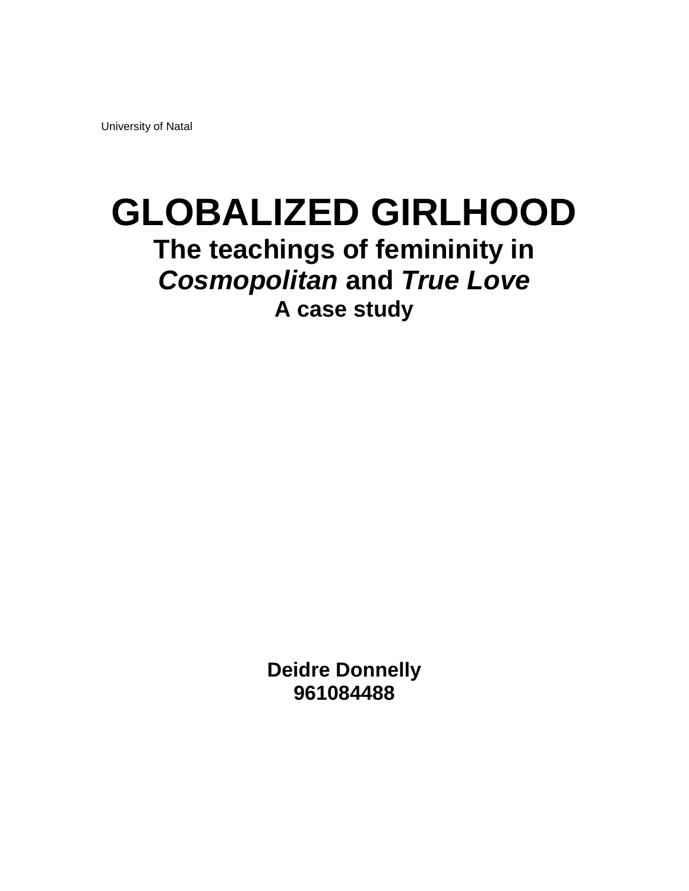University of Natal

# GLOBALIZED GIRLHOOD

## The teachings of femininity in *Cosmopolitan* and *True Love*

### A case study

**Deidre Donnelly**
**961084488**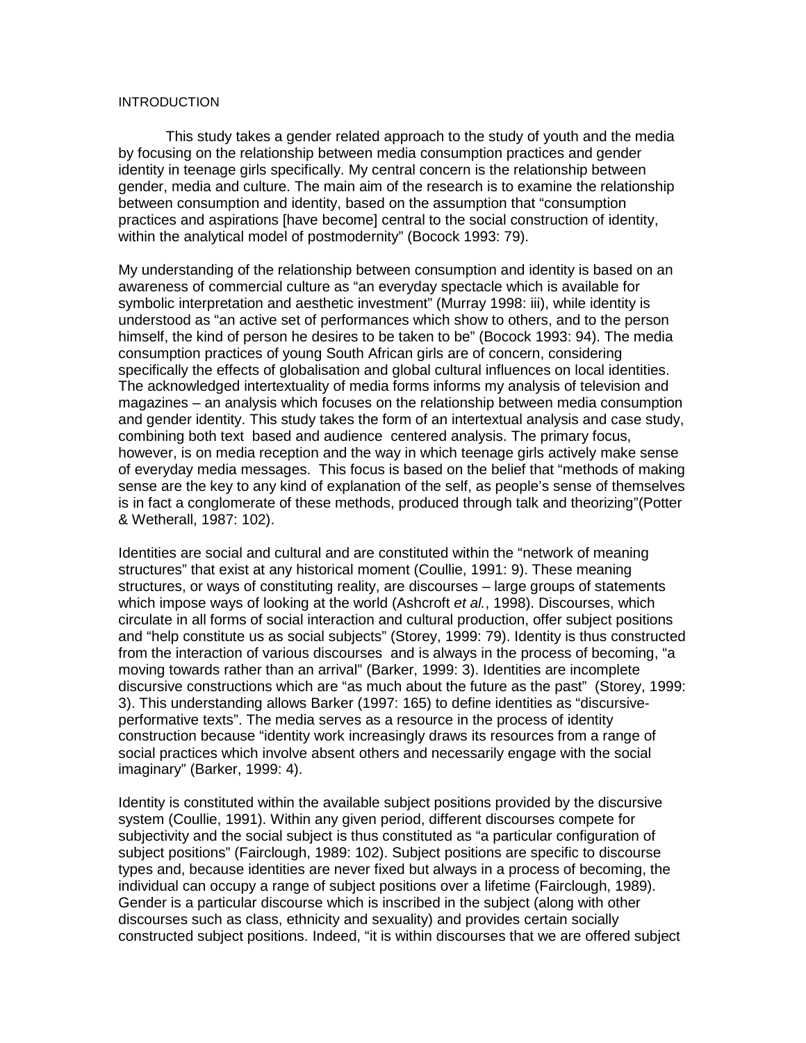INTRODUCTION

This study takes a gender related approach to the study of youth and the media by focusing on the relationship between media consumption practices and gender identity in teenage girls specifically. My central concern is the relationship between gender, media and culture. The main aim of the research is to examine the relationship between consumption and identity, based on the assumption that "consumption practices and aspirations [have become] central to the social construction of identity, within the analytical model of postmodernity" (Bocock 1993: 79).

My understanding of the relationship between consumption and identity is based on an awareness of commercial culture as "an everyday spectacle which is available for symbolic interpretation and aesthetic investment" (Murray 1998: iii), while identity is understood as "an active set of performances which show to others, and to the person himself, the kind of person he desires to be taken to be" (Bocock 1993: 94). The media consumption practices of young South African girls are of concern, considering specifically the effects of globalisation and global cultural influences on local identities. The acknowledged intertextuality of media forms informs my analysis of television and magazines – an analysis which focuses on the relationship between media consumption and gender identity. This study takes the form of an intertextual analysis and case study, combining both text based and audience centered analysis. The primary focus, however, is on media reception and the way in which teenage girls actively make sense of everyday media messages. This focus is based on the belief that "methods of making sense are the key to any kind of explanation of the self, as people's sense of themselves is in fact a conglomerate of these methods, produced through talk and theorizing"(Potter & Wetherall, 1987: 102).

Identities are social and cultural and are constituted within the "network of meaning structures" that exist at any historical moment (Coullie, 1991: 9). These meaning structures, or ways of constituting reality, are discourses – large groups of statements which impose ways of looking at the world (Ashcroft *et al.*, 1998). Discourses, which circulate in all forms of social interaction and cultural production, offer subject positions and "help constitute us as social subjects" (Storey, 1999: 79). Identity is thus constructed from the interaction of various discourses and is always in the process of becoming, "a moving towards rather than an arrival" (Barker, 1999: 3). Identities are incomplete discursive constructions which are "as much about the future as the past" (Storey, 1999: 3). This understanding allows Barker (1997: 165) to define identities as "discursive-performative texts". The media serves as a resource in the process of identity construction because "identity work increasingly draws its resources from a range of social practices which involve absent others and necessarily engage with the social imaginary" (Barker, 1999: 4).

Identity is constituted within the available subject positions provided by the discursive system (Coullie, 1991). Within any given period, different discourses compete for subjectivity and the social subject is thus constituted as "a particular configuration of subject positions" (Fairclough, 1989: 102). Subject positions are specific to discourse types and, because identities are never fixed but always in a process of becoming, the individual can occupy a range of subject positions over a lifetime (Fairclough, 1989). Gender is a particular discourse which is inscribed in the subject (along with other discourses such as class, ethnicity and sexuality) and provides certain socially constructed subject positions. Indeed, "it is within discourses that we are offered subject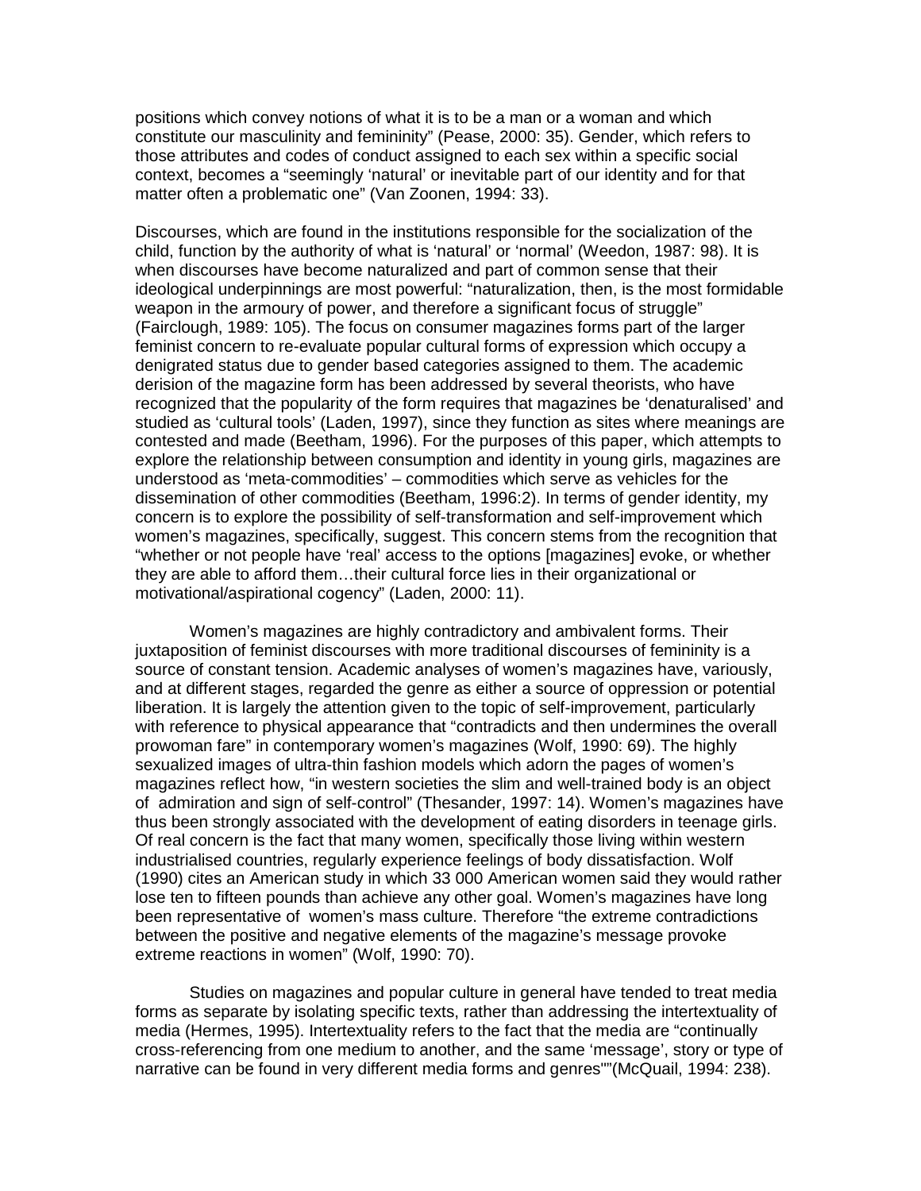positions which convey notions of what it is to be a man or a woman and which constitute our masculinity and femininity" (Pease, 2000: 35). Gender, which refers to those attributes and codes of conduct assigned to each sex within a specific social context, becomes a "seemingly 'natural' or inevitable part of our identity and for that matter often a problematic one" (Van Zoonen, 1994: 33).

Discourses, which are found in the institutions responsible for the socialization of the child, function by the authority of what is 'natural' or 'normal' (Weedon, 1987: 98). It is when discourses have become naturalized and part of common sense that their ideological underpinnings are most powerful: "naturalization, then, is the most formidable weapon in the armoury of power, and therefore a significant focus of struggle" (Fairclough, 1989: 105). The focus on consumer magazines forms part of the larger feminist concern to re-evaluate popular cultural forms of expression which occupy a denigrated status due to gender based categories assigned to them. The academic derision of the magazine form has been addressed by several theorists, who have recognized that the popularity of the form requires that magazines be 'denaturalised' and studied as 'cultural tools' (Laden, 1997), since they function as sites where meanings are contested and made (Beetham, 1996). For the purposes of this paper, which attempts to explore the relationship between consumption and identity in young girls, magazines are understood as 'meta-commodities' – commodities which serve as vehicles for the dissemination of other commodities (Beetham, 1996:2). In terms of gender identity, my concern is to explore the possibility of self-transformation and self-improvement which women's magazines, specifically, suggest. This concern stems from the recognition that "whether or not people have 'real' access to the options [magazines] evoke, or whether they are able to afford them…their cultural force lies in their organizational or motivational/aspirational cogency" (Laden, 2000: 11).

Women's magazines are highly contradictory and ambivalent forms. Their juxtaposition of feminist discourses with more traditional discourses of femininity is a source of constant tension. Academic analyses of women's magazines have, variously, and at different stages, regarded the genre as either a source of oppression or potential liberation. It is largely the attention given to the topic of self-improvement, particularly with reference to physical appearance that "contradicts and then undermines the overall prowoman fare" in contemporary women's magazines (Wolf, 1990: 69). The highly sexualized images of ultra-thin fashion models which adorn the pages of women's magazines reflect how, "in western societies the slim and well-trained body is an object of admiration and sign of self-control" (Thesander, 1997: 14). Women's magazines have thus been strongly associated with the development of eating disorders in teenage girls. Of real concern is the fact that many women, specifically those living within western industrialised countries, regularly experience feelings of body dissatisfaction. Wolf (1990) cites an American study in which 33 000 American women said they would rather lose ten to fifteen pounds than achieve any other goal. Women's magazines have long been representative of women's mass culture. Therefore "the extreme contradictions between the positive and negative elements of the magazine's message provoke extreme reactions in women" (Wolf, 1990: 70).

Studies on magazines and popular culture in general have tended to treat media forms as separate by isolating specific texts, rather than addressing the intertextuality of media (Hermes, 1995). Intertextuality refers to the fact that the media are "continually cross-referencing from one medium to another, and the same 'message', story or type of narrative can be found in very different media forms and genres""(McQuail, 1994: 238).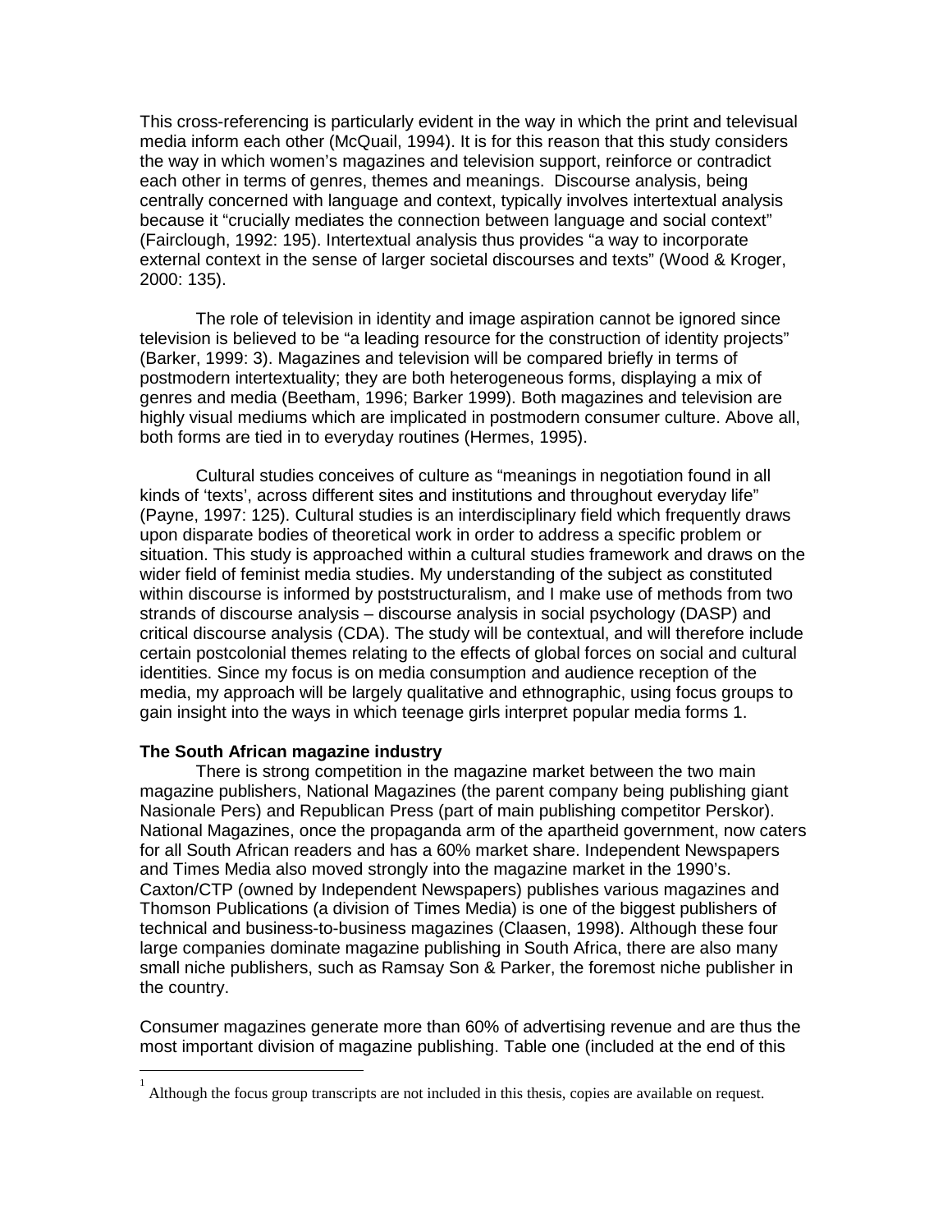This cross-referencing is particularly evident in the way in which the print and televisual media inform each other (McQuail, 1994). It is for this reason that this study considers the way in which women's magazines and television support, reinforce or contradict each other in terms of genres, themes and meanings. Discourse analysis, being centrally concerned with language and context, typically involves intertextual analysis because it "crucially mediates the connection between language and social context" (Fairclough, 1992: 195). Intertextual analysis thus provides "a way to incorporate external context in the sense of larger societal discourses and texts" (Wood & Kroger, 2000: 135).

The role of television in identity and image aspiration cannot be ignored since television is believed to be "a leading resource for the construction of identity projects" (Barker, 1999: 3). Magazines and television will be compared briefly in terms of postmodern intertextuality; they are both heterogeneous forms, displaying a mix of genres and media (Beetham, 1996; Barker 1999). Both magazines and television are highly visual mediums which are implicated in postmodern consumer culture. Above all, both forms are tied in to everyday routines (Hermes, 1995).

Cultural studies conceives of culture as "meanings in negotiation found in all kinds of 'texts', across different sites and institutions and throughout everyday life" (Payne, 1997: 125). Cultural studies is an interdisciplinary field which frequently draws upon disparate bodies of theoretical work in order to address a specific problem or situation. This study is approached within a cultural studies framework and draws on the wider field of feminist media studies. My understanding of the subject as constituted within discourse is informed by poststructuralism, and I make use of methods from two strands of discourse analysis – discourse analysis in social psychology (DASP) and critical discourse analysis (CDA). The study will be contextual, and will therefore include certain postcolonial themes relating to the effects of global forces on social and cultural identities. Since my focus is on media consumption and audience reception of the media, my approach will be largely qualitative and ethnographic, using focus groups to gain insight into the ways in which teenage girls interpret popular media forms [1].

**The South African magazine industry**

There is strong competition in the magazine market between the two main magazine publishers, National Magazines (the parent company being publishing giant Nasionale Pers) and Republican Press (part of main publishing competitor Perskor). National Magazines, once the propaganda arm of the apartheid government, now caters for all South African readers and has a 60% market share. Independent Newspapers and Times Media also moved strongly into the magazine market in the 1990's. Caxton/CTP (owned by Independent Newspapers) publishes various magazines and Thomson Publications (a division of Times Media) is one of the biggest publishers of technical and business-to-business magazines (Claasen, 1998). Although these four large companies dominate magazine publishing in South Africa, there are also many small niche publishers, such as Ramsay Son & Parker, the foremost niche publisher in the country.

Consumer magazines generate more than 60% of advertising revenue and are thus the most important division of magazine publishing. Table one (included at the end of this

---

[1] Although the focus group transcripts are not included in this thesis, copies are available on request.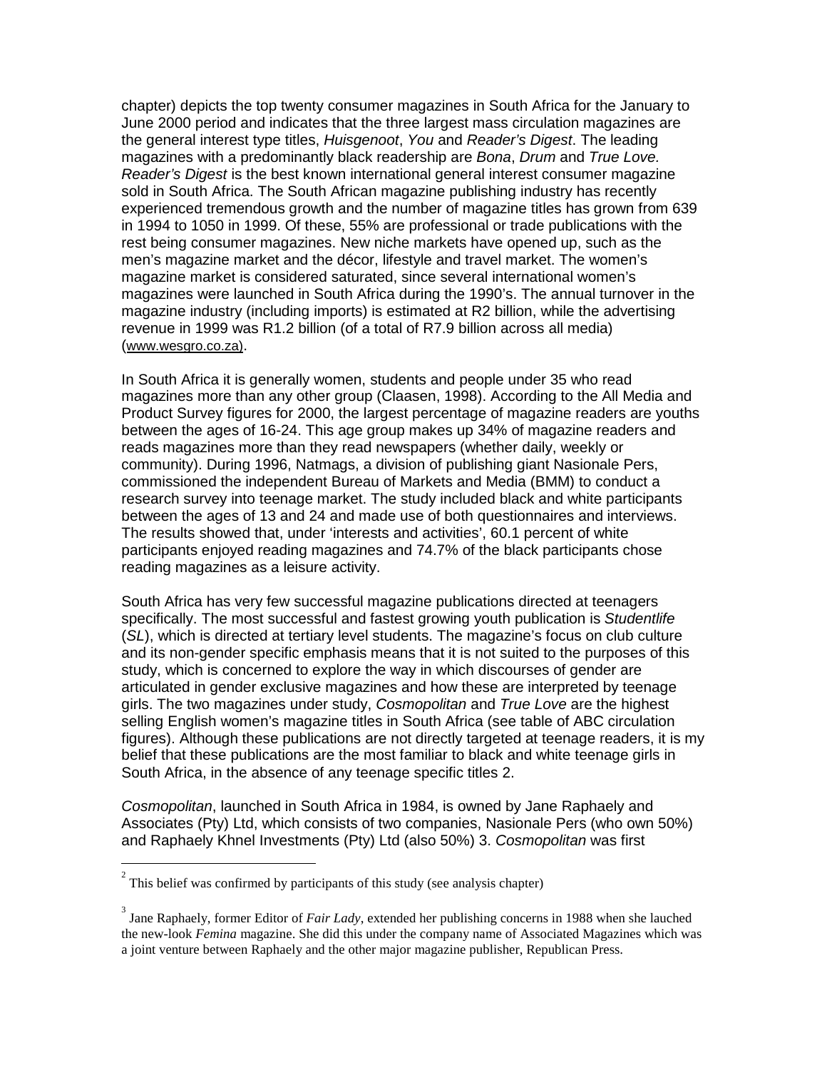chapter) depicts the top twenty consumer magazines in South Africa for the January to June 2000 period and indicates that the three largest mass circulation magazines are the general interest type titles, *Huisgenoot*, *You* and *Reader's Digest*. The leading magazines with a predominantly black readership are *Bona*, *Drum* and *True Love*. *Reader's Digest* is the best known international general interest consumer magazine sold in South Africa. The South African magazine publishing industry has recently experienced tremendous growth and the number of magazine titles has grown from 639 in 1994 to 1050 in 1999. Of these, 55% are professional or trade publications with the rest being consumer magazines. New niche markets have opened up, such as the men's magazine market and the décor, lifestyle and travel market. The women's magazine market is considered saturated, since several international women's magazines were launched in South Africa during the 1990's. The annual turnover in the magazine industry (including imports) is estimated at R2 billion, while the advertising revenue in 1999 was R1.2 billion (of a total of R7.9 billion across all media) (www.wesgro.co.za).

In South Africa it is generally women, students and people under 35 who read magazines more than any other group (Claasen, 1998). According to the All Media and Product Survey figures for 2000, the largest percentage of magazine readers are youths between the ages of 16-24. This age group makes up 34% of magazine readers and reads magazines more than they read newspapers (whether daily, weekly or community). During 1996, Natmags, a division of publishing giant Nasionale Pers, commissioned the independent Bureau of Markets and Media (BMM) to conduct a research survey into teenage market. The study included black and white participants between the ages of 13 and 24 and made use of both questionnaires and interviews. The results showed that, under 'interests and activities', 60.1 percent of white participants enjoyed reading magazines and 74.7% of the black participants chose reading magazines as a leisure activity.

South Africa has very few successful magazine publications directed at teenagers specifically. The most successful and fastest growing youth publication is *Studentlife* (*SL*), which is directed at tertiary level students. The magazine's focus on club culture and its non-gender specific emphasis means that it is not suited to the purposes of this study, which is concerned to explore the way in which discourses of gender are articulated in gender exclusive magazines and how these are interpreted by teenage girls. The two magazines under study, *Cosmopolitan* and *True Love* are the highest selling English women's magazine titles in South Africa (see table of ABC circulation figures). Although these publications are not directly targeted at teenage readers, it is my belief that these publications are the most familiar to black and white teenage girls in South Africa, in the absence of any teenage specific titles 2.

*Cosmopolitan*, launched in South Africa in 1984, is owned by Jane Raphaely and Associates (Pty) Ltd, which consists of two companies, Nasionale Pers (who own 50%) and Raphaely Khnel Investments (Pty) Ltd (also 50%) 3. *Cosmopolitan* was first

---

[2] This belief was confirmed by participants of this study (see analysis chapter)

[3] Jane Raphaely, former Editor of *Fair Lady*, extended her publishing concerns in 1988 when she lauched the new-look *Femina* magazine. She did this under the company name of Associated Magazines which was a joint venture between Raphaely and the other major magazine publisher, Republican Press.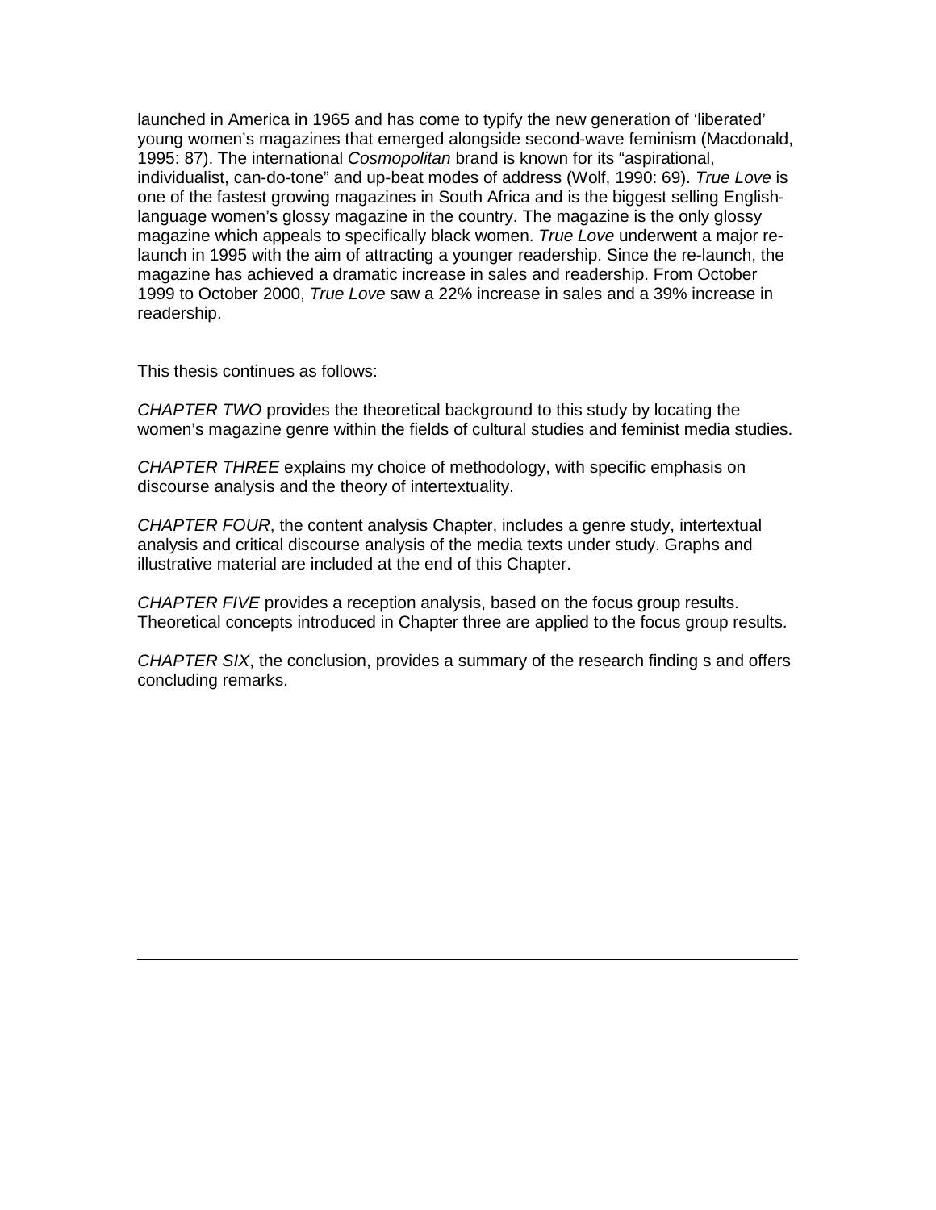launched in America in 1965 and has come to typify the new generation of 'liberated' young women's magazines that emerged alongside second-wave feminism (Macdonald, 1995: 87). The international *Cosmopolitan* brand is known for its "aspirational, individualist, can-do-tone" and up-beat modes of address (Wolf, 1990: 69). *True Love* is one of the fastest growing magazines in South Africa and is the biggest selling English-language women's glossy magazine in the country. The magazine is the only glossy magazine which appeals to specifically black women. *True Love* underwent a major re-launch in 1995 with the aim of attracting a younger readership. Since the re-launch, the magazine has achieved a dramatic increase in sales and readership. From October 1999 to October 2000, *True Love* saw a 22% increase in sales and a 39% increase in readership.

This thesis continues as follows:

*CHAPTER TWO* provides the theoretical background to this study by locating the women's magazine genre within the fields of cultural studies and feminist media studies.

*CHAPTER THREE* explains my choice of methodology, with specific emphasis on discourse analysis and the theory of intertextuality.

*CHAPTER FOUR*, the content analysis Chapter, includes a genre study, intertextual analysis and critical discourse analysis of the media texts under study. Graphs and illustrative material are included at the end of this Chapter.

*CHAPTER FIVE* provides a reception analysis, based on the focus group results. Theoretical concepts introduced in Chapter three are applied to the focus group results.

*CHAPTER SIX*, the conclusion, provides a summary of the research finding s and offers concluding remarks.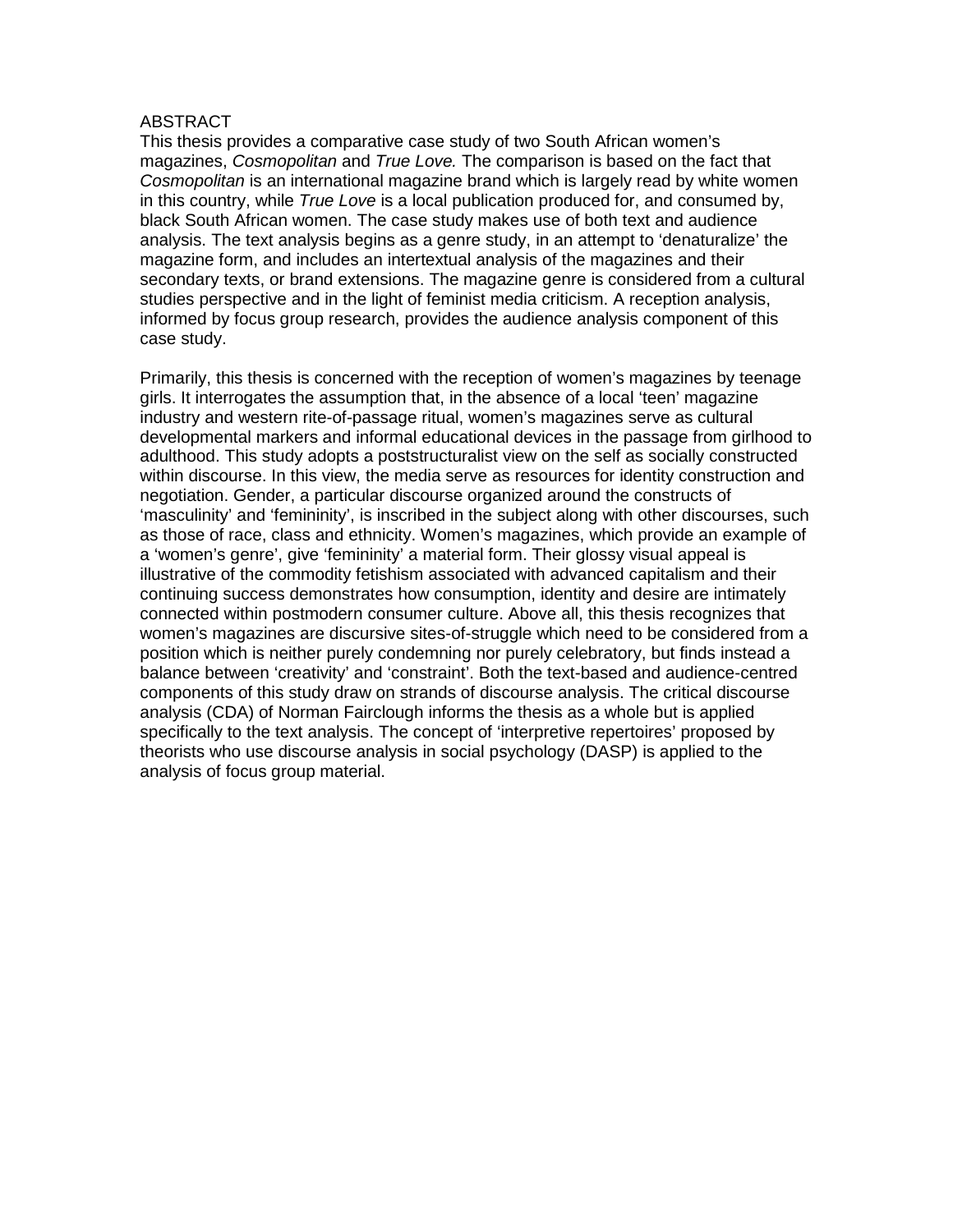# ABSTRACT

This thesis provides a comparative case study of two South African women's magazines, *Cosmopolitan* and *True Love.* The comparison is based on the fact that *Cosmopolitan* is an international magazine brand which is largely read by white women in this country, while *True Love* is a local publication produced for, and consumed by, black South African women. The case study makes use of both text and audience analysis. The text analysis begins as a genre study, in an attempt to 'denaturalize' the magazine form, and includes an intertextual analysis of the magazines and their secondary texts, or brand extensions. The magazine genre is considered from a cultural studies perspective and in the light of feminist media criticism. A reception analysis, informed by focus group research, provides the audience analysis component of this case study.

Primarily, this thesis is concerned with the reception of women's magazines by teenage girls. It interrogates the assumption that, in the absence of a local 'teen' magazine industry and western rite-of-passage ritual, women's magazines serve as cultural developmental markers and informal educational devices in the passage from girlhood to adulthood. This study adopts a poststructuralist view on the self as socially constructed within discourse. In this view, the media serve as resources for identity construction and negotiation. Gender, a particular discourse organized around the constructs of 'masculinity' and 'femininity', is inscribed in the subject along with other discourses, such as those of race, class and ethnicity. Women's magazines, which provide an example of a 'women's genre', give 'femininity' a material form. Their glossy visual appeal is illustrative of the commodity fetishism associated with advanced capitalism and their continuing success demonstrates how consumption, identity and desire are intimately connected within postmodern consumer culture. Above all, this thesis recognizes that women's magazines are discursive sites-of-struggle which need to be considered from a position which is neither purely condemning nor purely celebratory, but finds instead a balance between 'creativity' and 'constraint'. Both the text-based and audience-centred components of this study draw on strands of discourse analysis. The critical discourse analysis (CDA) of Norman Fairclough informs the thesis as a whole but is applied specifically to the text analysis. The concept of 'interpretive repertoires' proposed by theorists who use discourse analysis in social psychology (DASP) is applied to the analysis of focus group material.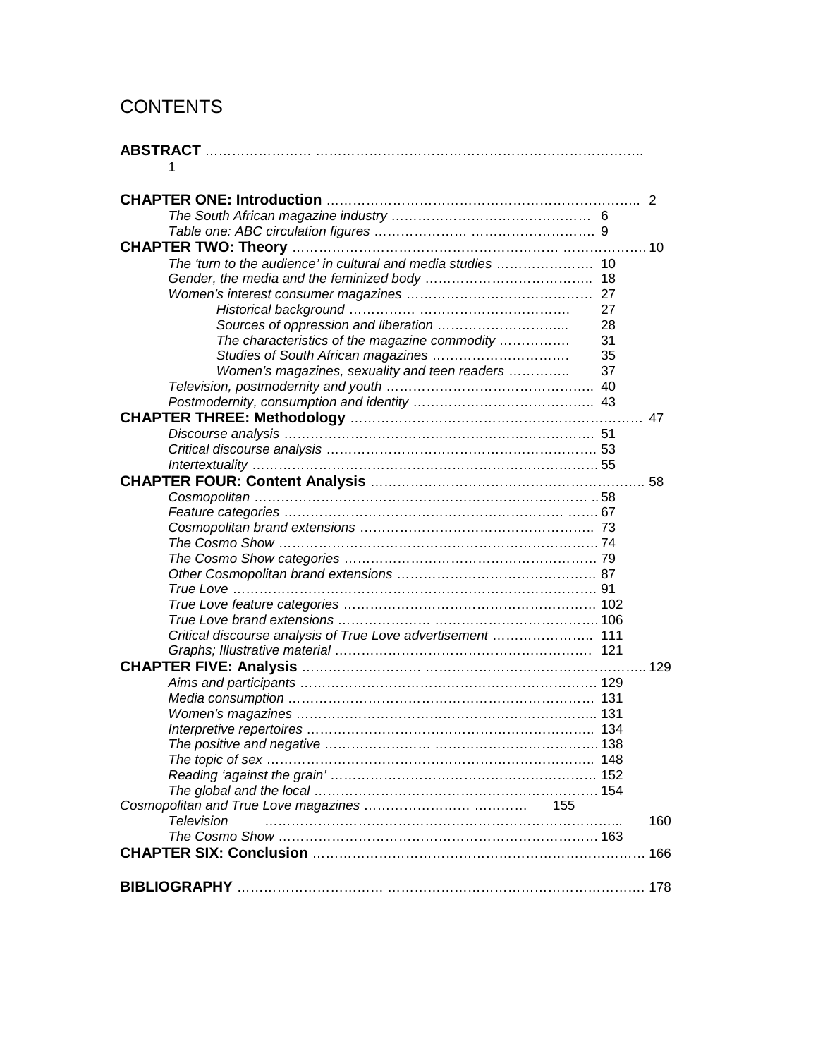# CONTENTS

**ABSTRACT** …………………… …………………………………………………………………. 1

**CHAPTER ONE: Introduction** ………………………………………………………….. 2

- *The South African magazine industry* ……………………………………… 6
- *Table one: ABC circulation figures* ………………… ………………………. 9

**CHAPTER TWO: Theory** …………………………………………………… ………………. 10

- *The 'turn to the audience' in cultural and media studies* …………………. 10
- *Gender, the media and the feminized body* ……………………………….. 18
- *Women's interest consumer magazines* …………………………………… 27
  - *Historical background* …………… …………………………….. 27
  - *Sources of oppression and liberation* ………………………..... 28
  - *The characteristics of the magazine commodity* ……………. 31
  - *Studies of South African magazines* ………………………… 35
  - *Women's magazines, sexuality and teen readers* ………….. 37
- *Television, postmodernity and youth* ……………………………………….. 40
- *Postmodernity, consumption and identity* ………………………………….. 43

**CHAPTER THREE: Methodology** ……………………………………………………… 47

- *Discourse analysis* ………………………………………………………… 51
- *Critical discourse analysis* …………………………………………………… 53
- *Intertextuality* ……………………………………………………………………55

**CHAPTER FOUR: Content Analysis** ……………………………………………………. 58

- *Cosmopolitan* ………………………………………………………………… ..58
- *Feature categories* …………………………………………………… ……. 67
- *Cosmopolitan brand extensions* …………………………………………….. 73
- *The Cosmo Show* ……………………………………………………………… 74
- *The Cosmo Show categories* ………………………………………………… 79
- *Other Cosmopolitan brand extensions* ……………………………………… 87
- *True Love* ……………………………………………………………………….. 91
- *True Love feature categories* ………………………………………………… 102
- *True Love brand extensions* ………………… …………………………….. 106
- *Critical discourse analysis of True Love advertisement* ………………….. 111
- *Graphs; Illustrative material* ………………………………………………… 121

**CHAPTER FIVE: Analysis** ……………………… ……………………………………….. 129

- *Aims and participants* ………………………………………………………… 129
- *Media consumption* ……………………………………………………………. 131
- *Women's magazines* …………………………………………………………... 131
- *Interpretive repertoires* ……………………………………………………….. 134
- *The positive and negative* …………………… ……………………………… 138
- *The topic of sex* ………………………………………………………………... 148
- *Reading 'against the grain'* ………………………………………………….. 152
- *The global and the local* ……………………………………………………… 154
- *Cosmopolitan and True Love magazines* …………………… ………… 155
- *Television* ……………………………………………………………………... 160
- *The Cosmo Show* ……………………………………………………………… 163

**CHAPTER SIX: Conclusion** ………………………………………………………………. 166

**BIBLIOGRAPHY** …………………………… …………………………………………………. 178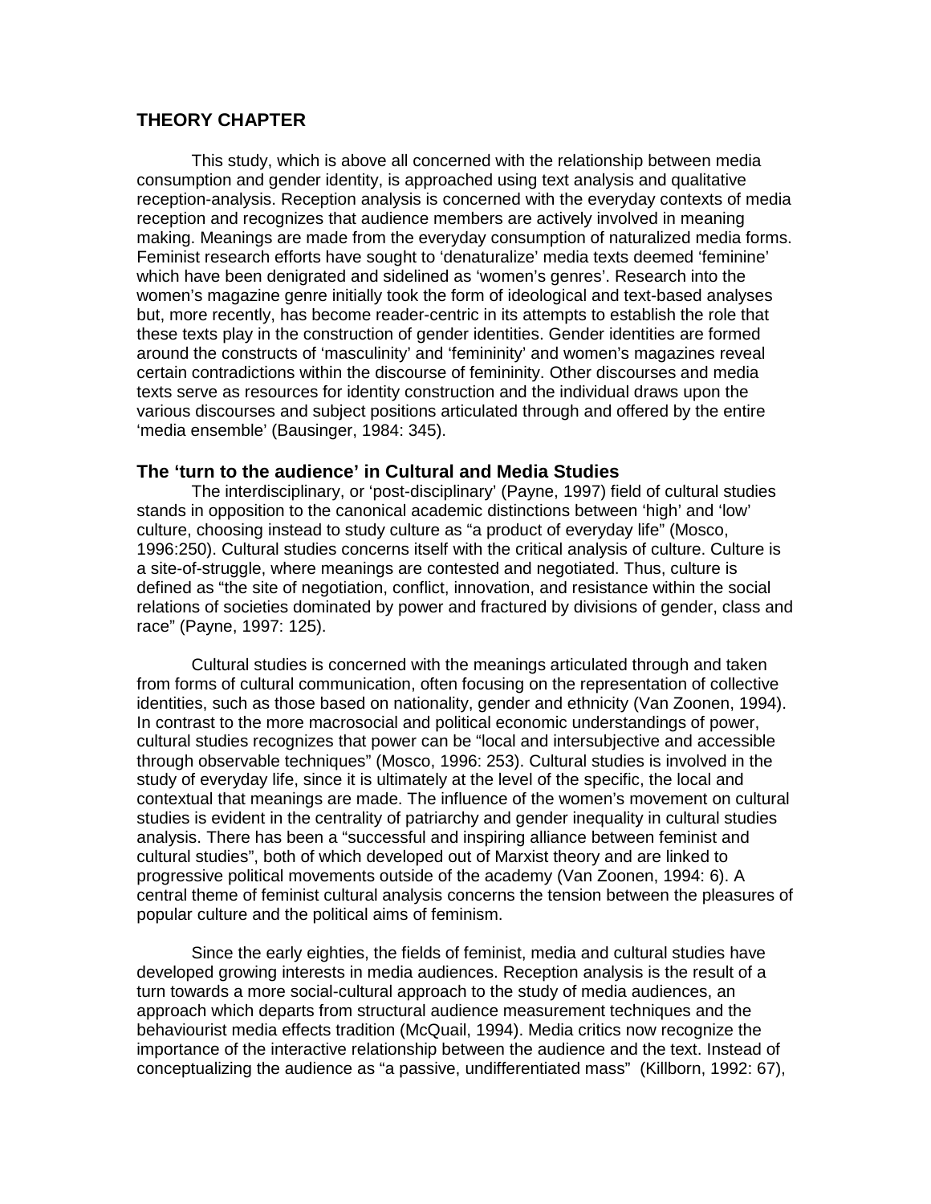## THEORY CHAPTER

This study, which is above all concerned with the relationship between media consumption and gender identity, is approached using text analysis and qualitative reception-analysis. Reception analysis is concerned with the everyday contexts of media reception and recognizes that audience members are actively involved in meaning making. Meanings are made from the everyday consumption of naturalized media forms. Feminist research efforts have sought to 'denaturalize' media texts deemed 'feminine' which have been denigrated and sidelined as 'women's genres'. Research into the women's magazine genre initially took the form of ideological and text-based analyses but, more recently, has become reader-centric in its attempts to establish the role that these texts play in the construction of gender identities. Gender identities are formed around the constructs of 'masculinity' and 'femininity' and women's magazines reveal certain contradictions within the discourse of femininity. Other discourses and media texts serve as resources for identity construction and the individual draws upon the various discourses and subject positions articulated through and offered by the entire 'media ensemble' (Bausinger, 1984: 345).

### The 'turn to the audience' in Cultural and Media Studies

The interdisciplinary, or 'post-disciplinary' (Payne, 1997) field of cultural studies stands in opposition to the canonical academic distinctions between 'high' and 'low' culture, choosing instead to study culture as "a product of everyday life" (Mosco, 1996:250). Cultural studies concerns itself with the critical analysis of culture. Culture is a site-of-struggle, where meanings are contested and negotiated. Thus, culture is defined as "the site of negotiation, conflict, innovation, and resistance within the social relations of societies dominated by power and fractured by divisions of gender, class and race" (Payne, 1997: 125).

Cultural studies is concerned with the meanings articulated through and taken from forms of cultural communication, often focusing on the representation of collective identities, such as those based on nationality, gender and ethnicity (Van Zoonen, 1994). In contrast to the more macrosocial and political economic understandings of power, cultural studies recognizes that power can be "local and intersubjective and accessible through observable techniques" (Mosco, 1996: 253). Cultural studies is involved in the study of everyday life, since it is ultimately at the level of the specific, the local and contextual that meanings are made. The influence of the women's movement on cultural studies is evident in the centrality of patriarchy and gender inequality in cultural studies analysis. There has been a "successful and inspiring alliance between feminist and cultural studies", both of which developed out of Marxist theory and are linked to progressive political movements outside of the academy (Van Zoonen, 1994: 6). A central theme of feminist cultural analysis concerns the tension between the pleasures of popular culture and the political aims of feminism.

Since the early eighties, the fields of feminist, media and cultural studies have developed growing interests in media audiences. Reception analysis is the result of a turn towards a more social-cultural approach to the study of media audiences, an approach which departs from structural audience measurement techniques and the behaviourist media effects tradition (McQuail, 1994). Media critics now recognize the importance of the interactive relationship between the audience and the text. Instead of conceptualizing the audience as "a passive, undifferentiated mass" (Killborn, 1992: 67),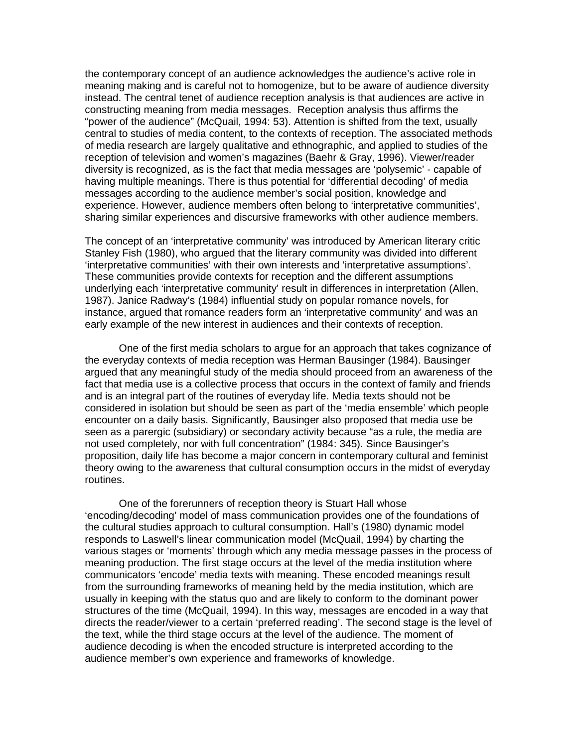the contemporary concept of an audience acknowledges the audience's active role in meaning making and is careful not to homogenize, but to be aware of audience diversity instead. The central tenet of audience reception analysis is that audiences are active in constructing meaning from media messages. Reception analysis thus affirms the "power of the audience" (McQuail, 1994: 53). Attention is shifted from the text, usually central to studies of media content, to the contexts of reception. The associated methods of media research are largely qualitative and ethnographic, and applied to studies of the reception of television and women's magazines (Baehr & Gray, 1996). Viewer/reader diversity is recognized, as is the fact that media messages are 'polysemic' - capable of having multiple meanings. There is thus potential for 'differential decoding' of media messages according to the audience member's social position, knowledge and experience. However, audience members often belong to 'interpretative communities', sharing similar experiences and discursive frameworks with other audience members.

The concept of an 'interpretative community' was introduced by American literary critic Stanley Fish (1980), who argued that the literary community was divided into different 'interpretative communities' with their own interests and 'interpretative assumptions'. These communities provide contexts for reception and the different assumptions underlying each 'interpretative community' result in differences in interpretation (Allen, 1987). Janice Radway's (1984) influential study on popular romance novels, for instance, argued that romance readers form an 'interpretative community' and was an early example of the new interest in audiences and their contexts of reception.

One of the first media scholars to argue for an approach that takes cognizance of the everyday contexts of media reception was Herman Bausinger (1984). Bausinger argued that any meaningful study of the media should proceed from an awareness of the fact that media use is a collective process that occurs in the context of family and friends and is an integral part of the routines of everyday life. Media texts should not be considered in isolation but should be seen as part of the 'media ensemble' which people encounter on a daily basis. Significantly, Bausinger also proposed that media use be seen as a parergic (subsidiary) or secondary activity because "as a rule, the media are not used completely, nor with full concentration" (1984: 345). Since Bausinger's proposition, daily life has become a major concern in contemporary cultural and feminist theory owing to the awareness that cultural consumption occurs in the midst of everyday routines.

One of the forerunners of reception theory is Stuart Hall whose 'encoding/decoding' model of mass communication provides one of the foundations of the cultural studies approach to cultural consumption. Hall's (1980) dynamic model responds to Laswell's linear communication model (McQuail, 1994) by charting the various stages or 'moments' through which any media message passes in the process of meaning production. The first stage occurs at the level of the media institution where communicators 'encode' media texts with meaning. These encoded meanings result from the surrounding frameworks of meaning held by the media institution, which are usually in keeping with the status quo and are likely to conform to the dominant power structures of the time (McQuail, 1994). In this way, messages are encoded in a way that directs the reader/viewer to a certain 'preferred reading'. The second stage is the level of the text, while the third stage occurs at the level of the audience. The moment of audience decoding is when the encoded structure is interpreted according to the audience member's own experience and frameworks of knowledge.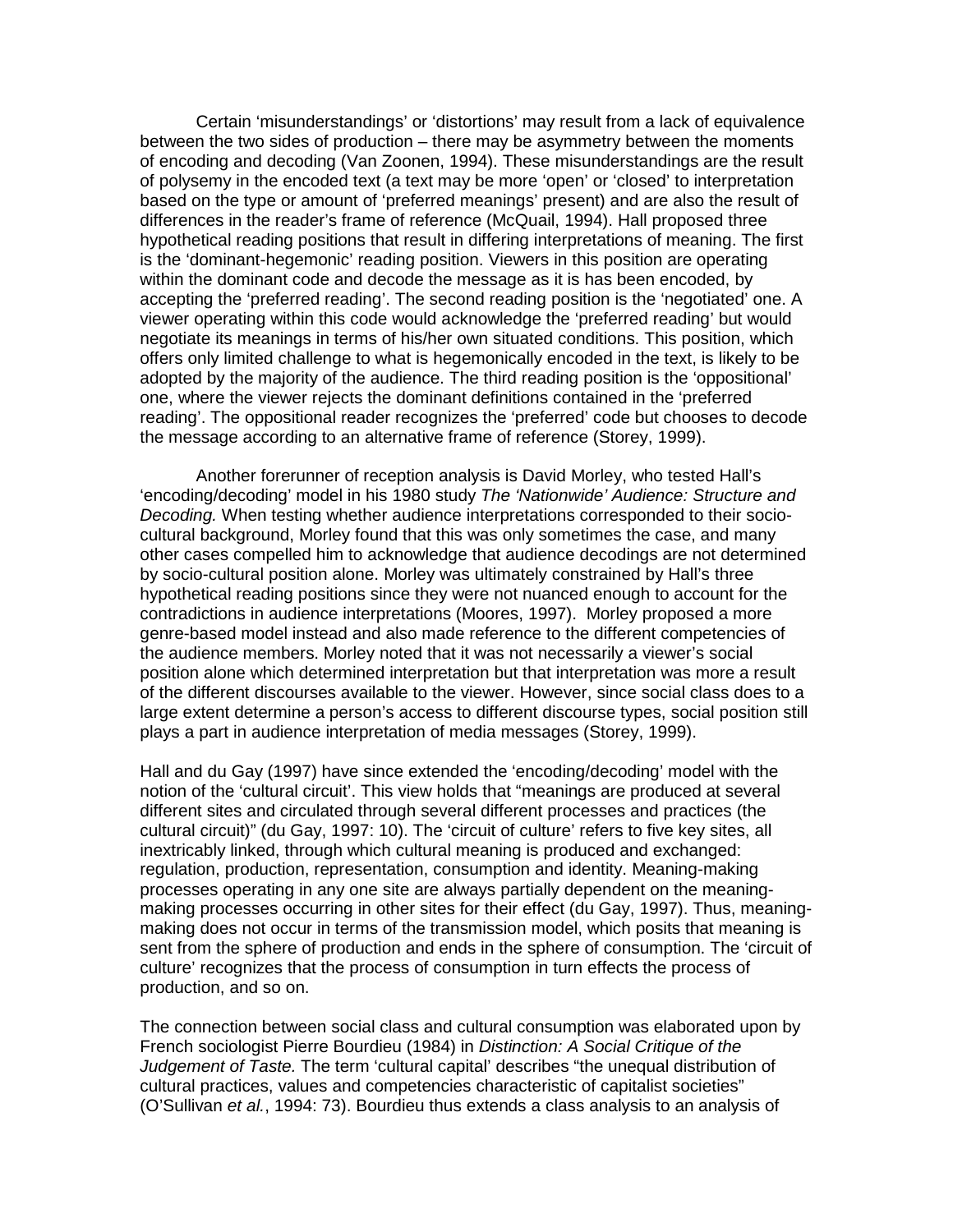Certain 'misunderstandings' or 'distortions' may result from a lack of equivalence between the two sides of production – there may be asymmetry between the moments of encoding and decoding (Van Zoonen, 1994). These misunderstandings are the result of polysemy in the encoded text (a text may be more 'open' or 'closed' to interpretation based on the type or amount of 'preferred meanings' present) and are also the result of differences in the reader's frame of reference (McQuail, 1994). Hall proposed three hypothetical reading positions that result in differing interpretations of meaning. The first is the 'dominant-hegemonic' reading position. Viewers in this position are operating within the dominant code and decode the message as it is has been encoded, by accepting the 'preferred reading'. The second reading position is the 'negotiated' one. A viewer operating within this code would acknowledge the 'preferred reading' but would negotiate its meanings in terms of his/her own situated conditions. This position, which offers only limited challenge to what is hegemonically encoded in the text, is likely to be adopted by the majority of the audience. The third reading position is the 'oppositional' one, where the viewer rejects the dominant definitions contained in the 'preferred reading'. The oppositional reader recognizes the 'preferred' code but chooses to decode the message according to an alternative frame of reference (Storey, 1999).

Another forerunner of reception analysis is David Morley, who tested Hall's 'encoding/decoding' model in his 1980 study *The 'Nationwide' Audience: Structure and Decoding.* When testing whether audience interpretations corresponded to their socio-cultural background, Morley found that this was only sometimes the case, and many other cases compelled him to acknowledge that audience decodings are not determined by socio-cultural position alone. Morley was ultimately constrained by Hall's three hypothetical reading positions since they were not nuanced enough to account for the contradictions in audience interpretations (Moores, 1997). Morley proposed a more genre-based model instead and also made reference to the different competencies of the audience members. Morley noted that it was not necessarily a viewer's social position alone which determined interpretation but that interpretation was more a result of the different discourses available to the viewer. However, since social class does to a large extent determine a person's access to different discourse types, social position still plays a part in audience interpretation of media messages (Storey, 1999).

Hall and du Gay (1997) have since extended the 'encoding/decoding' model with the notion of the 'cultural circuit'. This view holds that "meanings are produced at several different sites and circulated through several different processes and practices (the cultural circuit)" (du Gay, 1997: 10). The 'circuit of culture' refers to five key sites, all inextricably linked, through which cultural meaning is produced and exchanged: regulation, production, representation, consumption and identity. Meaning-making processes operating in any one site are always partially dependent on the meaning-making processes occurring in other sites for their effect (du Gay, 1997). Thus, meaning-making does not occur in terms of the transmission model, which posits that meaning is sent from the sphere of production and ends in the sphere of consumption. The 'circuit of culture' recognizes that the process of consumption in turn effects the process of production, and so on.

The connection between social class and cultural consumption was elaborated upon by French sociologist Pierre Bourdieu (1984) in *Distinction: A Social Critique of the Judgement of Taste.* The term 'cultural capital' describes "the unequal distribution of cultural practices, values and competencies characteristic of capitalist societies" (O'Sullivan *et al.*, 1994: 73). Bourdieu thus extends a class analysis to an analysis of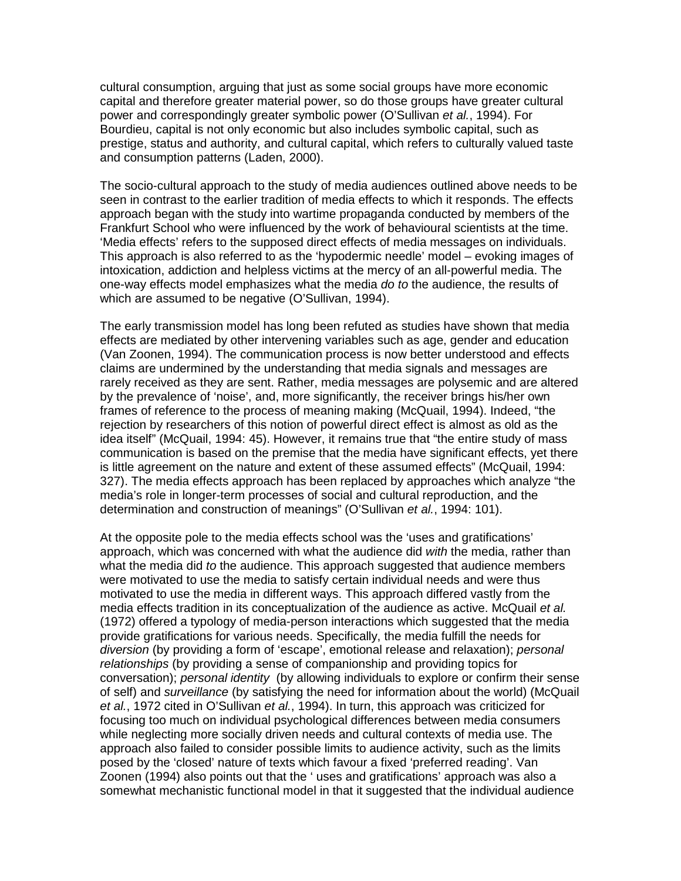cultural consumption, arguing that just as some social groups have more economic capital and therefore greater material power, so do those groups have greater cultural power and correspondingly greater symbolic power (O'Sullivan *et al.*, 1994). For Bourdieu, capital is not only economic but also includes symbolic capital, such as prestige, status and authority, and cultural capital, which refers to culturally valued taste and consumption patterns (Laden, 2000).

The socio-cultural approach to the study of media audiences outlined above needs to be seen in contrast to the earlier tradition of media effects to which it responds. The effects approach began with the study into wartime propaganda conducted by members of the Frankfurt School who were influenced by the work of behavioural scientists at the time. 'Media effects' refers to the supposed direct effects of media messages on individuals. This approach is also referred to as the 'hypodermic needle' model – evoking images of intoxication, addiction and helpless victims at the mercy of an all-powerful media. The one-way effects model emphasizes what the media *do to* the audience, the results of which are assumed to be negative (O'Sullivan, 1994).

The early transmission model has long been refuted as studies have shown that media effects are mediated by other intervening variables such as age, gender and education (Van Zoonen, 1994). The communication process is now better understood and effects claims are undermined by the understanding that media signals and messages are rarely received as they are sent. Rather, media messages are polysemic and are altered by the prevalence of 'noise', and, more significantly, the receiver brings his/her own frames of reference to the process of meaning making (McQuail, 1994). Indeed, "the rejection by researchers of this notion of powerful direct effect is almost as old as the idea itself" (McQuail, 1994: 45). However, it remains true that "the entire study of mass communication is based on the premise that the media have significant effects, yet there is little agreement on the nature and extent of these assumed effects" (McQuail, 1994: 327). The media effects approach has been replaced by approaches which analyze "the media's role in longer-term processes of social and cultural reproduction, and the determination and construction of meanings" (O'Sullivan *et al.*, 1994: 101).

At the opposite pole to the media effects school was the 'uses and gratifications' approach, which was concerned with what the audience did *with* the media, rather than what the media did *to* the audience. This approach suggested that audience members were motivated to use the media to satisfy certain individual needs and were thus motivated to use the media in different ways. This approach differed vastly from the media effects tradition in its conceptualization of the audience as active. McQuail *et al.* (1972) offered a typology of media-person interactions which suggested that the media provide gratifications for various needs. Specifically, the media fulfill the needs for *diversion* (by providing a form of 'escape', emotional release and relaxation); *personal relationships* (by providing a sense of companionship and providing topics for conversation); *personal identity* (by allowing individuals to explore or confirm their sense of self) and *surveillance* (by satisfying the need for information about the world) (McQuail *et al.*, 1972 cited in O'Sullivan *et al.*, 1994). In turn, this approach was criticized for focusing too much on individual psychological differences between media consumers while neglecting more socially driven needs and cultural contexts of media use. The approach also failed to consider possible limits to audience activity, such as the limits posed by the 'closed' nature of texts which favour a fixed 'preferred reading'. Van Zoonen (1994) also points out that the ' uses and gratifications' approach was also a somewhat mechanistic functional model in that it suggested that the individual audience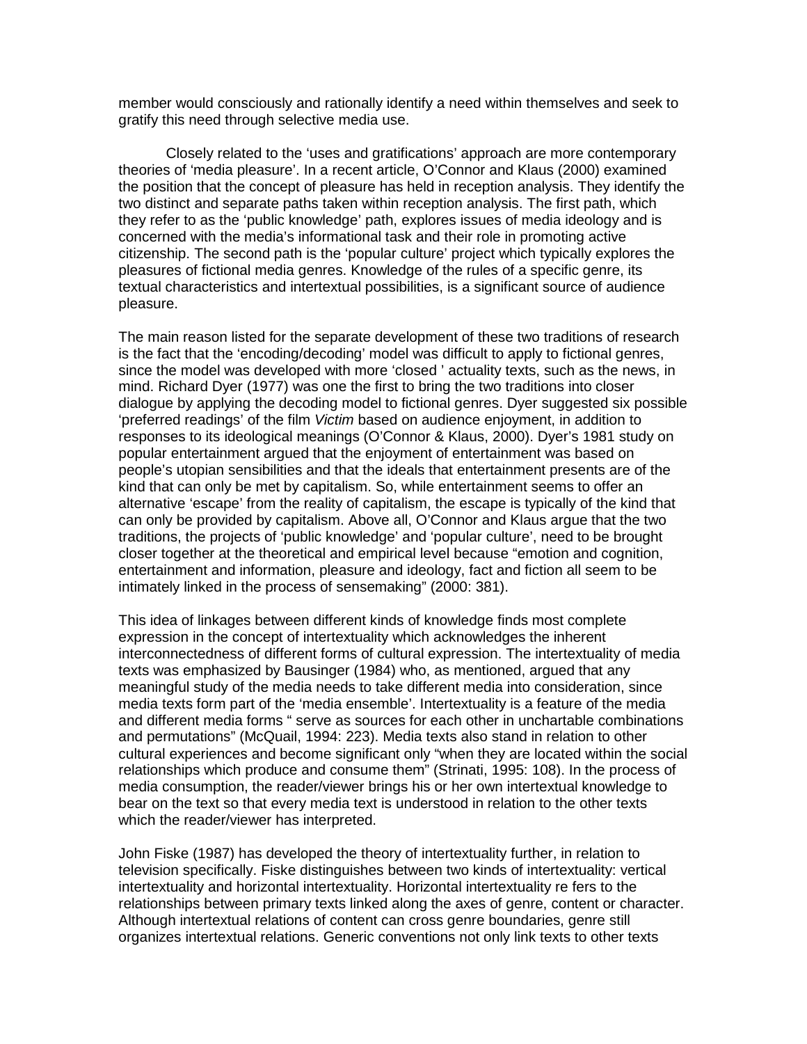member would consciously and rationally identify a need within themselves and seek to gratify this need through selective media use.

Closely related to the 'uses and gratifications' approach are more contemporary theories of 'media pleasure'. In a recent article, O'Connor and Klaus (2000) examined the position that the concept of pleasure has held in reception analysis. They identify the two distinct and separate paths taken within reception analysis. The first path, which they refer to as the 'public knowledge' path, explores issues of media ideology and is concerned with the media's informational task and their role in promoting active citizenship. The second path is the 'popular culture' project which typically explores the pleasures of fictional media genres. Knowledge of the rules of a specific genre, its textual characteristics and intertextual possibilities, is a significant source of audience pleasure.

The main reason listed for the separate development of these two traditions of research is the fact that the 'encoding/decoding' model was difficult to apply to fictional genres, since the model was developed with more 'closed ' actuality texts, such as the news, in mind. Richard Dyer (1977) was one the first to bring the two traditions into closer dialogue by applying the decoding model to fictional genres. Dyer suggested six possible 'preferred readings' of the film *Victim* based on audience enjoyment, in addition to responses to its ideological meanings (O'Connor & Klaus, 2000). Dyer's 1981 study on popular entertainment argued that the enjoyment of entertainment was based on people's utopian sensibilities and that the ideals that entertainment presents are of the kind that can only be met by capitalism. So, while entertainment seems to offer an alternative 'escape' from the reality of capitalism, the escape is typically of the kind that can only be provided by capitalism. Above all, O'Connor and Klaus argue that the two traditions, the projects of 'public knowledge' and 'popular culture', need to be brought closer together at the theoretical and empirical level because "emotion and cognition, entertainment and information, pleasure and ideology, fact and fiction all seem to be intimately linked in the process of sensemaking" (2000: 381).

This idea of linkages between different kinds of knowledge finds most complete expression in the concept of intertextuality which acknowledges the inherent interconnectedness of different forms of cultural expression. The intertextuality of media texts was emphasized by Bausinger (1984) who, as mentioned, argued that any meaningful study of the media needs to take different media into consideration, since media texts form part of the 'media ensemble'. Intertextuality is a feature of the media and different media forms " serve as sources for each other in unchartable combinations and permutations" (McQuail, 1994: 223). Media texts also stand in relation to other cultural experiences and become significant only "when they are located within the social relationships which produce and consume them" (Strinati, 1995: 108). In the process of media consumption, the reader/viewer brings his or her own intertextual knowledge to bear on the text so that every media text is understood in relation to the other texts which the reader/viewer has interpreted.

John Fiske (1987) has developed the theory of intertextuality further, in relation to television specifically. Fiske distinguishes between two kinds of intertextuality: vertical intertextuality and horizontal intertextuality. Horizontal intertextuality re fers to the relationships between primary texts linked along the axes of genre, content or character. Although intertextual relations of content can cross genre boundaries, genre still organizes intertextual relations. Generic conventions not only link texts to other texts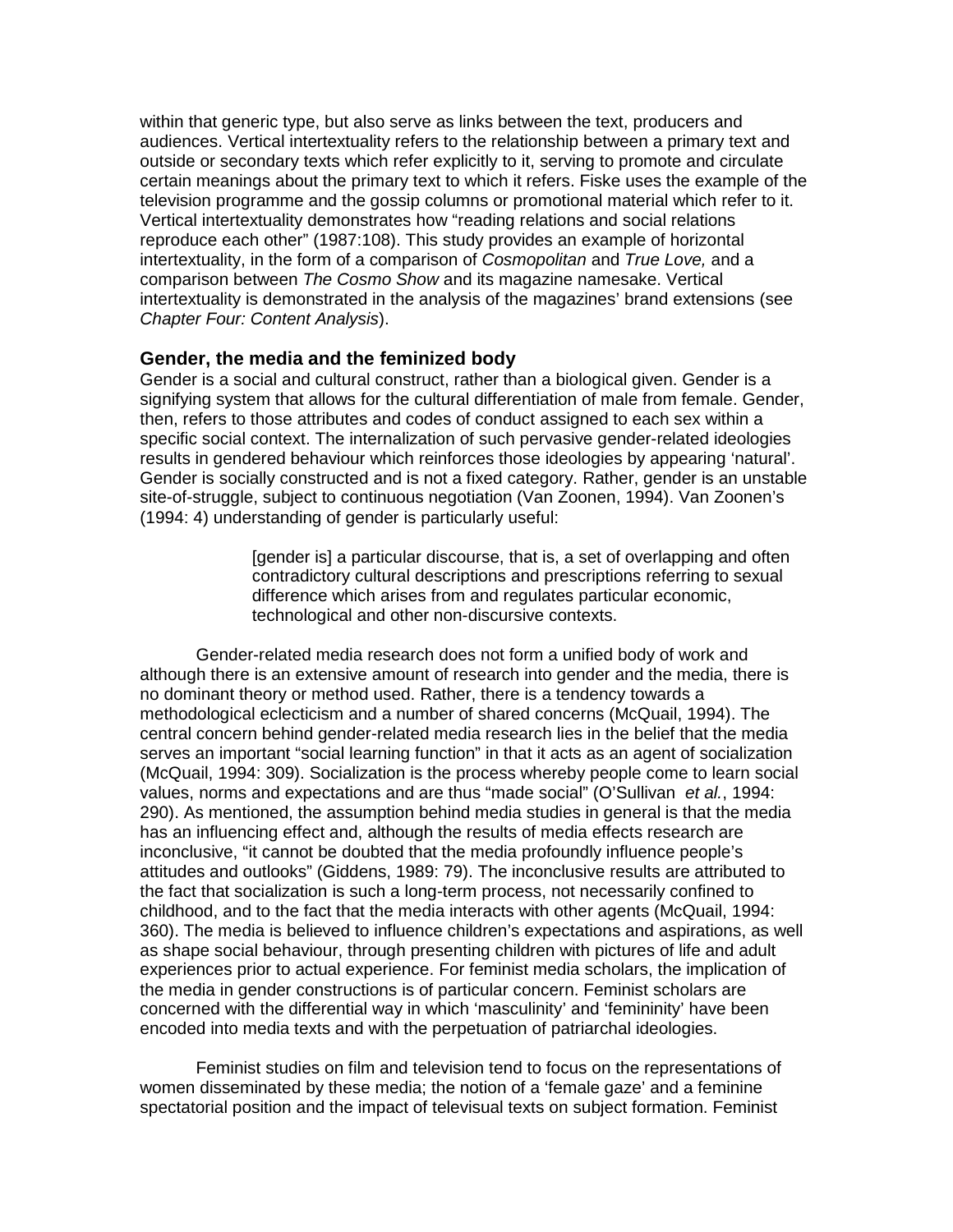within that generic type, but also serve as links between the text, producers and audiences. Vertical intertextuality refers to the relationship between a primary text and outside or secondary texts which refer explicitly to it, serving to promote and circulate certain meanings about the primary text to which it refers. Fiske uses the example of the television programme and the gossip columns or promotional material which refer to it. Vertical intertextuality demonstrates how "reading relations and social relations reproduce each other" (1987:108). This study provides an example of horizontal intertextuality, in the form of a comparison of *Cosmopolitan* and *True Love,* and a comparison between *The Cosmo Show* and its magazine namesake. Vertical intertextuality is demonstrated in the analysis of the magazines' brand extensions (see *Chapter Four: Content Analysis*).

### Gender, the media and the feminized body

Gender is a social and cultural construct, rather than a biological given. Gender is a signifying system that allows for the cultural differentiation of male from female. Gender, then, refers to those attributes and codes of conduct assigned to each sex within a specific social context. The internalization of such pervasive gender-related ideologies results in gendered behaviour which reinforces those ideologies by appearing 'natural'. Gender is socially constructed and is not a fixed category. Rather, gender is an unstable site-of-struggle, subject to continuous negotiation (Van Zoonen, 1994). Van Zoonen's (1994: 4) understanding of gender is particularly useful:

> [gender is] a particular discourse, that is, a set of overlapping and often contradictory cultural descriptions and prescriptions referring to sexual difference which arises from and regulates particular economic, technological and other non-discursive contexts.

Gender-related media research does not form a unified body of work and although there is an extensive amount of research into gender and the media, there is no dominant theory or method used. Rather, there is a tendency towards a methodological eclecticism and a number of shared concerns (McQuail, 1994). The central concern behind gender-related media research lies in the belief that the media serves an important "social learning function" in that it acts as an agent of socialization (McQuail, 1994: 309). Socialization is the process whereby people come to learn social values, norms and expectations and are thus "made social" (O'Sullivan *et al.*, 1994: 290). As mentioned, the assumption behind media studies in general is that the media has an influencing effect and, although the results of media effects research are inconclusive, "it cannot be doubted that the media profoundly influence people's attitudes and outlooks" (Giddens, 1989: 79). The inconclusive results are attributed to the fact that socialization is such a long-term process, not necessarily confined to childhood, and to the fact that the media interacts with other agents (McQuail, 1994: 360). The media is believed to influence children's expectations and aspirations, as well as shape social behaviour, through presenting children with pictures of life and adult experiences prior to actual experience. For feminist media scholars, the implication of the media in gender constructions is of particular concern. Feminist scholars are concerned with the differential way in which 'masculinity' and 'femininity' have been encoded into media texts and with the perpetuation of patriarchal ideologies.

Feminist studies on film and television tend to focus on the representations of women disseminated by these media; the notion of a 'female gaze' and a feminine spectatorial position and the impact of televisual texts on subject formation. Feminist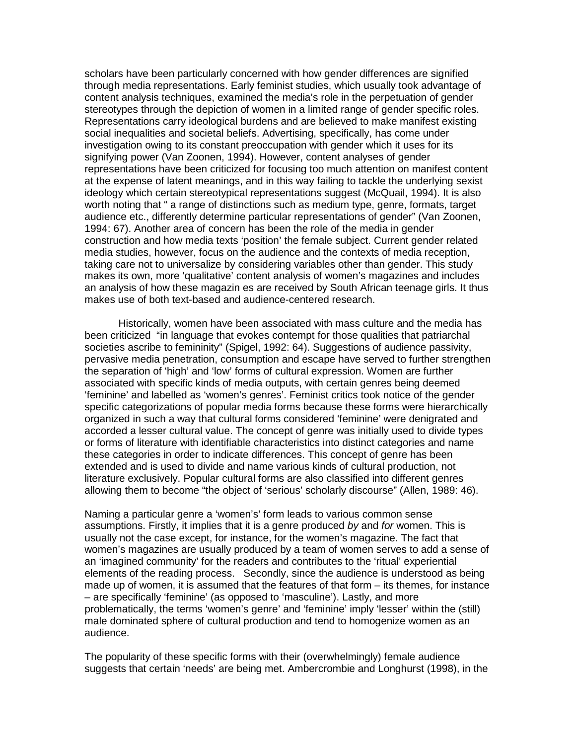scholars have been particularly concerned with how gender differences are signified through media representations. Early feminist studies, which usually took advantage of content analysis techniques, examined the media's role in the perpetuation of gender stereotypes through the depiction of women in a limited range of gender specific roles. Representations carry ideological burdens and are believed to make manifest existing social inequalities and societal beliefs. Advertising, specifically, has come under investigation owing to its constant preoccupation with gender which it uses for its signifying power (Van Zoonen, 1994). However, content analyses of gender representations have been criticized for focusing too much attention on manifest content at the expense of latent meanings, and in this way failing to tackle the underlying sexist ideology which certain stereotypical representations suggest (McQuail, 1994). It is also worth noting that " a range of distinctions such as medium type, genre, formats, target audience etc., differently determine particular representations of gender" (Van Zoonen, 1994: 67). Another area of concern has been the role of the media in gender construction and how media texts 'position' the female subject. Current gender related media studies, however, focus on the audience and the contexts of media reception, taking care not to universalize by considering variables other than gender. This study makes its own, more 'qualitative' content analysis of women's magazines and includes an analysis of how these magazin es are received by South African teenage girls. It thus makes use of both text-based and audience-centered research.

Historically, women have been associated with mass culture and the media has been criticized "in language that evokes contempt for those qualities that patriarchal societies ascribe to femininity" (Spigel, 1992: 64). Suggestions of audience passivity, pervasive media penetration, consumption and escape have served to further strengthen the separation of 'high' and 'low' forms of cultural expression. Women are further associated with specific kinds of media outputs, with certain genres being deemed 'feminine' and labelled as 'women's genres'. Feminist critics took notice of the gender specific categorizations of popular media forms because these forms were hierarchically organized in such a way that cultural forms considered 'feminine' were denigrated and accorded a lesser cultural value. The concept of genre was initially used to divide types or forms of literature with identifiable characteristics into distinct categories and name these categories in order to indicate differences. This concept of genre has been extended and is used to divide and name various kinds of cultural production, not literature exclusively. Popular cultural forms are also classified into different genres allowing them to become "the object of 'serious' scholarly discourse" (Allen, 1989: 46).

Naming a particular genre a 'women's' form leads to various common sense assumptions. Firstly, it implies that it is a genre produced *by* and *for* women. This is usually not the case except, for instance, for the women's magazine. The fact that women's magazines are usually produced by a team of women serves to add a sense of an 'imagined community' for the readers and contributes to the 'ritual' experiential elements of the reading process. Secondly, since the audience is understood as being made up of women, it is assumed that the features of that form – its themes, for instance – are specifically 'feminine' (as opposed to 'masculine'). Lastly, and more problematically, the terms 'women's genre' and 'feminine' imply 'lesser' within the (still) male dominated sphere of cultural production and tend to homogenize women as an audience.

The popularity of these specific forms with their (overwhelmingly) female audience suggests that certain 'needs' are being met. Ambercrombie and Longhurst (1998), in the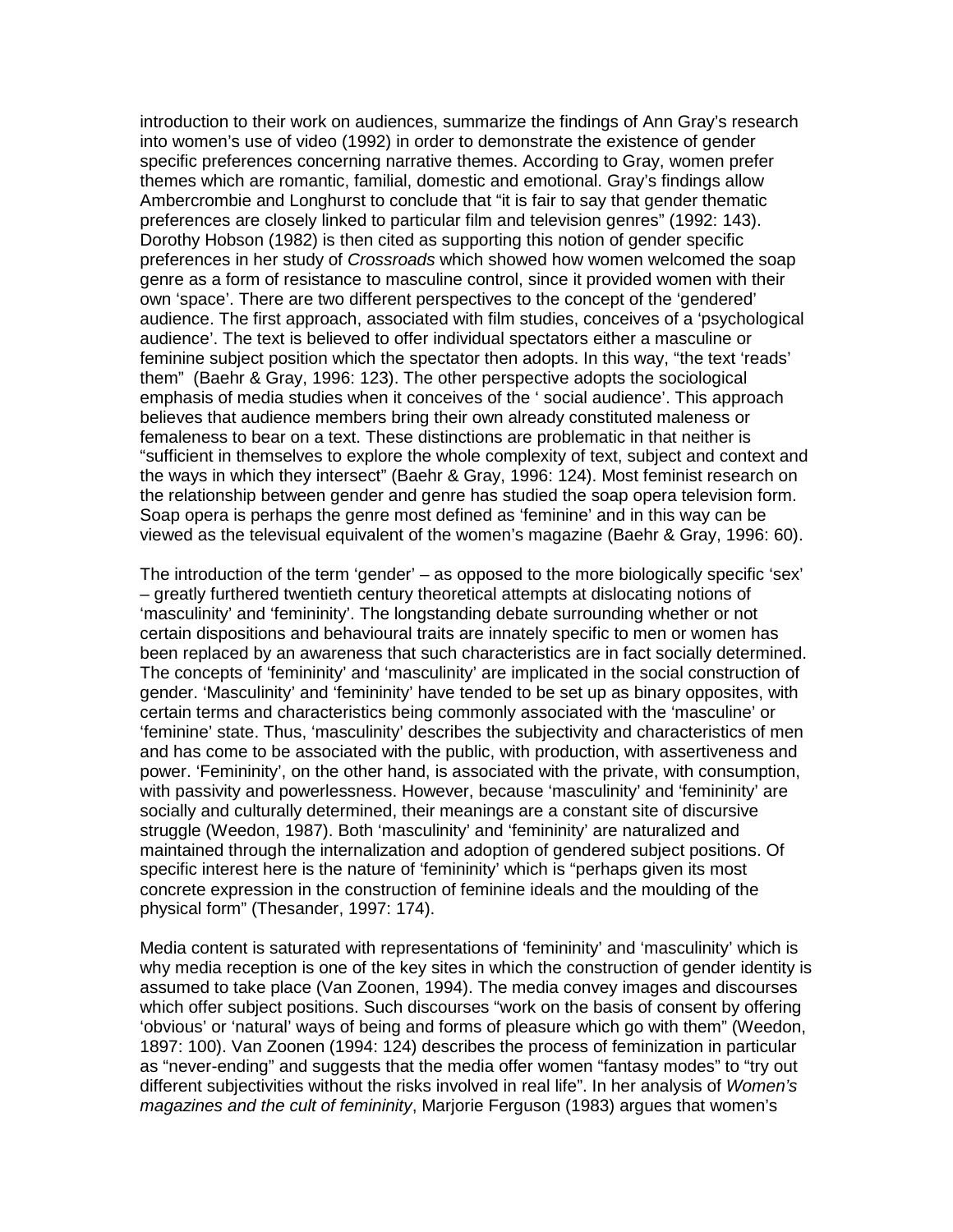introduction to their work on audiences, summarize the findings of Ann Gray's research into women's use of video (1992) in order to demonstrate the existence of gender specific preferences concerning narrative themes. According to Gray, women prefer themes which are romantic, familial, domestic and emotional. Gray's findings allow Ambercrombie and Longhurst to conclude that "it is fair to say that gender thematic preferences are closely linked to particular film and television genres" (1992: 143). Dorothy Hobson (1982) is then cited as supporting this notion of gender specific preferences in her study of *Crossroads* which showed how women welcomed the soap genre as a form of resistance to masculine control, since it provided women with their own 'space'. There are two different perspectives to the concept of the 'gendered' audience. The first approach, associated with film studies, conceives of a 'psychological audience'. The text is believed to offer individual spectators either a masculine or feminine subject position which the spectator then adopts. In this way, "the text 'reads' them" (Baehr & Gray, 1996: 123). The other perspective adopts the sociological emphasis of media studies when it conceives of the ' social audience'. This approach believes that audience members bring their own already constituted maleness or femaleness to bear on a text. These distinctions are problematic in that neither is "sufficient in themselves to explore the whole complexity of text, subject and context and the ways in which they intersect" (Baehr & Gray, 1996: 124). Most feminist research on the relationship between gender and genre has studied the soap opera television form. Soap opera is perhaps the genre most defined as 'feminine' and in this way can be viewed as the televisual equivalent of the women's magazine (Baehr & Gray, 1996: 60).

The introduction of the term 'gender' – as opposed to the more biologically specific 'sex' – greatly furthered twentieth century theoretical attempts at dislocating notions of 'masculinity' and 'femininity'. The longstanding debate surrounding whether or not certain dispositions and behavioural traits are innately specific to men or women has been replaced by an awareness that such characteristics are in fact socially determined. The concepts of 'femininity' and 'masculinity' are implicated in the social construction of gender. 'Masculinity' and 'femininity' have tended to be set up as binary opposites, with certain terms and characteristics being commonly associated with the 'masculine' or 'feminine' state. Thus, 'masculinity' describes the subjectivity and characteristics of men and has come to be associated with the public, with production, with assertiveness and power. 'Femininity', on the other hand, is associated with the private, with consumption, with passivity and powerlessness. However, because 'masculinity' and 'femininity' are socially and culturally determined, their meanings are a constant site of discursive struggle (Weedon, 1987). Both 'masculinity' and 'femininity' are naturalized and maintained through the internalization and adoption of gendered subject positions. Of specific interest here is the nature of 'femininity' which is "perhaps given its most concrete expression in the construction of feminine ideals and the moulding of the physical form" (Thesander, 1997: 174).

Media content is saturated with representations of 'femininity' and 'masculinity' which is why media reception is one of the key sites in which the construction of gender identity is assumed to take place (Van Zoonen, 1994). The media convey images and discourses which offer subject positions. Such discourses "work on the basis of consent by offering 'obvious' or 'natural' ways of being and forms of pleasure which go with them" (Weedon, 1897: 100). Van Zoonen (1994: 124) describes the process of feminization in particular as "never-ending" and suggests that the media offer women "fantasy modes" to "try out different subjectivities without the risks involved in real life". In her analysis of *Women's magazines and the cult of femininity*, Marjorie Ferguson (1983) argues that women's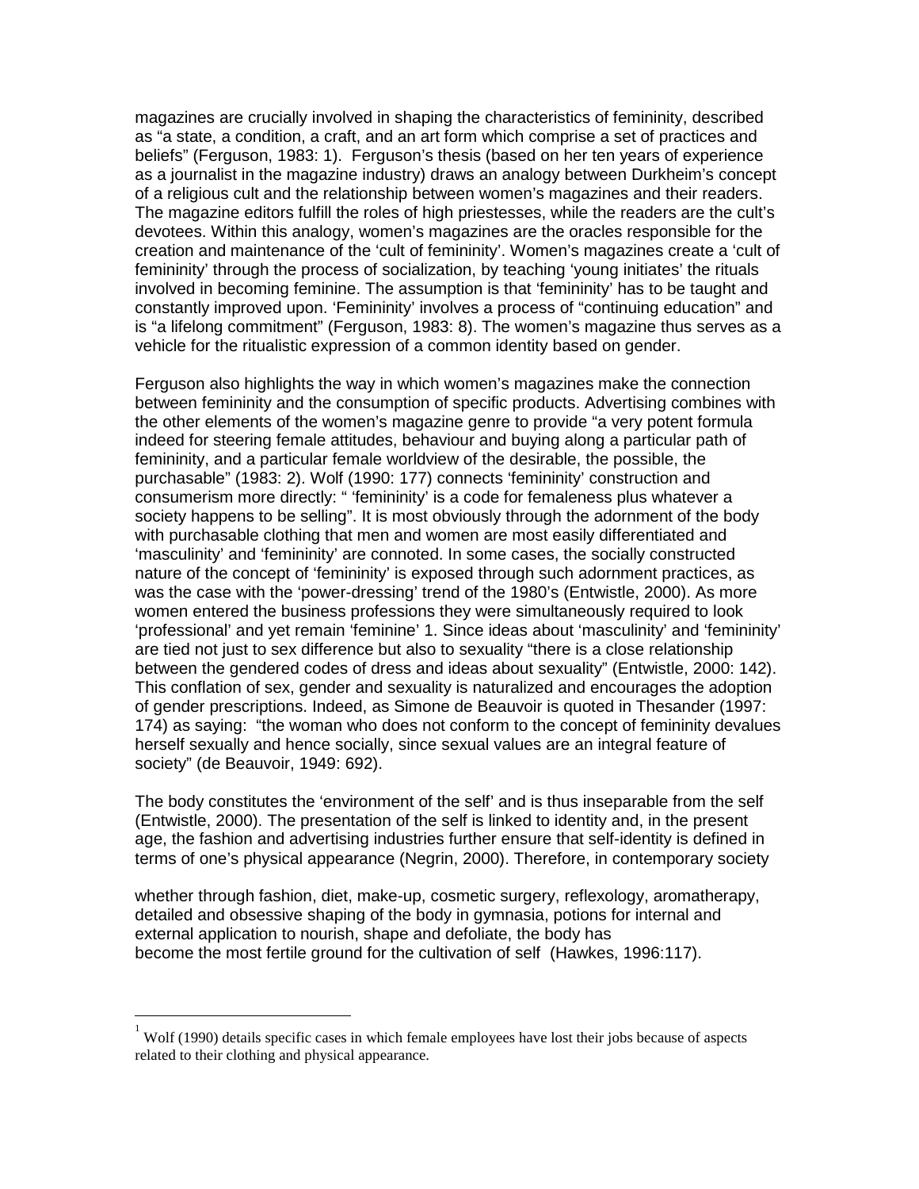magazines are crucially involved in shaping the characteristics of femininity, described as "a state, a condition, a craft, and an art form which comprise a set of practices and beliefs" (Ferguson, 1983: 1). Ferguson's thesis (based on her ten years of experience as a journalist in the magazine industry) draws an analogy between Durkheim's concept of a religious cult and the relationship between women's magazines and their readers. The magazine editors fulfill the roles of high priestesses, while the readers are the cult's devotees. Within this analogy, women's magazines are the oracles responsible for the creation and maintenance of the 'cult of femininity'. Women's magazines create a 'cult of femininity' through the process of socialization, by teaching 'young initiates' the rituals involved in becoming feminine. The assumption is that 'femininity' has to be taught and constantly improved upon. 'Femininity' involves a process of "continuing education" and is "a lifelong commitment" (Ferguson, 1983: 8). The women's magazine thus serves as a vehicle for the ritualistic expression of a common identity based on gender.

Ferguson also highlights the way in which women's magazines make the connection between femininity and the consumption of specific products. Advertising combines with the other elements of the women's magazine genre to provide "a very potent formula indeed for steering female attitudes, behaviour and buying along a particular path of femininity, and a particular female worldview of the desirable, the possible, the purchasable" (1983: 2). Wolf (1990: 177) connects 'femininity' construction and consumerism more directly: " 'femininity' is a code for femaleness plus whatever a society happens to be selling". It is most obviously through the adornment of the body with purchasable clothing that men and women are most easily differentiated and 'masculinity' and 'femininity' are connoted. In some cases, the socially constructed nature of the concept of 'femininity' is exposed through such adornment practices, as was the case with the 'power-dressing' trend of the 1980's (Entwistle, 2000). As more women entered the business professions they were simultaneously required to look 'professional' and yet remain 'feminine' [1]. Since ideas about 'masculinity' and 'femininity' are tied not just to sex difference but also to sexuality "there is a close relationship between the gendered codes of dress and ideas about sexuality" (Entwistle, 2000: 142). This conflation of sex, gender and sexuality is naturalized and encourages the adoption of gender prescriptions. Indeed, as Simone de Beauvoir is quoted in Thesander (1997: 174) as saying: "the woman who does not conform to the concept of femininity devalues herself sexually and hence socially, since sexual values are an integral feature of society" (de Beauvoir, 1949: 692).

The body constitutes the 'environment of the self' and is thus inseparable from the self (Entwistle, 2000). The presentation of the self is linked to identity and, in the present age, the fashion and advertising industries further ensure that self-identity is defined in terms of one's physical appearance (Negrin, 2000). Therefore, in contemporary society

> whether through fashion, diet, make-up, cosmetic surgery, reflexology, aromatherapy, detailed and obsessive shaping of the body in gymnasia, potions for internal and external application to nourish, shape and defoliate, the body has become the most fertile ground for the cultivation of self (Hawkes, 1996:117).

---

[1] Wolf (1990) details specific cases in which female employees have lost their jobs because of aspects related to their clothing and physical appearance.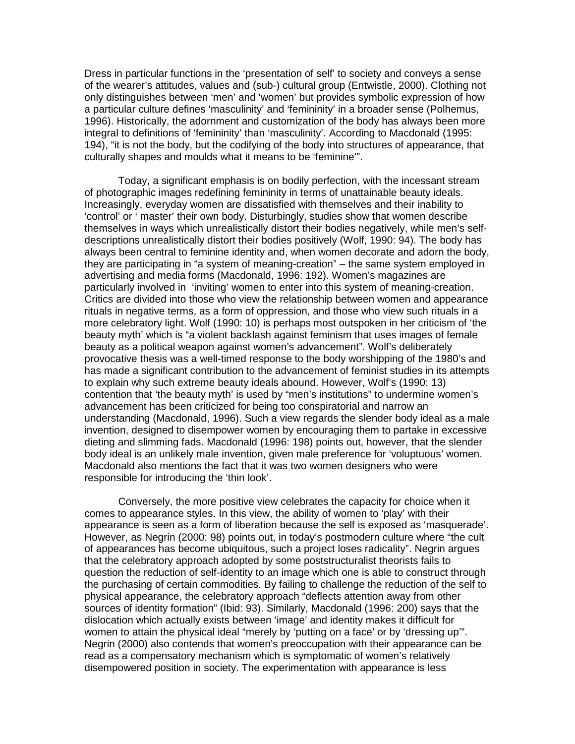Dress in particular functions in the 'presentation of self' to society and conveys a sense of the wearer's attitudes, values and (sub-) cultural group (Entwistle, 2000). Clothing not only distinguishes between 'men' and 'women' but provides symbolic expression of how a particular culture defines 'masculinity' and 'femininity' in a broader sense (Polhemus, 1996). Historically, the adornment and customization of the body has always been more integral to definitions of 'femininity' than 'masculinity'. According to Macdonald (1995: 194), "it is not the body, but the codifying of the body into structures of appearance, that culturally shapes and moulds what it means to be 'feminine'".

Today, a significant emphasis is on bodily perfection, with the incessant stream of photographic images redefining femininity in terms of unattainable beauty ideals. Increasingly, everyday women are dissatisfied with themselves and their inability to 'control' or ' master' their own body. Disturbingly, studies show that women describe themselves in ways which unrealistically distort their bodies negatively, while men's self-descriptions unrealistically distort their bodies positively (Wolf, 1990: 94). The body has always been central to feminine identity and, when women decorate and adorn the body, they are participating in "a system of meaning-creation" – the same system employed in advertising and media forms (Macdonald, 1996: 192). Women's magazines are particularly involved in 'inviting' women to enter into this system of meaning-creation. Critics are divided into those who view the relationship between women and appearance rituals in negative terms, as a form of oppression, and those who view such rituals in a more celebratory light. Wolf (1990: 10) is perhaps most outspoken in her criticism of 'the beauty myth' which is "a violent backlash against feminism that uses images of female beauty as a political weapon against women's advancement". Wolf's deliberately provocative thesis was a well-timed response to the body worshipping of the 1980's and has made a significant contribution to the advancement of feminist studies in its attempts to explain why such extreme beauty ideals abound. However, Wolf's (1990: 13) contention that 'the beauty myth' is used by "men's institutions" to undermine women's advancement has been criticized for being too conspiratorial and narrow an understanding (Macdonald, 1996). Such a view regards the slender body ideal as a male invention, designed to disempower women by encouraging them to partake in excessive dieting and slimming fads. Macdonald (1996: 198) points out, however, that the slender body ideal is an unlikely male invention, given male preference for 'voluptuous' women. Macdonald also mentions the fact that it was two women designers who were responsible for introducing the 'thin look'.

Conversely, the more positive view celebrates the capacity for choice when it comes to appearance styles. In this view, the ability of women to 'play' with their appearance is seen as a form of liberation because the self is exposed as 'masquerade'. However, as Negrin (2000: 98) points out, in today's postmodern culture where "the cult of appearances has become ubiquitous, such a project loses radicality". Negrin argues that the celebratory approach adopted by some poststructuralist theorists fails to question the reduction of self-identity to an image which one is able to construct through the purchasing of certain commodities. By failing to challenge the reduction of the self to physical appearance, the celebratory approach "deflects attention away from other sources of identity formation" (Ibid: 93). Similarly, Macdonald (1996: 200) says that the dislocation which actually exists between 'image' and identity makes it difficult for women to attain the physical ideal "merely by 'putting on a face' or by 'dressing up'". Negrin (2000) also contends that women's preoccupation with their appearance can be read as a compensatory mechanism which is symptomatic of women's relatively disempowered position in society. The experimentation with appearance is less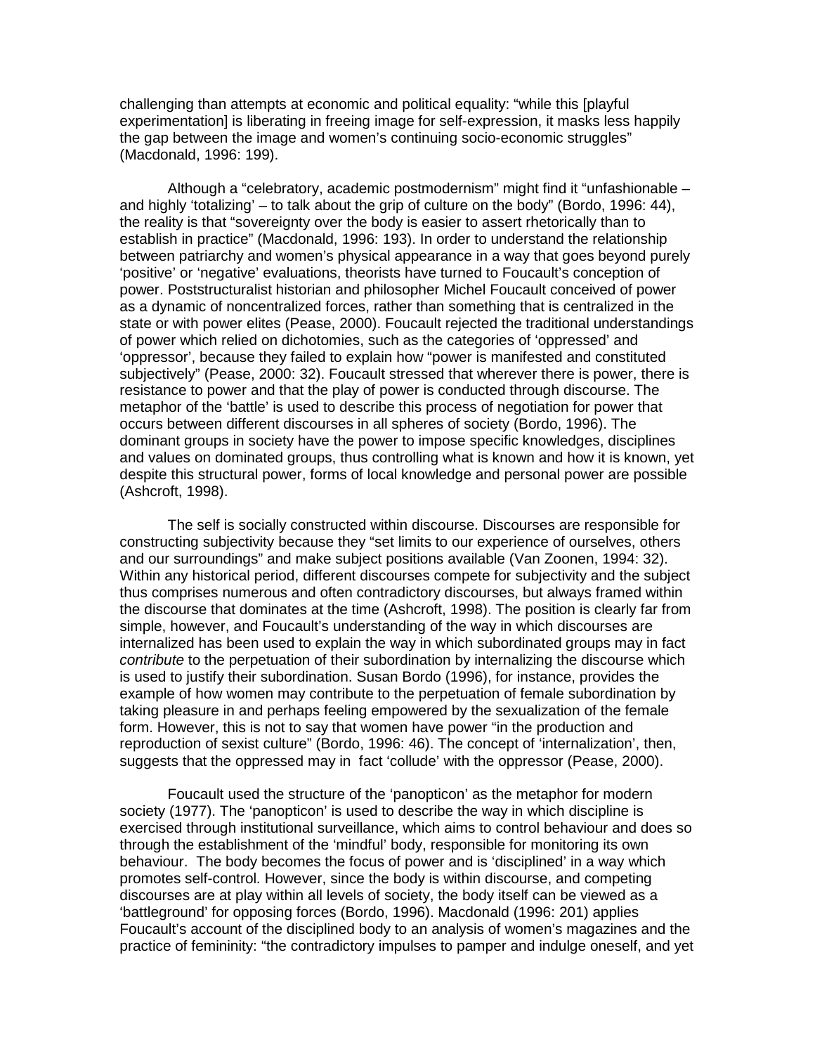challenging than attempts at economic and political equality: “while this [playful experimentation] is liberating in freeing image for self-expression, it masks less happily the gap between the image and women’s continuing socio-economic struggles” (Macdonald, 1996: 199).

Although a “celebratory, academic postmodernism” might find it “unfashionable – and highly ‘totalizing’ – to talk about the grip of culture on the body” (Bordo, 1996: 44), the reality is that “sovereignty over the body is easier to assert rhetorically than to establish in practice” (Macdonald, 1996: 193). In order to understand the relationship between patriarchy and women’s physical appearance in a way that goes beyond purely ‘positive’ or ‘negative’ evaluations, theorists have turned to Foucault’s conception of power. Poststructuralist historian and philosopher Michel Foucault conceived of power as a dynamic of noncentralized forces, rather than something that is centralized in the state or with power elites (Pease, 2000). Foucault rejected the traditional understandings of power which relied on dichotomies, such as the categories of ‘oppressed’ and ‘oppressor’, because they failed to explain how “power is manifested and constituted subjectively” (Pease, 2000: 32). Foucault stressed that wherever there is power, there is resistance to power and that the play of power is conducted through discourse. The metaphor of the ‘battle’ is used to describe this process of negotiation for power that occurs between different discourses in all spheres of society (Bordo, 1996). The dominant groups in society have the power to impose specific knowledges, disciplines and values on dominated groups, thus controlling what is known and how it is known, yet despite this structural power, forms of local knowledge and personal power are possible (Ashcroft, 1998).

The self is socially constructed within discourse. Discourses are responsible for constructing subjectivity because they “set limits to our experience of ourselves, others and our surroundings” and make subject positions available (Van Zoonen, 1994: 32). Within any historical period, different discourses compete for subjectivity and the subject thus comprises numerous and often contradictory discourses, but always framed within the discourse that dominates at the time (Ashcroft, 1998). The position is clearly far from simple, however, and Foucault’s understanding of the way in which discourses are internalized has been used to explain the way in which subordinated groups may in fact *contribute* to the perpetuation of their subordination by internalizing the discourse which is used to justify their subordination. Susan Bordo (1996), for instance, provides the example of how women may contribute to the perpetuation of female subordination by taking pleasure in and perhaps feeling empowered by the sexualization of the female form. However, this is not to say that women have power “in the production and reproduction of sexist culture” (Bordo, 1996: 46). The concept of ‘internalization’, then, suggests that the oppressed may in fact ‘collude’ with the oppressor (Pease, 2000).

Foucault used the structure of the ‘panopticon’ as the metaphor for modern society (1977). The ‘panopticon’ is used to describe the way in which discipline is exercised through institutional surveillance, which aims to control behaviour and does so through the establishment of the ‘mindful’ body, responsible for monitoring its own behaviour. The body becomes the focus of power and is ‘disciplined’ in a way which promotes self-control. However, since the body is within discourse, and competing discourses are at play within all levels of society, the body itself can be viewed as a ‘battleground’ for opposing forces (Bordo, 1996). Macdonald (1996: 201) applies Foucault’s account of the disciplined body to an analysis of women’s magazines and the practice of femininity: “the contradictory impulses to pamper and indulge oneself, and yet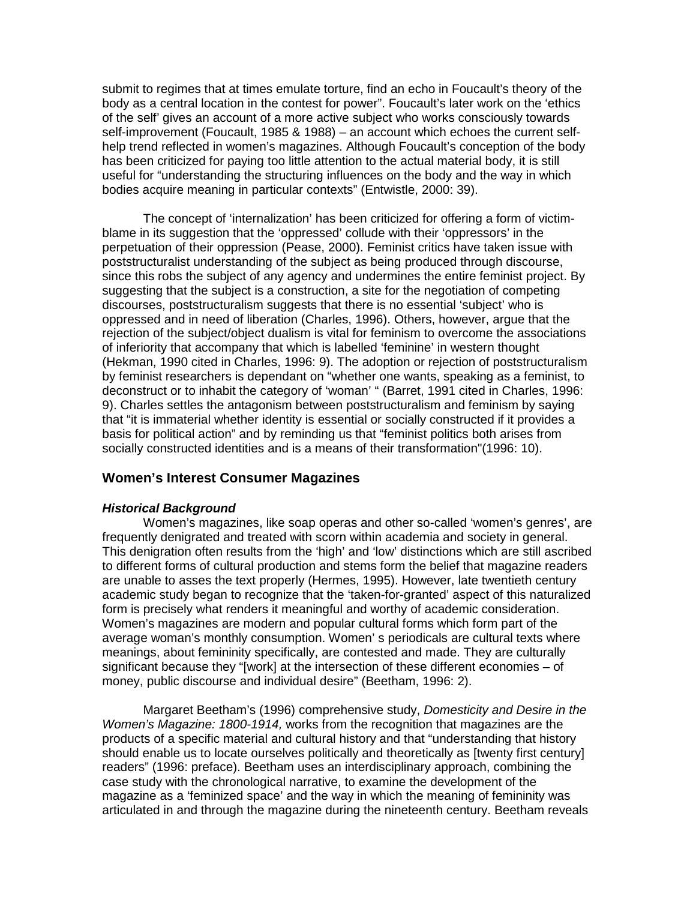submit to regimes that at times emulate torture, find an echo in Foucault's theory of the body as a central location in the contest for power". Foucault's later work on the 'ethics of the self' gives an account of a more active subject who works consciously towards self-improvement (Foucault, 1985 & 1988) – an account which echoes the current self-help trend reflected in women's magazines. Although Foucault's conception of the body has been criticized for paying too little attention to the actual material body, it is still useful for "understanding the structuring influences on the body and the way in which bodies acquire meaning in particular contexts" (Entwistle, 2000: 39).

The concept of 'internalization' has been criticized for offering a form of victim-blame in its suggestion that the 'oppressed' collude with their 'oppressors' in the perpetuation of their oppression (Pease, 2000). Feminist critics have taken issue with poststructuralist understanding of the subject as being produced through discourse, since this robs the subject of any agency and undermines the entire feminist project. By suggesting that the subject is a construction, a site for the negotiation of competing discourses, poststructuralism suggests that there is no essential 'subject' who is oppressed and in need of liberation (Charles, 1996). Others, however, argue that the rejection of the subject/object dualism is vital for feminism to overcome the associations of inferiority that accompany that which is labelled 'feminine' in western thought (Hekman, 1990 cited in Charles, 1996: 9). The adoption or rejection of poststructuralism by feminist researchers is dependant on "whether one wants, speaking as a feminist, to deconstruct or to inhabit the category of 'woman' " (Barret, 1991 cited in Charles, 1996: 9). Charles settles the antagonism between poststructuralism and feminism by saying that "it is immaterial whether identity is essential or socially constructed if it provides a basis for political action" and by reminding us that "feminist politics both arises from socially constructed identities and is a means of their transformation"(1996: 10).

## Women's Interest Consumer Magazines

### *Historical Background*

Women's magazines, like soap operas and other so-called 'women's genres', are frequently denigrated and treated with scorn within academia and society in general. This denigration often results from the 'high' and 'low' distinctions which are still ascribed to different forms of cultural production and stems form the belief that magazine readers are unable to asses the text properly (Hermes, 1995). However, late twentieth century academic study began to recognize that the 'taken-for-granted' aspect of this naturalized form is precisely what renders it meaningful and worthy of academic consideration. Women's magazines are modern and popular cultural forms which form part of the average woman's monthly consumption. Women' s periodicals are cultural texts where meanings, about femininity specifically, are contested and made. They are culturally significant because they "[work] at the intersection of these different economies – of money, public discourse and individual desire" (Beetham, 1996: 2).

Margaret Beetham's (1996) comprehensive study, *Domesticity and Desire in the Women's Magazine: 1800-1914,* works from the recognition that magazines are the products of a specific material and cultural history and that "understanding that history should enable us to locate ourselves politically and theoretically as [twenty first century] readers" (1996: preface). Beetham uses an interdisciplinary approach, combining the case study with the chronological narrative, to examine the development of the magazine as a 'feminized space' and the way in which the meaning of femininity was articulated in and through the magazine during the nineteenth century. Beetham reveals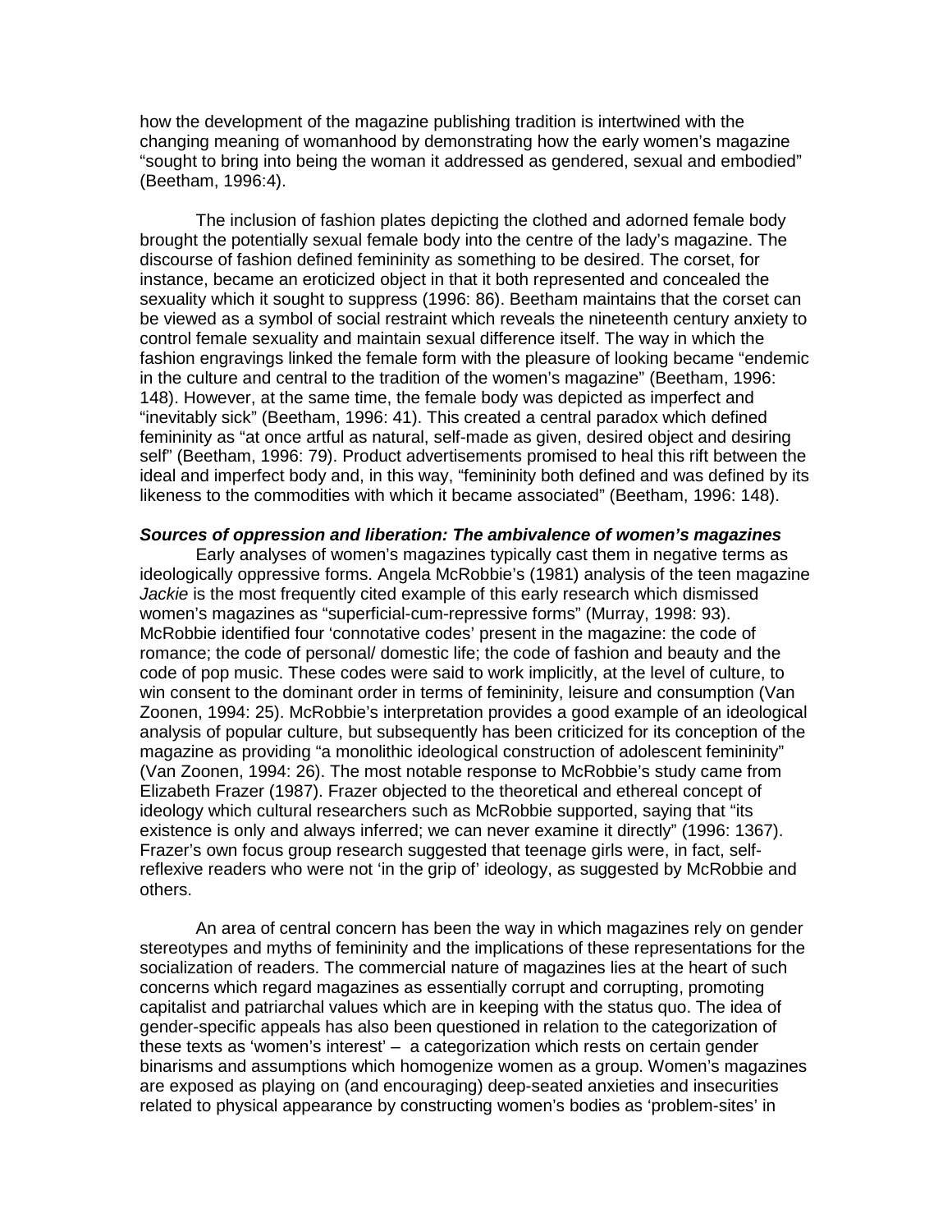how the development of the magazine publishing tradition is intertwined with the changing meaning of womanhood by demonstrating how the early women's magazine "sought to bring into being the woman it addressed as gendered, sexual and embodied" (Beetham, 1996:4).

The inclusion of fashion plates depicting the clothed and adorned female body brought the potentially sexual female body into the centre of the lady's magazine. The discourse of fashion defined femininity as something to be desired. The corset, for instance, became an eroticized object in that it both represented and concealed the sexuality which it sought to suppress (1996: 86). Beetham maintains that the corset can be viewed as a symbol of social restraint which reveals the nineteenth century anxiety to control female sexuality and maintain sexual difference itself. The way in which the fashion engravings linked the female form with the pleasure of looking became "endemic in the culture and central to the tradition of the women's magazine" (Beetham, 1996: 148). However, at the same time, the female body was depicted as imperfect and "inevitably sick" (Beetham, 1996: 41). This created a central paradox which defined femininity as "at once artful as natural, self-made as given, desired object and desiring self" (Beetham, 1996: 79). Product advertisements promised to heal this rift between the ideal and imperfect body and, in this way, "femininity both defined and was defined by its likeness to the commodities with which it became associated" (Beetham, 1996: 148).

### *Sources of oppression and liberation: The ambivalence of women's magazines*

Early analyses of women's magazines typically cast them in negative terms as ideologically oppressive forms. Angela McRobbie's (1981) analysis of the teen magazine *Jackie* is the most frequently cited example of this early research which dismissed women's magazines as "superficial-cum-repressive forms" (Murray, 1998: 93). McRobbie identified four 'connotative codes' present in the magazine: the code of romance; the code of personal/ domestic life; the code of fashion and beauty and the code of pop music. These codes were said to work implicitly, at the level of culture, to win consent to the dominant order in terms of femininity, leisure and consumption (Van Zoonen, 1994: 25). McRobbie's interpretation provides a good example of an ideological analysis of popular culture, but subsequently has been criticized for its conception of the magazine as providing "a monolithic ideological construction of adolescent femininity" (Van Zoonen, 1994: 26). The most notable response to McRobbie's study came from Elizabeth Frazer (1987). Frazer objected to the theoretical and ethereal concept of ideology which cultural researchers such as McRobbie supported, saying that "its existence is only and always inferred; we can never examine it directly" (1996: 1367). Frazer's own focus group research suggested that teenage girls were, in fact, self-reflexive readers who were not 'in the grip of' ideology, as suggested by McRobbie and others.

An area of central concern has been the way in which magazines rely on gender stereotypes and myths of femininity and the implications of these representations for the socialization of readers. The commercial nature of magazines lies at the heart of such concerns which regard magazines as essentially corrupt and corrupting, promoting capitalist and patriarchal values which are in keeping with the status quo. The idea of gender-specific appeals has also been questioned in relation to the categorization of these texts as 'women's interest' – a categorization which rests on certain gender binarisms and assumptions which homogenize women as a group. Women's magazines are exposed as playing on (and encouraging) deep-seated anxieties and insecurities related to physical appearance by constructing women's bodies as 'problem-sites' in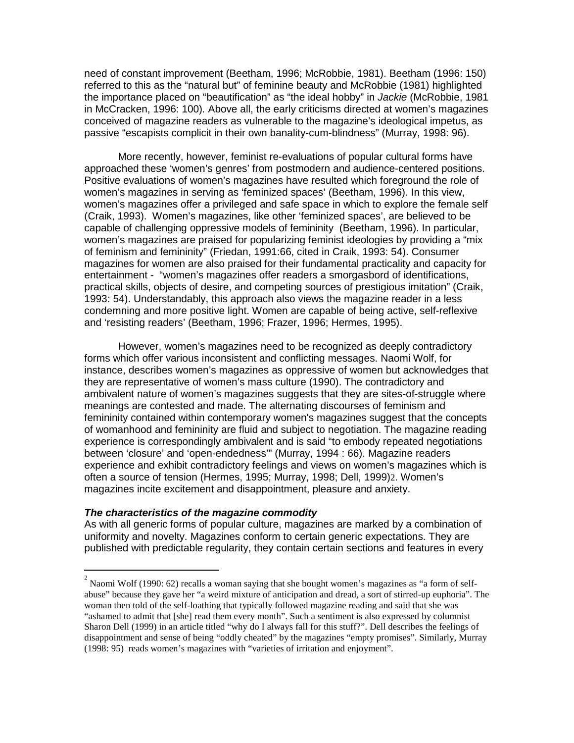need of constant improvement (Beetham, 1996; McRobbie, 1981). Beetham (1996: 150) referred to this as the "natural but" of feminine beauty and McRobbie (1981) highlighted the importance placed on "beautification" as "the ideal hobby" in *Jackie* (McRobbie, 1981 in McCracken, 1996: 100). Above all, the early criticisms directed at women's magazines conceived of magazine readers as vulnerable to the magazine's ideological impetus, as passive "escapists complicit in their own banality-cum-blindness" (Murray, 1998: 96).

More recently, however, feminist re-evaluations of popular cultural forms have approached these 'women's genres' from postmodern and audience-centered positions. Positive evaluations of women's magazines have resulted which foreground the role of women's magazines in serving as 'feminized spaces' (Beetham, 1996). In this view, women's magazines offer a privileged and safe space in which to explore the female self (Craik, 1993). Women's magazines, like other 'feminized spaces', are believed to be capable of challenging oppressive models of femininity (Beetham, 1996). In particular, women's magazines are praised for popularizing feminist ideologies by providing a "mix of feminism and femininity" (Friedan, 1991:66, cited in Craik, 1993: 54). Consumer magazines for women are also praised for their fundamental practicality and capacity for entertainment - "women's magazines offer readers a smorgasbord of identifications, practical skills, objects of desire, and competing sources of prestigious imitation" (Craik, 1993: 54). Understandably, this approach also views the magazine reader in a less condemning and more positive light. Women are capable of being active, self-reflexive and 'resisting readers' (Beetham, 1996; Frazer, 1996; Hermes, 1995).

However, women's magazines need to be recognized as deeply contradictory forms which offer various inconsistent and conflicting messages. Naomi Wolf, for instance, describes women's magazines as oppressive of women but acknowledges that they are representative of women's mass culture (1990). The contradictory and ambivalent nature of women's magazines suggests that they are sites-of-struggle where meanings are contested and made. The alternating discourses of feminism and femininity contained within contemporary women's magazines suggest that the concepts of womanhood and femininity are fluid and subject to negotiation. The magazine reading experience is correspondingly ambivalent and is said "to embody repeated negotiations between 'closure' and 'open-endedness'" (Murray, 1994 : 66). Magazine readers experience and exhibit contradictory feelings and views on women's magazines which is often a source of tension (Hermes, 1995; Murray, 1998; Dell, 1999)[2]. Women's magazines incite excitement and disappointment, pleasure and anxiety.

### ***The characteristics of the magazine commodity***

As with all generic forms of popular culture, magazines are marked by a combination of uniformity and novelty. Magazines conform to certain generic expectations. They are published with predictable regularity, they contain certain sections and features in every

[2] Naomi Wolf (1990: 62) recalls a woman saying that she bought women's magazines as "a form of self-abuse" because they gave her "a weird mixture of anticipation and dread, a sort of stirred-up euphoria". The woman then told of the self-loathing that typically followed magazine reading and said that she was "ashamed to admit that [she] read them every month". Such a sentiment is also expressed by columnist Sharon Dell (1999) in an article titled "why do I always fall for this stuff?". Dell describes the feelings of disappointment and sense of being "oddly cheated" by the magazines "empty promises". Similarly, Murray (1998: 95) reads women's magazines with "varieties of irritation and enjoyment".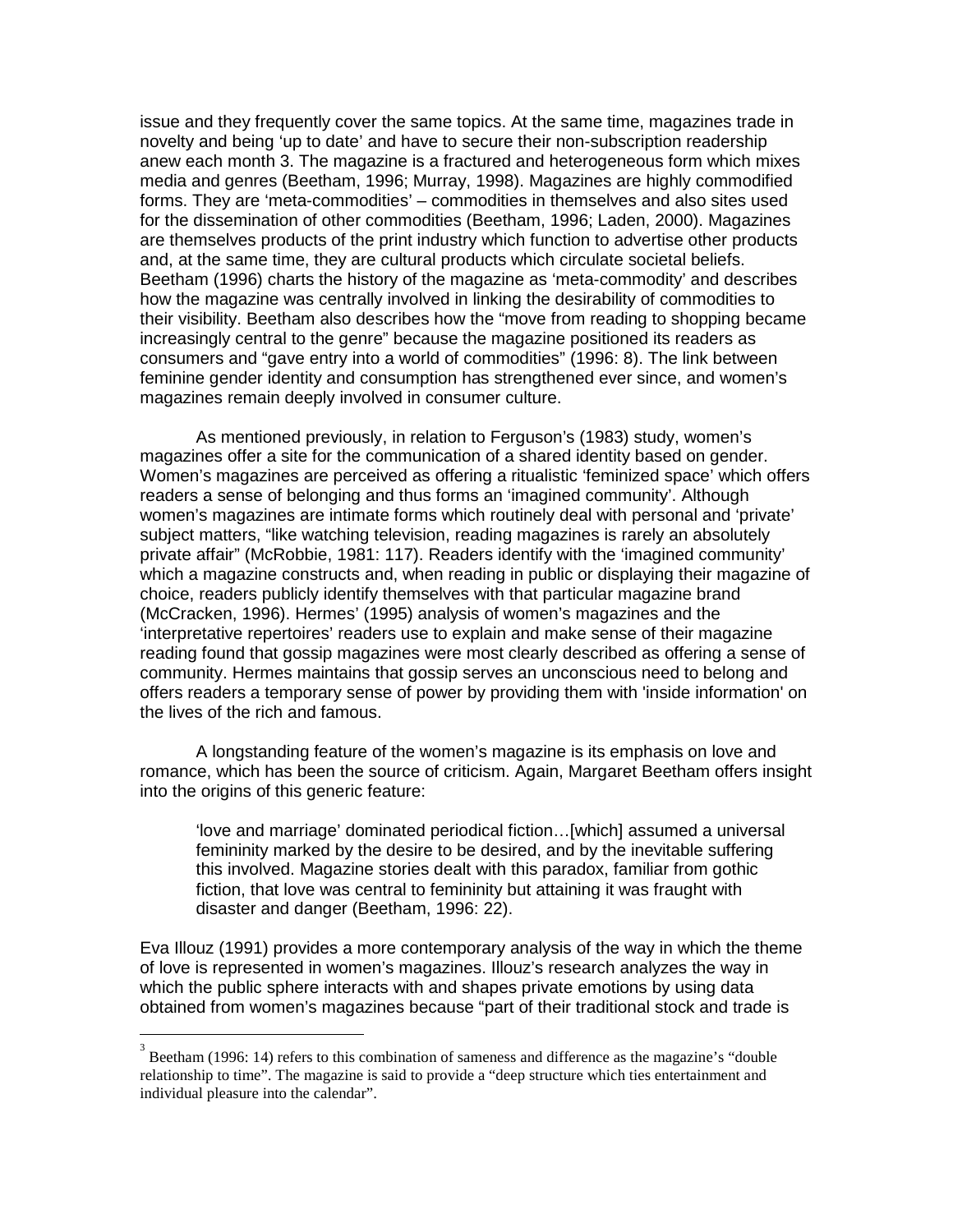issue and they frequently cover the same topics. At the same time, magazines trade in novelty and being 'up to date' and have to secure their non-subscription readership anew each month [3]. The magazine is a fractured and heterogeneous form which mixes media and genres (Beetham, 1996; Murray, 1998). Magazines are highly commodified forms. They are 'meta-commodities' – commodities in themselves and also sites used for the dissemination of other commodities (Beetham, 1996; Laden, 2000). Magazines are themselves products of the print industry which function to advertise other products and, at the same time, they are cultural products which circulate societal beliefs. Beetham (1996) charts the history of the magazine as 'meta-commodity' and describes how the magazine was centrally involved in linking the desirability of commodities to their visibility. Beetham also describes how the "move from reading to shopping became increasingly central to the genre" because the magazine positioned its readers as consumers and "gave entry into a world of commodities" (1996: 8). The link between feminine gender identity and consumption has strengthened ever since, and women's magazines remain deeply involved in consumer culture.

As mentioned previously, in relation to Ferguson's (1983) study, women's magazines offer a site for the communication of a shared identity based on gender. Women's magazines are perceived as offering a ritualistic 'feminized space' which offers readers a sense of belonging and thus forms an 'imagined community'. Although women's magazines are intimate forms which routinely deal with personal and 'private' subject matters, "like watching television, reading magazines is rarely an absolutely private affair" (McRobbie, 1981: 117). Readers identify with the 'imagined community' which a magazine constructs and, when reading in public or displaying their magazine of choice, readers publicly identify themselves with that particular magazine brand (McCracken, 1996). Hermes' (1995) analysis of women's magazines and the 'interpretative repertoires' readers use to explain and make sense of their magazine reading found that gossip magazines were most clearly described as offering a sense of community. Hermes maintains that gossip serves an unconscious need to belong and offers readers a temporary sense of power by providing them with 'inside information' on the lives of the rich and famous.

A longstanding feature of the women's magazine is its emphasis on love and romance, which has been the source of criticism. Again, Margaret Beetham offers insight into the origins of this generic feature:

> 'love and marriage' dominated periodical fiction…[which] assumed a universal femininity marked by the desire to be desired, and by the inevitable suffering this involved. Magazine stories dealt with this paradox, familiar from gothic fiction, that love was central to femininity but attaining it was fraught with disaster and danger (Beetham, 1996: 22).

Eva Illouz (1991) provides a more contemporary analysis of the way in which the theme of love is represented in women's magazines. Illouz's research analyzes the way in which the public sphere interacts with and shapes private emotions by using data obtained from women's magazines because "part of their traditional stock and trade is

---

[3] Beetham (1996: 14) refers to this combination of sameness and difference as the magazine's "double relationship to time". The magazine is said to provide a "deep structure which ties entertainment and individual pleasure into the calendar".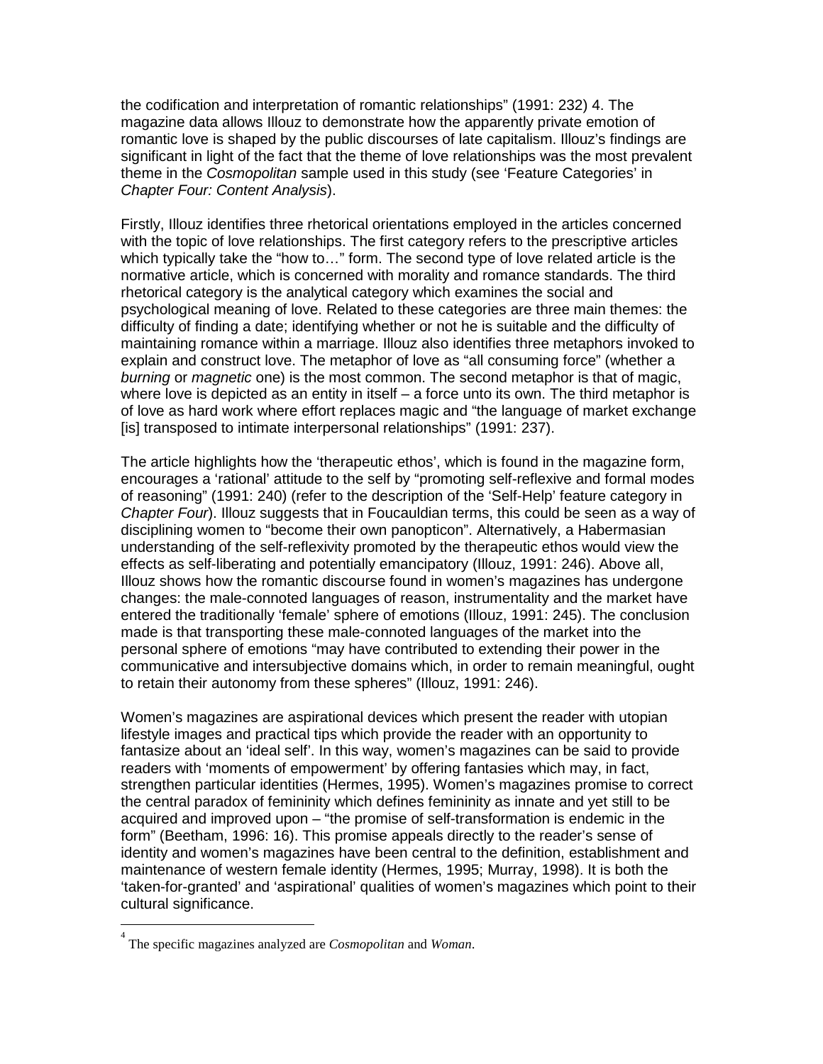the codification and interpretation of romantic relationships" (1991: 232) 4. The magazine data allows Illouz to demonstrate how the apparently private emotion of romantic love is shaped by the public discourses of late capitalism. Illouz's findings are significant in light of the fact that the theme of love relationships was the most prevalent theme in the *Cosmopolitan* sample used in this study (see 'Feature Categories' in *Chapter Four: Content Analysis*).

Firstly, Illouz identifies three rhetorical orientations employed in the articles concerned with the topic of love relationships. The first category refers to the prescriptive articles which typically take the "how to…" form. The second type of love related article is the normative article, which is concerned with morality and romance standards. The third rhetorical category is the analytical category which examines the social and psychological meaning of love. Related to these categories are three main themes: the difficulty of finding a date; identifying whether or not he is suitable and the difficulty of maintaining romance within a marriage. Illouz also identifies three metaphors invoked to explain and construct love. The metaphor of love as "all consuming force" (whether a *burning* or *magnetic* one) is the most common. The second metaphor is that of magic, where love is depicted as an entity in itself – a force unto its own. The third metaphor is of love as hard work where effort replaces magic and "the language of market exchange [is] transposed to intimate interpersonal relationships" (1991: 237).

The article highlights how the 'therapeutic ethos', which is found in the magazine form, encourages a 'rational' attitude to the self by "promoting self-reflexive and formal modes of reasoning" (1991: 240) (refer to the description of the 'Self-Help' feature category in *Chapter Four*). Illouz suggests that in Foucauldian terms, this could be seen as a way of disciplining women to "become their own panopticon". Alternatively, a Habermasian understanding of the self-reflexivity promoted by the therapeutic ethos would view the effects as self-liberating and potentially emancipatory (Illouz, 1991: 246). Above all, Illouz shows how the romantic discourse found in women's magazines has undergone changes: the male-connoted languages of reason, instrumentality and the market have entered the traditionally 'female' sphere of emotions (Illouz, 1991: 245). The conclusion made is that transporting these male-connoted languages of the market into the personal sphere of emotions "may have contributed to extending their power in the communicative and intersubjective domains which, in order to remain meaningful, ought to retain their autonomy from these spheres" (Illouz, 1991: 246).

Women's magazines are aspirational devices which present the reader with utopian lifestyle images and practical tips which provide the reader with an opportunity to fantasize about an 'ideal self'. In this way, women's magazines can be said to provide readers with 'moments of empowerment' by offering fantasies which may, in fact, strengthen particular identities (Hermes, 1995). Women's magazines promise to correct the central paradox of femininity which defines femininity as innate and yet still to be acquired and improved upon – "the promise of self-transformation is endemic in the form" (Beetham, 1996: 16). This promise appeals directly to the reader's sense of identity and women's magazines have been central to the definition, establishment and maintenance of western female identity (Hermes, 1995; Murray, 1998). It is both the 'taken-for-granted' and 'aspirational' qualities of women's magazines which point to their cultural significance.

---

[4] The specific magazines analyzed are *Cosmopolitan* and *Woman*.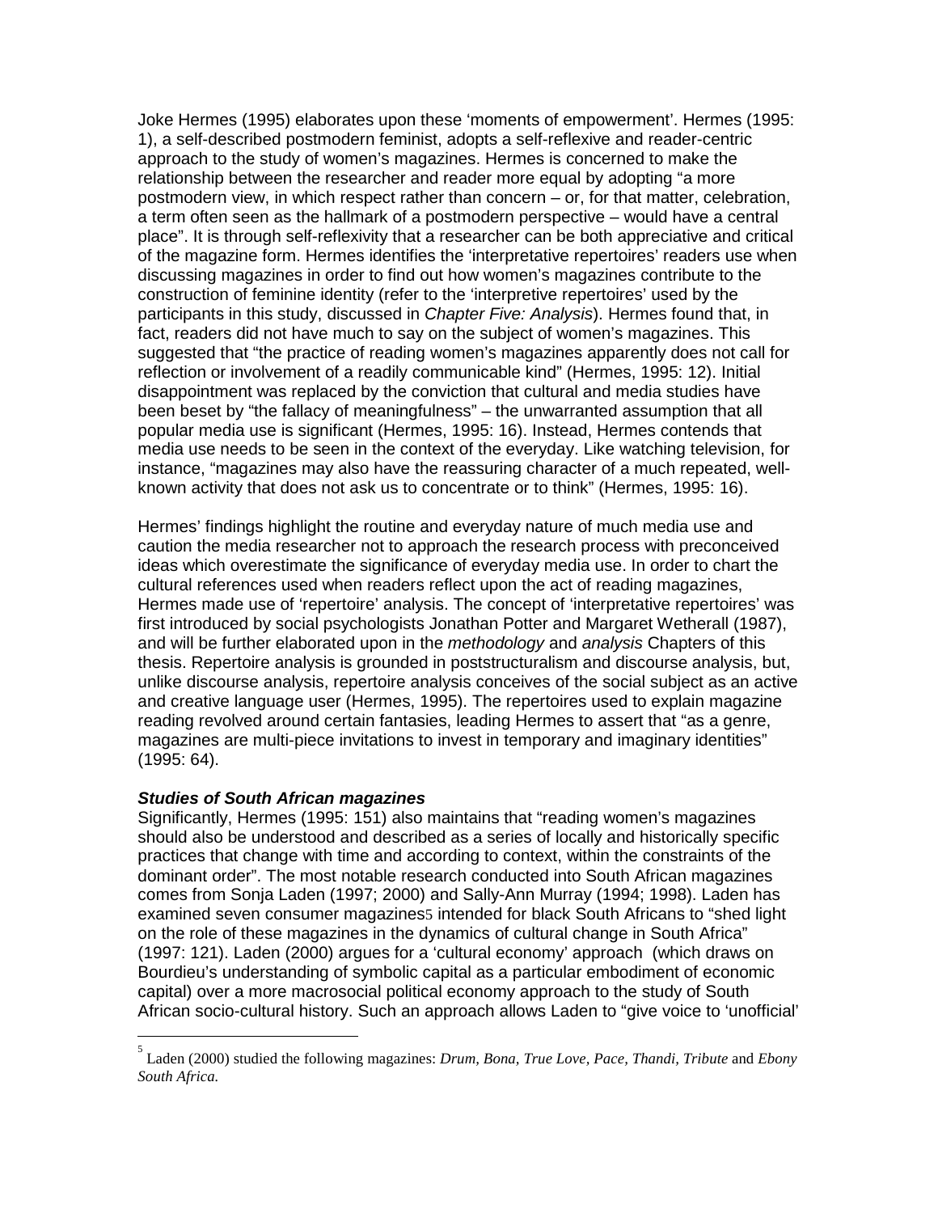Joke Hermes (1995) elaborates upon these 'moments of empowerment'. Hermes (1995: 1), a self-described postmodern feminist, adopts a self-reflexive and reader-centric approach to the study of women's magazines. Hermes is concerned to make the relationship between the researcher and reader more equal by adopting "a more postmodern view, in which respect rather than concern – or, for that matter, celebration, a term often seen as the hallmark of a postmodern perspective – would have a central place". It is through self-reflexivity that a researcher can be both appreciative and critical of the magazine form. Hermes identifies the 'interpretative repertoires' readers use when discussing magazines in order to find out how women's magazines contribute to the construction of feminine identity (refer to the 'interpretive repertoires' used by the participants in this study, discussed in *Chapter Five: Analysis*). Hermes found that, in fact, readers did not have much to say on the subject of women's magazines. This suggested that "the practice of reading women's magazines apparently does not call for reflection or involvement of a readily communicable kind" (Hermes, 1995: 12). Initial disappointment was replaced by the conviction that cultural and media studies have been beset by "the fallacy of meaningfulness" – the unwarranted assumption that all popular media use is significant (Hermes, 1995: 16). Instead, Hermes contends that media use needs to be seen in the context of the everyday. Like watching television, for instance, "magazines may also have the reassuring character of a much repeated, well-known activity that does not ask us to concentrate or to think" (Hermes, 1995: 16).

Hermes' findings highlight the routine and everyday nature of much media use and caution the media researcher not to approach the research process with preconceived ideas which overestimate the significance of everyday media use. In order to chart the cultural references used when readers reflect upon the act of reading magazines, Hermes made use of 'repertoire' analysis. The concept of 'interpretative repertoires' was first introduced by social psychologists Jonathan Potter and Margaret Wetherall (1987), and will be further elaborated upon in the *methodology* and *analysis* Chapters of this thesis. Repertoire analysis is grounded in poststructuralism and discourse analysis, but, unlike discourse analysis, repertoire analysis conceives of the social subject as an active and creative language user (Hermes, 1995). The repertoires used to explain magazine reading revolved around certain fantasies, leading Hermes to assert that "as a genre, magazines are multi-piece invitations to invest in temporary and imaginary identities" (1995: 64).

***Studies of South African magazines***

Significantly, Hermes (1995: 151) also maintains that "reading women's magazines should also be understood and described as a series of locally and historically specific practices that change with time and according to context, within the constraints of the dominant order". The most notable research conducted into South African magazines comes from Sonja Laden (1997; 2000) and Sally-Ann Murray (1994; 1998). Laden has examined seven consumer magazines[5] intended for black South Africans to "shed light on the role of these magazines in the dynamics of cultural change in South Africa" (1997: 121). Laden (2000) argues for a 'cultural economy' approach (which draws on Bourdieu's understanding of symbolic capital as a particular embodiment of economic capital) over a more macrosocial political economy approach to the study of South African socio-cultural history. Such an approach allows Laden to "give voice to 'unofficial'

[5] Laden (2000) studied the following magazines: *Drum, Bona, True Love, Pace, Thandi, Tribute* and *Ebony South Africa.*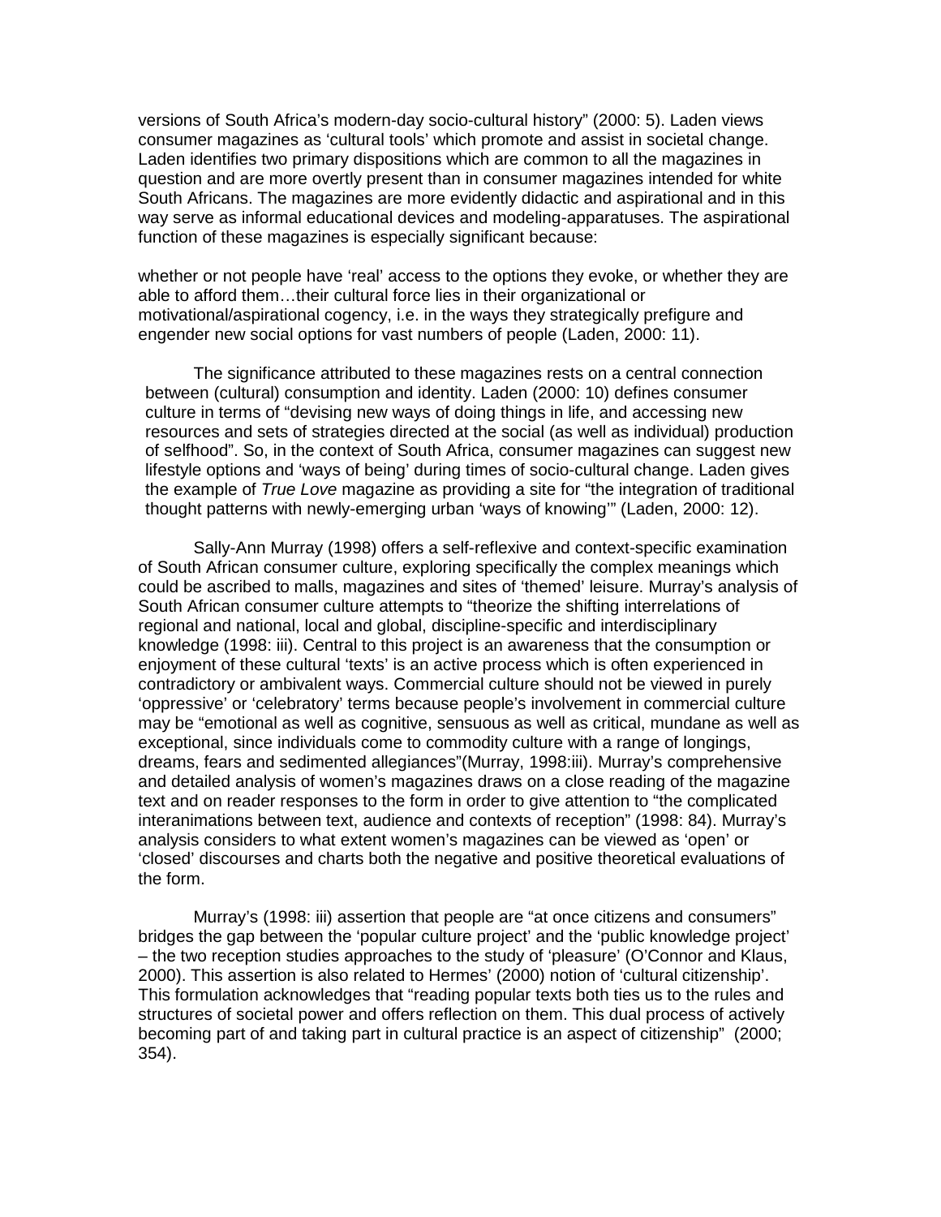versions of South Africa's modern-day socio-cultural history" (2000: 5). Laden views consumer magazines as 'cultural tools' which promote and assist in societal change. Laden identifies two primary dispositions which are common to all the magazines in question and are more overtly present than in consumer magazines intended for white South Africans. The magazines are more evidently didactic and aspirational and in this way serve as informal educational devices and modeling-apparatuses. The aspirational function of these magazines is especially significant because:

whether or not people have 'real' access to the options they evoke, or whether they are able to afford them…their cultural force lies in their organizational or motivational/aspirational cogency, i.e. in the ways they strategically prefigure and engender new social options for vast numbers of people (Laden, 2000: 11).

The significance attributed to these magazines rests on a central connection between (cultural) consumption and identity. Laden (2000: 10) defines consumer culture in terms of "devising new ways of doing things in life, and accessing new resources and sets of strategies directed at the social (as well as individual) production of selfhood". So, in the context of South Africa, consumer magazines can suggest new lifestyle options and 'ways of being' during times of socio-cultural change. Laden gives the example of *True Love* magazine as providing a site for "the integration of traditional thought patterns with newly-emerging urban 'ways of knowing'" (Laden, 2000: 12).

Sally-Ann Murray (1998) offers a self-reflexive and context-specific examination of South African consumer culture, exploring specifically the complex meanings which could be ascribed to malls, magazines and sites of 'themed' leisure. Murray's analysis of South African consumer culture attempts to "theorize the shifting interrelations of regional and national, local and global, discipline-specific and interdisciplinary knowledge (1998: iii). Central to this project is an awareness that the consumption or enjoyment of these cultural 'texts' is an active process which is often experienced in contradictory or ambivalent ways. Commercial culture should not be viewed in purely 'oppressive' or 'celebratory' terms because people's involvement in commercial culture may be "emotional as well as cognitive, sensuous as well as critical, mundane as well as exceptional, since individuals come to commodity culture with a range of longings, dreams, fears and sedimented allegiances"(Murray, 1998:iii). Murray's comprehensive and detailed analysis of women's magazines draws on a close reading of the magazine text and on reader responses to the form in order to give attention to "the complicated interanimations between text, audience and contexts of reception" (1998: 84). Murray's analysis considers to what extent women's magazines can be viewed as 'open' or 'closed' discourses and charts both the negative and positive theoretical evaluations of the form.

Murray's (1998: iii) assertion that people are "at once citizens and consumers" bridges the gap between the 'popular culture project' and the 'public knowledge project' – the two reception studies approaches to the study of 'pleasure' (O'Connor and Klaus, 2000). This assertion is also related to Hermes' (2000) notion of 'cultural citizenship'. This formulation acknowledges that "reading popular texts both ties us to the rules and structures of societal power and offers reflection on them. This dual process of actively becoming part of and taking part in cultural practice is an aspect of citizenship" (2000; 354).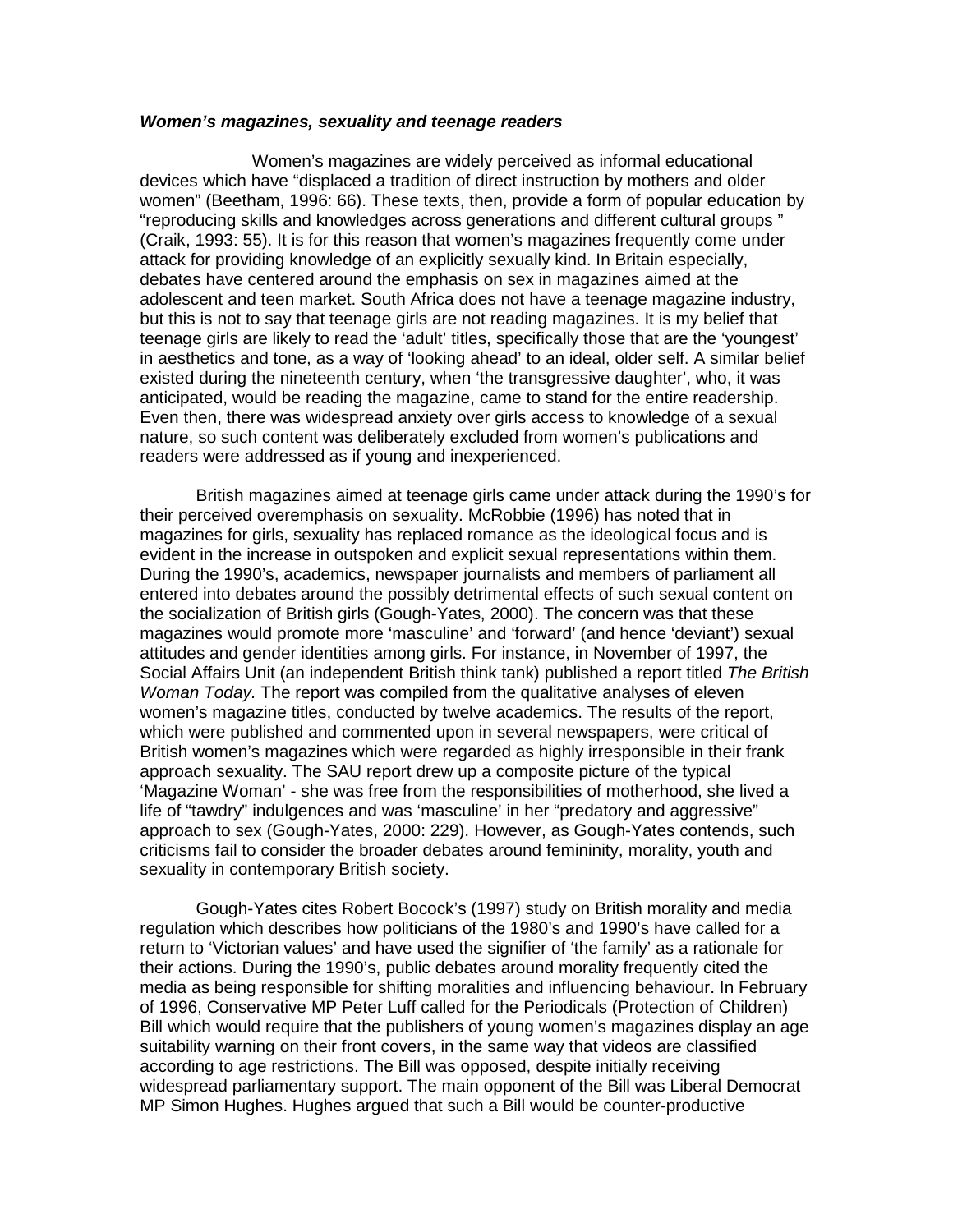### ***Women's magazines, sexuality and teenage readers***

Women's magazines are widely perceived as informal educational devices which have "displaced a tradition of direct instruction by mothers and older women" (Beetham, 1996: 66). These texts, then, provide a form of popular education by "reproducing skills and knowledges across generations and different cultural groups " (Craik, 1993: 55). It is for this reason that women's magazines frequently come under attack for providing knowledge of an explicitly sexually kind. In Britain especially, debates have centered around the emphasis on sex in magazines aimed at the adolescent and teen market. South Africa does not have a teenage magazine industry, but this is not to say that teenage girls are not reading magazines. It is my belief that teenage girls are likely to read the 'adult' titles, specifically those that are the 'youngest' in aesthetics and tone, as a way of 'looking ahead' to an ideal, older self. A similar belief existed during the nineteenth century, when 'the transgressive daughter', who, it was anticipated, would be reading the magazine, came to stand for the entire readership. Even then, there was widespread anxiety over girls access to knowledge of a sexual nature, so such content was deliberately excluded from women's publications and readers were addressed as if young and inexperienced.

British magazines aimed at teenage girls came under attack during the 1990's for their perceived overemphasis on sexuality. McRobbie (1996) has noted that in magazines for girls, sexuality has replaced romance as the ideological focus and is evident in the increase in outspoken and explicit sexual representations within them. During the 1990's, academics, newspaper journalists and members of parliament all entered into debates around the possibly detrimental effects of such sexual content on the socialization of British girls (Gough-Yates, 2000). The concern was that these magazines would promote more 'masculine' and 'forward' (and hence 'deviant') sexual attitudes and gender identities among girls. For instance, in November of 1997, the Social Affairs Unit (an independent British think tank) published a report titled *The British Woman Today.* The report was compiled from the qualitative analyses of eleven women's magazine titles, conducted by twelve academics. The results of the report, which were published and commented upon in several newspapers, were critical of British women's magazines which were regarded as highly irresponsible in their frank approach sexuality. The SAU report drew up a composite picture of the typical 'Magazine Woman' - she was free from the responsibilities of motherhood, she lived a life of "tawdry" indulgences and was 'masculine' in her "predatory and aggressive" approach to sex (Gough-Yates, 2000: 229). However, as Gough-Yates contends, such criticisms fail to consider the broader debates around femininity, morality, youth and sexuality in contemporary British society.

Gough-Yates cites Robert Bocock's (1997) study on British morality and media regulation which describes how politicians of the 1980's and 1990's have called for a return to 'Victorian values' and have used the signifier of 'the family' as a rationale for their actions. During the 1990's, public debates around morality frequently cited the media as being responsible for shifting moralities and influencing behaviour. In February of 1996, Conservative MP Peter Luff called for the Periodicals (Protection of Children) Bill which would require that the publishers of young women's magazines display an age suitability warning on their front covers, in the same way that videos are classified according to age restrictions. The Bill was opposed, despite initially receiving widespread parliamentary support. The main opponent of the Bill was Liberal Democrat MP Simon Hughes. Hughes argued that such a Bill would be counter-productive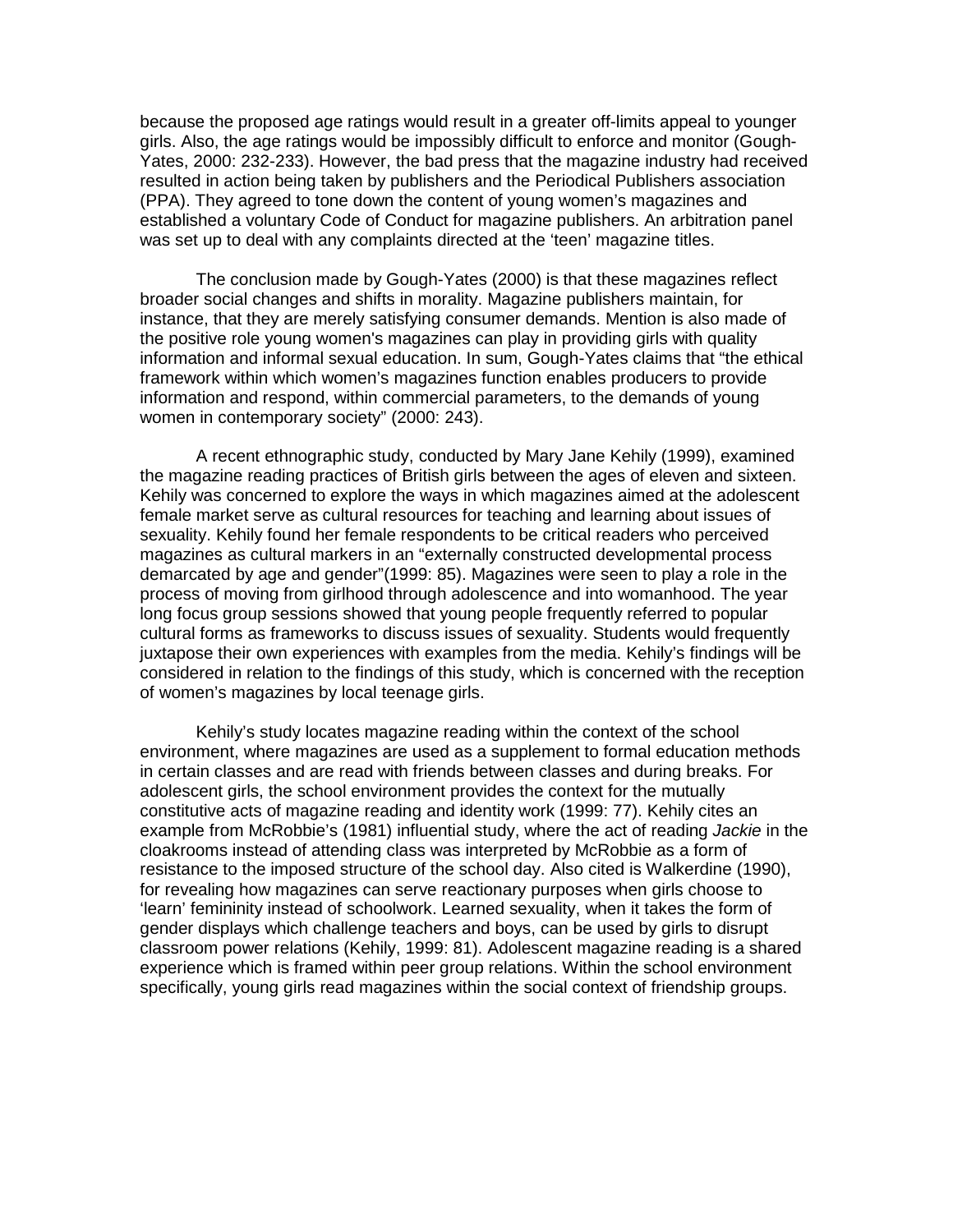because the proposed age ratings would result in a greater off-limits appeal to younger girls. Also, the age ratings would be impossibly difficult to enforce and monitor (Gough-Yates, 2000: 232-233). However, the bad press that the magazine industry had received resulted in action being taken by publishers and the Periodical Publishers association (PPA). They agreed to tone down the content of young women's magazines and established a voluntary Code of Conduct for magazine publishers. An arbitration panel was set up to deal with any complaints directed at the 'teen' magazine titles.

The conclusion made by Gough-Yates (2000) is that these magazines reflect broader social changes and shifts in morality. Magazine publishers maintain, for instance, that they are merely satisfying consumer demands. Mention is also made of the positive role young women's magazines can play in providing girls with quality information and informal sexual education. In sum, Gough-Yates claims that "the ethical framework within which women's magazines function enables producers to provide information and respond, within commercial parameters, to the demands of young women in contemporary society" (2000: 243).

A recent ethnographic study, conducted by Mary Jane Kehily (1999), examined the magazine reading practices of British girls between the ages of eleven and sixteen. Kehily was concerned to explore the ways in which magazines aimed at the adolescent female market serve as cultural resources for teaching and learning about issues of sexuality. Kehily found her female respondents to be critical readers who perceived magazines as cultural markers in an "externally constructed developmental process demarcated by age and gender"(1999: 85). Magazines were seen to play a role in the process of moving from girlhood through adolescence and into womanhood. The year long focus group sessions showed that young people frequently referred to popular cultural forms as frameworks to discuss issues of sexuality. Students would frequently juxtapose their own experiences with examples from the media. Kehily's findings will be considered in relation to the findings of this study, which is concerned with the reception of women's magazines by local teenage girls.

Kehily's study locates magazine reading within the context of the school environment, where magazines are used as a supplement to formal education methods in certain classes and are read with friends between classes and during breaks. For adolescent girls, the school environment provides the context for the mutually constitutive acts of magazine reading and identity work (1999: 77). Kehily cites an example from McRobbie's (1981) influential study, where the act of reading *Jackie* in the cloakrooms instead of attending class was interpreted by McRobbie as a form of resistance to the imposed structure of the school day. Also cited is Walkerdine (1990), for revealing how magazines can serve reactionary purposes when girls choose to 'learn' femininity instead of schoolwork. Learned sexuality, when it takes the form of gender displays which challenge teachers and boys, can be used by girls to disrupt classroom power relations (Kehily, 1999: 81). Adolescent magazine reading is a shared experience which is framed within peer group relations. Within the school environment specifically, young girls read magazines within the social context of friendship groups.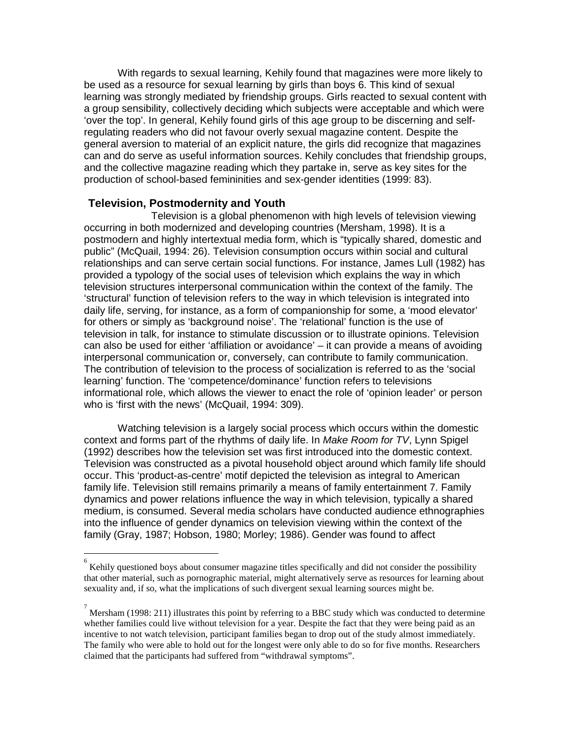With regards to sexual learning, Kehily found that magazines were more likely to be used as a resource for sexual learning by girls than boys [6]. This kind of sexual learning was strongly mediated by friendship groups. Girls reacted to sexual content with a group sensibility, collectively deciding which subjects were acceptable and which were 'over the top'. In general, Kehily found girls of this age group to be discerning and self-regulating readers who did not favour overly sexual magazine content. Despite the general aversion to material of an explicit nature, the girls did recognize that magazines can and do serve as useful information sources. Kehily concludes that friendship groups, and the collective magazine reading which they partake in, serve as key sites for the production of school-based femininities and sex-gender identities (1999: 83).

## Television, Postmodernity and Youth

Television is a global phenomenon with high levels of television viewing occurring in both modernized and developing countries (Mersham, 1998). It is a postmodern and highly intertextual media form, which is "typically shared, domestic and public" (McQuail, 1994: 26). Television consumption occurs within social and cultural relationships and can serve certain social functions. For instance, James Lull (1982) has provided a typology of the social uses of television which explains the way in which television structures interpersonal communication within the context of the family. The 'structural' function of television refers to the way in which television is integrated into daily life, serving, for instance, as a form of companionship for some, a 'mood elevator' for others or simply as 'background noise'. The 'relational' function is the use of television in talk, for instance to stimulate discussion or to illustrate opinions. Television can also be used for either 'affiliation or avoidance' – it can provide a means of avoiding interpersonal communication or, conversely, can contribute to family communication. The contribution of television to the process of socialization is referred to as the 'social learning' function. The 'competence/dominance' function refers to televisions informational role, which allows the viewer to enact the role of 'opinion leader' or person who is 'first with the news' (McQuail, 1994: 309).

Watching television is a largely social process which occurs within the domestic context and forms part of the rhythms of daily life. In *Make Room for TV*, Lynn Spigel (1992) describes how the television set was first introduced into the domestic context. Television was constructed as a pivotal household object around which family life should occur. This 'product-as-centre' motif depicted the television as integral to American family life. Television still remains primarily a means of family entertainment [7]. Family dynamics and power relations influence the way in which television, typically a shared medium, is consumed. Several media scholars have conducted audience ethnographies into the influence of gender dynamics on television viewing within the context of the family (Gray, 1987; Hobson, 1980; Morley; 1986). Gender was found to affect

---

[6] Kehily questioned boys about consumer magazine titles specifically and did not consider the possibility that other material, such as pornographic material, might alternatively serve as resources for learning about sexuality and, if so, what the implications of such divergent sexual learning sources might be.

[7] Mersham (1998: 211) illustrates this point by referring to a BBC study which was conducted to determine whether families could live without television for a year. Despite the fact that they were being paid as an incentive to not watch television, participant families began to drop out of the study almost immediately. The family who were able to hold out for the longest were only able to do so for five months. Researchers claimed that the participants had suffered from "withdrawal symptoms".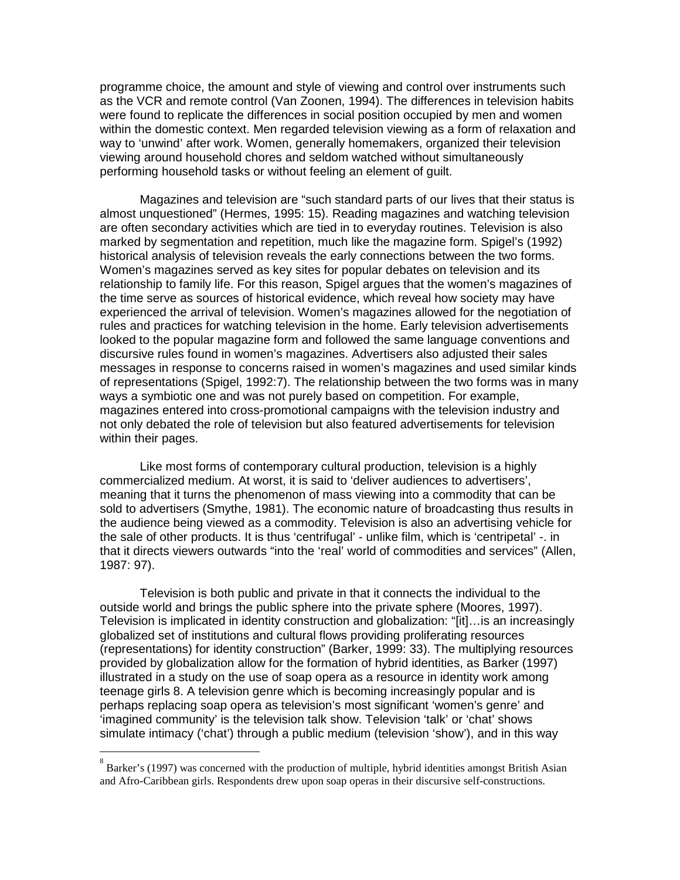programme choice, the amount and style of viewing and control over instruments such as the VCR and remote control (Van Zoonen, 1994). The differences in television habits were found to replicate the differences in social position occupied by men and women within the domestic context. Men regarded television viewing as a form of relaxation and way to 'unwind' after work. Women, generally homemakers, organized their television viewing around household chores and seldom watched without simultaneously performing household tasks or without feeling an element of guilt.

Magazines and television are "such standard parts of our lives that their status is almost unquestioned" (Hermes, 1995: 15). Reading magazines and watching television are often secondary activities which are tied in to everyday routines. Television is also marked by segmentation and repetition, much like the magazine form. Spigel's (1992) historical analysis of television reveals the early connections between the two forms. Women's magazines served as key sites for popular debates on television and its relationship to family life. For this reason, Spigel argues that the women's magazines of the time serve as sources of historical evidence, which reveal how society may have experienced the arrival of television. Women's magazines allowed for the negotiation of rules and practices for watching television in the home. Early television advertisements looked to the popular magazine form and followed the same language conventions and discursive rules found in women's magazines. Advertisers also adjusted their sales messages in response to concerns raised in women's magazines and used similar kinds of representations (Spigel, 1992:7). The relationship between the two forms was in many ways a symbiotic one and was not purely based on competition. For example, magazines entered into cross-promotional campaigns with the television industry and not only debated the role of television but also featured advertisements for television within their pages.

Like most forms of contemporary cultural production, television is a highly commercialized medium. At worst, it is said to 'deliver audiences to advertisers', meaning that it turns the phenomenon of mass viewing into a commodity that can be sold to advertisers (Smythe, 1981). The economic nature of broadcasting thus results in the audience being viewed as a commodity. Television is also an advertising vehicle for the sale of other products. It is thus 'centrifugal' - unlike film, which is 'centripetal' -. in that it directs viewers outwards "into the 'real' world of commodities and services" (Allen, 1987: 97).

Television is both public and private in that it connects the individual to the outside world and brings the public sphere into the private sphere (Moores, 1997). Television is implicated in identity construction and globalization: "[it]…is an increasingly globalized set of institutions and cultural flows providing proliferating resources (representations) for identity construction" (Barker, 1999: 33). The multiplying resources provided by globalization allow for the formation of hybrid identities, as Barker (1997) illustrated in a study on the use of soap opera as a resource in identity work among teenage girls [8]. A television genre which is becoming increasingly popular and is perhaps replacing soap opera as television's most significant 'women's genre' and 'imagined community' is the television talk show. Television 'talk' or 'chat' shows simulate intimacy ('chat') through a public medium (television 'show'), and in this way

[8] Barker's (1997) was concerned with the production of multiple, hybrid identities amongst British Asian and Afro-Caribbean girls. Respondents drew upon soap operas in their discursive self-constructions.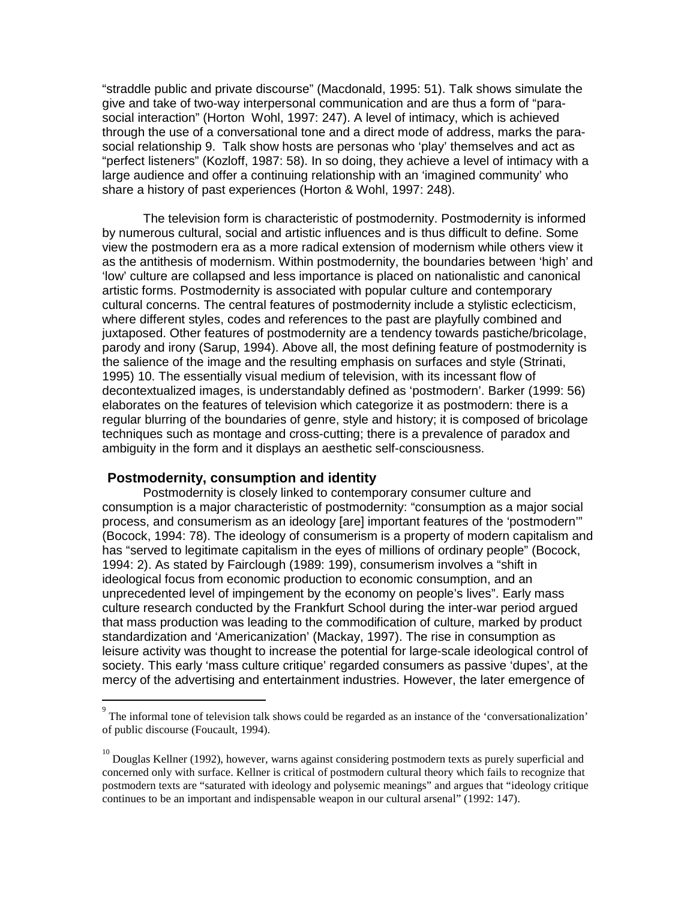"straddle public and private discourse" (Macdonald, 1995: 51). Talk shows simulate the give and take of two-way interpersonal communication and are thus a form of "para-social interaction" (Horton  Wohl, 1997: 247). A level of intimacy, which is achieved through the use of a conversational tone and a direct mode of address, marks the para-social relationship 9. Talk show hosts are personas who 'play' themselves and act as "perfect listeners" (Kozloff, 1987: 58). In so doing, they achieve a level of intimacy with a large audience and offer a continuing relationship with an 'imagined community' who share a history of past experiences (Horton & Wohl, 1997: 248).

The television form is characteristic of postmodernity. Postmodernity is informed by numerous cultural, social and artistic influences and is thus difficult to define. Some view the postmodern era as a more radical extension of modernism while others view it as the antithesis of modernism. Within postmodernity, the boundaries between 'high' and 'low' culture are collapsed and less importance is placed on nationalistic and canonical artistic forms. Postmodernity is associated with popular culture and contemporary cultural concerns. The central features of postmodernity include a stylistic eclecticism, where different styles, codes and references to the past are playfully combined and juxtaposed. Other features of postmodernity are a tendency towards pastiche/bricolage, parody and irony (Sarup, 1994). Above all, the most defining feature of postmodernity is the salience of the image and the resulting emphasis on surfaces and style (Strinati, 1995) 10. The essentially visual medium of television, with its incessant flow of decontextualized images, is understandably defined as 'postmodern'. Barker (1999: 56) elaborates on the features of television which categorize it as postmodern: there is a regular blurring of the boundaries of genre, style and history; it is composed of bricolage techniques such as montage and cross-cutting; there is a prevalence of paradox and ambiguity in the form and it displays an aesthetic self-consciousness.

## Postmodernity, consumption and identity

Postmodernity is closely linked to contemporary consumer culture and consumption is a major characteristic of postmodernity: "consumption as a major social process, and consumerism as an ideology [are] important features of the 'postmodern'" (Bocock, 1994: 78). The ideology of consumerism is a property of modern capitalism and has "served to legitimate capitalism in the eyes of millions of ordinary people" (Bocock, 1994: 2). As stated by Fairclough (1989: 199), consumerism involves a "shift in ideological focus from economic production to economic consumption, and an unprecedented level of impingement by the economy on people's lives". Early mass culture research conducted by the Frankfurt School during the inter-war period argued that mass production was leading to the commodification of culture, marked by product standardization and 'Americanization' (Mackay, 1997). The rise in consumption as leisure activity was thought to increase the potential for large-scale ideological control of society. This early 'mass culture critique' regarded consumers as passive 'dupes', at the mercy of the advertising and entertainment industries. However, the later emergence of

---

[9] The informal tone of television talk shows could be regarded as an instance of the 'conversationalization' of public discourse (Foucault, 1994).

[10] Douglas Kellner (1992), however, warns against considering postmodern texts as purely superficial and concerned only with surface. Kellner is critical of postmodern cultural theory which fails to recognize that postmodern texts are "saturated with ideology and polysemic meanings" and argues that "ideology critique continues to be an important and indispensable weapon in our cultural arsenal" (1992: 147).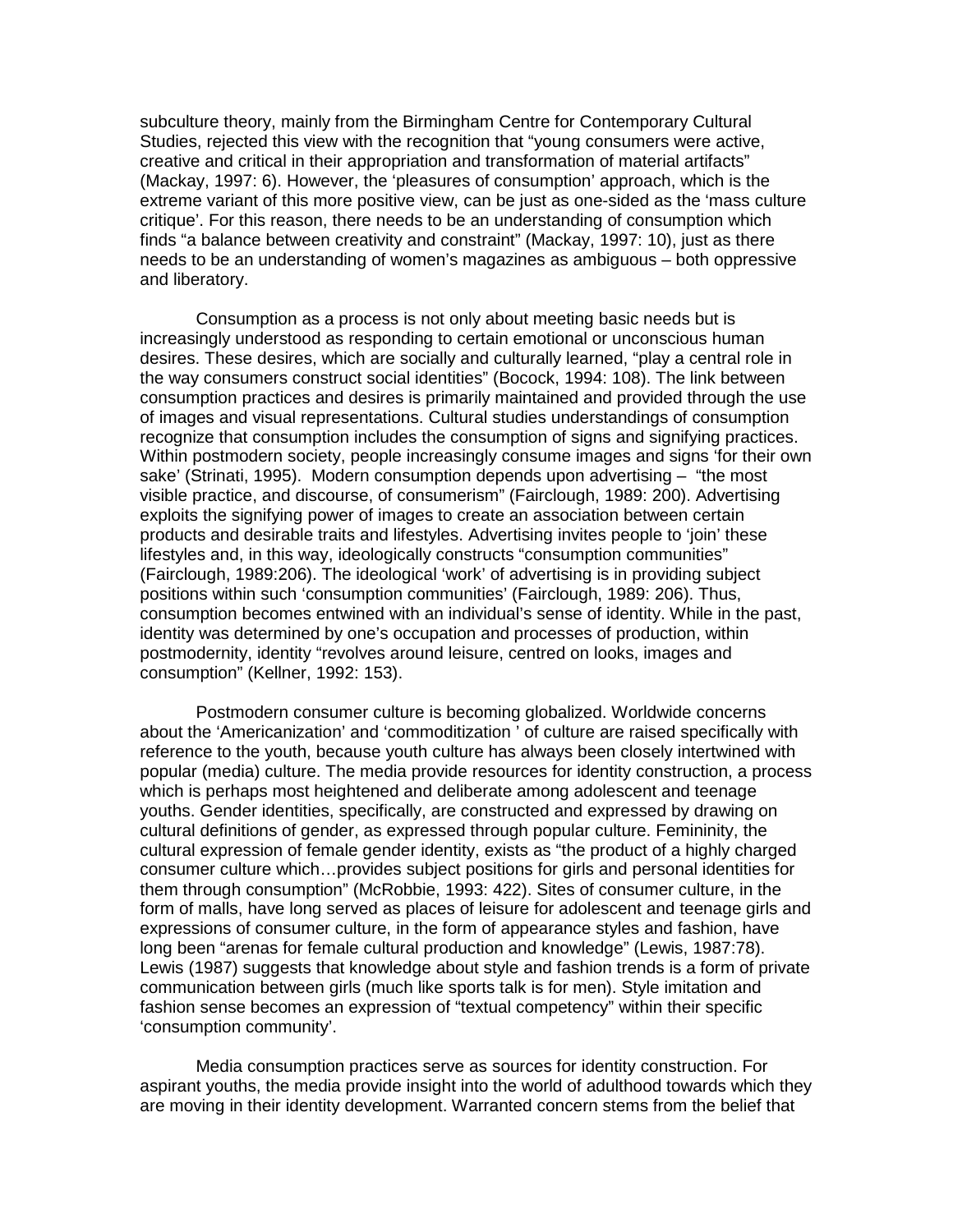subculture theory, mainly from the Birmingham Centre for Contemporary Cultural Studies, rejected this view with the recognition that "young consumers were active, creative and critical in their appropriation and transformation of material artifacts" (Mackay, 1997: 6). However, the 'pleasures of consumption' approach, which is the extreme variant of this more positive view, can be just as one-sided as the 'mass culture critique'. For this reason, there needs to be an understanding of consumption which finds "a balance between creativity and constraint" (Mackay, 1997: 10), just as there needs to be an understanding of women's magazines as ambiguous – both oppressive and liberatory.

Consumption as a process is not only about meeting basic needs but is increasingly understood as responding to certain emotional or unconscious human desires. These desires, which are socially and culturally learned, "play a central role in the way consumers construct social identities" (Bocock, 1994: 108). The link between consumption practices and desires is primarily maintained and provided through the use of images and visual representations. Cultural studies understandings of consumption recognize that consumption includes the consumption of signs and signifying practices. Within postmodern society, people increasingly consume images and signs 'for their own sake' (Strinati, 1995). Modern consumption depends upon advertising – "the most visible practice, and discourse, of consumerism" (Fairclough, 1989: 200). Advertising exploits the signifying power of images to create an association between certain products and desirable traits and lifestyles. Advertising invites people to 'join' these lifestyles and, in this way, ideologically constructs "consumption communities" (Fairclough, 1989:206). The ideological 'work' of advertising is in providing subject positions within such 'consumption communities' (Fairclough, 1989: 206). Thus, consumption becomes entwined with an individual's sense of identity. While in the past, identity was determined by one's occupation and processes of production, within postmodernity, identity "revolves around leisure, centred on looks, images and consumption" (Kellner, 1992: 153).

Postmodern consumer culture is becoming globalized. Worldwide concerns about the 'Americanization' and 'commoditization ' of culture are raised specifically with reference to the youth, because youth culture has always been closely intertwined with popular (media) culture. The media provide resources for identity construction, a process which is perhaps most heightened and deliberate among adolescent and teenage youths. Gender identities, specifically, are constructed and expressed by drawing on cultural definitions of gender, as expressed through popular culture. Femininity, the cultural expression of female gender identity, exists as "the product of a highly charged consumer culture which…provides subject positions for girls and personal identities for them through consumption" (McRobbie, 1993: 422). Sites of consumer culture, in the form of malls, have long served as places of leisure for adolescent and teenage girls and expressions of consumer culture, in the form of appearance styles and fashion, have long been "arenas for female cultural production and knowledge" (Lewis, 1987:78). Lewis (1987) suggests that knowledge about style and fashion trends is a form of private communication between girls (much like sports talk is for men). Style imitation and fashion sense becomes an expression of "textual competency" within their specific 'consumption community'.

Media consumption practices serve as sources for identity construction. For aspirant youths, the media provide insight into the world of adulthood towards which they are moving in their identity development. Warranted concern stems from the belief that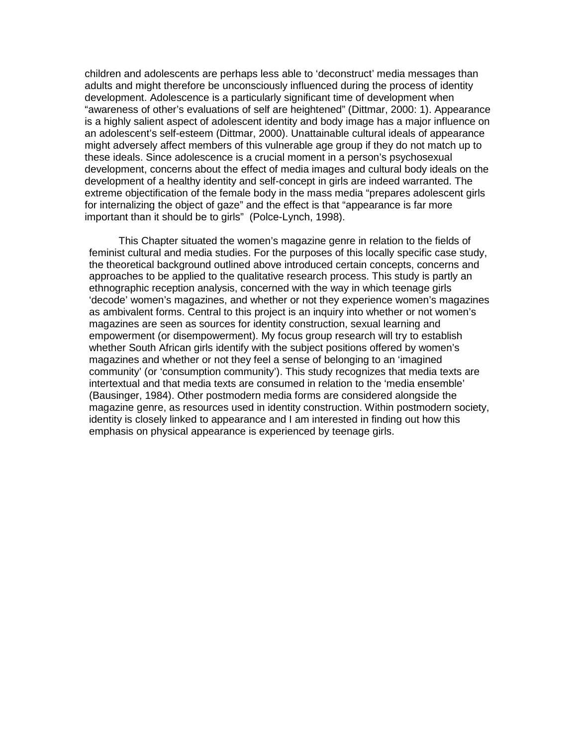children and adolescents are perhaps less able to ‘deconstruct’ media messages than adults and might therefore be unconsciously influenced during the process of identity development. Adolescence is a particularly significant time of development when “awareness of other’s evaluations of self are heightened” (Dittmar, 2000: 1). Appearance is a highly salient aspect of adolescent identity and body image has a major influence on an adolescent’s self-esteem (Dittmar, 2000). Unattainable cultural ideals of appearance might adversely affect members of this vulnerable age group if they do not match up to these ideals. Since adolescence is a crucial moment in a person’s psychosexual development, concerns about the effect of media images and cultural body ideals on the development of a healthy identity and self-concept in girls are indeed warranted. The extreme objectification of the female body in the mass media “prepares adolescent girls for internalizing the object of gaze” and the effect is that “appearance is far more important than it should be to girls” (Polce-Lynch, 1998).

This Chapter situated the women’s magazine genre in relation to the fields of feminist cultural and media studies. For the purposes of this locally specific case study, the theoretical background outlined above introduced certain concepts, concerns and approaches to be applied to the qualitative research process. This study is partly an ethnographic reception analysis, concerned with the way in which teenage girls ‘decode’ women’s magazines, and whether or not they experience women’s magazines as ambivalent forms. Central to this project is an inquiry into whether or not women’s magazines are seen as sources for identity construction, sexual learning and empowerment (or disempowerment). My focus group research will try to establish whether South African girls identify with the subject positions offered by women’s magazines and whether or not they feel a sense of belonging to an ‘imagined community’ (or ‘consumption community’). This study recognizes that media texts are intertextual and that media texts are consumed in relation to the ‘media ensemble’ (Bausinger, 1984). Other postmodern media forms are considered alongside the magazine genre, as resources used in identity construction. Within postmodern society, identity is closely linked to appearance and I am interested in finding out how this emphasis on physical appearance is experienced by teenage girls.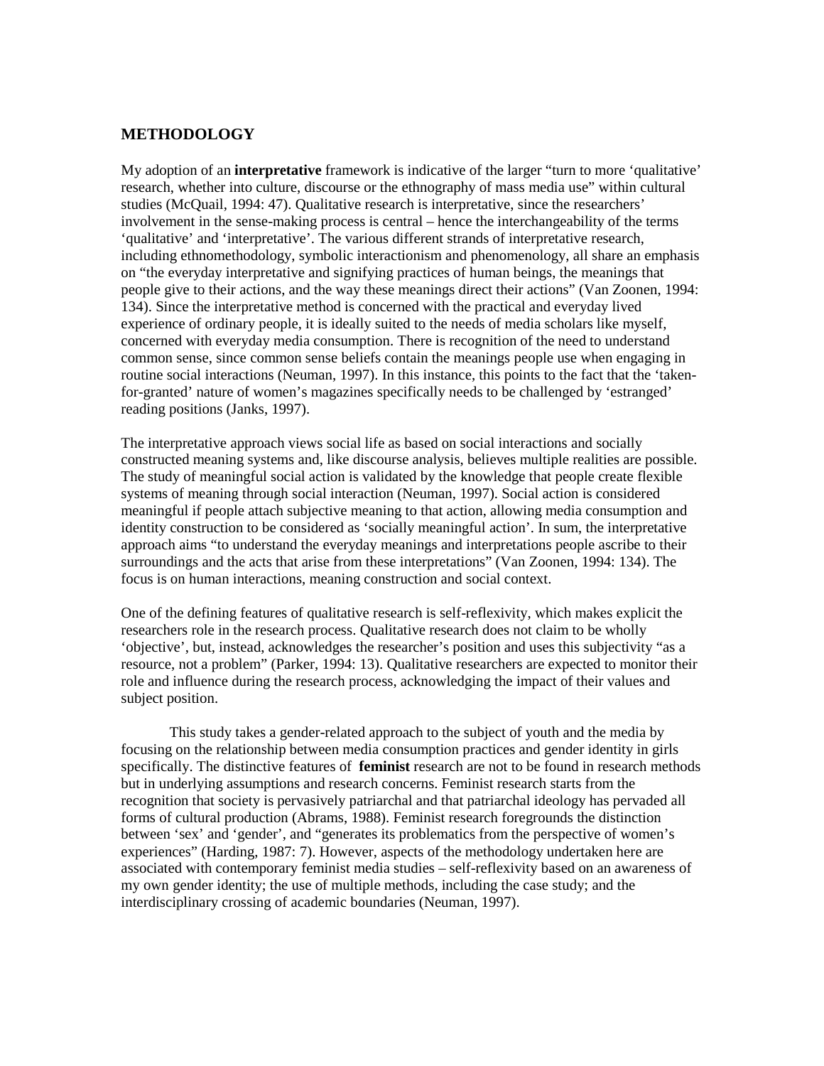## METHODOLOGY

My adoption of an **interpretative** framework is indicative of the larger "turn to more 'qualitative' research, whether into culture, discourse or the ethnography of mass media use" within cultural studies (McQuail, 1994: 47). Qualitative research is interpretative, since the researchers' involvement in the sense-making process is central – hence the interchangeability of the terms 'qualitative' and 'interpretative'. The various different strands of interpretative research, including ethnomethodology, symbolic interactionism and phenomenology, all share an emphasis on "the everyday interpretative and signifying practices of human beings, the meanings that people give to their actions, and the way these meanings direct their actions" (Van Zoonen, 1994: 134). Since the interpretative method is concerned with the practical and everyday lived experience of ordinary people, it is ideally suited to the needs of media scholars like myself, concerned with everyday media consumption. There is recognition of the need to understand common sense, since common sense beliefs contain the meanings people use when engaging in routine social interactions (Neuman, 1997). In this instance, this points to the fact that the 'taken-for-granted' nature of women's magazines specifically needs to be challenged by 'estranged' reading positions (Janks, 1997).

The interpretative approach views social life as based on social interactions and socially constructed meaning systems and, like discourse analysis, believes multiple realities are possible. The study of meaningful social action is validated by the knowledge that people create flexible systems of meaning through social interaction (Neuman, 1997). Social action is considered meaningful if people attach subjective meaning to that action, allowing media consumption and identity construction to be considered as 'socially meaningful action'. In sum, the interpretative approach aims "to understand the everyday meanings and interpretations people ascribe to their surroundings and the acts that arise from these interpretations" (Van Zoonen, 1994: 134). The focus is on human interactions, meaning construction and social context.

One of the defining features of qualitative research is self-reflexivity, which makes explicit the researchers role in the research process. Qualitative research does not claim to be wholly 'objective', but, instead, acknowledges the researcher's position and uses this subjectivity "as a resource, not a problem" (Parker, 1994: 13). Qualitative researchers are expected to monitor their role and influence during the research process, acknowledging the impact of their values and subject position.

This study takes a gender-related approach to the subject of youth and the media by focusing on the relationship between media consumption practices and gender identity in girls specifically. The distinctive features of **feminist** research are not to be found in research methods but in underlying assumptions and research concerns. Feminist research starts from the recognition that society is pervasively patriarchal and that patriarchal ideology has pervaded all forms of cultural production (Abrams, 1988). Feminist research foregrounds the distinction between 'sex' and 'gender', and "generates its problematics from the perspective of women's experiences" (Harding, 1987: 7). However, aspects of the methodology undertaken here are associated with contemporary feminist media studies – self-reflexivity based on an awareness of my own gender identity; the use of multiple methods, including the case study; and the interdisciplinary crossing of academic boundaries (Neuman, 1997).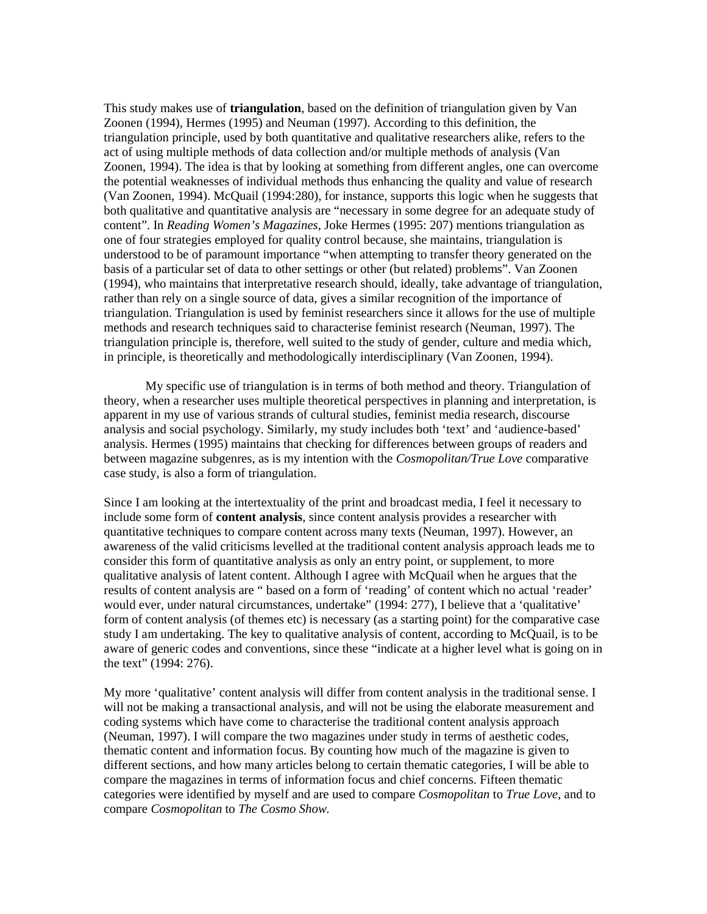This study makes use of **triangulation**, based on the definition of triangulation given by Van Zoonen (1994), Hermes (1995) and Neuman (1997). According to this definition, the triangulation principle, used by both quantitative and qualitative researchers alike, refers to the act of using multiple methods of data collection and/or multiple methods of analysis (Van Zoonen, 1994). The idea is that by looking at something from different angles, one can overcome the potential weaknesses of individual methods thus enhancing the quality and value of research (Van Zoonen, 1994). McQuail (1994:280), for instance, supports this logic when he suggests that both qualitative and quantitative analysis are "necessary in some degree for an adequate study of content". In *Reading Women's Magazines*, Joke Hermes (1995: 207) mentions triangulation as one of four strategies employed for quality control because, she maintains, triangulation is understood to be of paramount importance "when attempting to transfer theory generated on the basis of a particular set of data to other settings or other (but related) problems". Van Zoonen (1994), who maintains that interpretative research should, ideally, take advantage of triangulation, rather than rely on a single source of data, gives a similar recognition of the importance of triangulation. Triangulation is used by feminist researchers since it allows for the use of multiple methods and research techniques said to characterise feminist research (Neuman, 1997). The triangulation principle is, therefore, well suited to the study of gender, culture and media which, in principle, is theoretically and methodologically interdisciplinary (Van Zoonen, 1994).

My specific use of triangulation is in terms of both method and theory. Triangulation of theory, when a researcher uses multiple theoretical perspectives in planning and interpretation, is apparent in my use of various strands of cultural studies, feminist media research, discourse analysis and social psychology. Similarly, my study includes both 'text' and 'audience-based' analysis. Hermes (1995) maintains that checking for differences between groups of readers and between magazine subgenres, as is my intention with the *Cosmopolitan/True Love* comparative case study, is also a form of triangulation.

Since I am looking at the intertextuality of the print and broadcast media, I feel it necessary to include some form of **content analysis**, since content analysis provides a researcher with quantitative techniques to compare content across many texts (Neuman, 1997). However, an awareness of the valid criticisms levelled at the traditional content analysis approach leads me to consider this form of quantitative analysis as only an entry point, or supplement, to more qualitative analysis of latent content. Although I agree with McQuail when he argues that the results of content analysis are " based on a form of 'reading' of content which no actual 'reader' would ever, under natural circumstances, undertake" (1994: 277), I believe that a 'qualitative' form of content analysis (of themes etc) is necessary (as a starting point) for the comparative case study I am undertaking. The key to qualitative analysis of content, according to McQuail, is to be aware of generic codes and conventions, since these "indicate at a higher level what is going on in the text" (1994: 276).

My more 'qualitative' content analysis will differ from content analysis in the traditional sense. I will not be making a transactional analysis, and will not be using the elaborate measurement and coding systems which have come to characterise the traditional content analysis approach (Neuman, 1997). I will compare the two magazines under study in terms of aesthetic codes, thematic content and information focus. By counting how much of the magazine is given to different sections, and how many articles belong to certain thematic categories, I will be able to compare the magazines in terms of information focus and chief concerns. Fifteen thematic categories were identified by myself and are used to compare *Cosmopolitan* to *True Love*, and to compare *Cosmopolitan* to *The Cosmo Show.*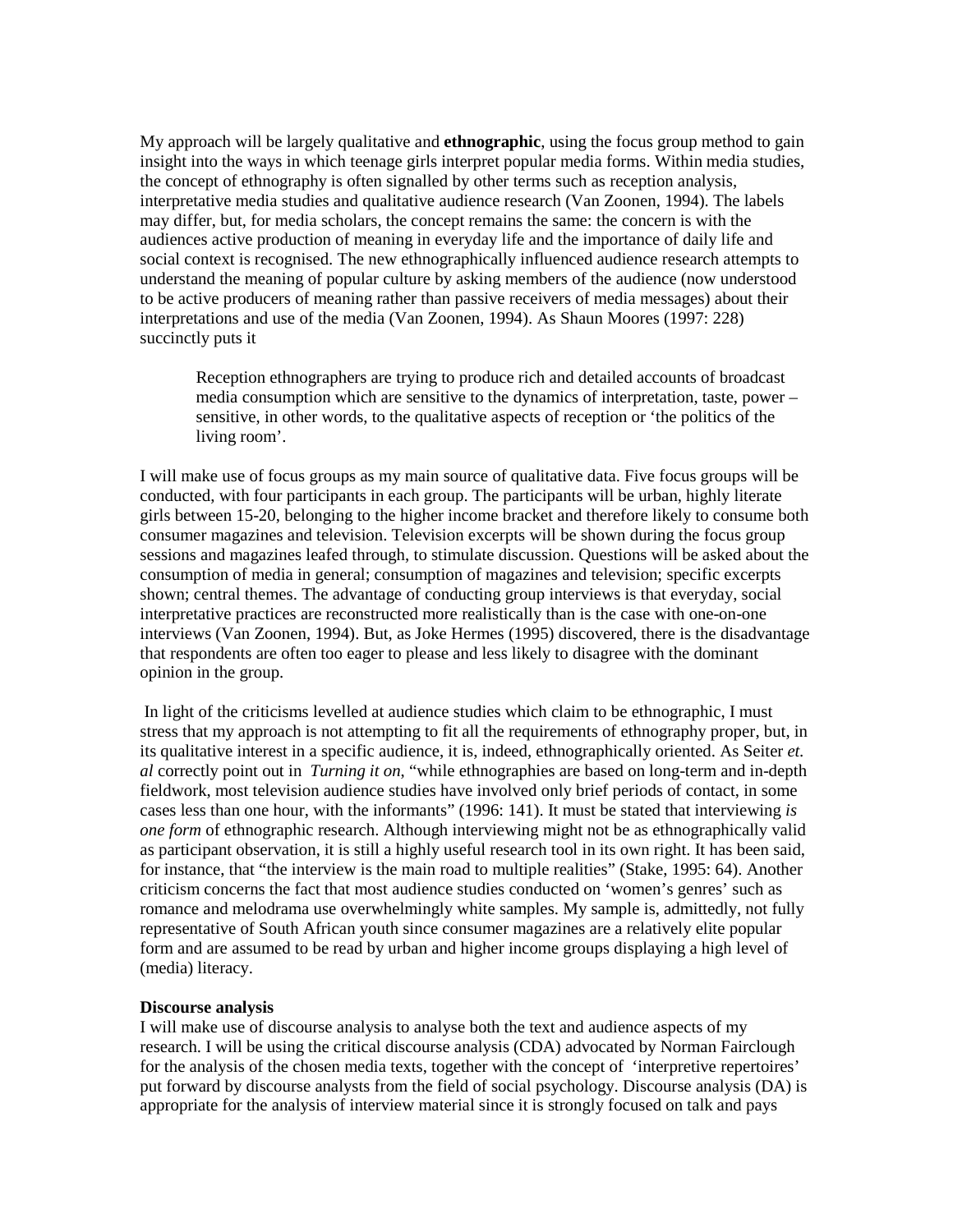My approach will be largely qualitative and **ethnographic**, using the focus group method to gain insight into the ways in which teenage girls interpret popular media forms. Within media studies, the concept of ethnography is often signalled by other terms such as reception analysis, interpretative media studies and qualitative audience research (Van Zoonen, 1994). The labels may differ, but, for media scholars, the concept remains the same: the concern is with the audiences active production of meaning in everyday life and the importance of daily life and social context is recognised. The new ethnographically influenced audience research attempts to understand the meaning of popular culture by asking members of the audience (now understood to be active producers of meaning rather than passive receivers of media messages) about their interpretations and use of the media (Van Zoonen, 1994). As Shaun Moores (1997: 228) succinctly puts it

> Reception ethnographers are trying to produce rich and detailed accounts of broadcast media consumption which are sensitive to the dynamics of interpretation, taste, power – sensitive, in other words, to the qualitative aspects of reception or 'the politics of the living room'.

I will make use of focus groups as my main source of qualitative data. Five focus groups will be conducted, with four participants in each group. The participants will be urban, highly literate girls between 15-20, belonging to the higher income bracket and therefore likely to consume both consumer magazines and television. Television excerpts will be shown during the focus group sessions and magazines leafed through, to stimulate discussion. Questions will be asked about the consumption of media in general; consumption of magazines and television; specific excerpts shown; central themes. The advantage of conducting group interviews is that everyday, social interpretative practices are reconstructed more realistically than is the case with one-on-one interviews (Van Zoonen, 1994). But, as Joke Hermes (1995) discovered, there is the disadvantage that respondents are often too eager to please and less likely to disagree with the dominant opinion in the group.

In light of the criticisms levelled at audience studies which claim to be ethnographic, I must stress that my approach is not attempting to fit all the requirements of ethnography proper, but, in its qualitative interest in a specific audience, it is, indeed, ethnographically oriented. As Seiter *et. al* correctly point out in *Turning it on*, "while ethnographies are based on long-term and in-depth fieldwork, most television audience studies have involved only brief periods of contact, in some cases less than one hour, with the informants" (1996: 141). It must be stated that interviewing *is one form* of ethnographic research. Although interviewing might not be as ethnographically valid as participant observation, it is still a highly useful research tool in its own right. It has been said, for instance, that "the interview is the main road to multiple realities" (Stake, 1995: 64). Another criticism concerns the fact that most audience studies conducted on 'women's genres' such as romance and melodrama use overwhelmingly white samples. My sample is, admittedly, not fully representative of South African youth since consumer magazines are a relatively elite popular form and are assumed to be read by urban and higher income groups displaying a high level of (media) literacy.

**Discourse analysis**

I will make use of discourse analysis to analyse both the text and audience aspects of my research. I will be using the critical discourse analysis (CDA) advocated by Norman Fairclough for the analysis of the chosen media texts, together with the concept of 'interpretive repertoires' put forward by discourse analysts from the field of social psychology. Discourse analysis (DA) is appropriate for the analysis of interview material since it is strongly focused on talk and pays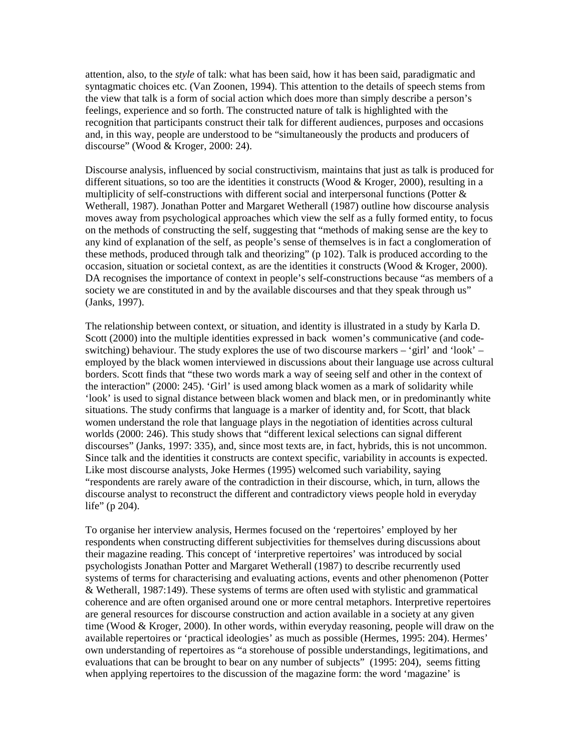attention, also, to the *style* of talk: what has been said, how it has been said, paradigmatic and syntagmatic choices etc. (Van Zoonen, 1994). This attention to the details of speech stems from the view that talk is a form of social action which does more than simply describe a person's feelings, experience and so forth. The constructed nature of talk is highlighted with the recognition that participants construct their talk for different audiences, purposes and occasions and, in this way, people are understood to be "simultaneously the products and producers of discourse" (Wood & Kroger, 2000: 24).

Discourse analysis, influenced by social constructivism, maintains that just as talk is produced for different situations, so too are the identities it constructs (Wood & Kroger, 2000), resulting in a multiplicity of self-constructions with different social and interpersonal functions (Potter & Wetherall, 1987). Jonathan Potter and Margaret Wetherall (1987) outline how discourse analysis moves away from psychological approaches which view the self as a fully formed entity, to focus on the methods of constructing the self, suggesting that "methods of making sense are the key to any kind of explanation of the self, as people's sense of themselves is in fact a conglomeration of these methods, produced through talk and theorizing" (p 102). Talk is produced according to the occasion, situation or societal context, as are the identities it constructs (Wood & Kroger, 2000). DA recognises the importance of context in people's self-constructions because "as members of a society we are constituted in and by the available discourses and that they speak through us" (Janks, 1997).

The relationship between context, or situation, and identity is illustrated in a study by Karla D. Scott (2000) into the multiple identities expressed in back  women's communicative (and code-switching) behaviour. The study explores the use of two discourse markers – 'girl' and 'look' – employed by the black women interviewed in discussions about their language use across cultural borders. Scott finds that "these two words mark a way of seeing self and other in the context of the interaction" (2000: 245). 'Girl' is used among black women as a mark of solidarity while 'look' is used to signal distance between black women and black men, or in predominantly white situations. The study confirms that language is a marker of identity and, for Scott, that black women understand the role that language plays in the negotiation of identities across cultural worlds (2000: 246). This study shows that "different lexical selections can signal different discourses" (Janks, 1997: 335), and, since most texts are, in fact, hybrids, this is not uncommon. Since talk and the identities it constructs are context specific, variability in accounts is expected. Like most discourse analysts, Joke Hermes (1995) welcomed such variability, saying "respondents are rarely aware of the contradiction in their discourse, which, in turn, allows the discourse analyst to reconstruct the different and contradictory views people hold in everyday life" (p 204).

To organise her interview analysis, Hermes focused on the 'repertoires' employed by her respondents when constructing different subjectivities for themselves during discussions about their magazine reading. This concept of 'interpretive repertoires' was introduced by social psychologists Jonathan Potter and Margaret Wetherall (1987) to describe recurrently used systems of terms for characterising and evaluating actions, events and other phenomenon (Potter & Wetherall, 1987:149). These systems of terms are often used with stylistic and grammatical coherence and are often organised around one or more central metaphors. Interpretive repertoires are general resources for discourse construction and action available in a society at any given time (Wood & Kroger, 2000). In other words, within everyday reasoning, people will draw on the available repertoires or 'practical ideologies' as much as possible (Hermes, 1995: 204). Hermes' own understanding of repertoires as "a storehouse of possible understandings, legitimations, and evaluations that can be brought to bear on any number of subjects"  (1995: 204),  seems fitting when applying repertoires to the discussion of the magazine form: the word 'magazine' is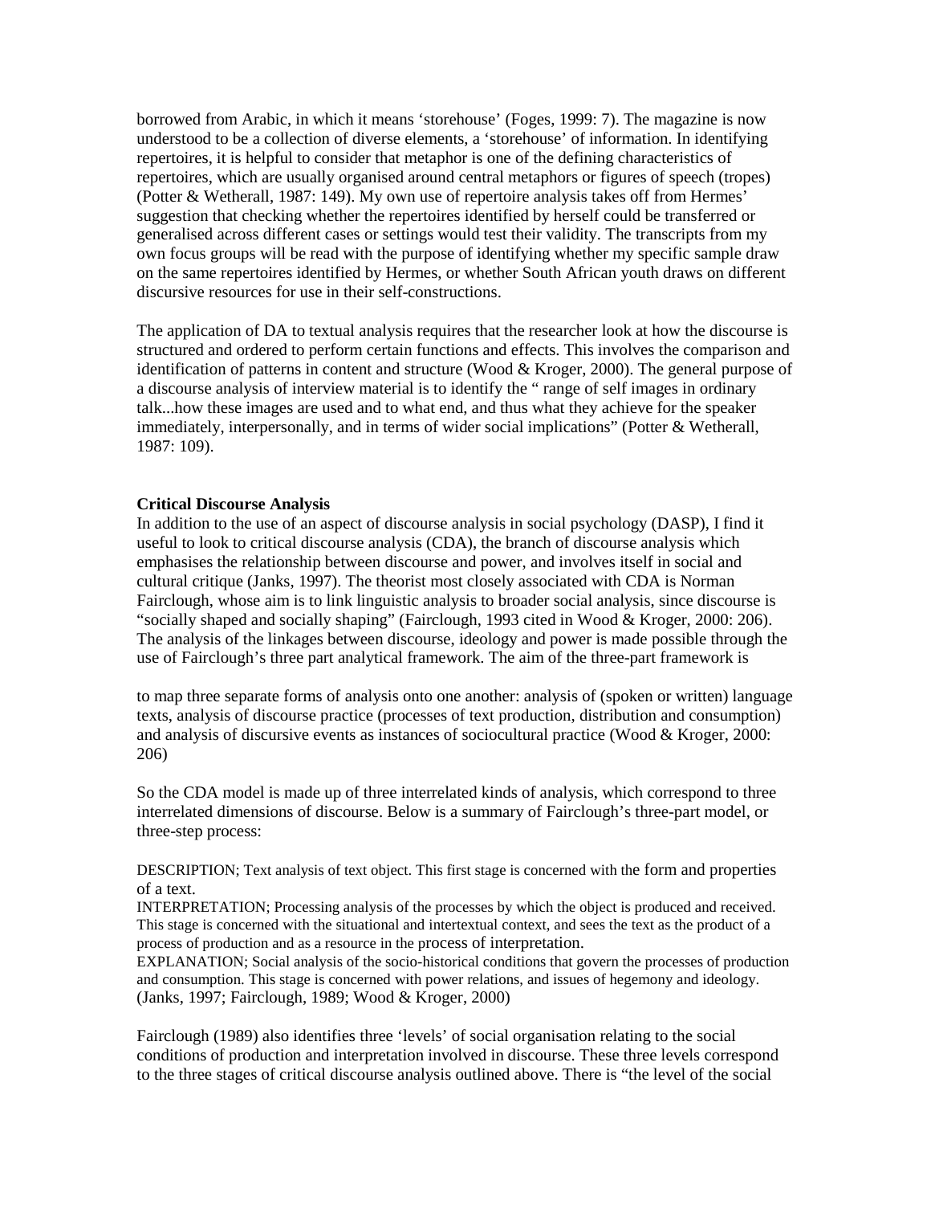borrowed from Arabic, in which it means 'storehouse' (Foges, 1999: 7). The magazine is now understood to be a collection of diverse elements, a 'storehouse' of information. In identifying repertoires, it is helpful to consider that metaphor is one of the defining characteristics of repertoires, which are usually organised around central metaphors or figures of speech (tropes) (Potter & Wetherall, 1987: 149). My own use of repertoire analysis takes off from Hermes' suggestion that checking whether the repertoires identified by herself could be transferred or generalised across different cases or settings would test their validity. The transcripts from my own focus groups will be read with the purpose of identifying whether my specific sample draw on the same repertoires identified by Hermes, or whether South African youth draws on different discursive resources for use in their self-constructions.

The application of DA to textual analysis requires that the researcher look at how the discourse is structured and ordered to perform certain functions and effects. This involves the comparison and identification of patterns in content and structure (Wood & Kroger, 2000). The general purpose of a discourse analysis of interview material is to identify the " range of self images in ordinary talk...how these images are used and to what end, and thus what they achieve for the speaker immediately, interpersonally, and in terms of wider social implications" (Potter & Wetherall, 1987: 109).

**Critical Discourse Analysis**

In addition to the use of an aspect of discourse analysis in social psychology (DASP), I find it useful to look to critical discourse analysis (CDA), the branch of discourse analysis which emphasises the relationship between discourse and power, and involves itself in social and cultural critique (Janks, 1997). The theorist most closely associated with CDA is Norman Fairclough, whose aim is to link linguistic analysis to broader social analysis, since discourse is "socially shaped and socially shaping" (Fairclough, 1993 cited in Wood & Kroger, 2000: 206). The analysis of the linkages between discourse, ideology and power is made possible through the use of Fairclough's three part analytical framework. The aim of the three-part framework is

to map three separate forms of analysis onto one another: analysis of (spoken or written) language texts, analysis of discourse practice (processes of text production, distribution and consumption) and analysis of discursive events as instances of sociocultural practice (Wood & Kroger, 2000: 206)

So the CDA model is made up of three interrelated kinds of analysis, which correspond to three interrelated dimensions of discourse. Below is a summary of Fairclough's three-part model, or three-step process:

DESCRIPTION; Text analysis of text object. This first stage is concerned with the form and properties of a text.
INTERPRETATION; Processing analysis of the processes by which the object is produced and received. This stage is concerned with the situational and intertextual context, and sees the text as the product of a process of production and as a resource in the process of interpretation.
EXPLANATION; Social analysis of the socio-historical conditions that govern the processes of production and consumption. This stage is concerned with power relations, and issues of hegemony and ideology.
(Janks, 1997; Fairclough, 1989; Wood & Kroger, 2000)

Fairclough (1989) also identifies three 'levels' of social organisation relating to the social conditions of production and interpretation involved in discourse. These three levels correspond to the three stages of critical discourse analysis outlined above. There is "the level of the social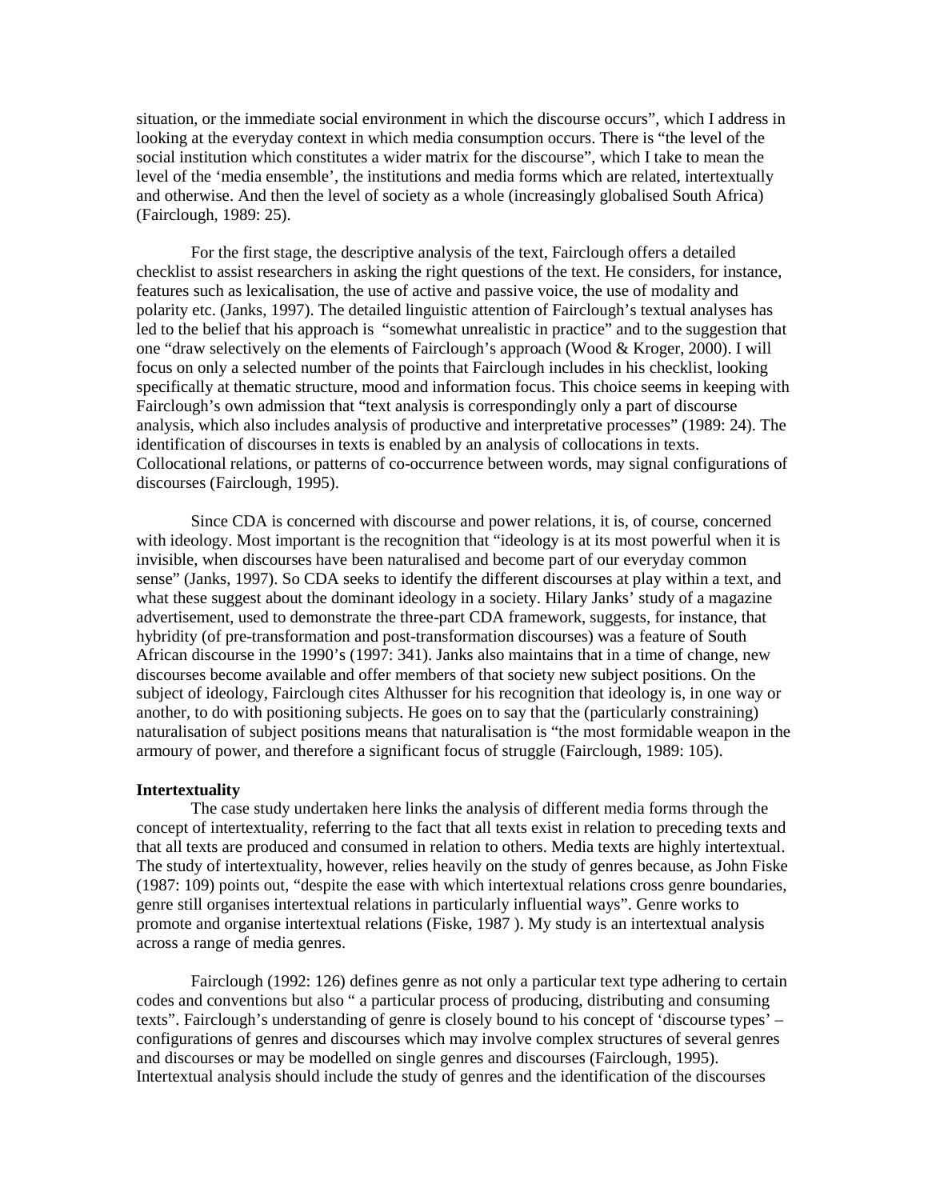situation, or the immediate social environment in which the discourse occurs", which I address in looking at the everyday context in which media consumption occurs. There is "the level of the social institution which constitutes a wider matrix for the discourse", which I take to mean the level of the 'media ensemble', the institutions and media forms which are related, intertextually and otherwise. And then the level of society as a whole (increasingly globalised South Africa) (Fairclough, 1989: 25).

For the first stage, the descriptive analysis of the text, Fairclough offers a detailed checklist to assist researchers in asking the right questions of the text. He considers, for instance, features such as lexicalisation, the use of active and passive voice, the use of modality and polarity etc. (Janks, 1997). The detailed linguistic attention of Fairclough's textual analyses has led to the belief that his approach is "somewhat unrealistic in practice" and to the suggestion that one "draw selectively on the elements of Fairclough's approach (Wood & Kroger, 2000). I will focus on only a selected number of the points that Fairclough includes in his checklist, looking specifically at thematic structure, mood and information focus. This choice seems in keeping with Fairclough's own admission that "text analysis is correspondingly only a part of discourse analysis, which also includes analysis of productive and interpretative processes" (1989: 24). The identification of discourses in texts is enabled by an analysis of collocations in texts. Collocational relations, or patterns of co-occurrence between words, may signal configurations of discourses (Fairclough, 1995).

Since CDA is concerned with discourse and power relations, it is, of course, concerned with ideology. Most important is the recognition that "ideology is at its most powerful when it is invisible, when discourses have been naturalised and become part of our everyday common sense" (Janks, 1997). So CDA seeks to identify the different discourses at play within a text, and what these suggest about the dominant ideology in a society. Hilary Janks' study of a magazine advertisement, used to demonstrate the three-part CDA framework, suggests, for instance, that hybridity (of pre-transformation and post-transformation discourses) was a feature of South African discourse in the 1990's (1997: 341). Janks also maintains that in a time of change, new discourses become available and offer members of that society new subject positions. On the subject of ideology, Fairclough cites Althusser for his recognition that ideology is, in one way or another, to do with positioning subjects. He goes on to say that the (particularly constraining) naturalisation of subject positions means that naturalisation is "the most formidable weapon in the armoury of power, and therefore a significant focus of struggle (Fairclough, 1989: 105).

**Intertextuality**

The case study undertaken here links the analysis of different media forms through the concept of intertextuality, referring to the fact that all texts exist in relation to preceding texts and that all texts are produced and consumed in relation to others. Media texts are highly intertextual. The study of intertextuality, however, relies heavily on the study of genres because, as John Fiske (1987: 109) points out, "despite the ease with which intertextual relations cross genre boundaries, genre still organises intertextual relations in particularly influential ways". Genre works to promote and organise intertextual relations (Fiske, 1987 ). My study is an intertextual analysis across a range of media genres.

Fairclough (1992: 126) defines genre as not only a particular text type adhering to certain codes and conventions but also " a particular process of producing, distributing and consuming texts". Fairclough's understanding of genre is closely bound to his concept of 'discourse types' – configurations of genres and discourses which may involve complex structures of several genres and discourses or may be modelled on single genres and discourses (Fairclough, 1995). Intertextual analysis should include the study of genres and the identification of the discourses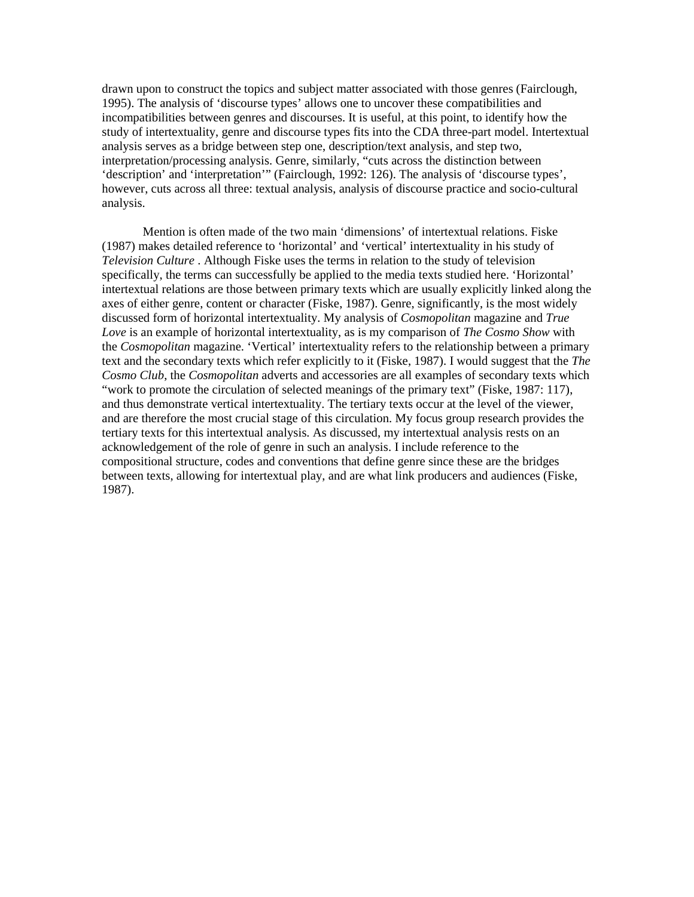drawn upon to construct the topics and subject matter associated with those genres (Fairclough, 1995). The analysis of 'discourse types' allows one to uncover these compatibilities and incompatibilities between genres and discourses. It is useful, at this point, to identify how the study of intertextuality, genre and discourse types fits into the CDA three-part model. Intertextual analysis serves as a bridge between step one, description/text analysis, and step two, interpretation/processing analysis. Genre, similarly, "cuts across the distinction between 'description' and 'interpretation'" (Fairclough, 1992: 126). The analysis of 'discourse types', however, cuts across all three: textual analysis, analysis of discourse practice and socio-cultural analysis.

Mention is often made of the two main 'dimensions' of intertextual relations. Fiske (1987) makes detailed reference to 'horizontal' and 'vertical' intertextuality in his study of *Television Culture* . Although Fiske uses the terms in relation to the study of television specifically, the terms can successfully be applied to the media texts studied here. 'Horizontal' intertextual relations are those between primary texts which are usually explicitly linked along the axes of either genre, content or character (Fiske, 1987). Genre, significantly, is the most widely discussed form of horizontal intertextuality. My analysis of *Cosmopolitan* magazine and *True Love* is an example of horizontal intertextuality, as is my comparison of *The Cosmo Show* with the *Cosmopolitan* magazine. 'Vertical' intertextuality refers to the relationship between a primary text and the secondary texts which refer explicitly to it (Fiske, 1987). I would suggest that the *The Cosmo Club*, the *Cosmopolitan* adverts and accessories are all examples of secondary texts which "work to promote the circulation of selected meanings of the primary text" (Fiske, 1987: 117), and thus demonstrate vertical intertextuality. The tertiary texts occur at the level of the viewer, and are therefore the most crucial stage of this circulation. My focus group research provides the tertiary texts for this intertextual analysis. As discussed, my intertextual analysis rests on an acknowledgement of the role of genre in such an analysis. I include reference to the compositional structure, codes and conventions that define genre since these are the bridges between texts, allowing for intertextual play, and are what link producers and audiences (Fiske, 1987).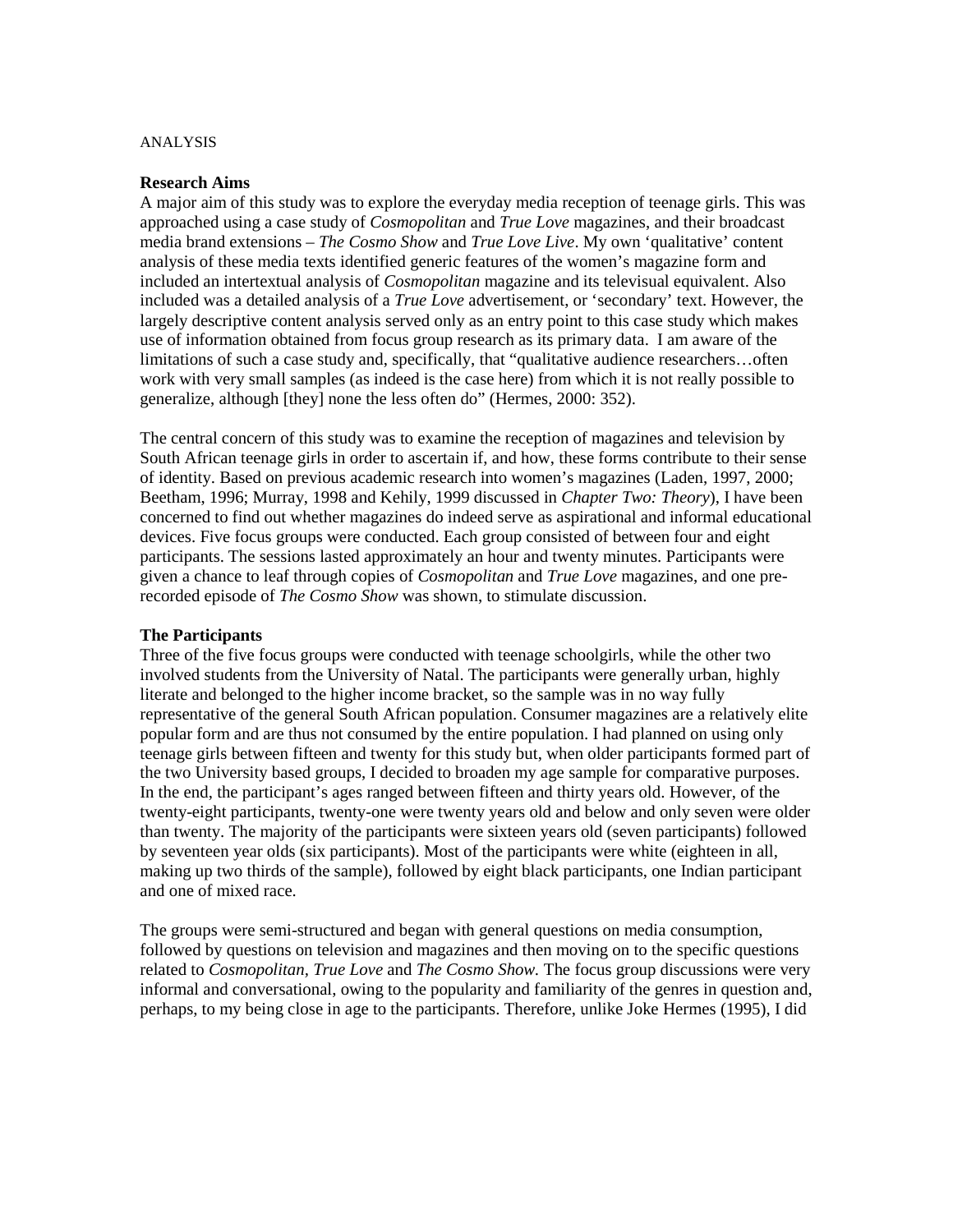ANALYSIS

**Research Aims**

A major aim of this study was to explore the everyday media reception of teenage girls. This was approached using a case study of *Cosmopolitan* and *True Love* magazines, and their broadcast media brand extensions – *The Cosmo Show* and *True Love Live*. My own 'qualitative' content analysis of these media texts identified generic features of the women's magazine form and included an intertextual analysis of *Cosmopolitan* magazine and its televisual equivalent. Also included was a detailed analysis of a *True Love* advertisement, or 'secondary' text. However, the largely descriptive content analysis served only as an entry point to this case study which makes use of information obtained from focus group research as its primary data. I am aware of the limitations of such a case study and, specifically, that "qualitative audience researchers…often work with very small samples (as indeed is the case here) from which it is not really possible to generalize, although [they] none the less often do" (Hermes, 2000: 352).

The central concern of this study was to examine the reception of magazines and television by South African teenage girls in order to ascertain if, and how, these forms contribute to their sense of identity. Based on previous academic research into women's magazines (Laden, 1997, 2000; Beetham, 1996; Murray, 1998 and Kehily, 1999 discussed in *Chapter Two: Theory*), I have been concerned to find out whether magazines do indeed serve as aspirational and informal educational devices. Five focus groups were conducted. Each group consisted of between four and eight participants. The sessions lasted approximately an hour and twenty minutes. Participants were given a chance to leaf through copies of *Cosmopolitan* and *True Love* magazines, and one pre-recorded episode of *The Cosmo Show* was shown, to stimulate discussion.

**The Participants**

Three of the five focus groups were conducted with teenage schoolgirls, while the other two involved students from the University of Natal. The participants were generally urban, highly literate and belonged to the higher income bracket, so the sample was in no way fully representative of the general South African population. Consumer magazines are a relatively elite popular form and are thus not consumed by the entire population. I had planned on using only teenage girls between fifteen and twenty for this study but, when older participants formed part of the two University based groups, I decided to broaden my age sample for comparative purposes. In the end, the participant's ages ranged between fifteen and thirty years old. However, of the twenty-eight participants, twenty-one were twenty years old and below and only seven were older than twenty. The majority of the participants were sixteen years old (seven participants) followed by seventeen year olds (six participants). Most of the participants were white (eighteen in all, making up two thirds of the sample), followed by eight black participants, one Indian participant and one of mixed race.

The groups were semi-structured and began with general questions on media consumption, followed by questions on television and magazines and then moving on to the specific questions related to *Cosmopolitan, True Love* and *The Cosmo Show.* The focus group discussions were very informal and conversational, owing to the popularity and familiarity of the genres in question and, perhaps, to my being close in age to the participants. Therefore, unlike Joke Hermes (1995), I did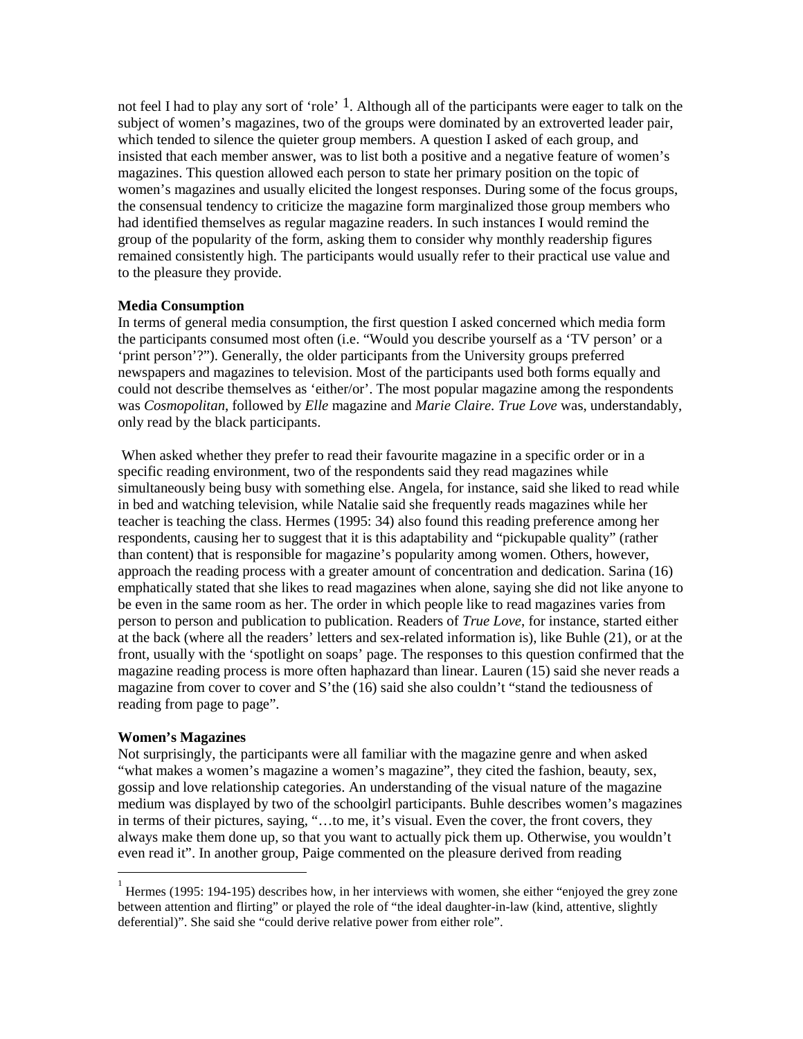not feel I had to play any sort of 'role' [1]. Although all of the participants were eager to talk on the subject of women's magazines, two of the groups were dominated by an extroverted leader pair, which tended to silence the quieter group members. A question I asked of each group, and insisted that each member answer, was to list both a positive and a negative feature of women's magazines. This question allowed each person to state her primary position on the topic of women's magazines and usually elicited the longest responses. During some of the focus groups, the consensual tendency to criticize the magazine form marginalized those group members who had identified themselves as regular magazine readers. In such instances I would remind the group of the popularity of the form, asking them to consider why monthly readership figures remained consistently high. The participants would usually refer to their practical use value and to the pleasure they provide.

**Media Consumption**

In terms of general media consumption, the first question I asked concerned which media form the participants consumed most often (i.e. "Would you describe yourself as a 'TV person' or a 'print person'?"). Generally, the older participants from the University groups preferred newspapers and magazines to television. Most of the participants used both forms equally and could not describe themselves as 'either/or'. The most popular magazine among the respondents was *Cosmopolitan*, followed by *Elle* magazine and *Marie Claire*. *True Love* was, understandably, only read by the black participants.

When asked whether they prefer to read their favourite magazine in a specific order or in a specific reading environment, two of the respondents said they read magazines while simultaneously being busy with something else. Angela, for instance, said she liked to read while in bed and watching television, while Natalie said she frequently reads magazines while her teacher is teaching the class. Hermes (1995: 34) also found this reading preference among her respondents, causing her to suggest that it is this adaptability and "pickupable quality" (rather than content) that is responsible for magazine's popularity among women. Others, however, approach the reading process with a greater amount of concentration and dedication. Sarina (16) emphatically stated that she likes to read magazines when alone, saying she did not like anyone to be even in the same room as her. The order in which people like to read magazines varies from person to person and publication to publication. Readers of *True Love*, for instance, started either at the back (where all the readers' letters and sex-related information is), like Buhle (21), or at the front, usually with the 'spotlight on soaps' page. The responses to this question confirmed that the magazine reading process is more often haphazard than linear. Lauren (15) said she never reads a magazine from cover to cover and S'the (16) said she also couldn't "stand the tediousness of reading from page to page".

**Women's Magazines**

Not surprisingly, the participants were all familiar with the magazine genre and when asked "what makes a women's magazine a women's magazine", they cited the fashion, beauty, sex, gossip and love relationship categories. An understanding of the visual nature of the magazine medium was displayed by two of the schoolgirl participants. Buhle describes women's magazines in terms of their pictures, saying, "…to me, it's visual. Even the cover, the front covers, they always make them done up, so that you want to actually pick them up. Otherwise, you wouldn't even read it". In another group, Paige commented on the pleasure derived from reading

[1] Hermes (1995: 194-195) describes how, in her interviews with women, she either "enjoyed the grey zone between attention and flirting" or played the role of "the ideal daughter-in-law (kind, attentive, slightly deferential)". She said she "could derive relative power from either role".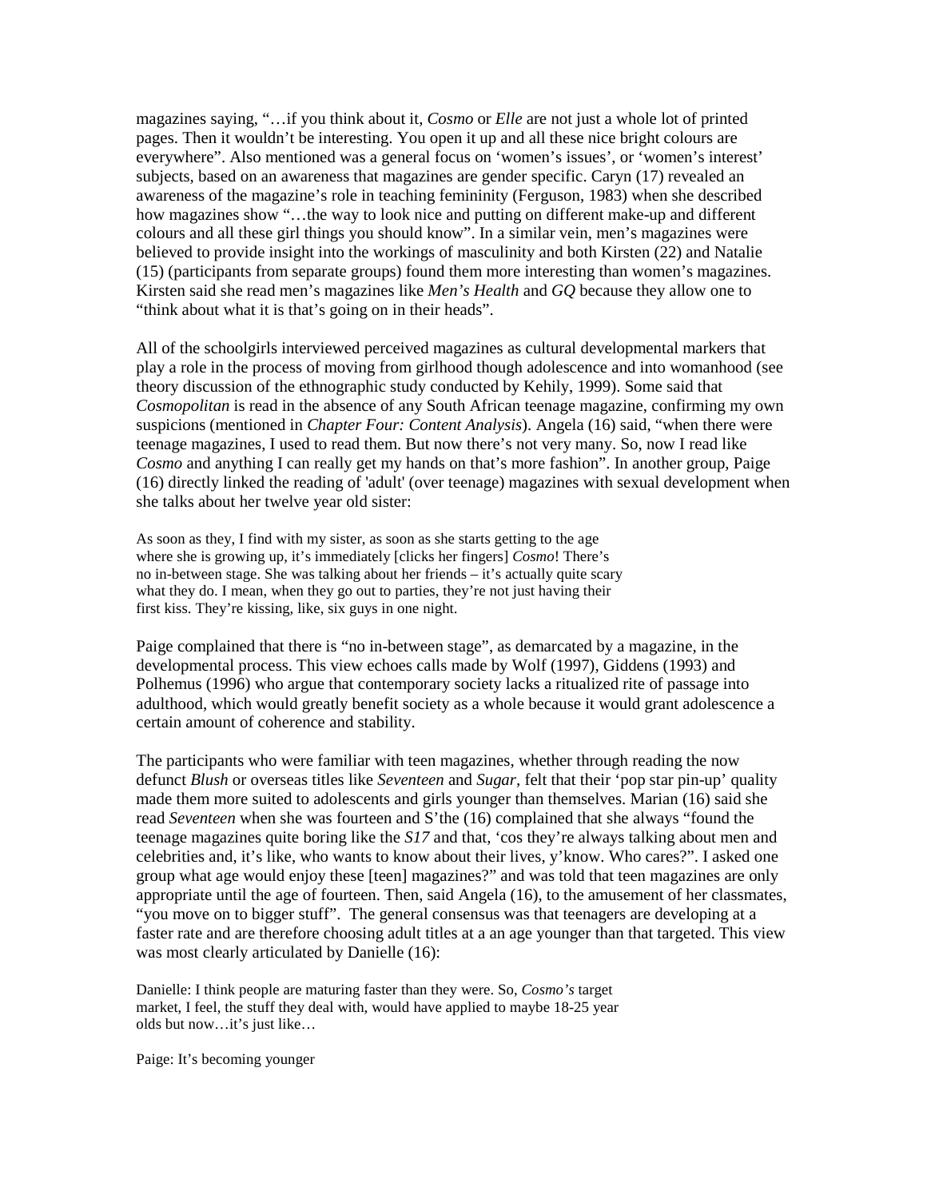magazines saying, "…if you think about it, *Cosmo* or *Elle* are not just a whole lot of printed pages. Then it wouldn't be interesting. You open it up and all these nice bright colours are everywhere". Also mentioned was a general focus on 'women's issues', or 'women's interest' subjects, based on an awareness that magazines are gender specific. Caryn (17) revealed an awareness of the magazine's role in teaching femininity (Ferguson, 1983) when she described how magazines show "…the way to look nice and putting on different make-up and different colours and all these girl things you should know". In a similar vein, men's magazines were believed to provide insight into the workings of masculinity and both Kirsten (22) and Natalie (15) (participants from separate groups) found them more interesting than women's magazines. Kirsten said she read men's magazines like *Men's Health* and *GQ* because they allow one to "think about what it is that's going on in their heads".

All of the schoolgirls interviewed perceived magazines as cultural developmental markers that play a role in the process of moving from girlhood though adolescence and into womanhood (see theory discussion of the ethnographic study conducted by Kehily, 1999). Some said that *Cosmopolitan* is read in the absence of any South African teenage magazine, confirming my own suspicions (mentioned in *Chapter Four: Content Analysis*). Angela (16) said, "when there were teenage magazines, I used to read them. But now there's not very many. So, now I read like *Cosmo* and anything I can really get my hands on that's more fashion". In another group, Paige (16) directly linked the reading of 'adult' (over teenage) magazines with sexual development when she talks about her twelve year old sister:

> As soon as they, I find with my sister, as soon as she starts getting to the age where she is growing up, it's immediately [clicks her fingers] *Cosmo*! There's no in-between stage. She was talking about her friends – it's actually quite scary what they do. I mean, when they go out to parties, they're not just having their first kiss. They're kissing, like, six guys in one night.

Paige complained that there is "no in-between stage", as demarcated by a magazine, in the developmental process. This view echoes calls made by Wolf (1997), Giddens (1993) and Polhemus (1996) who argue that contemporary society lacks a ritualized rite of passage into adulthood, which would greatly benefit society as a whole because it would grant adolescence a certain amount of coherence and stability.

The participants who were familiar with teen magazines, whether through reading the now defunct *Blush* or overseas titles like *Seventeen* and *Sugar*, felt that their 'pop star pin-up' quality made them more suited to adolescents and girls younger than themselves. Marian (16) said she read *Seventeen* when she was fourteen and S'the (16) complained that she always "found the teenage magazines quite boring like the *S17* and that, 'cos they're always talking about men and celebrities and, it's like, who wants to know about their lives, y'know. Who cares?". I asked one group what age would enjoy these [teen] magazines?" and was told that teen magazines are only appropriate until the age of fourteen. Then, said Angela (16), to the amusement of her classmates, "you move on to bigger stuff". The general consensus was that teenagers are developing at a faster rate and are therefore choosing adult titles at a an age younger than that targeted. This view was most clearly articulated by Danielle (16):

> Danielle: I think people are maturing faster than they were. So, *Cosmo's* target market, I feel, the stuff they deal with, would have applied to maybe 18-25 year olds but now…it's just like…
>
> Paige: It's becoming younger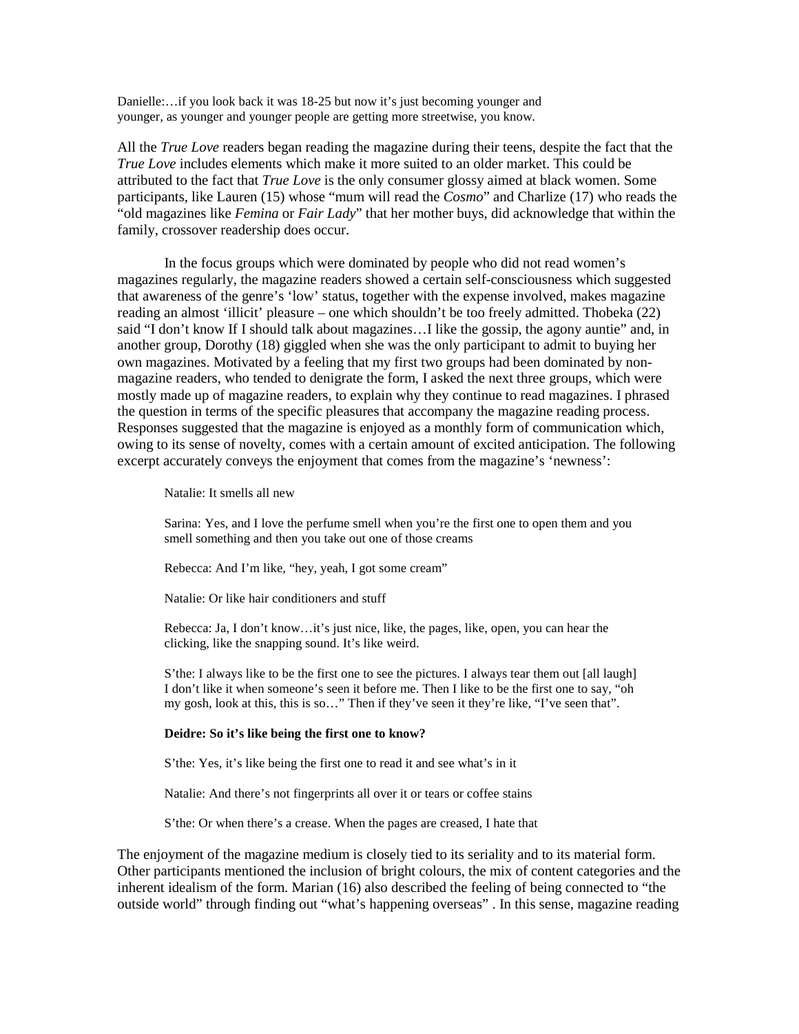Danielle:…if you look back it was 18-25 but now it's just becoming younger and younger, as younger and younger people are getting more streetwise, you know.

All the *True Love* readers began reading the magazine during their teens, despite the fact that the *True Love* includes elements which make it more suited to an older market. This could be attributed to the fact that *True Love* is the only consumer glossy aimed at black women. Some participants, like Lauren (15) whose "mum will read the *Cosmo*" and Charlize (17) who reads the "old magazines like *Femina* or *Fair Lady*" that her mother buys, did acknowledge that within the family, crossover readership does occur.

In the focus groups which were dominated by people who did not read women's magazines regularly, the magazine readers showed a certain self-consciousness which suggested that awareness of the genre's 'low' status, together with the expense involved, makes magazine reading an almost 'illicit' pleasure – one which shouldn't be too freely admitted. Thobeka (22) said "I don't know If I should talk about magazines…I like the gossip, the agony auntie" and, in another group, Dorothy (18) giggled when she was the only participant to admit to buying her own magazines. Motivated by a feeling that my first two groups had been dominated by non-magazine readers, who tended to denigrate the form, I asked the next three groups, which were mostly made up of magazine readers, to explain why they continue to read magazines. I phrased the question in terms of the specific pleasures that accompany the magazine reading process. Responses suggested that the magazine is enjoyed as a monthly form of communication which, owing to its sense of novelty, comes with a certain amount of excited anticipation. The following excerpt accurately conveys the enjoyment that comes from the magazine's 'newness':

> Natalie: It smells all new
>
> Sarina: Yes, and I love the perfume smell when you're the first one to open them and you smell something and then you take out one of those creams
>
> Rebecca: And I'm like, "hey, yeah, I got some cream"
>
> Natalie: Or like hair conditioners and stuff
>
> Rebecca: Ja, I don't know…it's just nice, like, the pages, like, open, you can hear the clicking, like the snapping sound. It's like weird.
>
> S'the: I always like to be the first one to see the pictures. I always tear them out [all laugh] I don't like it when someone's seen it before me. Then I like to be the first one to say, "oh my gosh, look at this, this is so…" Then if they've seen it they're like, "I've seen that".
>
> **Deidre: So it's like being the first one to know?**
>
> S'the: Yes, it's like being the first one to read it and see what's in it
>
> Natalie: And there's not fingerprints all over it or tears or coffee stains
>
> S'the: Or when there's a crease. When the pages are creased, I hate that

The enjoyment of the magazine medium is closely tied to its seriality and to its material form. Other participants mentioned the inclusion of bright colours, the mix of content categories and the inherent idealism of the form. Marian (16) also described the feeling of being connected to "the outside world" through finding out "what's happening overseas" . In this sense, magazine reading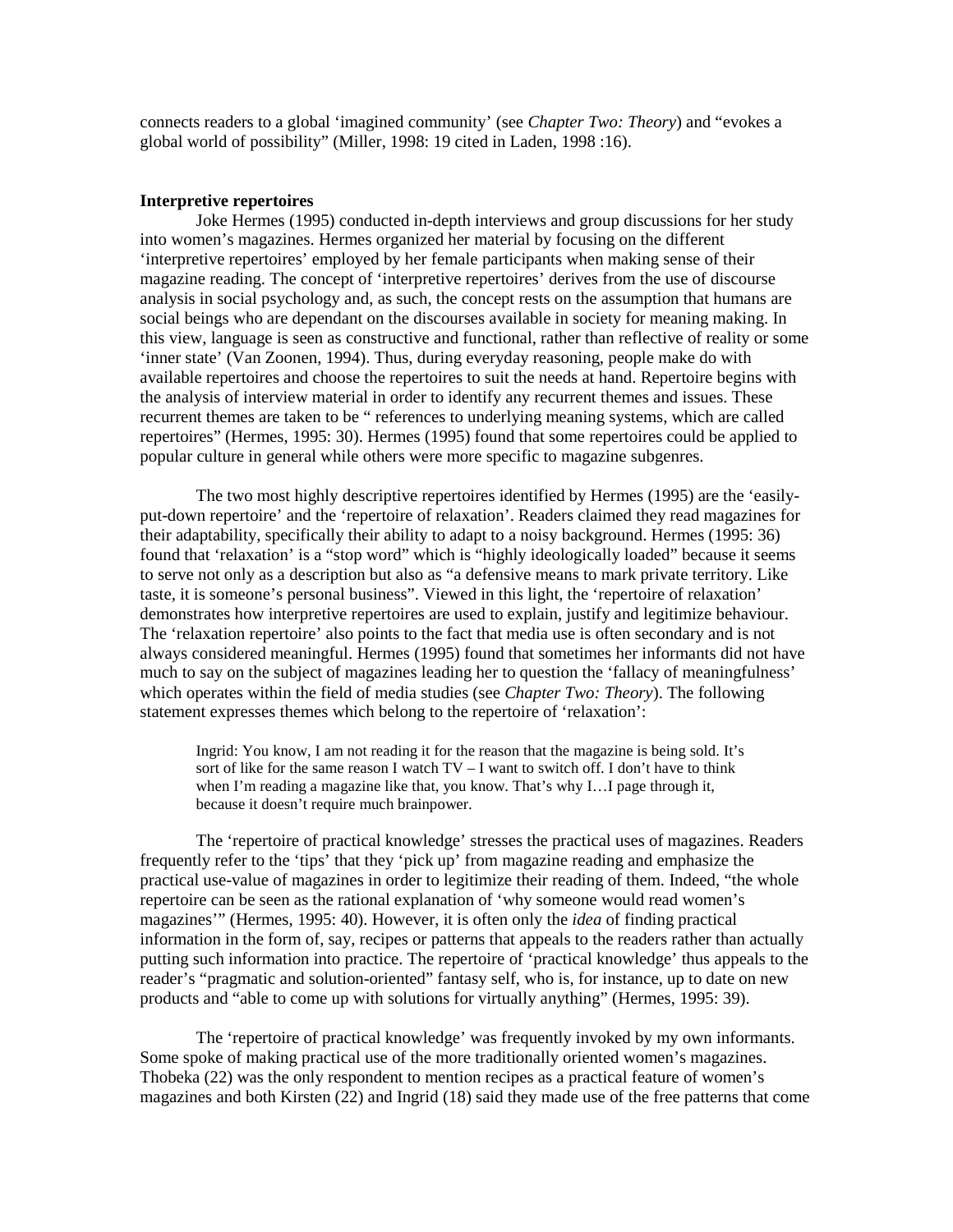connects readers to a global 'imagined community' (see *Chapter Two: Theory*) and "evokes a global world of possibility" (Miller, 1998: 19 cited in Laden, 1998 :16).

**Interpretive repertoires**

Joke Hermes (1995) conducted in-depth interviews and group discussions for her study into women's magazines. Hermes organized her material by focusing on the different 'interpretive repertoires' employed by her female participants when making sense of their magazine reading. The concept of 'interpretive repertoires' derives from the use of discourse analysis in social psychology and, as such, the concept rests on the assumption that humans are social beings who are dependant on the discourses available in society for meaning making. In this view, language is seen as constructive and functional, rather than reflective of reality or some 'inner state' (Van Zoonen, 1994). Thus, during everyday reasoning, people make do with available repertoires and choose the repertoires to suit the needs at hand. Repertoire begins with the analysis of interview material in order to identify any recurrent themes and issues. These recurrent themes are taken to be " references to underlying meaning systems, which are called repertoires" (Hermes, 1995: 30). Hermes (1995) found that some repertoires could be applied to popular culture in general while others were more specific to magazine subgenres.

The two most highly descriptive repertoires identified by Hermes (1995) are the 'easily-put-down repertoire' and the 'repertoire of relaxation'. Readers claimed they read magazines for their adaptability, specifically their ability to adapt to a noisy background. Hermes (1995: 36) found that 'relaxation' is a "stop word" which is "highly ideologically loaded" because it seems to serve not only as a description but also as "a defensive means to mark private territory. Like taste, it is someone's personal business". Viewed in this light, the 'repertoire of relaxation' demonstrates how interpretive repertoires are used to explain, justify and legitimize behaviour. The 'relaxation repertoire' also points to the fact that media use is often secondary and is not always considered meaningful. Hermes (1995) found that sometimes her informants did not have much to say on the subject of magazines leading her to question the 'fallacy of meaningfulness' which operates within the field of media studies (see *Chapter Two: Theory*). The following statement expresses themes which belong to the repertoire of 'relaxation':

> Ingrid: You know, I am not reading it for the reason that the magazine is being sold. It's sort of like for the same reason I watch TV – I want to switch off. I don't have to think when I'm reading a magazine like that, you know. That's why I…I page through it, because it doesn't require much brainpower.

The 'repertoire of practical knowledge' stresses the practical uses of magazines. Readers frequently refer to the 'tips' that they 'pick up' from magazine reading and emphasize the practical use-value of magazines in order to legitimize their reading of them. Indeed, "the whole repertoire can be seen as the rational explanation of 'why someone would read women's magazines'" (Hermes, 1995: 40). However, it is often only the *idea* of finding practical information in the form of, say, recipes or patterns that appeals to the readers rather than actually putting such information into practice. The repertoire of 'practical knowledge' thus appeals to the reader's "pragmatic and solution-oriented" fantasy self, who is, for instance, up to date on new products and "able to come up with solutions for virtually anything" (Hermes, 1995: 39).

The 'repertoire of practical knowledge' was frequently invoked by my own informants. Some spoke of making practical use of the more traditionally oriented women's magazines. Thobeka (22) was the only respondent to mention recipes as a practical feature of women's magazines and both Kirsten (22) and Ingrid (18) said they made use of the free patterns that come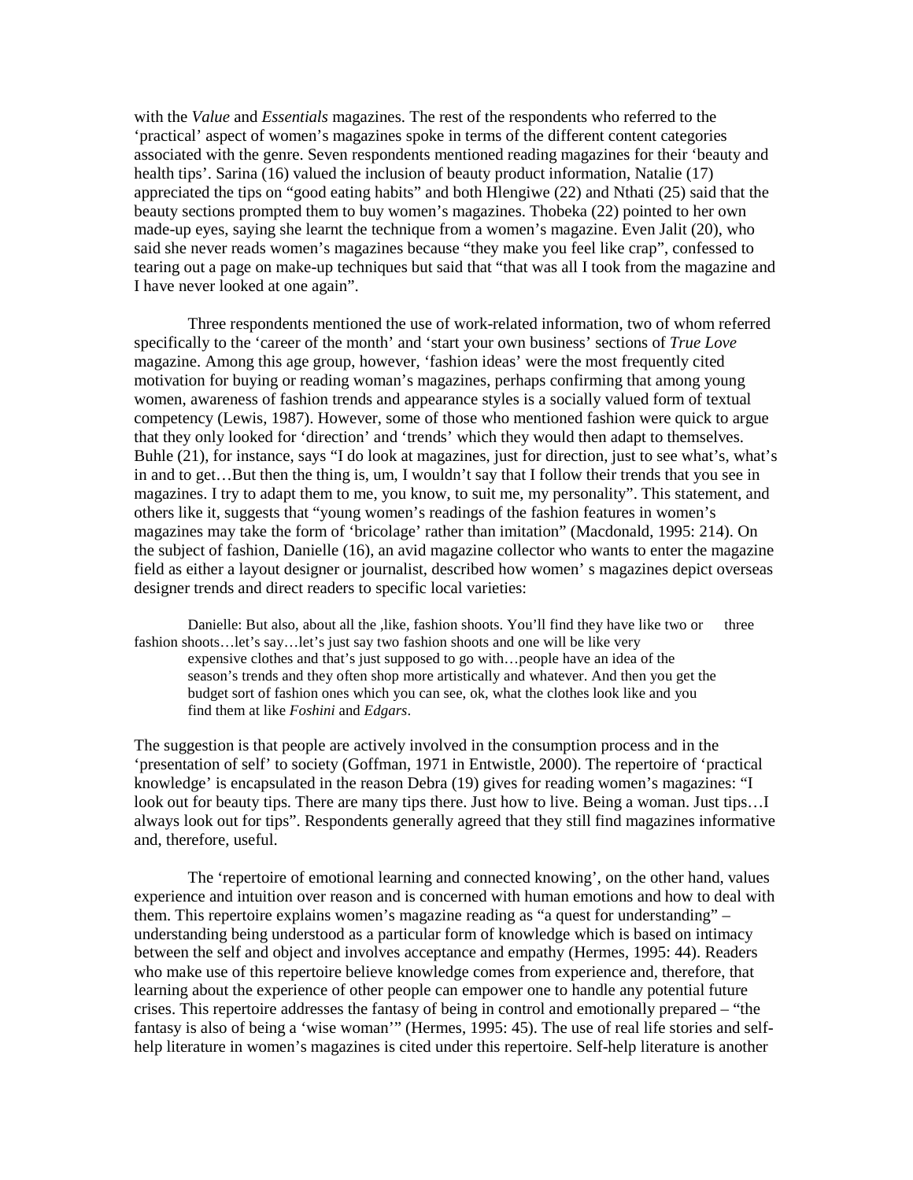with the *Value* and *Essentials* magazines. The rest of the respondents who referred to the 'practical' aspect of women's magazines spoke in terms of the different content categories associated with the genre. Seven respondents mentioned reading magazines for their 'beauty and health tips'. Sarina (16) valued the inclusion of beauty product information, Natalie (17) appreciated the tips on "good eating habits" and both Hlengiwe (22) and Nthati (25) said that the beauty sections prompted them to buy women's magazines. Thobeka (22) pointed to her own made-up eyes, saying she learnt the technique from a women's magazine. Even Jalit (20), who said she never reads women's magazines because "they make you feel like crap", confessed to tearing out a page on make-up techniques but said that "that was all I took from the magazine and I have never looked at one again".

Three respondents mentioned the use of work-related information, two of whom referred specifically to the 'career of the month' and 'start your own business' sections of *True Love* magazine. Among this age group, however, 'fashion ideas' were the most frequently cited motivation for buying or reading woman's magazines, perhaps confirming that among young women, awareness of fashion trends and appearance styles is a socially valued form of textual competency (Lewis, 1987). However, some of those who mentioned fashion were quick to argue that they only looked for 'direction' and 'trends' which they would then adapt to themselves. Buhle (21), for instance, says "I do look at magazines, just for direction, just to see what's, what's in and to get…But then the thing is, um, I wouldn't say that I follow their trends that you see in magazines. I try to adapt them to me, you know, to suit me, my personality". This statement, and others like it, suggests that "young women's readings of the fashion features in women's magazines may take the form of 'bricolage' rather than imitation" (Macdonald, 1995: 214). On the subject of fashion, Danielle (16), an avid magazine collector who wants to enter the magazine field as either a layout designer or journalist, described how women' s magazines depict overseas designer trends and direct readers to specific local varieties:

> Danielle: But also, about all the ,like, fashion shoots. You'll find they have like two or three fashion shoots…let's say…let's just say two fashion shoots and one will be like very expensive clothes and that's just supposed to go with…people have an idea of the season's trends and they often shop more artistically and whatever. And then you get the budget sort of fashion ones which you can see, ok, what the clothes look like and you find them at like *Foshini* and *Edgars*.

The suggestion is that people are actively involved in the consumption process and in the 'presentation of self' to society (Goffman, 1971 in Entwistle, 2000). The repertoire of 'practical knowledge' is encapsulated in the reason Debra (19) gives for reading women's magazines: "I look out for beauty tips. There are many tips there. Just how to live. Being a woman. Just tips…I always look out for tips". Respondents generally agreed that they still find magazines informative and, therefore, useful.

The 'repertoire of emotional learning and connected knowing', on the other hand, values experience and intuition over reason and is concerned with human emotions and how to deal with them. This repertoire explains women's magazine reading as "a quest for understanding" – understanding being understood as a particular form of knowledge which is based on intimacy between the self and object and involves acceptance and empathy (Hermes, 1995: 44). Readers who make use of this repertoire believe knowledge comes from experience and, therefore, that learning about the experience of other people can empower one to handle any potential future crises. This repertoire addresses the fantasy of being in control and emotionally prepared – "the fantasy is also of being a 'wise woman'" (Hermes, 1995: 45). The use of real life stories and self-help literature in women's magazines is cited under this repertoire. Self-help literature is another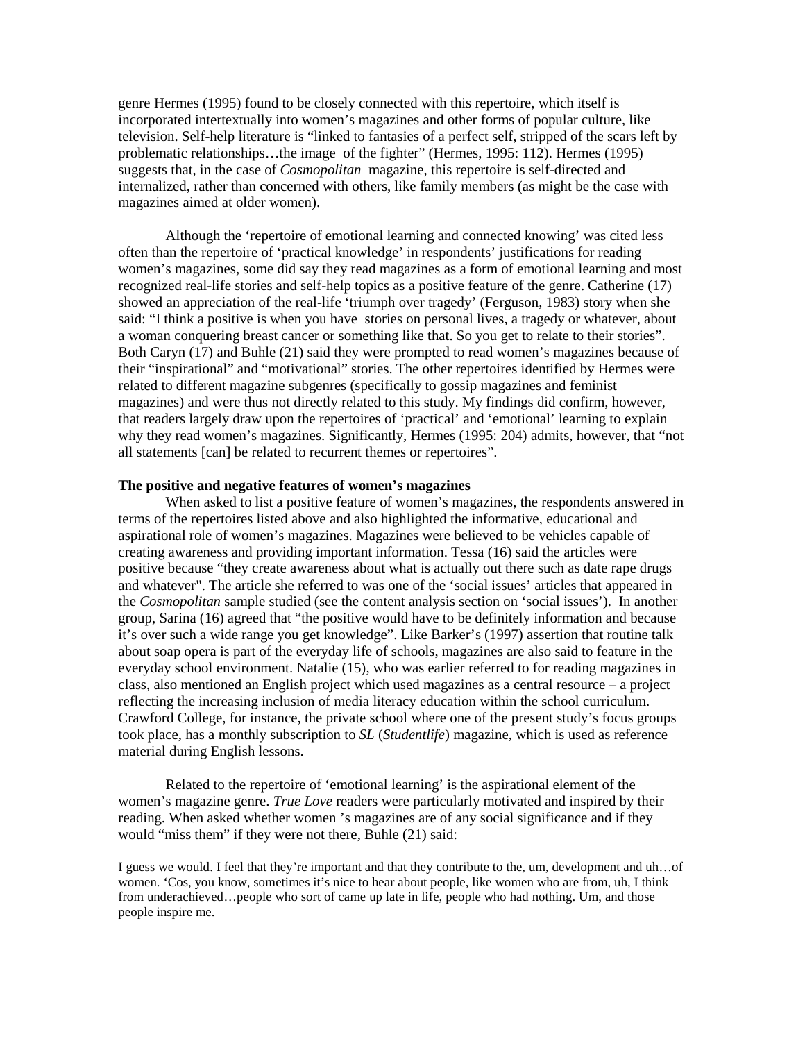genre Hermes (1995) found to be closely connected with this repertoire, which itself is incorporated intertextually into women's magazines and other forms of popular culture, like television. Self-help literature is "linked to fantasies of a perfect self, stripped of the scars left by problematic relationships…the image of the fighter" (Hermes, 1995: 112). Hermes (1995) suggests that, in the case of *Cosmopolitan* magazine, this repertoire is self-directed and internalized, rather than concerned with others, like family members (as might be the case with magazines aimed at older women).

Although the 'repertoire of emotional learning and connected knowing' was cited less often than the repertoire of 'practical knowledge' in respondents' justifications for reading women's magazines, some did say they read magazines as a form of emotional learning and most recognized real-life stories and self-help topics as a positive feature of the genre. Catherine (17) showed an appreciation of the real-life 'triumph over tragedy' (Ferguson, 1983) story when she said: "I think a positive is when you have stories on personal lives, a tragedy or whatever, about a woman conquering breast cancer or something like that. So you get to relate to their stories". Both Caryn (17) and Buhle (21) said they were prompted to read women's magazines because of their "inspirational" and "motivational" stories. The other repertoires identified by Hermes were related to different magazine subgenres (specifically to gossip magazines and feminist magazines) and were thus not directly related to this study. My findings did confirm, however, that readers largely draw upon the repertoires of 'practical' and 'emotional' learning to explain why they read women's magazines. Significantly, Hermes (1995: 204) admits, however, that "not all statements [can] be related to recurrent themes or repertoires".

**The positive and negative features of women's magazines**

When asked to list a positive feature of women's magazines, the respondents answered in terms of the repertoires listed above and also highlighted the informative, educational and aspirational role of women's magazines. Magazines were believed to be vehicles capable of creating awareness and providing important information. Tessa (16) said the articles were positive because "they create awareness about what is actually out there such as date rape drugs and whatever". The article she referred to was one of the 'social issues' articles that appeared in the *Cosmopolitan* sample studied (see the content analysis section on 'social issues'). In another group, Sarina (16) agreed that "the positive would have to be definitely information and because it's over such a wide range you get knowledge". Like Barker's (1997) assertion that routine talk about soap opera is part of the everyday life of schools, magazines are also said to feature in the everyday school environment. Natalie (15), who was earlier referred to for reading magazines in class, also mentioned an English project which used magazines as a central resource – a project reflecting the increasing inclusion of media literacy education within the school curriculum. Crawford College, for instance, the private school where one of the present study's focus groups took place, has a monthly subscription to *SL* (*Studentlife*) magazine, which is used as reference material during English lessons.

Related to the repertoire of 'emotional learning' is the aspirational element of the women's magazine genre. *True Love* readers were particularly motivated and inspired by their reading. When asked whether women's magazines are of any social significance and if they would "miss them" if they were not there, Buhle (21) said:

> I guess we would. I feel that they're important and that they contribute to the, um, development and uh…of women. 'Cos, you know, sometimes it's nice to hear about people, like women who are from, uh, I think from underachieved…people who sort of came up late in life, people who had nothing. Um, and those people inspire me.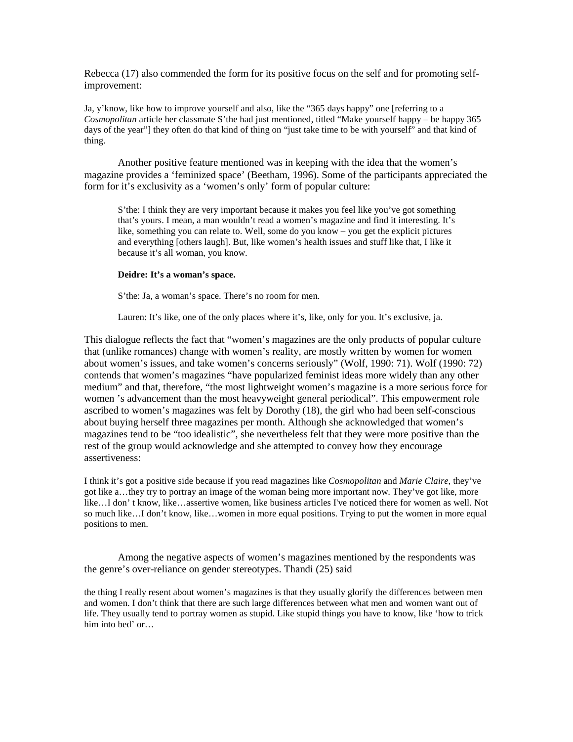Rebecca (17) also commended the form for its positive focus on the self and for promoting self-improvement:

> Ja, y'know, like how to improve yourself and also, like the "365 days happy" one [referring to a *Cosmopolitan* article her classmate S'the had just mentioned, titled "Make yourself happy – be happy 365 days of the year"] they often do that kind of thing on "just take time to be with yourself" and that kind of thing.

Another positive feature mentioned was in keeping with the idea that the women's magazine provides a 'feminized space' (Beetham, 1996). Some of the participants appreciated the form for it's exclusivity as a 'women's only' form of popular culture:

> S'the: I think they are very important because it makes you feel like you've got something that's yours. I mean, a man wouldn't read a women's magazine and find it interesting. It's like, something you can relate to. Well, some do you know – you get the explicit pictures and everything [others laugh]. But, like women's health issues and stuff like that, I like it because it's all woman, you know.
>
> **Deidre: It's a woman's space.**
>
> S'the: Ja, a woman's space. There's no room for men.
>
> Lauren: It's like, one of the only places where it's, like, only for you. It's exclusive, ja.

This dialogue reflects the fact that "women's magazines are the only products of popular culture that (unlike romances) change with women's reality, are mostly written by women for women about women's issues, and take women's concerns seriously" (Wolf, 1990: 71). Wolf (1990: 72) contends that women's magazines "have popularized feminist ideas more widely than any other medium" and that, therefore, "the most lightweight women's magazine is a more serious force for women 's advancement than the most heavyweight general periodical". This empowerment role ascribed to women's magazines was felt by Dorothy (18), the girl who had been self-conscious about buying herself three magazines per month. Although she acknowledged that women's magazines tend to be "too idealistic", she nevertheless felt that they were more positive than the rest of the group would acknowledge and she attempted to convey how they encourage assertiveness:

> I think it's got a positive side because if you read magazines like *Cosmopolitan* and *Marie Claire*, they've got like a…they try to portray an image of the woman being more important now. They've got like, more like…I don' t know, like…assertive women, like business articles I've noticed there for women as well. Not so much like…I don't know, like…women in more equal positions. Trying to put the women in more equal positions to men.

Among the negative aspects of women's magazines mentioned by the respondents was the genre's over-reliance on gender stereotypes. Thandi (25) said

> the thing I really resent about women's magazines is that they usually glorify the differences between men and women. I don't think that there are such large differences between what men and women want out of life. They usually tend to portray women as stupid. Like stupid things you have to know, like 'how to trick him into bed' or…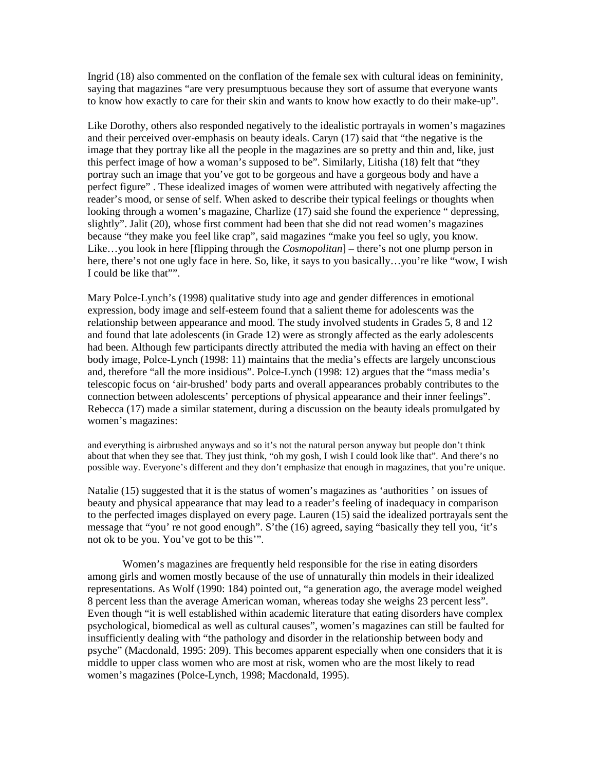Ingrid (18) also commented on the conflation of the female sex with cultural ideas on femininity, saying that magazines "are very presumptuous because they sort of assume that everyone wants to know how exactly to care for their skin and wants to know how exactly to do their make-up".

Like Dorothy, others also responded negatively to the idealistic portrayals in women's magazines and their perceived over-emphasis on beauty ideals. Caryn (17) said that "the negative is the image that they portray like all the people in the magazines are so pretty and thin and, like, just this perfect image of how a woman's supposed to be". Similarly, Litisha (18) felt that "they portray such an image that you've got to be gorgeous and have a gorgeous body and have a perfect figure" . These idealized images of women were attributed with negatively affecting the reader's mood, or sense of self. When asked to describe their typical feelings or thoughts when looking through a women's magazine, Charlize (17) said she found the experience " depressing, slightly". Jalit (20), whose first comment had been that she did not read women's magazines because "they make you feel like crap", said magazines "make you feel so ugly, you know. Like…you look in here [flipping through the *Cosmopolitan*] – there's not one plump person in here, there's not one ugly face in here. So, like, it says to you basically…you're like "wow, I wish I could be like that"".

Mary Polce-Lynch's (1998) qualitative study into age and gender differences in emotional expression, body image and self-esteem found that a salient theme for adolescents was the relationship between appearance and mood. The study involved students in Grades 5, 8 and 12 and found that late adolescents (in Grade 12) were as strongly affected as the early adolescents had been. Although few participants directly attributed the media with having an effect on their body image, Polce-Lynch (1998: 11) maintains that the media's effects are largely unconscious and, therefore "all the more insidious". Polce-Lynch (1998: 12) argues that the "mass media's telescopic focus on 'air-brushed' body parts and overall appearances probably contributes to the connection between adolescents' perceptions of physical appearance and their inner feelings". Rebecca (17) made a similar statement, during a discussion on the beauty ideals promulgated by women's magazines:

> and everything is airbrushed anyways and so it's not the natural person anyway but people don't think about that when they see that. They just think, "oh my gosh, I wish I could look like that". And there's no possible way. Everyone's different and they don't emphasize that enough in magazines, that you're unique.

Natalie (15) suggested that it is the status of women's magazines as 'authorities ' on issues of beauty and physical appearance that may lead to a reader's feeling of inadequacy in comparison to the perfected images displayed on every page. Lauren (15) said the idealized portrayals sent the message that "you' re not good enough". S'the (16) agreed, saying "basically they tell you, 'it's not ok to be you. You've got to be this'".

Women's magazines are frequently held responsible for the rise in eating disorders among girls and women mostly because of the use of unnaturally thin models in their idealized representations. As Wolf (1990: 184) pointed out, "a generation ago, the average model weighed 8 percent less than the average American woman, whereas today she weighs 23 percent less". Even though "it is well established within academic literature that eating disorders have complex psychological, biomedical as well as cultural causes", women's magazines can still be faulted for insufficiently dealing with "the pathology and disorder in the relationship between body and psyche" (Macdonald, 1995: 209). This becomes apparent especially when one considers that it is middle to upper class women who are most at risk, women who are the most likely to read women's magazines (Polce-Lynch, 1998; Macdonald, 1995).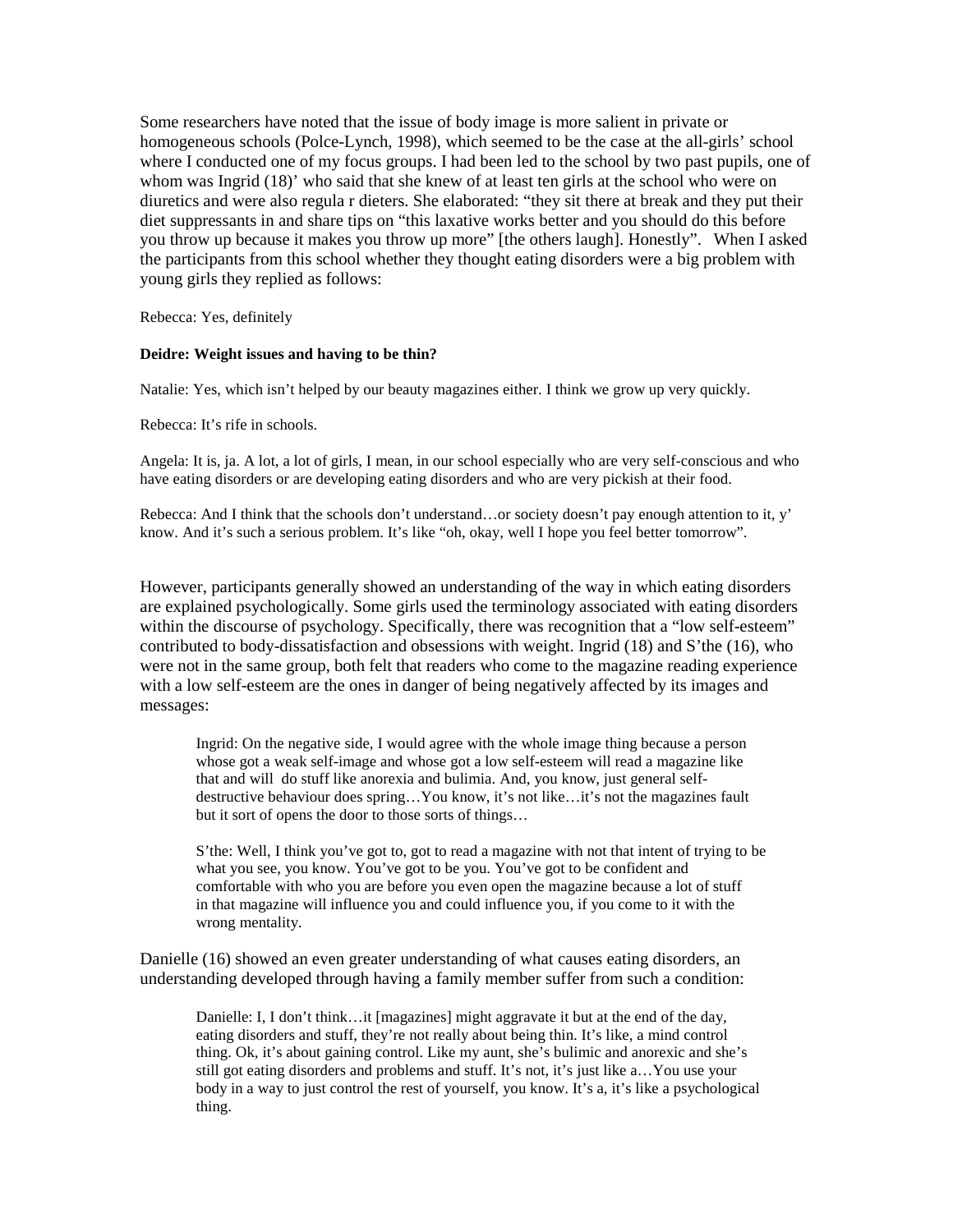Some researchers have noted that the issue of body image is more salient in private or homogeneous schools (Polce-Lynch, 1998), which seemed to be the case at the all-girls' school where I conducted one of my focus groups. I had been led to the school by two past pupils, one of whom was Ingrid (18)' who said that she knew of at least ten girls at the school who were on diuretics and were also regula r dieters. She elaborated: "they sit there at break and they put their diet suppressants in and share tips on "this laxative works better and you should do this before you throw up because it makes you throw up more" [the others laugh]. Honestly". When I asked the participants from this school whether they thought eating disorders were a big problem with young girls they replied as follows:

Rebecca: Yes, definitely

**Deidre: Weight issues and having to be thin?**

Natalie: Yes, which isn't helped by our beauty magazines either. I think we grow up very quickly.

Rebecca: It's rife in schools.

Angela: It is, ja. A lot, a lot of girls, I mean, in our school especially who are very self-conscious and who have eating disorders or are developing eating disorders and who are very pickish at their food.

Rebecca: And I think that the schools don't understand…or society doesn't pay enough attention to it, y' know. And it's such a serious problem. It's like "oh, okay, well I hope you feel better tomorrow".

However, participants generally showed an understanding of the way in which eating disorders are explained psychologically. Some girls used the terminology associated with eating disorders within the discourse of psychology. Specifically, there was recognition that a "low self-esteem" contributed to body-dissatisfaction and obsessions with weight. Ingrid (18) and S'the (16), who were not in the same group, both felt that readers who come to the magazine reading experience with a low self-esteem are the ones in danger of being negatively affected by its images and messages:

> Ingrid: On the negative side, I would agree with the whole image thing because a person whose got a weak self-image and whose got a low self-esteem will read a magazine like that and will do stuff like anorexia and bulimia. And, you know, just general self-destructive behaviour does spring…You know, it's not like…it's not the magazines fault but it sort of opens the door to those sorts of things…
>
> S'the: Well, I think you've got to, got to read a magazine with not that intent of trying to be what you see, you know. You've got to be you. You've got to be confident and comfortable with who you are before you even open the magazine because a lot of stuff in that magazine will influence you and could influence you, if you come to it with the wrong mentality.

Danielle (16) showed an even greater understanding of what causes eating disorders, an understanding developed through having a family member suffer from such a condition:

> Danielle: I, I don't think…it [magazines] might aggravate it but at the end of the day, eating disorders and stuff, they're not really about being thin. It's like, a mind control thing. Ok, it's about gaining control. Like my aunt, she's bulimic and anorexic and she's still got eating disorders and problems and stuff. It's not, it's just like a…You use your body in a way to just control the rest of yourself, you know. It's a, it's like a psychological thing.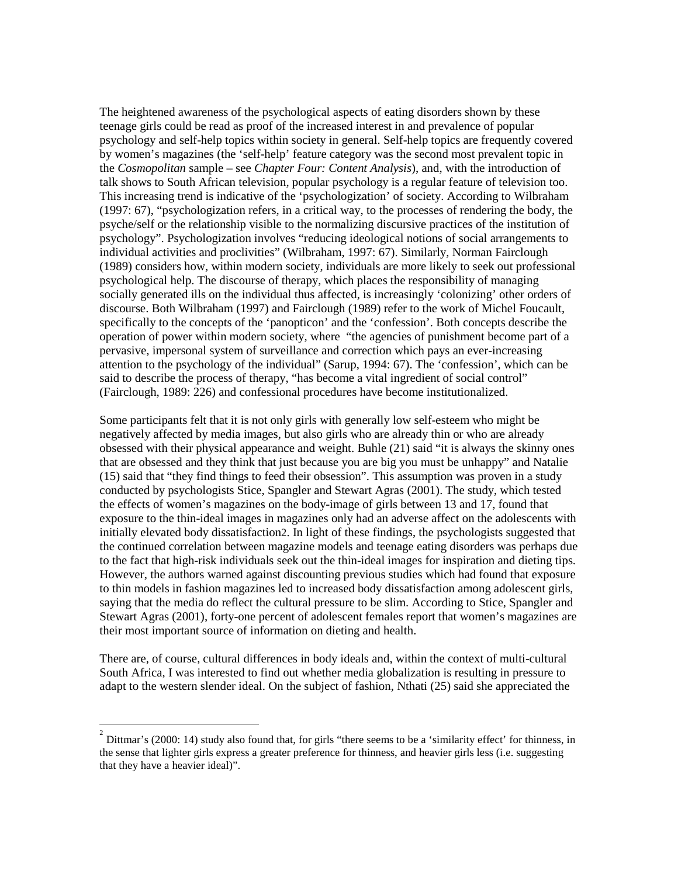The heightened awareness of the psychological aspects of eating disorders shown by these teenage girls could be read as proof of the increased interest in and prevalence of popular psychology and self-help topics within society in general. Self-help topics are frequently covered by women's magazines (the 'self-help' feature category was the second most prevalent topic in the *Cosmopolitan* sample – see *Chapter Four: Content Analysis*), and, with the introduction of talk shows to South African television, popular psychology is a regular feature of television too. This increasing trend is indicative of the 'psychologization' of society. According to Wilbraham (1997: 67), "psychologization refers, in a critical way, to the processes of rendering the body, the psyche/self or the relationship visible to the normalizing discursive practices of the institution of psychology". Psychologization involves "reducing ideological notions of social arrangements to individual activities and proclivities" (Wilbraham, 1997: 67). Similarly, Norman Fairclough (1989) considers how, within modern society, individuals are more likely to seek out professional psychological help. The discourse of therapy, which places the responsibility of managing socially generated ills on the individual thus affected, is increasingly 'colonizing' other orders of discourse. Both Wilbraham (1997) and Fairclough (1989) refer to the work of Michel Foucault, specifically to the concepts of the 'panopticon' and the 'confession'. Both concepts describe the operation of power within modern society, where "the agencies of punishment become part of a pervasive, impersonal system of surveillance and correction which pays an ever-increasing attention to the psychology of the individual" (Sarup, 1994: 67). The 'confession', which can be said to describe the process of therapy, "has become a vital ingredient of social control" (Fairclough, 1989: 226) and confessional procedures have become institutionalized.

Some participants felt that it is not only girls with generally low self-esteem who might be negatively affected by media images, but also girls who are already thin or who are already obsessed with their physical appearance and weight. Buhle (21) said "it is always the skinny ones that are obsessed and they think that just because you are big you must be unhappy" and Natalie (15) said that "they find things to feed their obsession". This assumption was proven in a study conducted by psychologists Stice, Spangler and Stewart Agras (2001). The study, which tested the effects of women's magazines on the body-image of girls between 13 and 17, found that exposure to the thin-ideal images in magazines only had an adverse affect on the adolescents with initially elevated body dissatisfaction[2]. In light of these findings, the psychologists suggested that the continued correlation between magazine models and teenage eating disorders was perhaps due to the fact that high-risk individuals seek out the thin-ideal images for inspiration and dieting tips. However, the authors warned against discounting previous studies which had found that exposure to thin models in fashion magazines led to increased body dissatisfaction among adolescent girls, saying that the media do reflect the cultural pressure to be slim. According to Stice, Spangler and Stewart Agras (2001), forty-one percent of adolescent females report that women's magazines are their most important source of information on dieting and health.

There are, of course, cultural differences in body ideals and, within the context of multi-cultural South Africa, I was interested to find out whether media globalization is resulting in pressure to adapt to the western slender ideal. On the subject of fashion, Nthati (25) said she appreciated the

[2] Dittmar's (2000: 14) study also found that, for girls "there seems to be a 'similarity effect' for thinness, in the sense that lighter girls express a greater preference for thinness, and heavier girls less (i.e. suggesting that they have a heavier ideal)".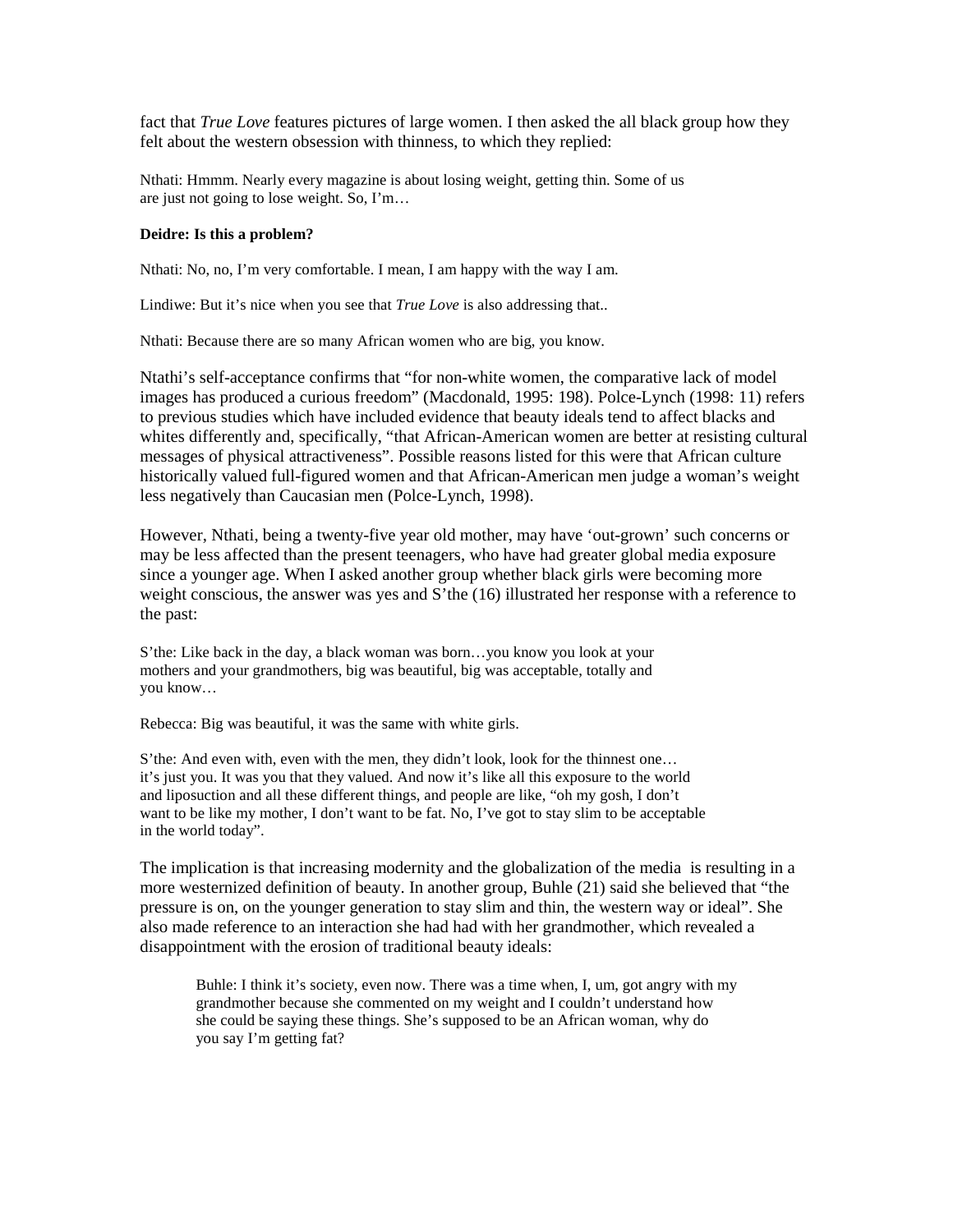fact that *True Love* features pictures of large women. I then asked the all black group how they felt about the western obsession with thinness, to which they replied:

Nthati: Hmmm. Nearly every magazine is about losing weight, getting thin. Some of us are just not going to lose weight. So, I'm…

**Deidre: Is this a problem?**

Nthati: No, no, I'm very comfortable. I mean, I am happy with the way I am.

Lindiwe: But it's nice when you see that *True Love* is also addressing that..

Nthati: Because there are so many African women who are big, you know.

Ntathi's self-acceptance confirms that "for non-white women, the comparative lack of model images has produced a curious freedom" (Macdonald, 1995: 198). Polce-Lynch (1998: 11) refers to previous studies which have included evidence that beauty ideals tend to affect blacks and whites differently and, specifically, "that African-American women are better at resisting cultural messages of physical attractiveness". Possible reasons listed for this were that African culture historically valued full-figured women and that African-American men judge a woman's weight less negatively than Caucasian men (Polce-Lynch, 1998).

However, Nthati, being a twenty-five year old mother, may have 'out-grown' such concerns or may be less affected than the present teenagers, who have had greater global media exposure since a younger age. When I asked another group whether black girls were becoming more weight conscious, the answer was yes and S'the (16) illustrated her response with a reference to the past:

S'the: Like back in the day, a black woman was born…you know you look at your mothers and your grandmothers, big was beautiful, big was acceptable, totally and you know…

Rebecca: Big was beautiful, it was the same with white girls.

S'the: And even with, even with the men, they didn't look, look for the thinnest one… it's just you. It was you that they valued. And now it's like all this exposure to the world and liposuction and all these different things, and people are like, "oh my gosh, I don't want to be like my mother, I don't want to be fat. No, I've got to stay slim to be acceptable in the world today".

The implication is that increasing modernity and the globalization of the media is resulting in a more westernized definition of beauty. In another group, Buhle (21) said she believed that "the pressure is on, on the younger generation to stay slim and thin, the western way or ideal". She also made reference to an interaction she had had with her grandmother, which revealed a disappointment with the erosion of traditional beauty ideals:

> Buhle: I think it's society, even now. There was a time when, I, um, got angry with my grandmother because she commented on my weight and I couldn't understand how she could be saying these things. She's supposed to be an African woman, why do you say I'm getting fat?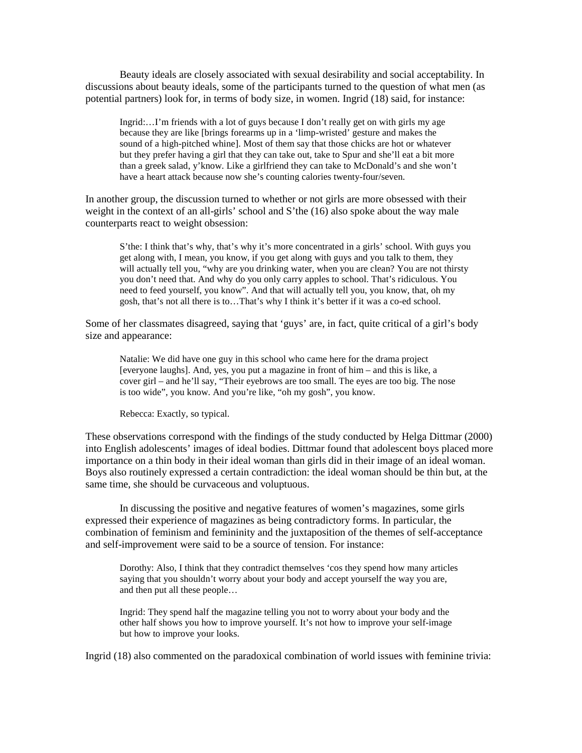Beauty ideals are closely associated with sexual desirability and social acceptability. In discussions about beauty ideals, some of the participants turned to the question of what men (as potential partners) look for, in terms of body size, in women. Ingrid (18) said, for instance:

> Ingrid:…I'm friends with a lot of guys because I don't really get on with girls my age because they are like [brings forearms up in a 'limp-wristed' gesture and makes the sound of a high-pitched whine]. Most of them say that those chicks are hot or whatever but they prefer having a girl that they can take out, take to Spur and she'll eat a bit more than a greek salad, y'know. Like a girlfriend they can take to McDonald's and she won't have a heart attack because now she's counting calories twenty-four/seven.

In another group, the discussion turned to whether or not girls are more obsessed with their weight in the context of an all-girls' school and S'the (16) also spoke about the way male counterparts react to weight obsession:

> S'the: I think that's why, that's why it's more concentrated in a girls' school. With guys you get along with, I mean, you know, if you get along with guys and you talk to them, they will actually tell you, "why are you drinking water, when you are clean? You are not thirsty you don't need that. And why do you only carry apples to school. That's ridiculous. You need to feed yourself, you know". And that will actually tell you, you know, that, oh my gosh, that's not all there is to…That's why I think it's better if it was a co-ed school.

Some of her classmates disagreed, saying that 'guys' are, in fact, quite critical of a girl's body size and appearance:

> Natalie: We did have one guy in this school who came here for the drama project [everyone laughs]. And, yes, you put a magazine in front of him – and this is like, a cover girl – and he'll say, "Their eyebrows are too small. The eyes are too big. The nose is too wide", you know. And you're like, "oh my gosh", you know.
>
> Rebecca: Exactly, so typical.

These observations correspond with the findings of the study conducted by Helga Dittmar (2000) into English adolescents' images of ideal bodies. Dittmar found that adolescent boys placed more importance on a thin body in their ideal woman than girls did in their image of an ideal woman. Boys also routinely expressed a certain contradiction: the ideal woman should be thin but, at the same time, she should be curvaceous and voluptuous.

In discussing the positive and negative features of women's magazines, some girls expressed their experience of magazines as being contradictory forms. In particular, the combination of feminism and femininity and the juxtaposition of the themes of self-acceptance and self-improvement were said to be a source of tension. For instance:

> Dorothy: Also, I think that they contradict themselves 'cos they spend how many articles saying that you shouldn't worry about your body and accept yourself the way you are, and then put all these people…
>
> Ingrid: They spend half the magazine telling you not to worry about your body and the other half shows you how to improve yourself. It's not how to improve your self-image but how to improve your looks.

Ingrid (18) also commented on the paradoxical combination of world issues with feminine trivia: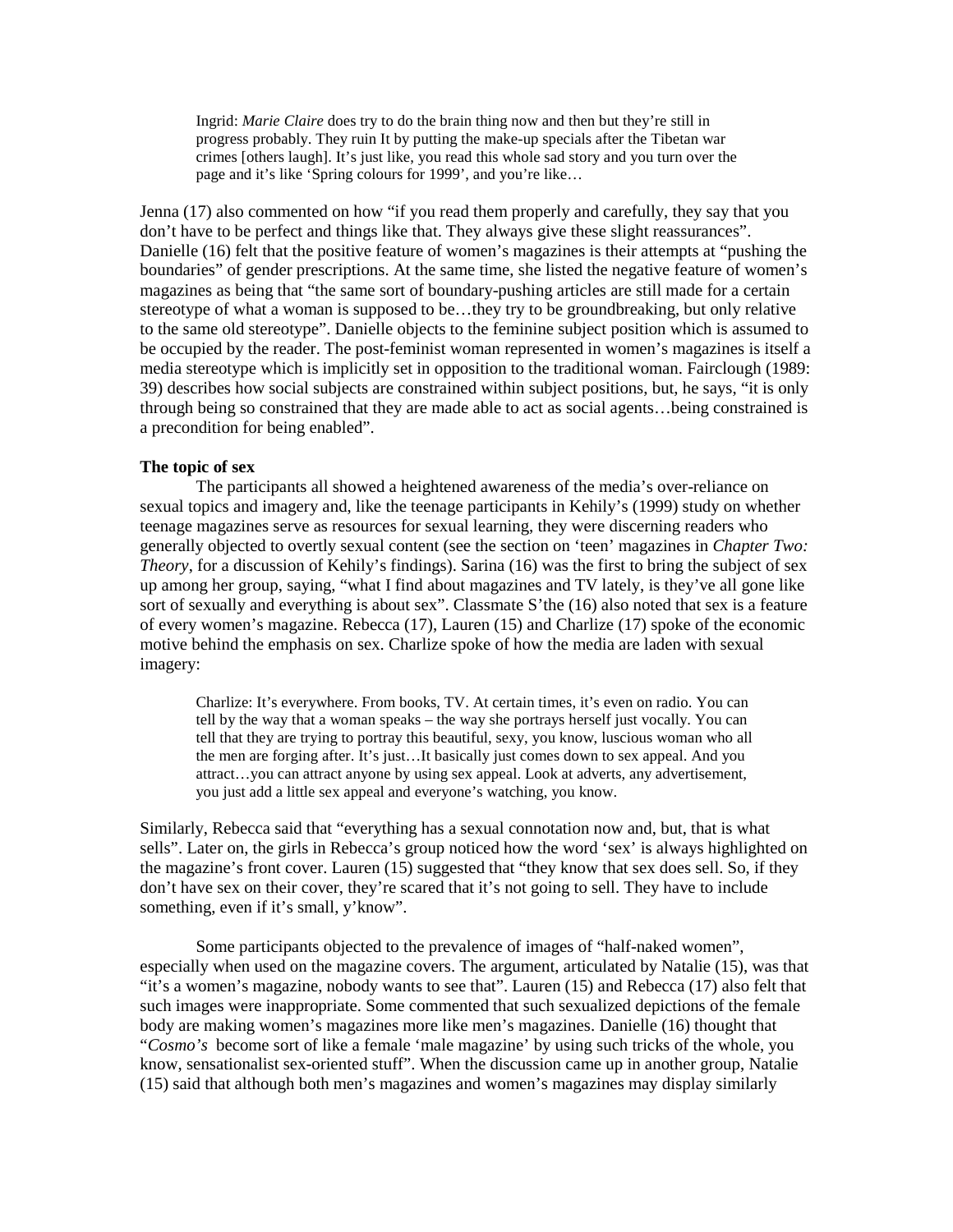> Ingrid: *Marie Claire* does try to do the brain thing now and then but they're still in progress probably. They ruin It by putting the make-up specials after the Tibetan war crimes [others laugh]. It's just like, you read this whole sad story and you turn over the page and it's like 'Spring colours for 1999', and you're like…

Jenna (17) also commented on how "if you read them properly and carefully, they say that you don't have to be perfect and things like that. They always give these slight reassurances". Danielle (16) felt that the positive feature of women's magazines is their attempts at "pushing the boundaries" of gender prescriptions. At the same time, she listed the negative feature of women's magazines as being that "the same sort of boundary-pushing articles are still made for a certain stereotype of what a woman is supposed to be…they try to be groundbreaking, but only relative to the same old stereotype". Danielle objects to the feminine subject position which is assumed to be occupied by the reader. The post-feminist woman represented in women's magazines is itself a media stereotype which is implicitly set in opposition to the traditional woman. Fairclough (1989: 39) describes how social subjects are constrained within subject positions, but, he says, "it is only through being so constrained that they are made able to act as social agents…being constrained is a precondition for being enabled".

**The topic of sex**

The participants all showed a heightened awareness of the media's over-reliance on sexual topics and imagery and, like the teenage participants in Kehily's (1999) study on whether teenage magazines serve as resources for sexual learning, they were discerning readers who generally objected to overtly sexual content (see the section on 'teen' magazines in *Chapter Two: Theory*, for a discussion of Kehily's findings). Sarina (16) was the first to bring the subject of sex up among her group, saying, "what I find about magazines and TV lately, is they've all gone like sort of sexually and everything is about sex". Classmate S'the (16) also noted that sex is a feature of every women's magazine. Rebecca (17), Lauren (15) and Charlize (17) spoke of the economic motive behind the emphasis on sex. Charlize spoke of how the media are laden with sexual imagery:

> Charlize: It's everywhere. From books, TV. At certain times, it's even on radio. You can tell by the way that a woman speaks – the way she portrays herself just vocally. You can tell that they are trying to portray this beautiful, sexy, you know, luscious woman who all the men are forging after. It's just…It basically just comes down to sex appeal. And you attract…you can attract anyone by using sex appeal. Look at adverts, any advertisement, you just add a little sex appeal and everyone's watching, you know.

Similarly, Rebecca said that "everything has a sexual connotation now and, but, that is what sells". Later on, the girls in Rebecca's group noticed how the word 'sex' is always highlighted on the magazine's front cover. Lauren (15) suggested that "they know that sex does sell. So, if they don't have sex on their cover, they're scared that it's not going to sell. They have to include something, even if it's small, y'know".

Some participants objected to the prevalence of images of "half-naked women", especially when used on the magazine covers. The argument, articulated by Natalie (15), was that "it's a women's magazine, nobody wants to see that". Lauren (15) and Rebecca (17) also felt that such images were inappropriate. Some commented that such sexualized depictions of the female body are making women's magazines more like men's magazines. Danielle (16) thought that "*Cosmo's* become sort of like a female 'male magazine' by using such tricks of the whole, you know, sensationalist sex-oriented stuff". When the discussion came up in another group, Natalie (15) said that although both men's magazines and women's magazines may display similarly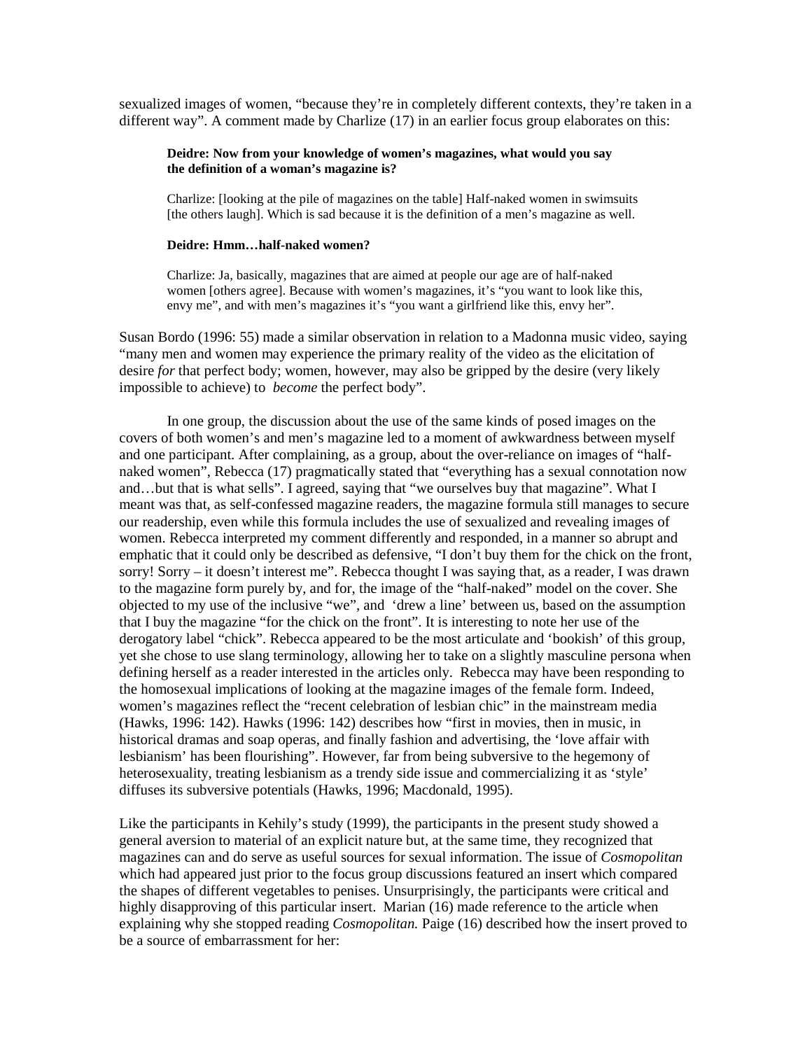sexualized images of women, "because they're in completely different contexts, they're taken in a different way". A comment made by Charlize (17) in an earlier focus group elaborates on this:

> **Deidre: Now from your knowledge of women's magazines, what would you say the definition of a woman's magazine is?**
>
> Charlize: [looking at the pile of magazines on the table] Half-naked women in swimsuits [the others laugh]. Which is sad because it is the definition of a men's magazine as well.
>
> **Deidre: Hmm…half-naked women?**
>
> Charlize: Ja, basically, magazines that are aimed at people our age are of half-naked women [others agree]. Because with women's magazines, it's "you want to look like this, envy me", and with men's magazines it's "you want a girlfriend like this, envy her".

Susan Bordo (1996: 55) made a similar observation in relation to a Madonna music video, saying "many men and women may experience the primary reality of the video as the elicitation of desire *for* that perfect body; women, however, may also be gripped by the desire (very likely impossible to achieve) to *become* the perfect body".

In one group, the discussion about the use of the same kinds of posed images on the covers of both women's and men's magazine led to a moment of awkwardness between myself and one participant. After complaining, as a group, about the over-reliance on images of "half-naked women", Rebecca (17) pragmatically stated that "everything has a sexual connotation now and…but that is what sells". I agreed, saying that "we ourselves buy that magazine". What I meant was that, as self-confessed magazine readers, the magazine formula still manages to secure our readership, even while this formula includes the use of sexualized and revealing images of women. Rebecca interpreted my comment differently and responded, in a manner so abrupt and emphatic that it could only be described as defensive, "I don't buy them for the chick on the front, sorry! Sorry – it doesn't interest me". Rebecca thought I was saying that, as a reader, I was drawn to the magazine form purely by, and for, the image of the "half-naked" model on the cover. She objected to my use of the inclusive "we", and 'drew a line' between us, based on the assumption that I buy the magazine "for the chick on the front". It is interesting to note her use of the derogatory label "chick". Rebecca appeared to be the most articulate and 'bookish' of this group, yet she chose to use slang terminology, allowing her to take on a slightly masculine persona when defining herself as a reader interested in the articles only. Rebecca may have been responding to the homosexual implications of looking at the magazine images of the female form. Indeed, women's magazines reflect the "recent celebration of lesbian chic" in the mainstream media (Hawks, 1996: 142). Hawks (1996: 142) describes how "first in movies, then in music, in historical dramas and soap operas, and finally fashion and advertising, the 'love affair with lesbianism' has been flourishing". However, far from being subversive to the hegemony of heterosexuality, treating lesbianism as a trendy side issue and commercializing it as 'style' diffuses its subversive potentials (Hawks, 1996; Macdonald, 1995).

Like the participants in Kehily's study (1999), the participants in the present study showed a general aversion to material of an explicit nature but, at the same time, they recognized that magazines can and do serve as useful sources for sexual information. The issue of *Cosmopolitan* which had appeared just prior to the focus group discussions featured an insert which compared the shapes of different vegetables to penises. Unsurprisingly, the participants were critical and highly disapproving of this particular insert. Marian (16) made reference to the article when explaining why she stopped reading *Cosmopolitan.* Paige (16) described how the insert proved to be a source of embarrassment for her: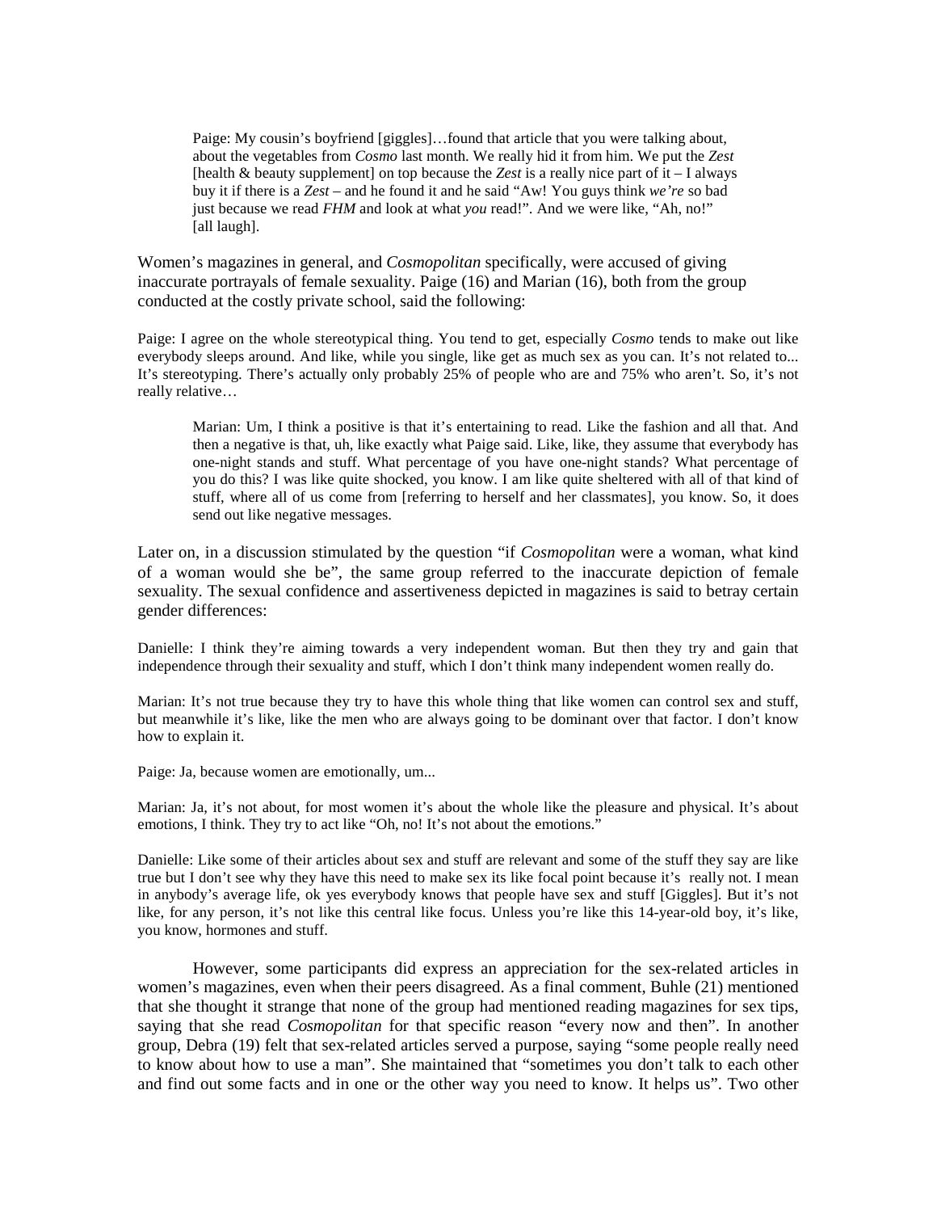> Paige: My cousin's boyfriend [giggles]…found that article that you were talking about, about the vegetables from *Cosmo* last month. We really hid it from him. We put the *Zest* [health & beauty supplement] on top because the *Zest* is a really nice part of it – I always buy it if there is a *Zest* – and he found it and he said "Aw! You guys think *we're* so bad just because we read *FHM* and look at what *you* read!". And we were like, "Ah, no!" [all laugh].

Women's magazines in general, and *Cosmopolitan* specifically, were accused of giving inaccurate portrayals of female sexuality. Paige (16) and Marian (16), both from the group conducted at the costly private school, said the following:

Paige: I agree on the whole stereotypical thing. You tend to get, especially *Cosmo* tends to make out like everybody sleeps around. And like, while you single, like get as much sex as you can. It's not related to... It's stereotyping. There's actually only probably 25% of people who are and 75% who aren't. So, it's not really relative…

> Marian: Um, I think a positive is that it's entertaining to read. Like the fashion and all that. And then a negative is that, uh, like exactly what Paige said. Like, like, they assume that everybody has one-night stands and stuff. What percentage of you have one-night stands? What percentage of you do this? I was like quite shocked, you know. I am like quite sheltered with all of that kind of stuff, where all of us come from [referring to herself and her classmates], you know. So, it does send out like negative messages.

Later on, in a discussion stimulated by the question "if *Cosmopolitan* were a woman, what kind of a woman would she be", the same group referred to the inaccurate depiction of female sexuality. The sexual confidence and assertiveness depicted in magazines is said to betray certain gender differences:

Danielle: I think they're aiming towards a very independent woman. But then they try and gain that independence through their sexuality and stuff, which I don't think many independent women really do.

Marian: It's not true because they try to have this whole thing that like women can control sex and stuff, but meanwhile it's like, like the men who are always going to be dominant over that factor. I don't know how to explain it.

Paige: Ja, because women are emotionally, um...

Marian: Ja, it's not about, for most women it's about the whole like the pleasure and physical. It's about emotions, I think. They try to act like "Oh, no! It's not about the emotions."

Danielle: Like some of their articles about sex and stuff are relevant and some of the stuff they say are like true but I don't see why they have this need to make sex its like focal point because it's really not. I mean in anybody's average life, ok yes everybody knows that people have sex and stuff [Giggles]. But it's not like, for any person, it's not like this central like focus. Unless you're like this 14-year-old boy, it's like, you know, hormones and stuff.

However, some participants did express an appreciation for the sex-related articles in women's magazines, even when their peers disagreed. As a final comment, Buhle (21) mentioned that she thought it strange that none of the group had mentioned reading magazines for sex tips, saying that she read *Cosmopolitan* for that specific reason "every now and then". In another group, Debra (19) felt that sex-related articles served a purpose, saying "some people really need to know about how to use a man". She maintained that "sometimes you don't talk to each other and find out some facts and in one or the other way you need to know. It helps us". Two other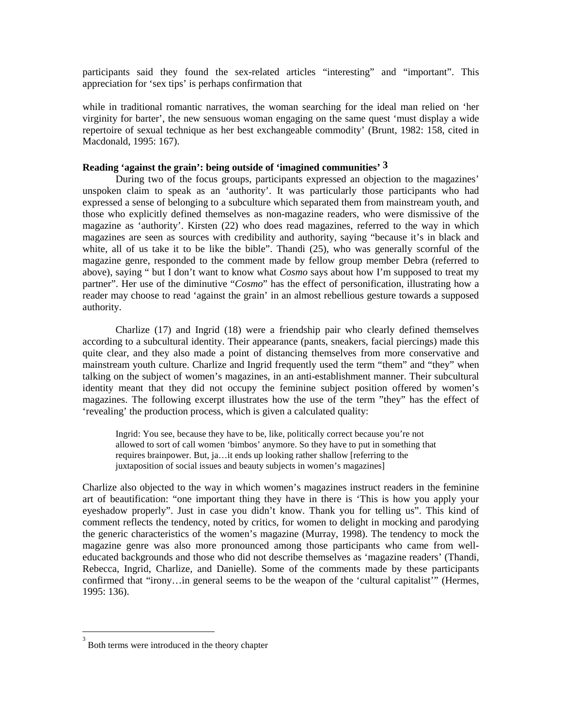participants said they found the sex-related articles "interesting" and "important". This appreciation for 'sex tips' is perhaps confirmation that

> while in traditional romantic narratives, the woman searching for the ideal man relied on 'her virginity for barter', the new sensuous woman engaging on the same quest 'must display a wide repertoire of sexual technique as her best exchangeable commodity' (Brunt, 1982: 158, cited in Macdonald, 1995: 167).

### Reading 'against the grain': being outside of 'imagined communities' [3]

During two of the focus groups, participants expressed an objection to the magazines' unspoken claim to speak as an 'authority'. It was particularly those participants who had expressed a sense of belonging to a subculture which separated them from mainstream youth, and those who explicitly defined themselves as non-magazine readers, who were dismissive of the magazine as 'authority'. Kirsten (22) who does read magazines, referred to the way in which magazines are seen as sources with credibility and authority, saying "because it's in black and white, all of us take it to be like the bible". Thandi (25), who was generally scornful of the magazine genre, responded to the comment made by fellow group member Debra (referred to above), saying " but I don't want to know what *Cosmo* says about how I'm supposed to treat my partner". Her use of the diminutive "*Cosmo*" has the effect of personification, illustrating how a reader may choose to read 'against the grain' in an almost rebellious gesture towards a supposed authority.

Charlize (17) and Ingrid (18) were a friendship pair who clearly defined themselves according to a subcultural identity. Their appearance (pants, sneakers, facial piercings) made this quite clear, and they also made a point of distancing themselves from more conservative and mainstream youth culture. Charlize and Ingrid frequently used the term "them" and "they" when talking on the subject of women's magazines, in an anti-establishment manner. Their subcultural identity meant that they did not occupy the feminine subject position offered by women's magazines. The following excerpt illustrates how the use of the term "they" has the effect of 'revealing' the production process, which is given a calculated quality:

> Ingrid: You see, because they have to be, like, politically correct because you're not allowed to sort of call women 'bimbos' anymore. So they have to put in something that requires brainpower. But, ja…it ends up looking rather shallow [referring to the juxtaposition of social issues and beauty subjects in women's magazines]

Charlize also objected to the way in which women's magazines instruct readers in the feminine art of beautification: "one important thing they have in there is 'This is how you apply your eyeshadow properly". Just in case you didn't know. Thank you for telling us". This kind of comment reflects the tendency, noted by critics, for women to delight in mocking and parodying the generic characteristics of the women's magazine (Murray, 1998). The tendency to mock the magazine genre was also more pronounced among those participants who came from well-educated backgrounds and those who did not describe themselves as 'magazine readers' (Thandi, Rebecca, Ingrid, Charlize, and Danielle). Some of the comments made by these participants confirmed that "irony…in general seems to be the weapon of the 'cultural capitalist'" (Hermes, 1995: 136).

---

[3] Both terms were introduced in the theory chapter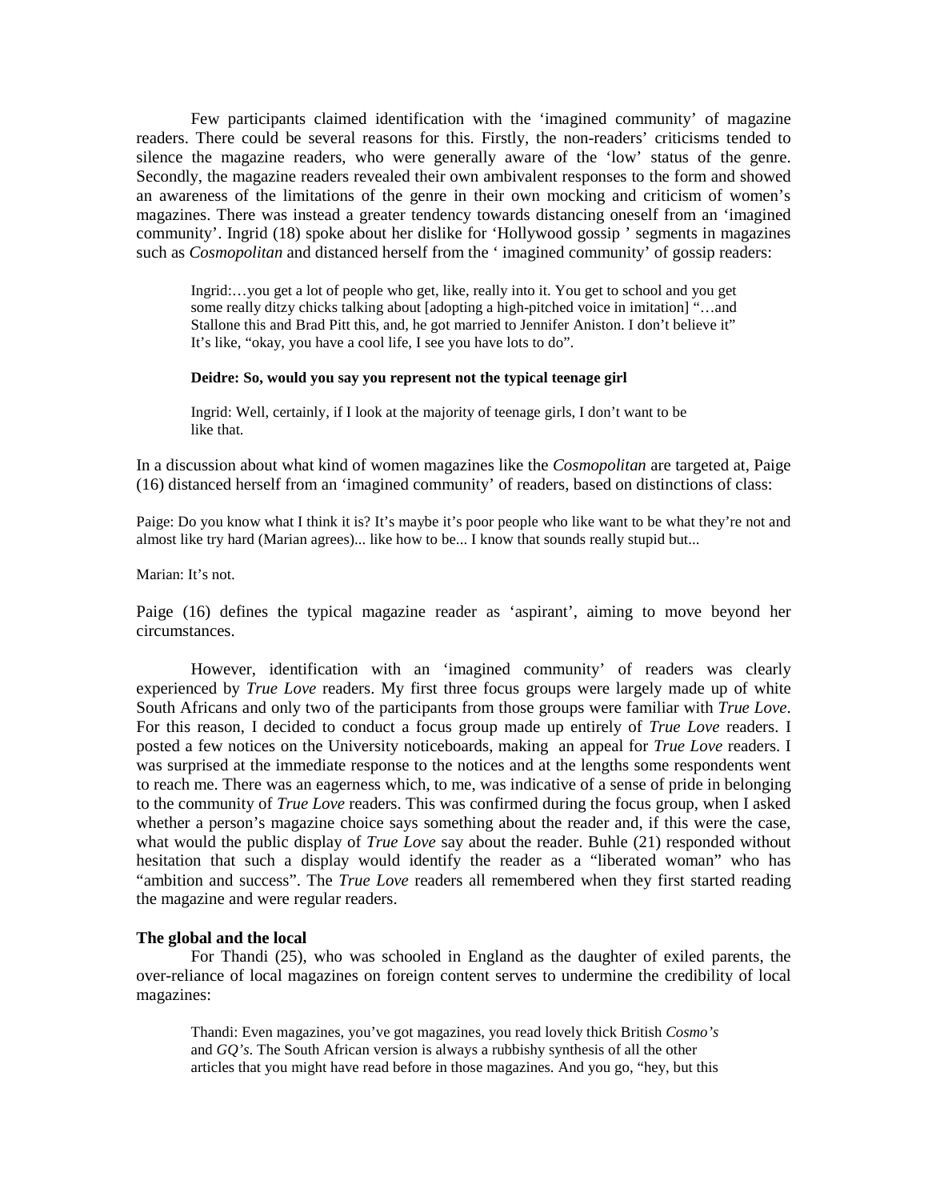Few participants claimed identification with the 'imagined community' of magazine readers. There could be several reasons for this. Firstly, the non-readers' criticisms tended to silence the magazine readers, who were generally aware of the 'low' status of the genre. Secondly, the magazine readers revealed their own ambivalent responses to the form and showed an awareness of the limitations of the genre in their own mocking and criticism of women's magazines. There was instead a greater tendency towards distancing oneself from an 'imagined community'. Ingrid (18) spoke about her dislike for 'Hollywood gossip ' segments in magazines such as *Cosmopolitan* and distanced herself from the ' imagined community' of gossip readers:

> Ingrid:…you get a lot of people who get, like, really into it. You get to school and you get some really ditzy chicks talking about [adopting a high-pitched voice in imitation] "…and Stallone this and Brad Pitt this, and, he got married to Jennifer Aniston. I don't believe it" It's like, "okay, you have a cool life, I see you have lots to do".
>
> **Deidre: So, would you say you represent not the typical teenage girl**
>
> Ingrid: Well, certainly, if I look at the majority of teenage girls, I don't want to be like that.

In a discussion about what kind of women magazines like the *Cosmopolitan* are targeted at, Paige (16) distanced herself from an 'imagined community' of readers, based on distinctions of class:

Paige: Do you know what I think it is? It's maybe it's poor people who like want to be what they're not and almost like try hard (Marian agrees)... like how to be... I know that sounds really stupid but...

Marian: It's not.

Paige (16) defines the typical magazine reader as 'aspirant', aiming to move beyond her circumstances.

However, identification with an 'imagined community' of readers was clearly experienced by *True Love* readers. My first three focus groups were largely made up of white South Africans and only two of the participants from those groups were familiar with *True Love*. For this reason, I decided to conduct a focus group made up entirely of *True Love* readers. I posted a few notices on the University noticeboards, making an appeal for *True Love* readers. I was surprised at the immediate response to the notices and at the lengths some respondents went to reach me. There was an eagerness which, to me, was indicative of a sense of pride in belonging to the community of *True Love* readers. This was confirmed during the focus group, when I asked whether a person's magazine choice says something about the reader and, if this were the case, what would the public display of *True Love* say about the reader. Buhle (21) responded without hesitation that such a display would identify the reader as a "liberated woman" who has "ambition and success". The *True Love* readers all remembered when they first started reading the magazine and were regular readers.

**The global and the local**

For Thandi (25), who was schooled in England as the daughter of exiled parents, the over-reliance of local magazines on foreign content serves to undermine the credibility of local magazines:

> Thandi: Even magazines, you've got magazines, you read lovely thick British *Cosmo's* and *GQ's*. The South African version is always a rubbishy synthesis of all the other articles that you might have read before in those magazines. And you go, "hey, but this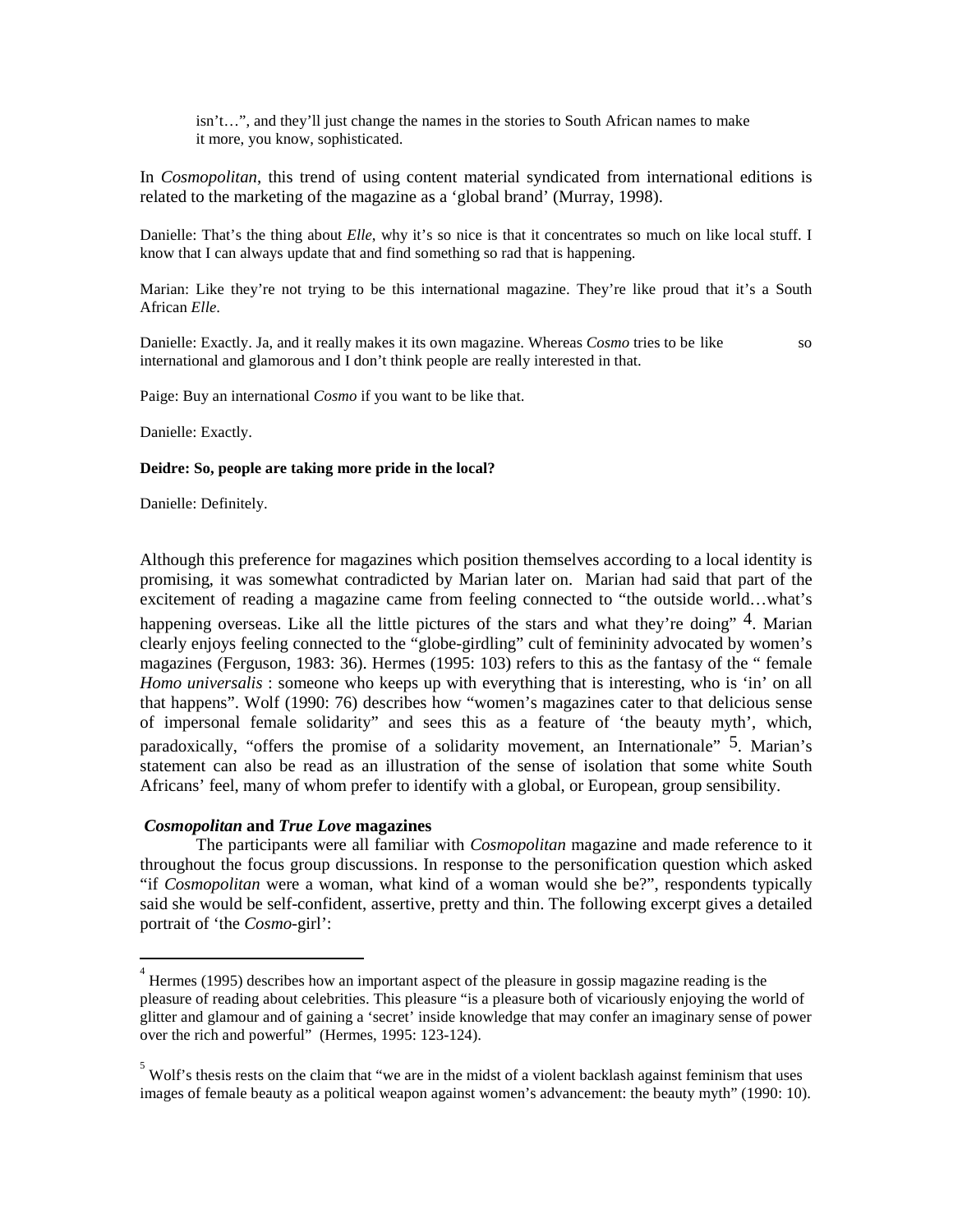isn't…", and they'll just change the names in the stories to South African names to make it more, you know, sophisticated.

In *Cosmopolitan*, this trend of using content material syndicated from international editions is related to the marketing of the magazine as a 'global brand' (Murray, 1998).

Danielle: That's the thing about *Elle,* why it's so nice is that it concentrates so much on like local stuff. I know that I can always update that and find something so rad that is happening.

Marian: Like they're not trying to be this international magazine. They're like proud that it's a South African *Elle*.

Danielle: Exactly. Ja, and it really makes it its own magazine. Whereas *Cosmo* tries to be like so international and glamorous and I don't think people are really interested in that.

Paige: Buy an international *Cosmo* if you want to be like that.

Danielle: Exactly.

**Deidre: So, people are taking more pride in the local?**

Danielle: Definitely.

Although this preference for magazines which position themselves according to a local identity is promising, it was somewhat contradicted by Marian later on. Marian had said that part of the excitement of reading a magazine came from feeling connected to "the outside world…what's happening overseas. Like all the little pictures of the stars and what they're doing" [4]. Marian clearly enjoys feeling connected to the "globe-girdling" cult of femininity advocated by women's magazines (Ferguson, 1983: 36). Hermes (1995: 103) refers to this as the fantasy of the " female *Homo universalis* : someone who keeps up with everything that is interesting, who is 'in' on all that happens". Wolf (1990: 76) describes how "women's magazines cater to that delicious sense of impersonal female solidarity" and sees this as a feature of 'the beauty myth', which, paradoxically, "offers the promise of a solidarity movement, an Internationale" [5]. Marian's statement can also be read as an illustration of the sense of isolation that some white South Africans' feel, many of whom prefer to identify with a global, or European, group sensibility.

### *Cosmopolitan* and *True Love* magazines

The participants were all familiar with *Cosmopolitan* magazine and made reference to it throughout the focus group discussions. In response to the personification question which asked "if *Cosmopolitan* were a woman, what kind of a woman would she be?", respondents typically said she would be self-confident, assertive, pretty and thin. The following excerpt gives a detailed portrait of 'the *Cosmo*-girl':

---

[4] Hermes (1995) describes how an important aspect of the pleasure in gossip magazine reading is the pleasure of reading about celebrities. This pleasure "is a pleasure both of vicariously enjoying the world of glitter and glamour and of gaining a 'secret' inside knowledge that may confer an imaginary sense of power over the rich and powerful" (Hermes, 1995: 123-124).

[5] Wolf's thesis rests on the claim that "we are in the midst of a violent backlash against feminism that uses images of female beauty as a political weapon against women's advancement: the beauty myth" (1990: 10).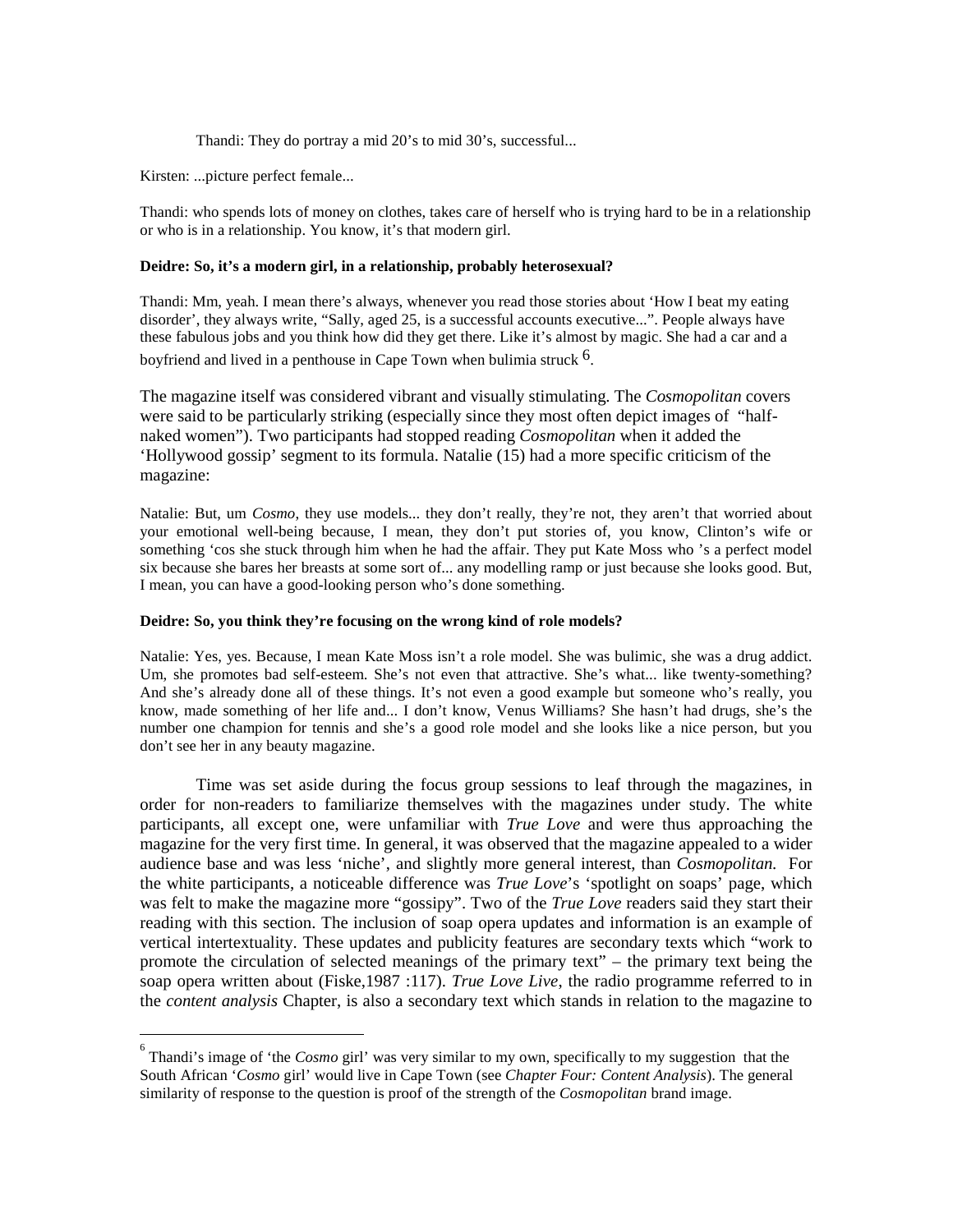Thandi: They do portray a mid 20's to mid 30's, successful...

Kirsten: ...picture perfect female...

Thandi: who spends lots of money on clothes, takes care of herself who is trying hard to be in a relationship or who is in a relationship. You know, it's that modern girl.

**Deidre: So, it's a modern girl, in a relationship, probably heterosexual?**

Thandi: Mm, yeah. I mean there's always, whenever you read those stories about 'How I beat my eating disorder', they always write, "Sally, aged 25, is a successful accounts executive...". People always have these fabulous jobs and you think how did they get there. Like it's almost by magic. She had a car and a boyfriend and lived in a penthouse in Cape Town when bulimia struck [6].

The magazine itself was considered vibrant and visually stimulating. The *Cosmopolitan* covers were said to be particularly striking (especially since they most often depict images of "half-naked women"). Two participants had stopped reading *Cosmopolitan* when it added the 'Hollywood gossip' segment to its formula. Natalie (15) had a more specific criticism of the magazine:

Natalie: But, um *Cosmo*, they use models... they don't really, they're not, they aren't that worried about your emotional well-being because, I mean, they don't put stories of, you know, Clinton's wife or something 'cos she stuck through him when he had the affair. They put Kate Moss who 's a perfect model six because she bares her breasts at some sort of... any modelling ramp or just because she looks good. But, I mean, you can have a good-looking person who's done something.

**Deidre: So, you think they're focusing on the wrong kind of role models?**

Natalie: Yes, yes. Because, I mean Kate Moss isn't a role model. She was bulimic, she was a drug addict. Um, she promotes bad self-esteem. She's not even that attractive. She's what... like twenty-something? And she's already done all of these things. It's not even a good example but someone who's really, you know, made something of her life and... I don't know, Venus Williams? She hasn't had drugs, she's the number one champion for tennis and she's a good role model and she looks like a nice person, but you don't see her in any beauty magazine.

Time was set aside during the focus group sessions to leaf through the magazines, in order for non-readers to familiarize themselves with the magazines under study. The white participants, all except one, were unfamiliar with *True Love* and were thus approaching the magazine for the very first time. In general, it was observed that the magazine appealed to a wider audience base and was less 'niche', and slightly more general interest, than *Cosmopolitan.* For the white participants, a noticeable difference was *True Love*'s 'spotlight on soaps' page, which was felt to make the magazine more "gossipy". Two of the *True Love* readers said they start their reading with this section. The inclusion of soap opera updates and information is an example of vertical intertextuality. These updates and publicity features are secondary texts which "work to promote the circulation of selected meanings of the primary text" – the primary text being the soap opera written about (Fiske,1987 :117). *True Love Live*, the radio programme referred to in the *content analysis* Chapter, is also a secondary text which stands in relation to the magazine to

---

[6] Thandi's image of 'the *Cosmo* girl' was very similar to my own, specifically to my suggestion that the South African '*Cosmo* girl' would live in Cape Town (see *Chapter Four: Content Analysis*). The general similarity of response to the question is proof of the strength of the *Cosmopolitan* brand image.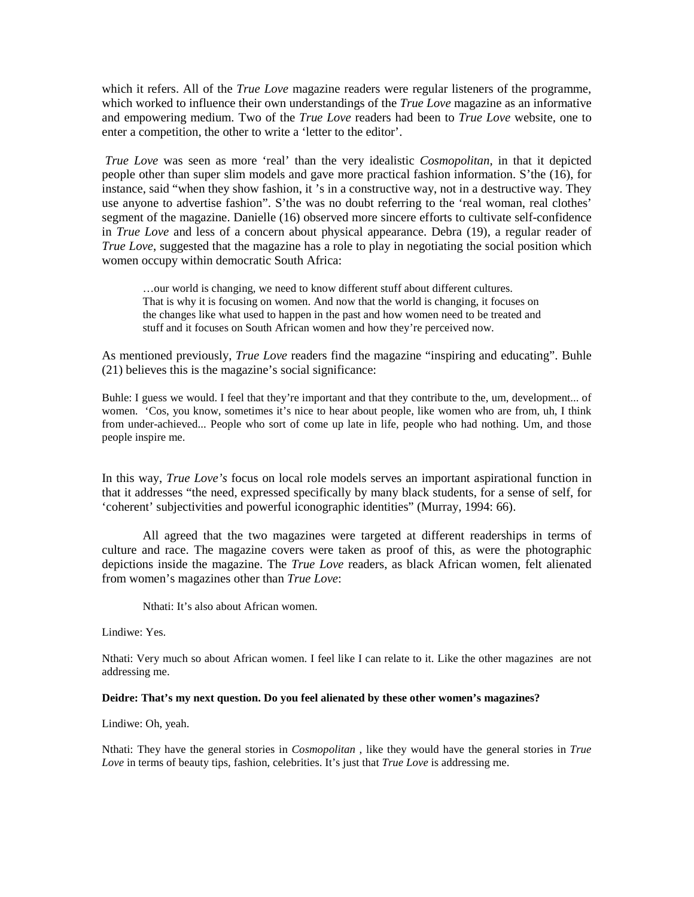which it refers. All of the *True Love* magazine readers were regular listeners of the programme, which worked to influence their own understandings of the *True Love* magazine as an informative and empowering medium. Two of the *True Love* readers had been to *True Love* website, one to enter a competition, the other to write a 'letter to the editor'.

*True Love* was seen as more 'real' than the very idealistic *Cosmopolitan*, in that it depicted people other than super slim models and gave more practical fashion information. S'the (16), for instance, said "when they show fashion, it 's in a constructive way, not in a destructive way. They use anyone to advertise fashion". S'the was no doubt referring to the 'real woman, real clothes' segment of the magazine. Danielle (16) observed more sincere efforts to cultivate self-confidence in *True Love* and less of a concern about physical appearance. Debra (19), a regular reader of *True Love*, suggested that the magazine has a role to play in negotiating the social position which women occupy within democratic South Africa:

> …our world is changing, we need to know different stuff about different cultures. That is why it is focusing on women. And now that the world is changing, it focuses on the changes like what used to happen in the past and how women need to be treated and stuff and it focuses on South African women and how they're perceived now.

As mentioned previously, *True Love* readers find the magazine "inspiring and educating". Buhle (21) believes this is the magazine's social significance:

Buhle: I guess we would. I feel that they're important and that they contribute to the, um, development... of women. 'Cos, you know, sometimes it's nice to hear about people, like women who are from, uh, I think from under-achieved... People who sort of come up late in life, people who had nothing. Um, and those people inspire me.

In this way, *True Love's* focus on local role models serves an important aspirational function in that it addresses "the need, expressed specifically by many black students, for a sense of self, for 'coherent' subjectivities and powerful iconographic identities" (Murray, 1994: 66).

All agreed that the two magazines were targeted at different readerships in terms of culture and race. The magazine covers were taken as proof of this, as were the photographic depictions inside the magazine. The *True Love* readers, as black African women, felt alienated from women's magazines other than *True Love*:

Nthati: It's also about African women.

Lindiwe: Yes.

Nthati: Very much so about African women. I feel like I can relate to it. Like the other magazines are not addressing me.

**Deidre: That's my next question. Do you feel alienated by these other women's magazines?**

Lindiwe: Oh, yeah.

Nthati: They have the general stories in *Cosmopolitan* , like they would have the general stories in *True Love* in terms of beauty tips, fashion, celebrities. It's just that *True Love* is addressing me.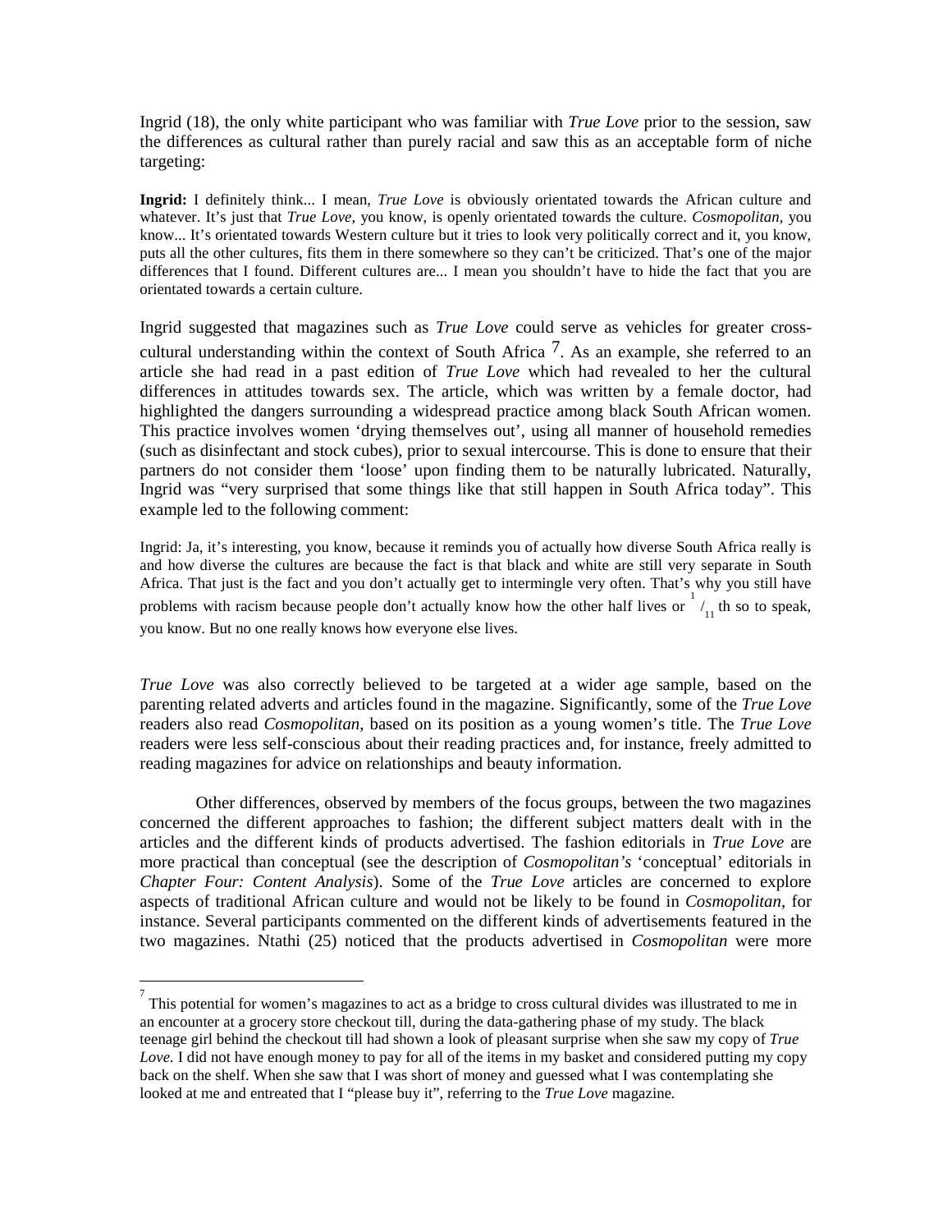Ingrid (18), the only white participant who was familiar with *True Love* prior to the session, saw the differences as cultural rather than purely racial and saw this as an acceptable form of niche targeting:

**Ingrid:** I definitely think... I mean, *True Love* is obviously orientated towards the African culture and whatever. It's just that *True Love*, you know, is openly orientated towards the culture. *Cosmopolitan*, you know... It's orientated towards Western culture but it tries to look very politically correct and it, you know, puts all the other cultures, fits them in there somewhere so they can't be criticized. That's one of the major differences that I found. Different cultures are... I mean you shouldn't have to hide the fact that you are orientated towards a certain culture.

Ingrid suggested that magazines such as *True Love* could serve as vehicles for greater cross-cultural understanding within the context of South Africa [7]. As an example, she referred to an article she had read in a past edition of *True Love* which had revealed to her the cultural differences in attitudes towards sex. The article, which was written by a female doctor, had highlighted the dangers surrounding a widespread practice among black South African women. This practice involves women 'drying themselves out', using all manner of household remedies (such as disinfectant and stock cubes), prior to sexual intercourse. This is done to ensure that their partners do not consider them 'loose' upon finding them to be naturally lubricated. Naturally, Ingrid was "very surprised that some things like that still happen in South Africa today". This example led to the following comment:

Ingrid: Ja, it's interesting, you know, because it reminds you of actually how diverse South Africa really is and how diverse the cultures are because the fact is that black and white are still very separate in South Africa. That just is the fact and you don't actually get to intermingle very often. That's why you still have problems with racism because people don't actually know how the other half lives or $^{1}/_{11}$ th so to speak, you know. But no one really knows how everyone else lives.

*True Love* was also correctly believed to be targeted at a wider age sample, based on the parenting related adverts and articles found in the magazine. Significantly, some of the *True Love* readers also read *Cosmopolitan*, based on its position as a young women's title. The *True Love* readers were less self-conscious about their reading practices and, for instance, freely admitted to reading magazines for advice on relationships and beauty information.

Other differences, observed by members of the focus groups, between the two magazines concerned the different approaches to fashion; the different subject matters dealt with in the articles and the different kinds of products advertised. The fashion editorials in *True Love* are more practical than conceptual (see the description of *Cosmopolitan's* 'conceptual' editorials in *Chapter Four: Content Analysis*). Some of the *True Love* articles are concerned to explore aspects of traditional African culture and would not be likely to be found in *Cosmopolitan*, for instance. Several participants commented on the different kinds of advertisements featured in the two magazines. Ntathi (25) noticed that the products advertised in *Cosmopolitan* were more

---

[7] This potential for women's magazines to act as a bridge to cross cultural divides was illustrated to me in an encounter at a grocery store checkout till, during the data-gathering phase of my study. The black teenage girl behind the checkout till had shown a look of pleasant surprise when she saw my copy of *True Love*. I did not have enough money to pay for all of the items in my basket and considered putting my copy back on the shelf. When she saw that I was short of money and guessed what I was contemplating she looked at me and entreated that I "please buy it", referring to the *True Love* magazine.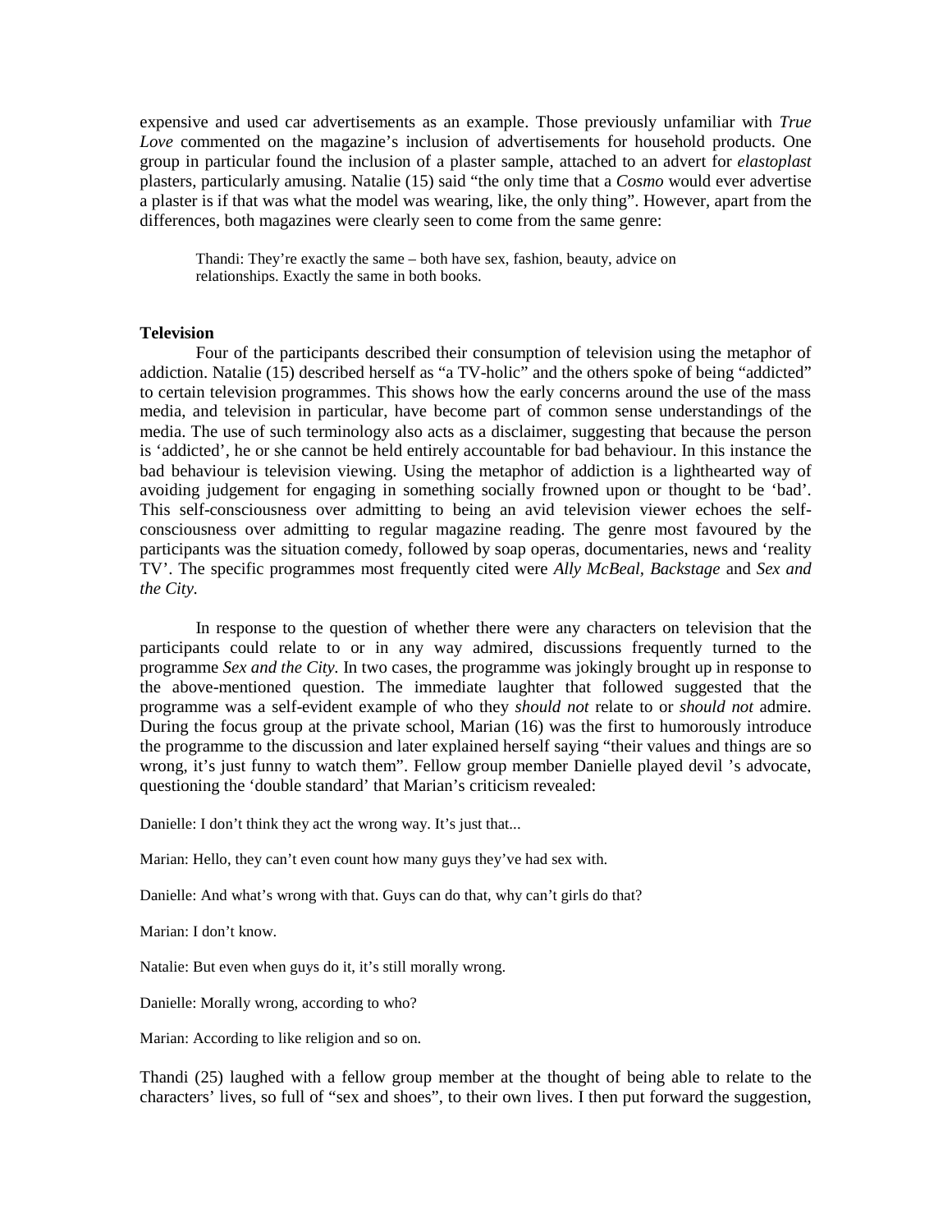expensive and used car advertisements as an example. Those previously unfamiliar with *True Love* commented on the magazine's inclusion of advertisements for household products. One group in particular found the inclusion of a plaster sample, attached to an advert for *elastoplast* plasters, particularly amusing. Natalie (15) said "the only time that a *Cosmo* would ever advertise a plaster is if that was what the model was wearing, like, the only thing". However, apart from the differences, both magazines were clearly seen to come from the same genre:

> Thandi: They're exactly the same – both have sex, fashion, beauty, advice on relationships. Exactly the same in both books.

**Television**

Four of the participants described their consumption of television using the metaphor of addiction. Natalie (15) described herself as "a TV-holic" and the others spoke of being "addicted" to certain television programmes. This shows how the early concerns around the use of the mass media, and television in particular, have become part of common sense understandings of the media. The use of such terminology also acts as a disclaimer, suggesting that because the person is 'addicted', he or she cannot be held entirely accountable for bad behaviour. In this instance the bad behaviour is television viewing. Using the metaphor of addiction is a lighthearted way of avoiding judgement for engaging in something socially frowned upon or thought to be 'bad'. This self-consciousness over admitting to being an avid television viewer echoes the self-consciousness over admitting to regular magazine reading. The genre most favoured by the participants was the situation comedy, followed by soap operas, documentaries, news and 'reality TV'. The specific programmes most frequently cited were *Ally McBeal*, *Backstage* and *Sex and the City*.

In response to the question of whether there were any characters on television that the participants could relate to or in any way admired, discussions frequently turned to the programme *Sex and the City.* In two cases, the programme was jokingly brought up in response to the above-mentioned question. The immediate laughter that followed suggested that the programme was a self-evident example of who they *should not* relate to or *should not* admire. During the focus group at the private school, Marian (16) was the first to humorously introduce the programme to the discussion and later explained herself saying "their values and things are so wrong, it's just funny to watch them". Fellow group member Danielle played devil 's advocate, questioning the 'double standard' that Marian's criticism revealed:

Danielle: I don't think they act the wrong way. It's just that...

Marian: Hello, they can't even count how many guys they've had sex with.

Danielle: And what's wrong with that. Guys can do that, why can't girls do that?

Marian: I don't know.

Natalie: But even when guys do it, it's still morally wrong.

Danielle: Morally wrong, according to who?

Marian: According to like religion and so on.

Thandi (25) laughed with a fellow group member at the thought of being able to relate to the characters' lives, so full of "sex and shoes", to their own lives. I then put forward the suggestion,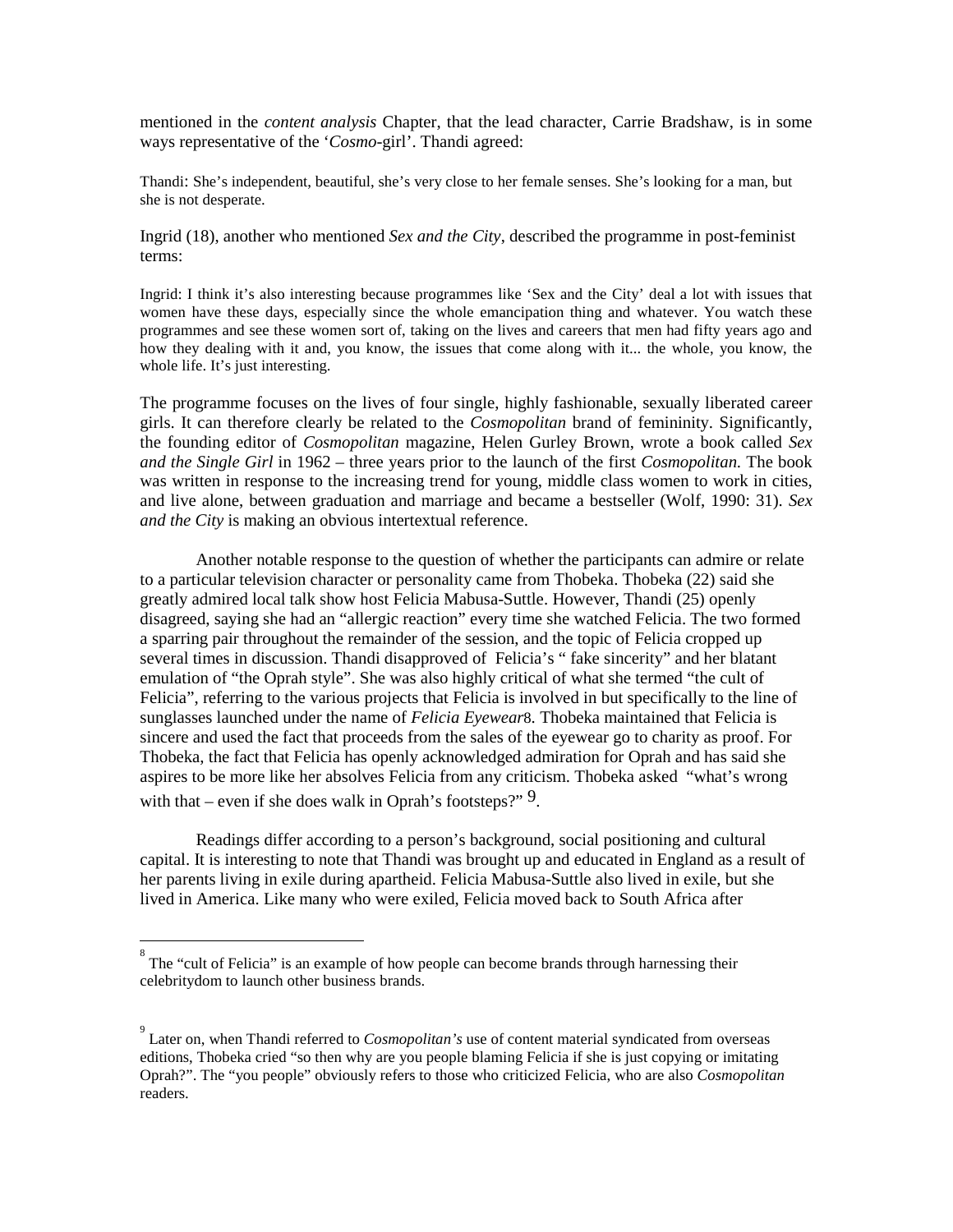mentioned in the *content analysis* Chapter, that the lead character, Carrie Bradshaw, is in some ways representative of the '*Cosmo*-girl'. Thandi agreed:

Thandi: She's independent, beautiful, she's very close to her female senses. She's looking for a man, but she is not desperate.

Ingrid (18), another who mentioned *Sex and the City*, described the programme in post-feminist terms:

Ingrid: I think it's also interesting because programmes like 'Sex and the City' deal a lot with issues that women have these days, especially since the whole emancipation thing and whatever. You watch these programmes and see these women sort of, taking on the lives and careers that men had fifty years ago and how they dealing with it and, you know, the issues that come along with it... the whole, you know, the whole life. It's just interesting.

The programme focuses on the lives of four single, highly fashionable, sexually liberated career girls. It can therefore clearly be related to the *Cosmopolitan* brand of femininity. Significantly, the founding editor of *Cosmopolitan* magazine, Helen Gurley Brown, wrote a book called *Sex and the Single Girl* in 1962 – three years prior to the launch of the first *Cosmopolitan.* The book was written in response to the increasing trend for young, middle class women to work in cities, and live alone, between graduation and marriage and became a bestseller (Wolf, 1990: 31). *Sex and the City* is making an obvious intertextual reference.

Another notable response to the question of whether the participants can admire or relate to a particular television character or personality came from Thobeka. Thobeka (22) said she greatly admired local talk show host Felicia Mabusa-Suttle. However, Thandi (25) openly disagreed, saying she had an "allergic reaction" every time she watched Felicia. The two formed a sparring pair throughout the remainder of the session, and the topic of Felicia cropped up several times in discussion. Thandi disapproved of Felicia's " fake sincerity" and her blatant emulation of "the Oprah style". She was also highly critical of what she termed "the cult of Felicia", referring to the various projects that Felicia is involved in but specifically to the line of sunglasses launched under the name of *Felicia Eyewear*[8]. Thobeka maintained that Felicia is sincere and used the fact that proceeds from the sales of the eyewear go to charity as proof. For Thobeka, the fact that Felicia has openly acknowledged admiration for Oprah and has said she aspires to be more like her absolves Felicia from any criticism. Thobeka asked "what's wrong with that – even if she does walk in Oprah's footsteps?" [9].

Readings differ according to a person's background, social positioning and cultural capital. It is interesting to note that Thandi was brought up and educated in England as a result of her parents living in exile during apartheid. Felicia Mabusa-Suttle also lived in exile, but she lived in America. Like many who were exiled, Felicia moved back to South Africa after

---

[8] The "cult of Felicia" is an example of how people can become brands through harnessing their celebritydom to launch other business brands.

[9] Later on, when Thandi referred to *Cosmopolitan's* use of content material syndicated from overseas editions, Thobeka cried "so then why are you people blaming Felicia if she is just copying or imitating Oprah?". The "you people" obviously refers to those who criticized Felicia, who are also *Cosmopolitan* readers.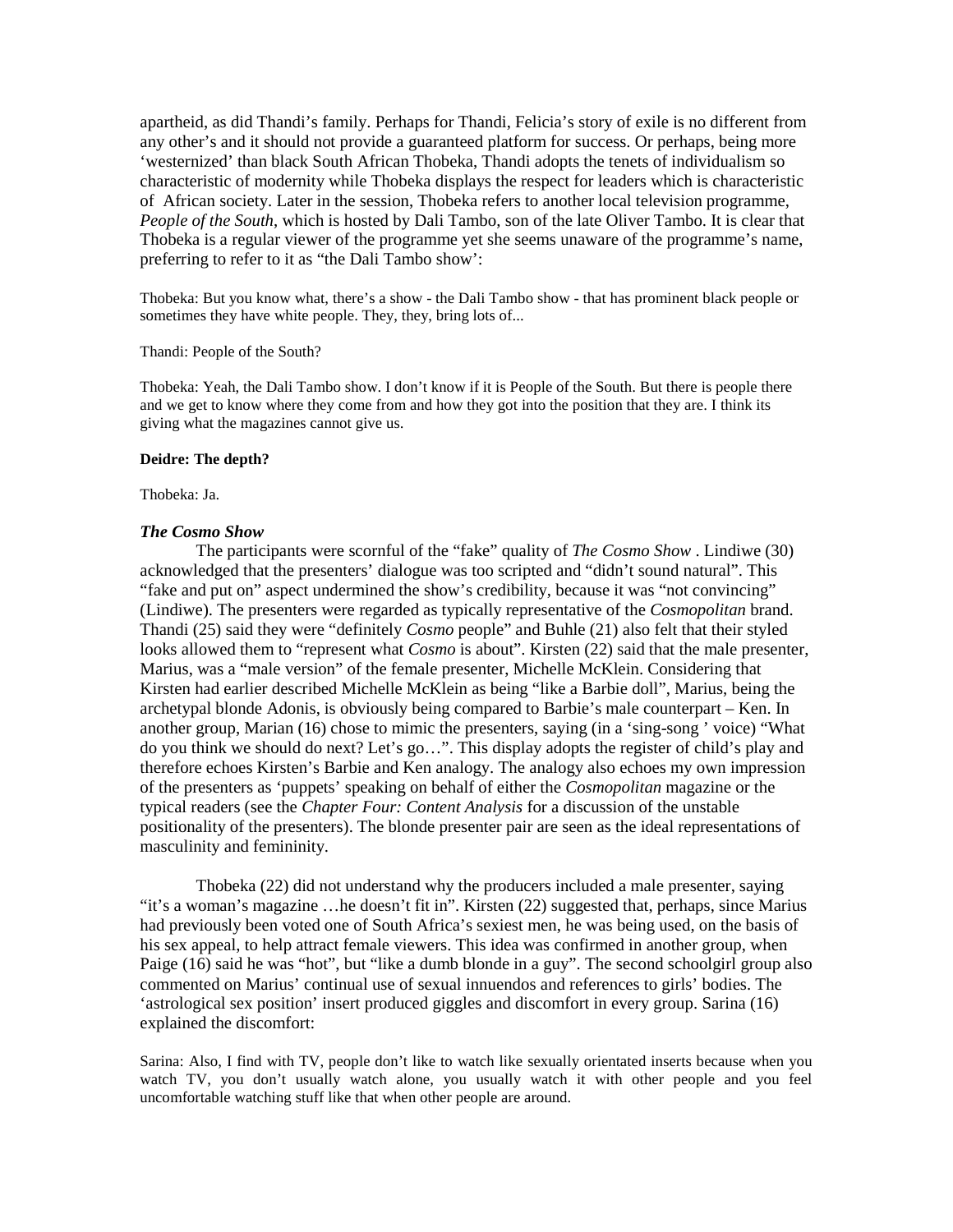apartheid, as did Thandi's family. Perhaps for Thandi, Felicia's story of exile is no different from any other's and it should not provide a guaranteed platform for success. Or perhaps, being more 'westernized' than black South African Thobeka, Thandi adopts the tenets of individualism so characteristic of modernity while Thobeka displays the respect for leaders which is characteristic of African society. Later in the session, Thobeka refers to another local television programme, *People of the South*, which is hosted by Dali Tambo, son of the late Oliver Tambo. It is clear that Thobeka is a regular viewer of the programme yet she seems unaware of the programme's name, preferring to refer to it as "the Dali Tambo show':

Thobeka: But you know what, there's a show - the Dali Tambo show - that has prominent black people or sometimes they have white people. They, they, bring lots of...

Thandi: People of the South?

Thobeka: Yeah, the Dali Tambo show. I don't know if it is People of the South. But there is people there and we get to know where they come from and how they got into the position that they are. I think its giving what the magazines cannot give us.

**Deidre: The depth?**

Thobeka: Ja.

### *The Cosmo Show*

The participants were scornful of the "fake" quality of *The Cosmo Show* . Lindiwe (30) acknowledged that the presenters' dialogue was too scripted and "didn't sound natural". This "fake and put on" aspect undermined the show's credibility, because it was "not convincing" (Lindiwe). The presenters were regarded as typically representative of the *Cosmopolitan* brand. Thandi (25) said they were "definitely *Cosmo* people" and Buhle (21) also felt that their styled looks allowed them to "represent what *Cosmo* is about". Kirsten (22) said that the male presenter, Marius, was a "male version" of the female presenter, Michelle McKlein. Considering that Kirsten had earlier described Michelle McKlein as being "like a Barbie doll", Marius, being the archetypal blonde Adonis, is obviously being compared to Barbie's male counterpart – Ken. In another group, Marian (16) chose to mimic the presenters, saying (in a 'sing-song ' voice) "What do you think we should do next? Let's go…". This display adopts the register of child's play and therefore echoes Kirsten's Barbie and Ken analogy. The analogy also echoes my own impression of the presenters as 'puppets' speaking on behalf of either the *Cosmopolitan* magazine or the typical readers (see the *Chapter Four: Content Analysis* for a discussion of the unstable positionality of the presenters). The blonde presenter pair are seen as the ideal representations of masculinity and femininity.

Thobeka (22) did not understand why the producers included a male presenter, saying "it's a woman's magazine …he doesn't fit in". Kirsten (22) suggested that, perhaps, since Marius had previously been voted one of South Africa's sexiest men, he was being used, on the basis of his sex appeal, to help attract female viewers. This idea was confirmed in another group, when Paige (16) said he was "hot", but "like a dumb blonde in a guy". The second schoolgirl group also commented on Marius' continual use of sexual innuendos and references to girls' bodies. The 'astrological sex position' insert produced giggles and discomfort in every group. Sarina (16) explained the discomfort:

Sarina: Also, I find with TV, people don't like to watch like sexually orientated inserts because when you watch TV, you don't usually watch alone, you usually watch it with other people and you feel uncomfortable watching stuff like that when other people are around.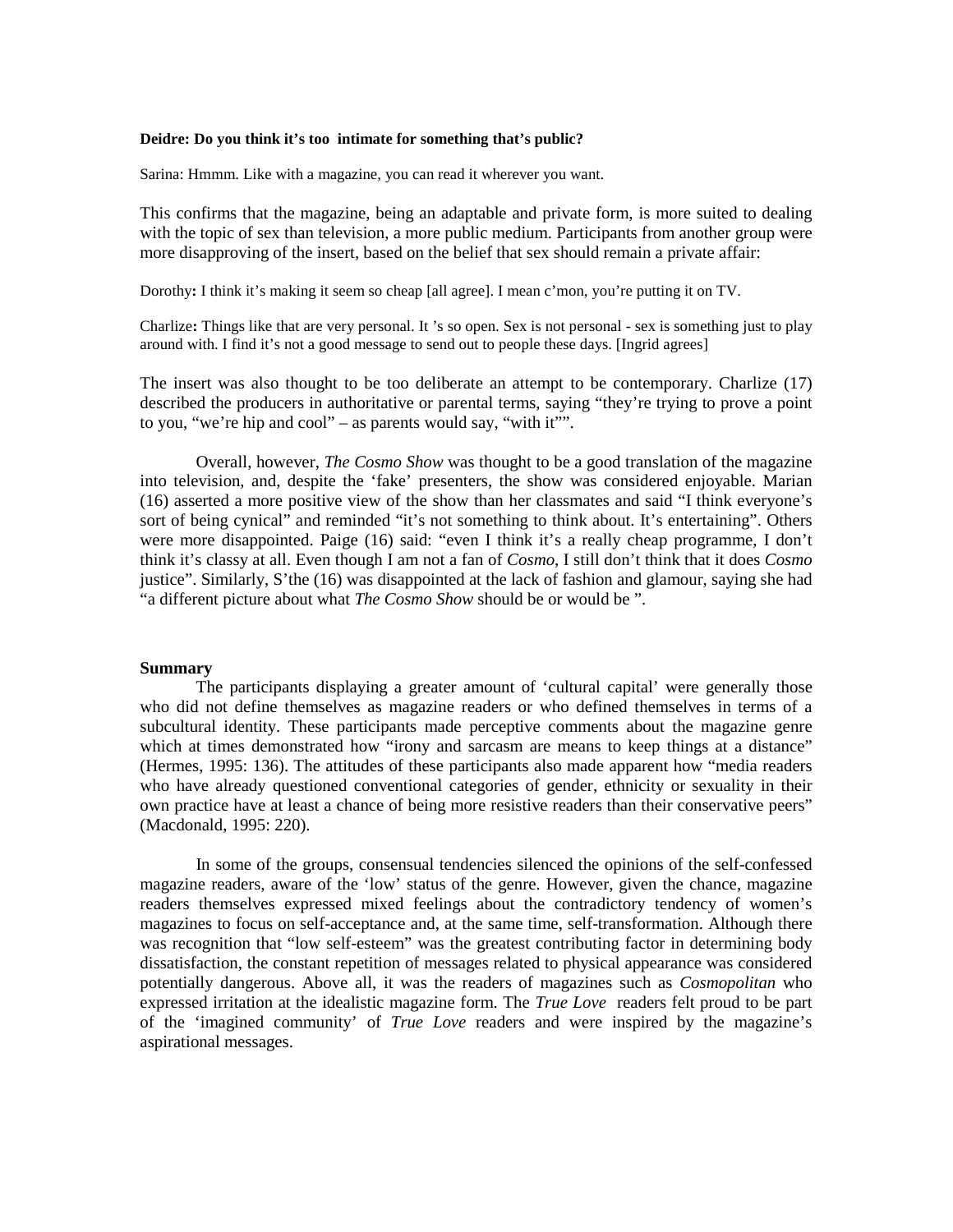**Deidre: Do you think it's too intimate for something that's public?**

Sarina: Hmmm. Like with a magazine, you can read it wherever you want.

This confirms that the magazine, being an adaptable and private form, is more suited to dealing with the topic of sex than television, a more public medium. Participants from another group were more disapproving of the insert, based on the belief that sex should remain a private affair:

Dorothy**:** I think it's making it seem so cheap [all agree]. I mean c'mon, you're putting it on TV.

Charlize**:** Things like that are very personal. It 's so open. Sex is not personal - sex is something just to play around with. I find it's not a good message to send out to people these days. [Ingrid agrees]

The insert was also thought to be too deliberate an attempt to be contemporary. Charlize (17) described the producers in authoritative or parental terms, saying "they're trying to prove a point to you, "we're hip and cool" – as parents would say, "with it"".

Overall, however, *The Cosmo Show* was thought to be a good translation of the magazine into television, and, despite the 'fake' presenters, the show was considered enjoyable. Marian (16) asserted a more positive view of the show than her classmates and said "I think everyone's sort of being cynical" and reminded "it's not something to think about. It's entertaining". Others were more disappointed. Paige (16) said: "even I think it's a really cheap programme, I don't think it's classy at all. Even though I am not a fan of *Cosmo,* I still don't think that it does *Cosmo* justice". Similarly, S'the (16) was disappointed at the lack of fashion and glamour, saying she had "a different picture about what *The Cosmo Show* should be or would be ".

**Summary**

The participants displaying a greater amount of 'cultural capital' were generally those who did not define themselves as magazine readers or who defined themselves in terms of a subcultural identity. These participants made perceptive comments about the magazine genre which at times demonstrated how "irony and sarcasm are means to keep things at a distance" (Hermes, 1995: 136). The attitudes of these participants also made apparent how "media readers who have already questioned conventional categories of gender, ethnicity or sexuality in their own practice have at least a chance of being more resistive readers than their conservative peers" (Macdonald, 1995: 220).

In some of the groups, consensual tendencies silenced the opinions of the self-confessed magazine readers, aware of the 'low' status of the genre. However, given the chance, magazine readers themselves expressed mixed feelings about the contradictory tendency of women's magazines to focus on self-acceptance and, at the same time, self-transformation. Although there was recognition that "low self-esteem" was the greatest contributing factor in determining body dissatisfaction, the constant repetition of messages related to physical appearance was considered potentially dangerous. Above all, it was the readers of magazines such as *Cosmopolitan* who expressed irritation at the idealistic magazine form. The *True Love* readers felt proud to be part of the 'imagined community' of *True Love* readers and were inspired by the magazine's aspirational messages.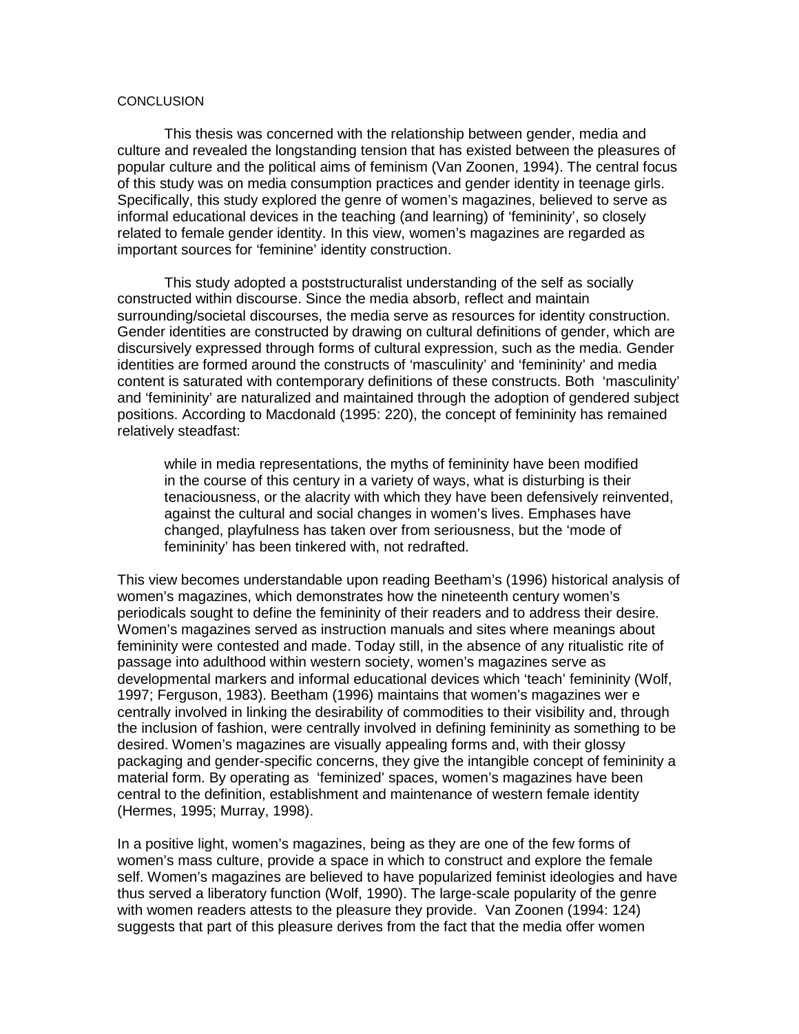## CONCLUSION

This thesis was concerned with the relationship between gender, media and culture and revealed the longstanding tension that has existed between the pleasures of popular culture and the political aims of feminism (Van Zoonen, 1994). The central focus of this study was on media consumption practices and gender identity in teenage girls. Specifically, this study explored the genre of women's magazines, believed to serve as informal educational devices in the teaching (and learning) of 'femininity', so closely related to female gender identity. In this view, women's magazines are regarded as important sources for 'feminine' identity construction.

This study adopted a poststructuralist understanding of the self as socially constructed within discourse. Since the media absorb, reflect and maintain surrounding/societal discourses, the media serve as resources for identity construction. Gender identities are constructed by drawing on cultural definitions of gender, which are discursively expressed through forms of cultural expression, such as the media. Gender identities are formed around the constructs of 'masculinity' and 'femininity' and media content is saturated with contemporary definitions of these constructs. Both 'masculinity' and 'femininity' are naturalized and maintained through the adoption of gendered subject positions. According to Macdonald (1995: 220), the concept of femininity has remained relatively steadfast:

> while in media representations, the myths of femininity have been modified in the course of this century in a variety of ways, what is disturbing is their tenaciousness, or the alacrity with which they have been defensively reinvented, against the cultural and social changes in women's lives. Emphases have changed, playfulness has taken over from seriousness, but the 'mode of femininity' has been tinkered with, not redrafted.

This view becomes understandable upon reading Beetham's (1996) historical analysis of women's magazines, which demonstrates how the nineteenth century women's periodicals sought to define the femininity of their readers and to address their desire. Women's magazines served as instruction manuals and sites where meanings about femininity were contested and made. Today still, in the absence of any ritualistic rite of passage into adulthood within western society, women's magazines serve as developmental markers and informal educational devices which 'teach' femininity (Wolf, 1997; Ferguson, 1983). Beetham (1996) maintains that women's magazines wer e centrally involved in linking the desirability of commodities to their visibility and, through the inclusion of fashion, were centrally involved in defining femininity as something to be desired. Women's magazines are visually appealing forms and, with their glossy packaging and gender-specific concerns, they give the intangible concept of femininity a material form. By operating as 'feminized' spaces, women's magazines have been central to the definition, establishment and maintenance of western female identity (Hermes, 1995; Murray, 1998).

In a positive light, women's magazines, being as they are one of the few forms of women's mass culture, provide a space in which to construct and explore the female self. Women's magazines are believed to have popularized feminist ideologies and have thus served a liberatory function (Wolf, 1990). The large-scale popularity of the genre with women readers attests to the pleasure they provide. Van Zoonen (1994: 124) suggests that part of this pleasure derives from the fact that the media offer women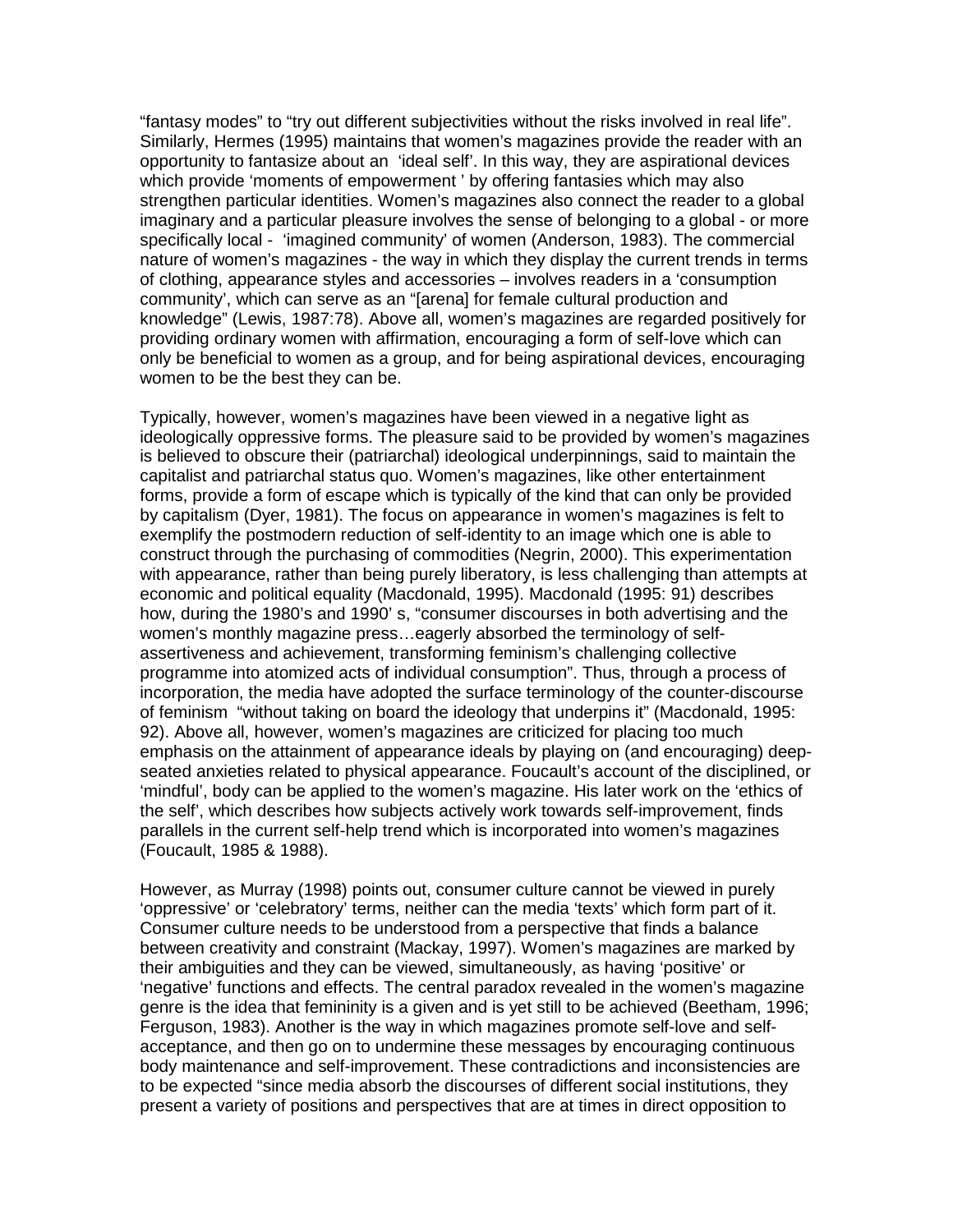"fantasy modes" to "try out different subjectivities without the risks involved in real life". Similarly, Hermes (1995) maintains that women's magazines provide the reader with an opportunity to fantasize about an 'ideal self'. In this way, they are aspirational devices which provide 'moments of empowerment ' by offering fantasies which may also strengthen particular identities. Women's magazines also connect the reader to a global imaginary and a particular pleasure involves the sense of belonging to a global - or more specifically local - 'imagined community' of women (Anderson, 1983). The commercial nature of women's magazines - the way in which they display the current trends in terms of clothing, appearance styles and accessories – involves readers in a 'consumption community', which can serve as an "[arena] for female cultural production and knowledge" (Lewis, 1987:78). Above all, women's magazines are regarded positively for providing ordinary women with affirmation, encouraging a form of self-love which can only be beneficial to women as a group, and for being aspirational devices, encouraging women to be the best they can be.

Typically, however, women's magazines have been viewed in a negative light as ideologically oppressive forms. The pleasure said to be provided by women's magazines is believed to obscure their (patriarchal) ideological underpinnings, said to maintain the capitalist and patriarchal status quo. Women's magazines, like other entertainment forms, provide a form of escape which is typically of the kind that can only be provided by capitalism (Dyer, 1981). The focus on appearance in women's magazines is felt to exemplify the postmodern reduction of self-identity to an image which one is able to construct through the purchasing of commodities (Negrin, 2000). This experimentation with appearance, rather than being purely liberatory, is less challenging than attempts at economic and political equality (Macdonald, 1995). Macdonald (1995: 91) describes how, during the 1980's and 1990' s, "consumer discourses in both advertising and the women's monthly magazine press…eagerly absorbed the terminology of self-assertiveness and achievement, transforming feminism's challenging collective programme into atomized acts of individual consumption". Thus, through a process of incorporation, the media have adopted the surface terminology of the counter-discourse of feminism "without taking on board the ideology that underpins it" (Macdonald, 1995: 92). Above all, however, women's magazines are criticized for placing too much emphasis on the attainment of appearance ideals by playing on (and encouraging) deep-seated anxieties related to physical appearance. Foucault's account of the disciplined, or 'mindful', body can be applied to the women's magazine. His later work on the 'ethics of the self', which describes how subjects actively work towards self-improvement, finds parallels in the current self-help trend which is incorporated into women's magazines (Foucault, 1985 & 1988).

However, as Murray (1998) points out, consumer culture cannot be viewed in purely 'oppressive' or 'celebratory' terms, neither can the media 'texts' which form part of it. Consumer culture needs to be understood from a perspective that finds a balance between creativity and constraint (Mackay, 1997). Women's magazines are marked by their ambiguities and they can be viewed, simultaneously, as having 'positive' or 'negative' functions and effects. The central paradox revealed in the women's magazine genre is the idea that femininity is a given and is yet still to be achieved (Beetham, 1996; Ferguson, 1983). Another is the way in which magazines promote self-love and self-acceptance, and then go on to undermine these messages by encouraging continuous body maintenance and self-improvement. These contradictions and inconsistencies are to be expected "since media absorb the discourses of different social institutions, they present a variety of positions and perspectives that are at times in direct opposition to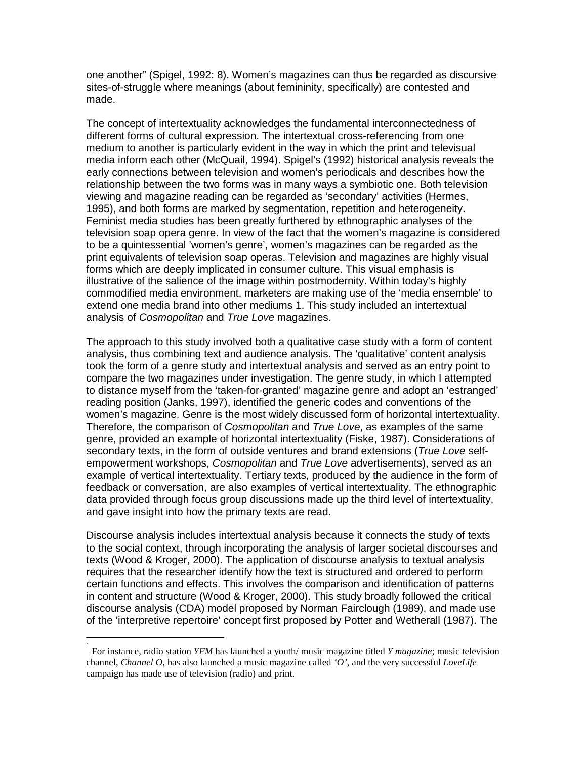one another" (Spigel, 1992: 8). Women's magazines can thus be regarded as discursive sites-of-struggle where meanings (about femininity, specifically) are contested and made.

The concept of intertextuality acknowledges the fundamental interconnectedness of different forms of cultural expression. The intertextual cross-referencing from one medium to another is particularly evident in the way in which the print and televisual media inform each other (McQuail, 1994). Spigel's (1992) historical analysis reveals the early connections between television and women's periodicals and describes how the relationship between the two forms was in many ways a symbiotic one. Both television viewing and magazine reading can be regarded as 'secondary' activities (Hermes, 1995), and both forms are marked by segmentation, repetition and heterogeneity. Feminist media studies has been greatly furthered by ethnographic analyses of the television soap opera genre. In view of the fact that the women's magazine is considered to be a quintessential 'women's genre', women's magazines can be regarded as the print equivalents of television soap operas. Television and magazines are highly visual forms which are deeply implicated in consumer culture. This visual emphasis is illustrative of the salience of the image within postmodernity. Within today's highly commodified media environment, marketers are making use of the 'media ensemble' to extend one media brand into other mediums [1]. This study included an intertextual analysis of *Cosmopolitan* and *True Love* magazines.

The approach to this study involved both a qualitative case study with a form of content analysis, thus combining text and audience analysis. The 'qualitative' content analysis took the form of a genre study and intertextual analysis and served as an entry point to compare the two magazines under investigation. The genre study, in which I attempted to distance myself from the 'taken-for-granted' magazine genre and adopt an 'estranged' reading position (Janks, 1997), identified the generic codes and conventions of the women's magazine. Genre is the most widely discussed form of horizontal intertextuality. Therefore, the comparison of *Cosmopolitan* and *True Love*, as examples of the same genre, provided an example of horizontal intertextuality (Fiske, 1987). Considerations of secondary texts, in the form of outside ventures and brand extensions (*True Love* self-empowerment workshops, *Cosmopolitan* and *True Love* advertisements), served as an example of vertical intertextuality. Tertiary texts, produced by the audience in the form of feedback or conversation, are also examples of vertical intertextuality. The ethnographic data provided through focus group discussions made up the third level of intertextuality, and gave insight into how the primary texts are read.

Discourse analysis includes intertextual analysis because it connects the study of texts to the social context, through incorporating the analysis of larger societal discourses and texts (Wood & Kroger, 2000). The application of discourse analysis to textual analysis requires that the researcher identify how the text is structured and ordered to perform certain functions and effects. This involves the comparison and identification of patterns in content and structure (Wood & Kroger, 2000). This study broadly followed the critical discourse analysis (CDA) model proposed by Norman Fairclough (1989), and made use of the 'interpretive repertoire' concept first proposed by Potter and Wetherall (1987). The

---

[1] For instance, radio station *YFM* has launched a youth/ music magazine titled *Y magazine*; music television channel, *Channel O*, has also launched a music magazine called *'O'*, and the very successful *LoveLife* campaign has made use of television (radio) and print.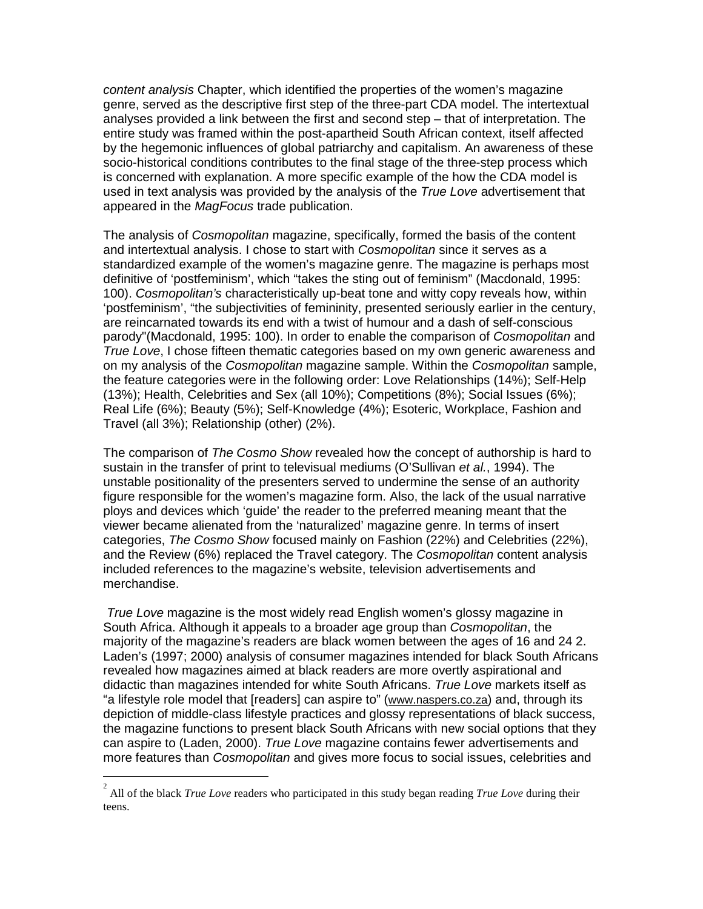*content analysis* Chapter, which identified the properties of the women's magazine genre, served as the descriptive first step of the three-part CDA model. The intertextual analyses provided a link between the first and second step – that of interpretation. The entire study was framed within the post-apartheid South African context, itself affected by the hegemonic influences of global patriarchy and capitalism. An awareness of these socio-historical conditions contributes to the final stage of the three-step process which is concerned with explanation. A more specific example of the how the CDA model is used in text analysis was provided by the analysis of the *True Love* advertisement that appeared in the *MagFocus* trade publication.

The analysis of *Cosmopolitan* magazine, specifically, formed the basis of the content and intertextual analysis. I chose to start with *Cosmopolitan* since it serves as a standardized example of the women's magazine genre. The magazine is perhaps most definitive of 'postfeminism', which "takes the sting out of feminism" (Macdonald, 1995: 100). *Cosmopolitan's* characteristically up-beat tone and witty copy reveals how, within 'postfeminism', "the subjectivities of femininity, presented seriously earlier in the century, are reincarnated towards its end with a twist of humour and a dash of self-conscious parody"(Macdonald, 1995: 100). In order to enable the comparison of *Cosmopolitan* and *True Love*, I chose fifteen thematic categories based on my own generic awareness and on my analysis of the *Cosmopolitan* magazine sample. Within the *Cosmopolitan* sample, the feature categories were in the following order: Love Relationships (14%); Self-Help (13%); Health, Celebrities and Sex (all 10%); Competitions (8%); Social Issues (6%); Real Life (6%); Beauty (5%); Self-Knowledge (4%); Esoteric, Workplace, Fashion and Travel (all 3%); Relationship (other) (2%).

The comparison of *The Cosmo Show* revealed how the concept of authorship is hard to sustain in the transfer of print to televisual mediums (O'Sullivan *et al.*, 1994). The unstable positionality of the presenters served to undermine the sense of an authority figure responsible for the women's magazine form. Also, the lack of the usual narrative ploys and devices which 'guide' the reader to the preferred meaning meant that the viewer became alienated from the 'naturalized' magazine genre. In terms of insert categories, *The Cosmo Show* focused mainly on Fashion (22%) and Celebrities (22%), and the Review (6%) replaced the Travel category. The *Cosmopolitan* content analysis included references to the magazine's website, television advertisements and merchandise.

*True Love* magazine is the most widely read English women's glossy magazine in South Africa. Although it appeals to a broader age group than *Cosmopolitan*, the majority of the magazine's readers are black women between the ages of 16 and 24 [2]. Laden's (1997; 2000) analysis of consumer magazines intended for black South Africans revealed how magazines aimed at black readers are more overtly aspirational and didactic than magazines intended for white South Africans. *True Love* markets itself as "a lifestyle role model that [readers] can aspire to" (www.naspers.co.za) and, through its depiction of middle-class lifestyle practices and glossy representations of black success, the magazine functions to present black South Africans with new social options that they can aspire to (Laden, 2000). *True Love* magazine contains fewer advertisements and more features than *Cosmopolitan* and gives more focus to social issues, celebrities and

[2] All of the black *True Love* readers who participated in this study began reading *True Love* during their teens.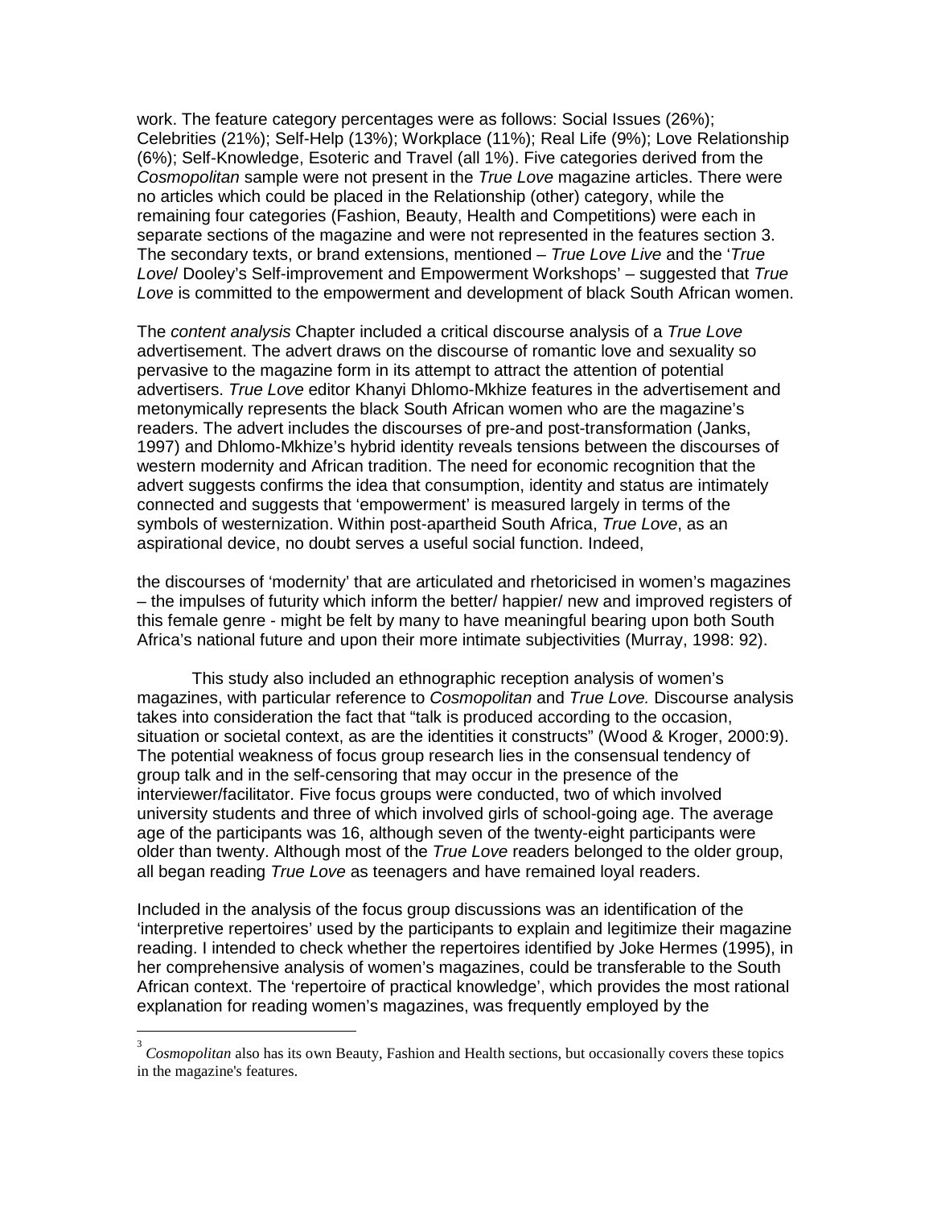work. The feature category percentages were as follows: Social Issues (26%); Celebrities (21%); Self-Help (13%); Workplace (11%); Real Life (9%); Love Relationship (6%); Self-Knowledge, Esoteric and Travel (all 1%). Five categories derived from the *Cosmopolitan* sample were not present in the *True Love* magazine articles. There were no articles which could be placed in the Relationship (other) category, while the remaining four categories (Fashion, Beauty, Health and Competitions) were each in separate sections of the magazine and were not represented in the features section [3]. The secondary texts, or brand extensions, mentioned – *True Love Live* and the '*True Love*/ Dooley's Self-improvement and Empowerment Workshops' – suggested that *True Love* is committed to the empowerment and development of black South African women.

The *content analysis* Chapter included a critical discourse analysis of a *True Love* advertisement. The advert draws on the discourse of romantic love and sexuality so pervasive to the magazine form in its attempt to attract the attention of potential advertisers. *True Love* editor Khanyi Dhlomo-Mkhize features in the advertisement and metonymically represents the black South African women who are the magazine's readers. The advert includes the discourses of pre-and post-transformation (Janks, 1997) and Dhlomo-Mkhize's hybrid identity reveals tensions between the discourses of western modernity and African tradition. The need for economic recognition that the advert suggests confirms the idea that consumption, identity and status are intimately connected and suggests that 'empowerment' is measured largely in terms of the symbols of westernization. Within post-apartheid South Africa, *True Love*, as an aspirational device, no doubt serves a useful social function. Indeed,

the discourses of 'modernity' that are articulated and rhetoricised in women's magazines – the impulses of futurity which inform the better/ happier/ new and improved registers of this female genre - might be felt by many to have meaningful bearing upon both South Africa's national future and upon their more intimate subjectivities (Murray, 1998: 92).

This study also included an ethnographic reception analysis of women's magazines, with particular reference to *Cosmopolitan* and *True Love.* Discourse analysis takes into consideration the fact that "talk is produced according to the occasion, situation or societal context, as are the identities it constructs" (Wood & Kroger, 2000:9). The potential weakness of focus group research lies in the consensual tendency of group talk and in the self-censoring that may occur in the presence of the interviewer/facilitator. Five focus groups were conducted, two of which involved university students and three of which involved girls of school-going age. The average age of the participants was 16, although seven of the twenty-eight participants were older than twenty. Although most of the *True Love* readers belonged to the older group, all began reading *True Love* as teenagers and have remained loyal readers.

Included in the analysis of the focus group discussions was an identification of the 'interpretive repertoires' used by the participants to explain and legitimize their magazine reading. I intended to check whether the repertoires identified by Joke Hermes (1995), in her comprehensive analysis of women's magazines, could be transferable to the South African context. The 'repertoire of practical knowledge', which provides the most rational explanation for reading women's magazines, was frequently employed by the

[3] *Cosmopolitan* also has its own Beauty, Fashion and Health sections, but occasionally covers these topics in the magazine's features.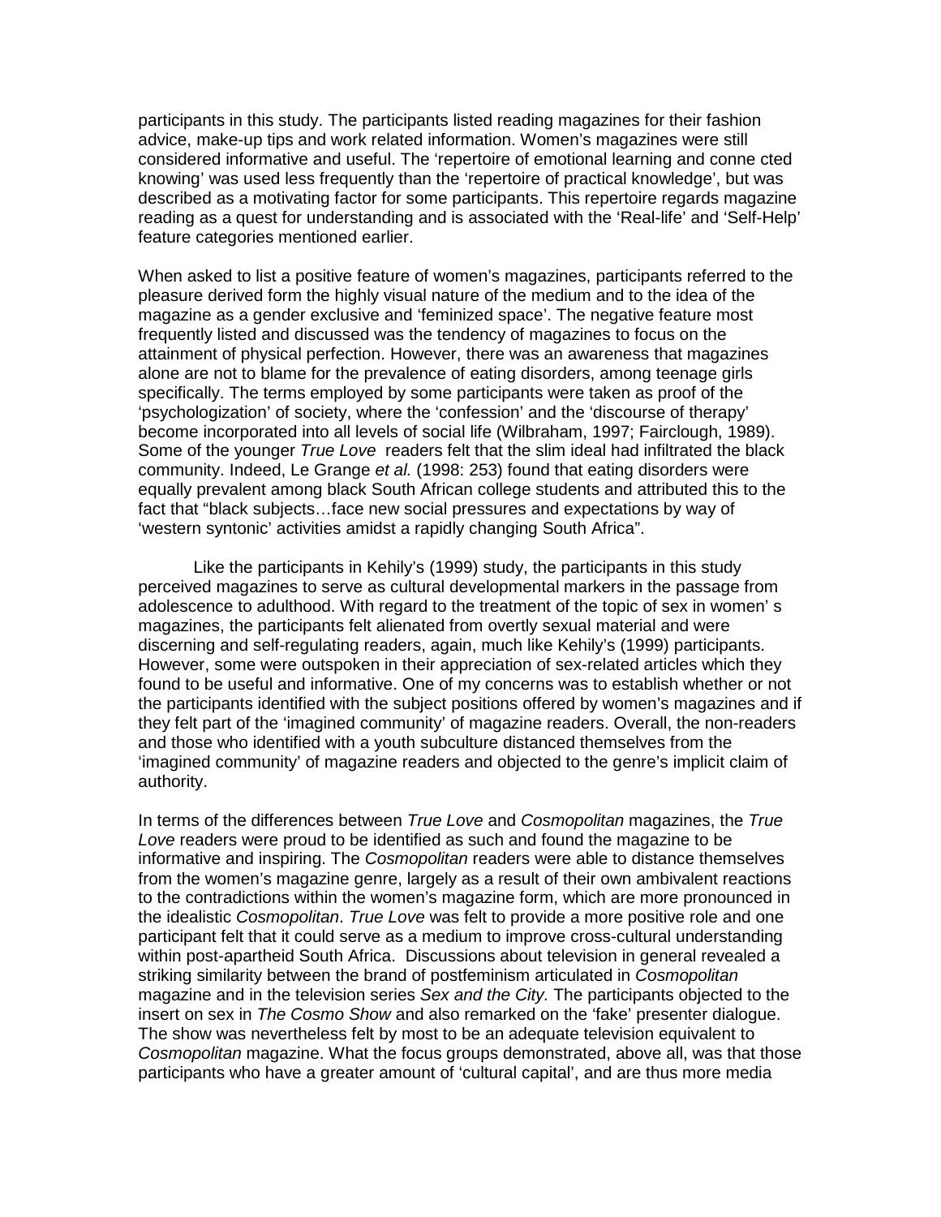participants in this study. The participants listed reading magazines for their fashion advice, make-up tips and work related information. Women's magazines were still considered informative and useful. The 'repertoire of emotional learning and conne cted knowing' was used less frequently than the 'repertoire of practical knowledge', but was described as a motivating factor for some participants. This repertoire regards magazine reading as a quest for understanding and is associated with the 'Real-life' and 'Self-Help' feature categories mentioned earlier.

When asked to list a positive feature of women's magazines, participants referred to the pleasure derived form the highly visual nature of the medium and to the idea of the magazine as a gender exclusive and 'feminized space'. The negative feature most frequently listed and discussed was the tendency of magazines to focus on the attainment of physical perfection. However, there was an awareness that magazines alone are not to blame for the prevalence of eating disorders, among teenage girls specifically. The terms employed by some participants were taken as proof of the 'psychologization' of society, where the 'confession' and the 'discourse of therapy' become incorporated into all levels of social life (Wilbraham, 1997; Fairclough, 1989). Some of the younger *True Love* readers felt that the slim ideal had infiltrated the black community. Indeed, Le Grange *et al.* (1998: 253) found that eating disorders were equally prevalent among black South African college students and attributed this to the fact that "black subjects…face new social pressures and expectations by way of 'western syntonic' activities amidst a rapidly changing South Africa".

Like the participants in Kehily's (1999) study, the participants in this study perceived magazines to serve as cultural developmental markers in the passage from adolescence to adulthood. With regard to the treatment of the topic of sex in women' s magazines, the participants felt alienated from overtly sexual material and were discerning and self-regulating readers, again, much like Kehily's (1999) participants. However, some were outspoken in their appreciation of sex-related articles which they found to be useful and informative. One of my concerns was to establish whether or not the participants identified with the subject positions offered by women's magazines and if they felt part of the 'imagined community' of magazine readers. Overall, the non-readers and those who identified with a youth subculture distanced themselves from the 'imagined community' of magazine readers and objected to the genre's implicit claim of authority.

In terms of the differences between *True Love* and *Cosmopolitan* magazines, the *True Love* readers were proud to be identified as such and found the magazine to be informative and inspiring. The *Cosmopolitan* readers were able to distance themselves from the women's magazine genre, largely as a result of their own ambivalent reactions to the contradictions within the women's magazine form, which are more pronounced in the idealistic *Cosmopolitan*. *True Love* was felt to provide a more positive role and one participant felt that it could serve as a medium to improve cross-cultural understanding within post-apartheid South Africa. Discussions about television in general revealed a striking similarity between the brand of postfeminism articulated in *Cosmopolitan* magazine and in the television series *Sex and the City.* The participants objected to the insert on sex in *The Cosmo Show* and also remarked on the 'fake' presenter dialogue. The show was nevertheless felt by most to be an adequate television equivalent to *Cosmopolitan* magazine. What the focus groups demonstrated, above all, was that those participants who have a greater amount of 'cultural capital', and are thus more media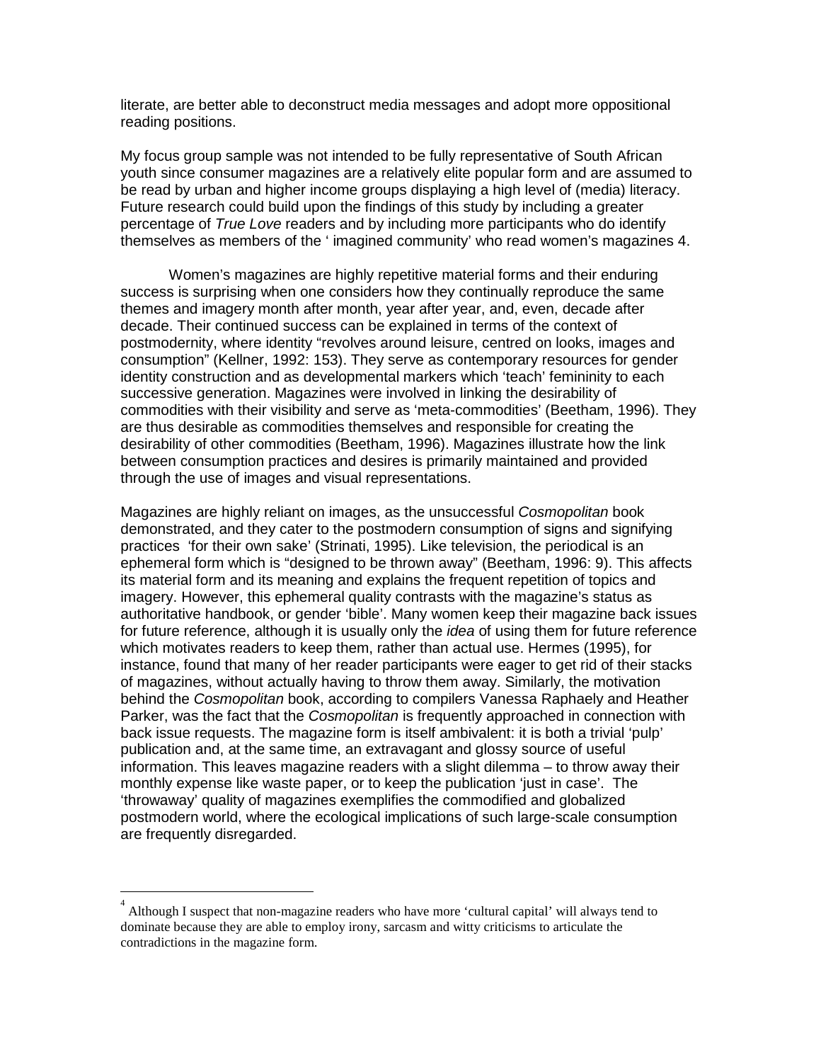literate, are better able to deconstruct media messages and adopt more oppositional reading positions.

My focus group sample was not intended to be fully representative of South African youth since consumer magazines are a relatively elite popular form and are assumed to be read by urban and higher income groups displaying a high level of (media) literacy. Future research could build upon the findings of this study by including a greater percentage of *True Love* readers and by including more participants who do identify themselves as members of the ' imagined community' who read women's magazines 4.

Women's magazines are highly repetitive material forms and their enduring success is surprising when one considers how they continually reproduce the same themes and imagery month after month, year after year, and, even, decade after decade. Their continued success can be explained in terms of the context of postmodernity, where identity "revolves around leisure, centred on looks, images and consumption" (Kellner, 1992: 153). They serve as contemporary resources for gender identity construction and as developmental markers which 'teach' femininity to each successive generation. Magazines were involved in linking the desirability of commodities with their visibility and serve as 'meta-commodities' (Beetham, 1996). They are thus desirable as commodities themselves and responsible for creating the desirability of other commodities (Beetham, 1996). Magazines illustrate how the link between consumption practices and desires is primarily maintained and provided through the use of images and visual representations.

Magazines are highly reliant on images, as the unsuccessful *Cosmopolitan* book demonstrated, and they cater to the postmodern consumption of signs and signifying practices 'for their own sake' (Strinati, 1995). Like television, the periodical is an ephemeral form which is "designed to be thrown away" (Beetham, 1996: 9). This affects its material form and its meaning and explains the frequent repetition of topics and imagery. However, this ephemeral quality contrasts with the magazine's status as authoritative handbook, or gender 'bible'. Many women keep their magazine back issues for future reference, although it is usually only the *idea* of using them for future reference which motivates readers to keep them, rather than actual use. Hermes (1995), for instance, found that many of her reader participants were eager to get rid of their stacks of magazines, without actually having to throw them away. Similarly, the motivation behind the *Cosmopolitan* book, according to compilers Vanessa Raphaely and Heather Parker, was the fact that the *Cosmopolitan* is frequently approached in connection with back issue requests. The magazine form is itself ambivalent: it is both a trivial 'pulp' publication and, at the same time, an extravagant and glossy source of useful information. This leaves magazine readers with a slight dilemma – to throw away their monthly expense like waste paper, or to keep the publication 'just in case'. The 'throwaway' quality of magazines exemplifies the commodified and globalized postmodern world, where the ecological implications of such large-scale consumption are frequently disregarded.

---

[4] Although I suspect that non-magazine readers who have more 'cultural capital' will always tend to dominate because they are able to employ irony, sarcasm and witty criticisms to articulate the contradictions in the magazine form.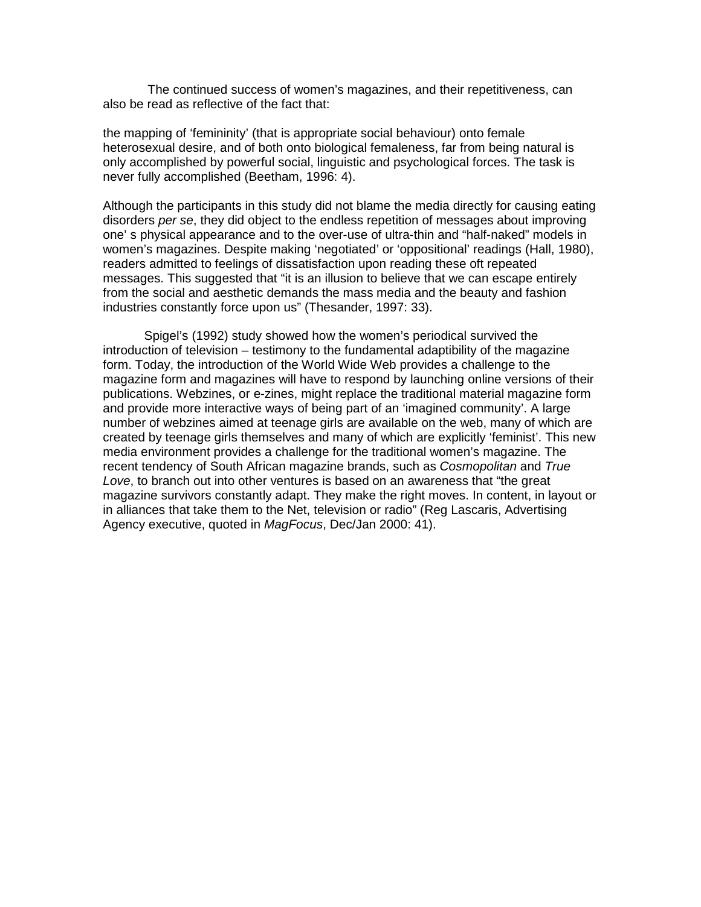The continued success of women's magazines, and their repetitiveness, can also be read as reflective of the fact that:

> the mapping of 'femininity' (that is appropriate social behaviour) onto female heterosexual desire, and of both onto biological femaleness, far from being natural is only accomplished by powerful social, linguistic and psychological forces. The task is never fully accomplished (Beetham, 1996: 4).

Although the participants in this study did not blame the media directly for causing eating disorders *per se*, they did object to the endless repetition of messages about improving one' s physical appearance and to the over-use of ultra-thin and "half-naked" models in women's magazines. Despite making 'negotiated' or 'oppositional' readings (Hall, 1980), readers admitted to feelings of dissatisfaction upon reading these oft repeated messages. This suggested that "it is an illusion to believe that we can escape entirely from the social and aesthetic demands the mass media and the beauty and fashion industries constantly force upon us" (Thesander, 1997: 33).

Spigel's (1992) study showed how the women's periodical survived the introduction of television – testimony to the fundamental adaptibility of the magazine form. Today, the introduction of the World Wide Web provides a challenge to the magazine form and magazines will have to respond by launching online versions of their publications. Webzines, or e-zines, might replace the traditional material magazine form and provide more interactive ways of being part of an 'imagined community'. A large number of webzines aimed at teenage girls are available on the web, many of which are created by teenage girls themselves and many of which are explicitly 'feminist'. This new media environment provides a challenge for the traditional women's magazine. The recent tendency of South African magazine brands, such as *Cosmopolitan* and *True Love*, to branch out into other ventures is based on an awareness that "the great magazine survivors constantly adapt. They make the right moves. In content, in layout or in alliances that take them to the Net, television or radio" (Reg Lascaris, Advertising Agency executive, quoted in *MagFocus*, Dec/Jan 2000: 41).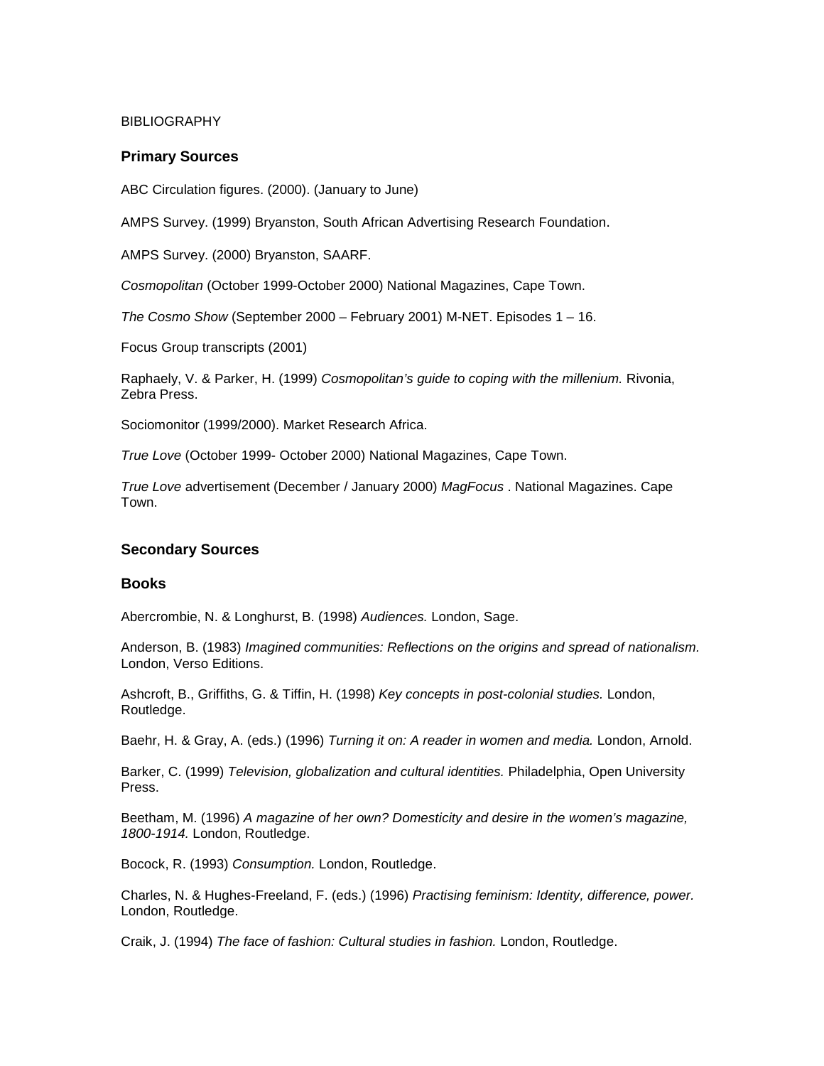BIBLIOGRAPHY

## Primary Sources

ABC Circulation figures. (2000). (January to June)

AMPS Survey. (1999) Bryanston, South African Advertising Research Foundation.

AMPS Survey. (2000) Bryanston, SAARF.

*Cosmopolitan* (October 1999-October 2000) National Magazines, Cape Town.

*The Cosmo Show* (September 2000 – February 2001) M-NET. Episodes 1 – 16.

Focus Group transcripts (2001)

Raphaely, V. & Parker, H. (1999) *Cosmopolitan's guide to coping with the millenium.* Rivonia, Zebra Press.

Sociomonitor (1999/2000). Market Research Africa.

*True Love* (October 1999- October 2000) National Magazines, Cape Town.

*True Love* advertisement (December / January 2000) *MagFocus* . National Magazines. Cape Town.

## Secondary Sources

### Books

Abercrombie, N. & Longhurst, B. (1998) *Audiences.* London, Sage.

Anderson, B. (1983) *Imagined communities: Reflections on the origins and spread of nationalism.* London, Verso Editions.

Ashcroft, B., Griffiths, G. & Tiffin, H. (1998) *Key concepts in post-colonial studies.* London, Routledge.

Baehr, H. & Gray, A. (eds.) (1996) *Turning it on: A reader in women and media.* London, Arnold.

Barker, C. (1999) *Television, globalization and cultural identities.* Philadelphia, Open University Press.

Beetham, M. (1996) *A magazine of her own? Domesticity and desire in the women's magazine, 1800-1914.* London, Routledge.

Bocock, R. (1993) *Consumption.* London, Routledge.

Charles, N. & Hughes-Freeland, F. (eds.) (1996) *Practising feminism: Identity, difference, power.* London, Routledge.

Craik, J. (1994) *The face of fashion: Cultural studies in fashion.* London, Routledge.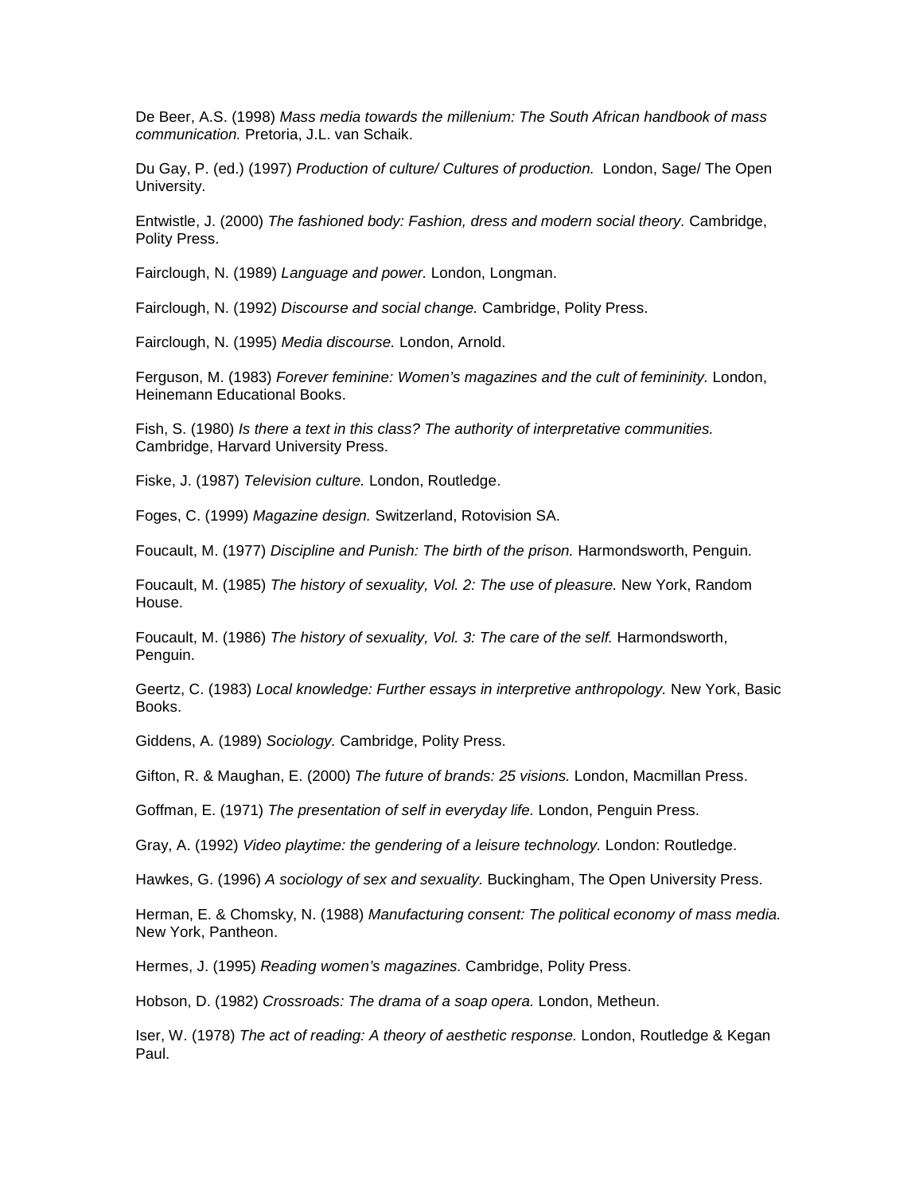De Beer, A.S. (1998) *Mass media towards the millenium: The South African handbook of mass communication.* Pretoria, J.L. van Schaik.

Du Gay, P. (ed.) (1997) *Production of culture/ Cultures of production.* London, Sage/ The Open University.

Entwistle, J. (2000) *The fashioned body: Fashion, dress and modern social theory.* Cambridge, Polity Press.

Fairclough, N. (1989) *Language and power.* London, Longman.

Fairclough, N. (1992) *Discourse and social change.* Cambridge, Polity Press.

Fairclough, N. (1995) *Media discourse.* London, Arnold.

Ferguson, M. (1983) *Forever feminine: Women's magazines and the cult of femininity.* London, Heinemann Educational Books.

Fish, S. (1980) *Is there a text in this class? The authority of interpretative communities.* Cambridge, Harvard University Press.

Fiske, J. (1987) *Television culture.* London, Routledge.

Foges, C. (1999) *Magazine design.* Switzerland, Rotovision SA.

Foucault, M. (1977) *Discipline and Punish: The birth of the prison.* Harmondsworth, Penguin.

Foucault, M. (1985) *The history of sexuality, Vol. 2: The use of pleasure.* New York, Random House.

Foucault, M. (1986) *The history of sexuality, Vol. 3: The care of the self.* Harmondsworth, Penguin.

Geertz, C. (1983) *Local knowledge: Further essays in interpretive anthropology.* New York, Basic Books.

Giddens, A. (1989) *Sociology.* Cambridge, Polity Press.

Gifton, R. & Maughan, E. (2000) *The future of brands: 25 visions.* London, Macmillan Press.

Goffman, E. (1971) *The presentation of self in everyday life.* London, Penguin Press.

Gray, A. (1992) *Video playtime: the gendering of a leisure technology.* London: Routledge.

Hawkes, G. (1996) *A sociology of sex and sexuality.* Buckingham, The Open University Press.

Herman, E. & Chomsky, N. (1988) *Manufacturing consent: The political economy of mass media.* New York, Pantheon.

Hermes, J. (1995) *Reading women's magazines.* Cambridge, Polity Press.

Hobson, D. (1982) *Crossroads: The drama of a soap opera.* London, Metheun.

Iser, W. (1978) *The act of reading: A theory of aesthetic response.* London, Routledge & Kegan Paul.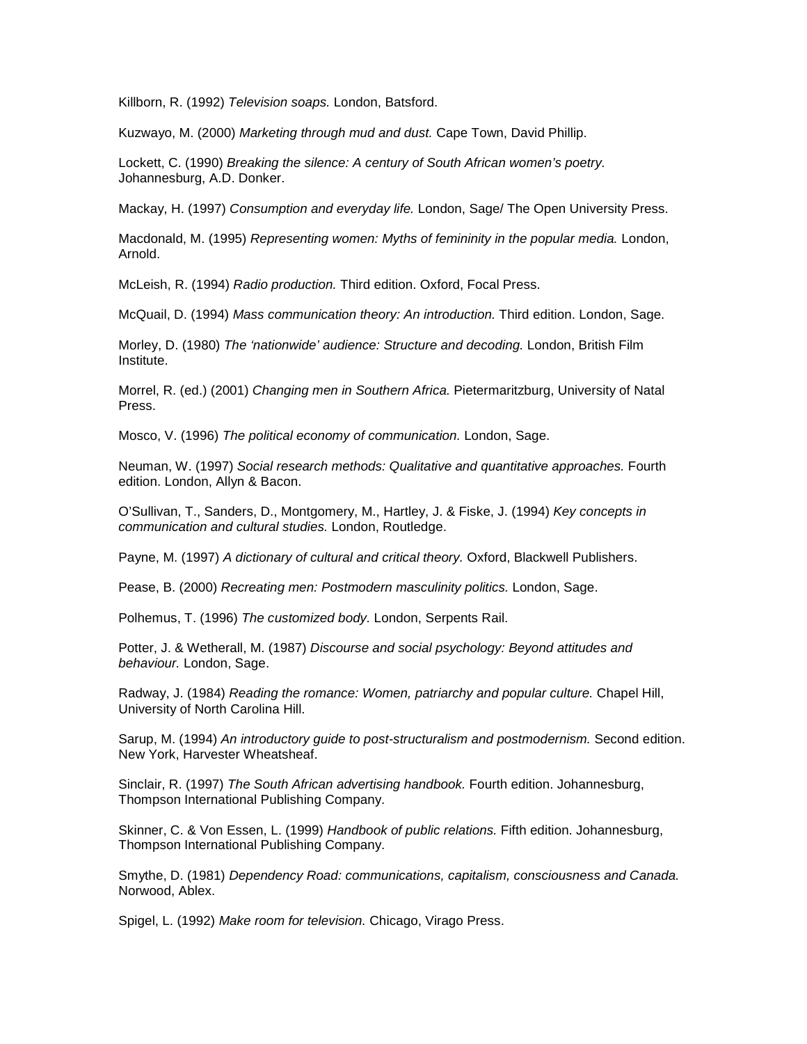Killborn, R. (1992) *Television soaps.* London, Batsford.

Kuzwayo, M. (2000) *Marketing through mud and dust.* Cape Town, David Phillip.

Lockett, C. (1990) *Breaking the silence: A century of South African women's poetry.* Johannesburg, A.D. Donker.

Mackay, H. (1997) *Consumption and everyday life.* London, Sage/ The Open University Press.

Macdonald, M. (1995) *Representing women: Myths of femininity in the popular media.* London, Arnold.

McLeish, R. (1994) *Radio production.* Third edition. Oxford, Focal Press.

McQuail, D. (1994) *Mass communication theory: An introduction.* Third edition. London, Sage.

Morley, D. (1980) *The 'nationwide' audience: Structure and decoding.* London, British Film Institute.

Morrel, R. (ed.) (2001) *Changing men in Southern Africa.* Pietermaritzburg, University of Natal Press.

Mosco, V. (1996) *The political economy of communication.* London, Sage.

Neuman, W. (1997) *Social research methods: Qualitative and quantitative approaches.* Fourth edition. London, Allyn & Bacon.

O'Sullivan, T., Sanders, D., Montgomery, M., Hartley, J. & Fiske, J. (1994) *Key concepts in communication and cultural studies.* London, Routledge.

Payne, M. (1997) *A dictionary of cultural and critical theory.* Oxford, Blackwell Publishers.

Pease, B. (2000) *Recreating men: Postmodern masculinity politics.* London, Sage.

Polhemus, T. (1996) *The customized body*. London, Serpents Rail.

Potter, J. & Wetherall, M. (1987) *Discourse and social psychology: Beyond attitudes and behaviour.* London, Sage.

Radway, J. (1984) *Reading the romance: Women, patriarchy and popular culture.* Chapel Hill, University of North Carolina Hill.

Sarup, M. (1994) *An introductory guide to post-structuralism and postmodernism.* Second edition. New York, Harvester Wheatsheaf.

Sinclair, R. (1997) *The South African advertising handbook.* Fourth edition. Johannesburg, Thompson International Publishing Company.

Skinner, C. & Von Essen, L. (1999) *Handbook of public relations.* Fifth edition. Johannesburg, Thompson International Publishing Company.

Smythe, D. (1981) *Dependency Road: communications, capitalism, consciousness and Canada.* Norwood, Ablex.

Spigel, L. (1992) *Make room for television.* Chicago, Virago Press.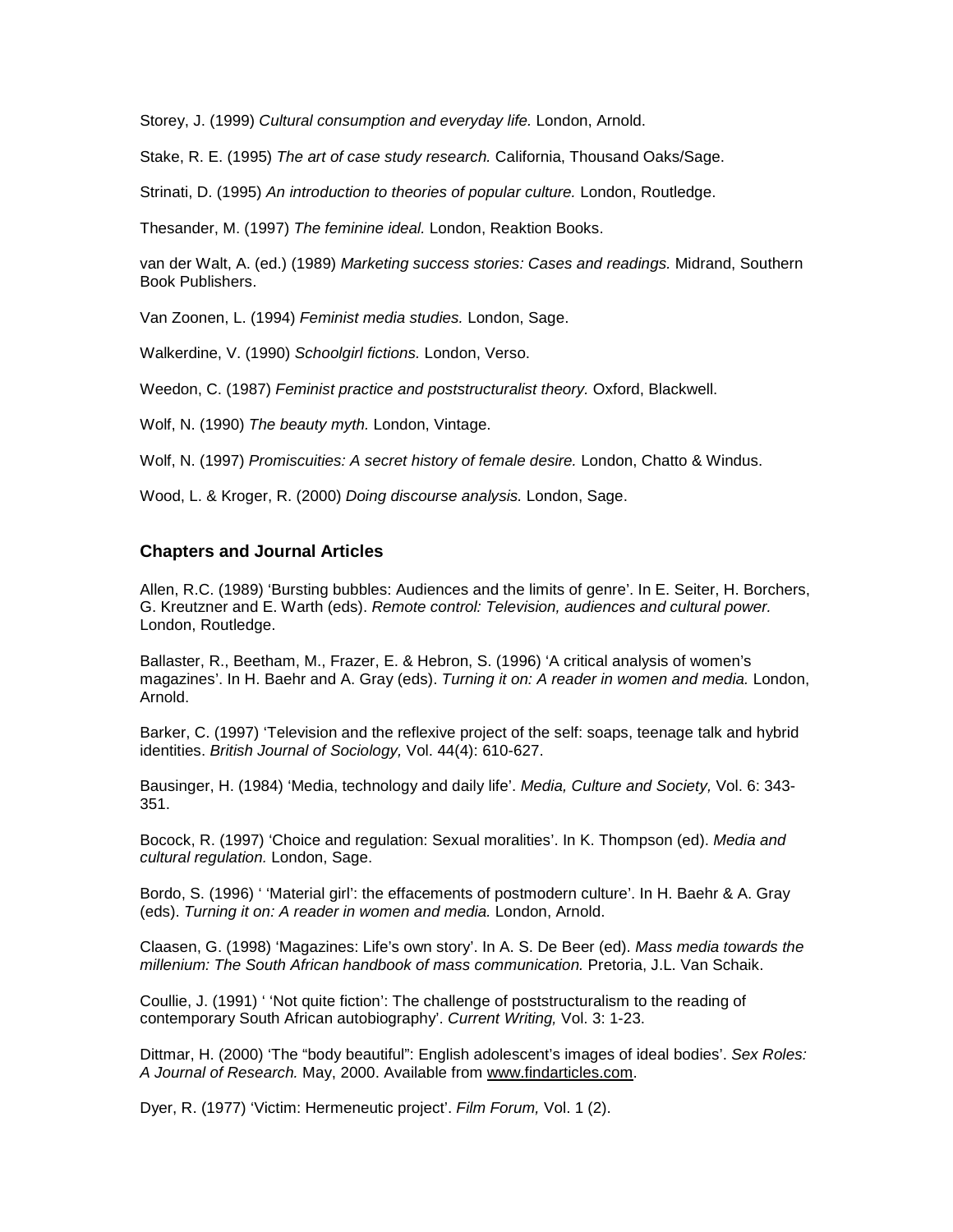Storey, J. (1999) *Cultural consumption and everyday life.* London, Arnold.

Stake, R. E. (1995) *The art of case study research.* California, Thousand Oaks/Sage.

Strinati, D. (1995) *An introduction to theories of popular culture.* London, Routledge.

Thesander, M. (1997) *The feminine ideal.* London, Reaktion Books.

van der Walt, A. (ed.) (1989) *Marketing success stories: Cases and readings.* Midrand, Southern Book Publishers.

Van Zoonen, L. (1994) *Feminist media studies.* London, Sage.

Walkerdine, V. (1990) *Schoolgirl fictions.* London, Verso.

Weedon, C. (1987) *Feminist practice and poststructuralist theory.* Oxford, Blackwell.

Wolf, N. (1990) *The beauty myth.* London, Vintage.

Wolf, N. (1997) *Promiscuities: A secret history of female desire.* London, Chatto & Windus.

Wood, L. & Kroger, R. (2000) *Doing discourse analysis.* London, Sage.

### Chapters and Journal Articles

Allen, R.C. (1989) 'Bursting bubbles: Audiences and the limits of genre'. In E. Seiter, H. Borchers, G. Kreutzner and E. Warth (eds). *Remote control: Television, audiences and cultural power.* London, Routledge.

Ballaster, R., Beetham, M., Frazer, E. & Hebron, S. (1996) 'A critical analysis of women's magazines'. In H. Baehr and A. Gray (eds). *Turning it on: A reader in women and media.* London, Arnold.

Barker, C. (1997) 'Television and the reflexive project of the self: soaps, teenage talk and hybrid identities. *British Journal of Sociology,* Vol. 44(4): 610-627.

Bausinger, H. (1984) 'Media, technology and daily life'. *Media, Culture and Society,* Vol. 6: 343-351.

Bocock, R. (1997) 'Choice and regulation: Sexual moralities'. In K. Thompson (ed). *Media and cultural regulation.* London, Sage.

Bordo, S. (1996) ' 'Material girl': the effacements of postmodern culture'. In H. Baehr & A. Gray (eds). *Turning it on: A reader in women and media.* London, Arnold.

Claasen, G. (1998) 'Magazines: Life's own story'. In A. S. De Beer (ed). *Mass media towards the millenium: The South African handbook of mass communication.* Pretoria, J.L. Van Schaik.

Coullie, J. (1991) ' 'Not quite fiction': The challenge of poststructuralism to the reading of contemporary South African autobiography'. *Current Writing,* Vol. 3: 1-23.

Dittmar, H. (2000) 'The "body beautiful": English adolescent's images of ideal bodies'. *Sex Roles: A Journal of Research.* May, 2000. Available from www.findarticles.com.

Dyer, R. (1977) 'Victim: Hermeneutic project'. *Film Forum,* Vol. 1 (2).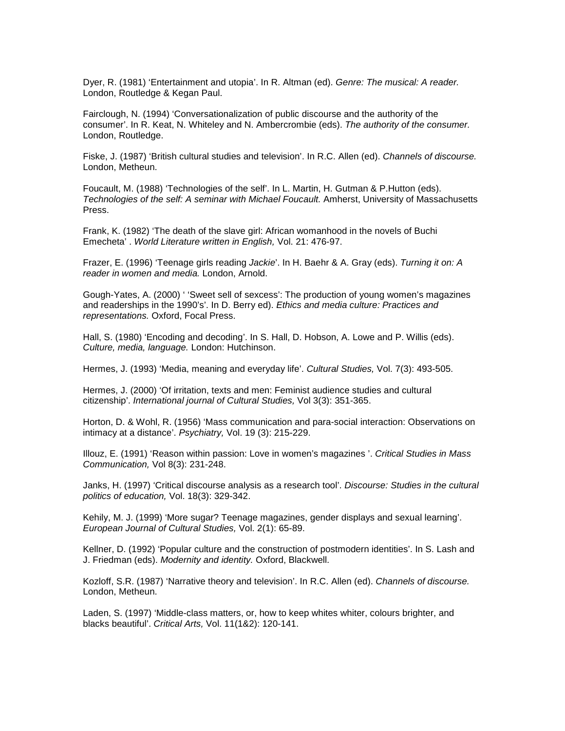Dyer, R. (1981) ‘Entertainment and utopia’. In R. Altman (ed). *Genre: The musical: A reader.* London, Routledge & Kegan Paul.

Fairclough, N. (1994) ‘Conversationalization of public discourse and the authority of the consumer’. In R. Keat, N. Whiteley and N. Ambercrombie (eds). *The authority of the consumer.* London, Routledge.

Fiske, J. (1987) ‘British cultural studies and television’. In R.C. Allen (ed). *Channels of discourse.* London, Metheun.

Foucault, M. (1988) ‘Technologies of the self’. In L. Martin, H. Gutman & P.Hutton (eds). *Technologies of the self: A seminar with Michael Foucault.* Amherst, University of Massachusetts Press.

Frank, K. (1982) ‘The death of the slave girl: African womanhood in the novels of Buchi Emecheta’ . *World Literature written in English,* Vol. 21: 476-97.

Frazer, E. (1996) ‘Teenage girls reading *Jackie*’. In H. Baehr & A. Gray (eds). *Turning it on: A reader in women and media.* London, Arnold.

Gough-Yates, A. (2000) ‘ ‘Sweet sell of sexcess’: The production of young women’s magazines and readerships in the 1990’s’. In D. Berry ed). *Ethics and media culture: Practices and representations.* Oxford, Focal Press.

Hall, S. (1980) ‘Encoding and decoding’. In S. Hall, D. Hobson, A. Lowe and P. Willis (eds). *Culture, media, language.* London: Hutchinson.

Hermes, J. (1993) ‘Media, meaning and everyday life’. *Cultural Studies,* Vol. 7(3): 493-505.

Hermes, J. (2000) ‘Of irritation, texts and men: Feminist audience studies and cultural citizenship’. *International journal of Cultural Studies,* Vol 3(3): 351-365.

Horton, D. & Wohl, R. (1956) ‘Mass communication and para-social interaction: Observations on intimacy at a distance’. *Psychiatry,* Vol. 19 (3): 215-229.

Illouz, E. (1991) ‘Reason within passion: Love in women’s magazines ’. *Critical Studies in Mass Communication,* Vol 8(3): 231-248.

Janks, H. (1997) ‘Critical discourse analysis as a research tool’. *Discourse: Studies in the cultural politics of education,* Vol. 18(3): 329-342.

Kehily, M. J. (1999) ‘More sugar? Teenage magazines, gender displays and sexual learning’. *European Journal of Cultural Studies,* Vol. 2(1): 65-89.

Kellner, D. (1992) ‘Popular culture and the construction of postmodern identities’. In S. Lash and J. Friedman (eds). *Modernity and identity.* Oxford, Blackwell.

Kozloff, S.R. (1987) ‘Narrative theory and television’. In R.C. Allen (ed). *Channels of discourse.* London, Metheun.

Laden, S. (1997) ‘Middle-class matters, or, how to keep whites whiter, colours brighter, and blacks beautiful’. *Critical Arts,* Vol. 11(1&2): 120-141.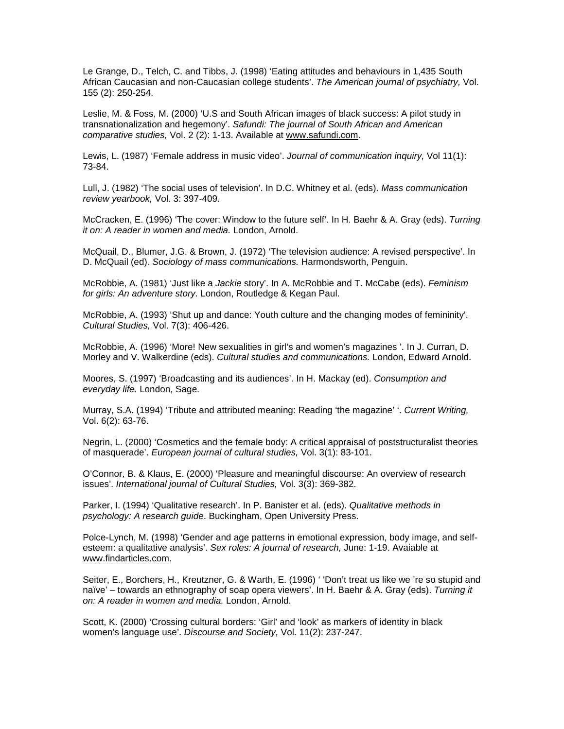Le Grange, D., Telch, C. and Tibbs, J. (1998) 'Eating attitudes and behaviours in 1,435 South African Caucasian and non-Caucasian college students'. *The American journal of psychiatry,* Vol. 155 (2): 250-254.

Leslie, M. & Foss, M. (2000) 'U.S and South African images of black success: A pilot study in transnationalization and hegemony'. *Safundi: The journal of South African and American comparative studies,* Vol. 2 (2): 1-13. Available at www.safundi.com.

Lewis, L. (1987) 'Female address in music video'. *Journal of communication inquiry,* Vol 11(1): 73-84.

Lull, J. (1982) 'The social uses of television'. In D.C. Whitney et al. (eds). *Mass communication review yearbook,* Vol. 3: 397-409.

McCracken, E. (1996) 'The cover: Window to the future self'. In H. Baehr & A. Gray (eds). *Turning it on: A reader in women and media.* London, Arnold.

McQuail, D., Blumer, J.G. & Brown, J. (1972) 'The television audience: A revised perspective'. In D. McQuail (ed). *Sociology of mass communications.* Harmondsworth, Penguin.

McRobbie, A. (1981) 'Just like a *Jackie* story'. In A. McRobbie and T. McCabe (eds). *Feminism for girls: An adventure story.* London, Routledge & Kegan Paul.

McRobbie, A. (1993) 'Shut up and dance: Youth culture and the changing modes of femininity'. *Cultural Studies,* Vol. 7(3): 406-426.

McRobbie, A. (1996) 'More! New sexualities in girl's and women's magazines '. In J. Curran, D. Morley and V. Walkerdine (eds). *Cultural studies and communications.* London, Edward Arnold.

Moores, S. (1997) 'Broadcasting and its audiences'. In H. Mackay (ed). *Consumption and everyday life.* London, Sage.

Murray, S.A. (1994) 'Tribute and attributed meaning: Reading 'the magazine' '. *Current Writing,* Vol. 6(2): 63-76.

Negrin, L. (2000) 'Cosmetics and the female body: A critical appraisal of poststructuralist theories of masquerade'. *European journal of cultural studies,* Vol. 3(1): 83-101.

O'Connor, B. & Klaus, E. (2000) 'Pleasure and meaningful discourse: An overview of research issues'. *International journal of Cultural Studies,* Vol. 3(3): 369-382.

Parker, I. (1994) 'Qualitative research'. In P. Banister et al. (eds). *Qualitative methods in psychology: A research guide*. Buckingham, Open University Press.

Polce-Lynch, M. (1998) 'Gender and age patterns in emotional expression, body image, and self-esteem: a qualitative analysis'. *Sex roles: A journal of research,* June: 1-19. Avaiable at www.findarticles.com.

Seiter, E., Borchers, H., Kreutzner, G. & Warth, E. (1996) ' 'Don't treat us like we 're so stupid and naïve' – towards an ethnography of soap opera viewers'. In H. Baehr & A. Gray (eds). *Turning it on: A reader in women and media.* London, Arnold.

Scott, K. (2000) 'Crossing cultural borders: 'Girl' and 'look' as markers of identity in black women's language use'. *Discourse and Society,* Vol. 11(2): 237-247.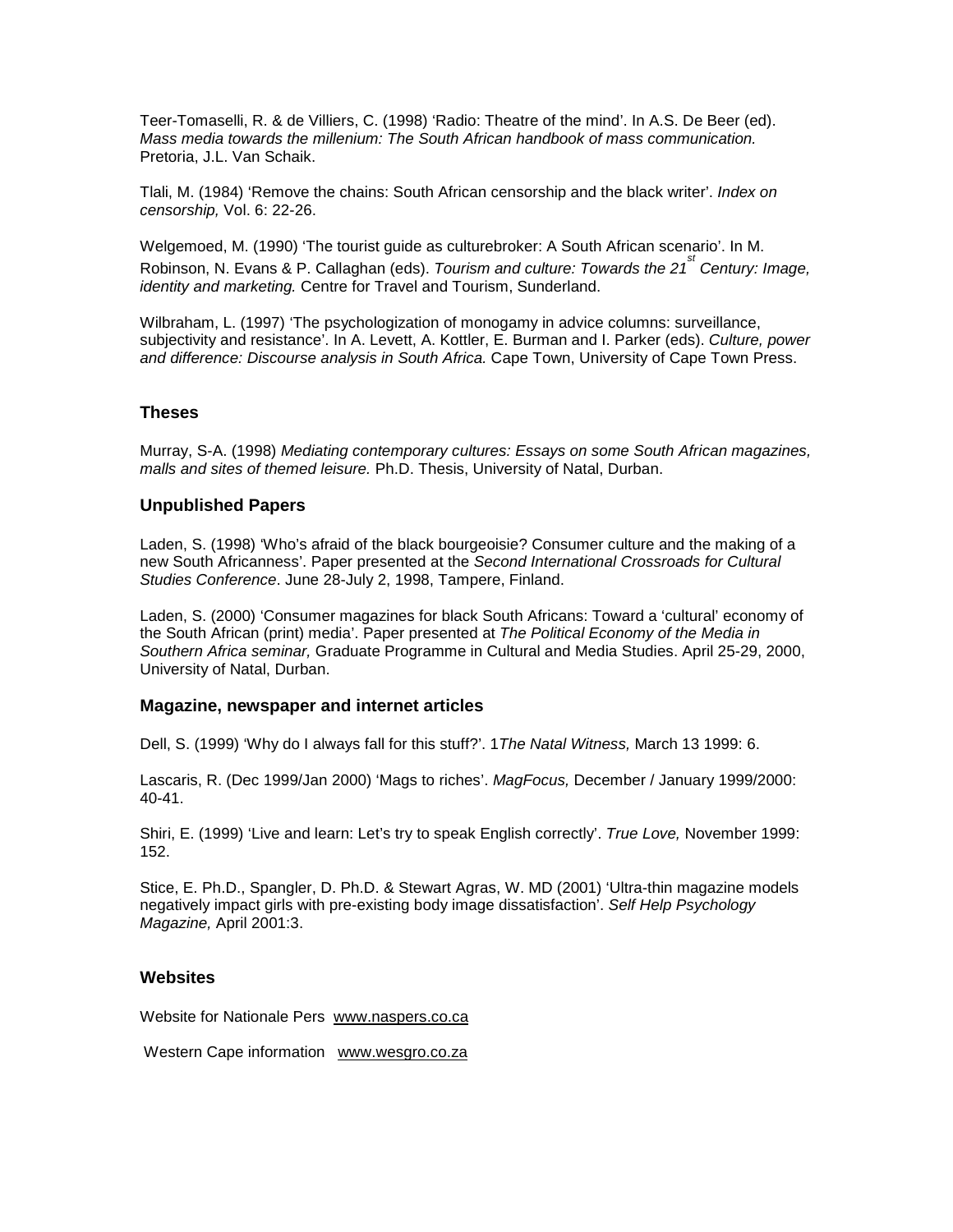Teer-Tomaselli, R. & de Villiers, C. (1998) 'Radio: Theatre of the mind'. In A.S. De Beer (ed). *Mass media towards the millenium: The South African handbook of mass communication.* Pretoria, J.L. Van Schaik.

Tlali, M. (1984) 'Remove the chains: South African censorship and the black writer'. *Index on censorship,* Vol. 6: 22-26.

Welgemoed, M. (1990) 'The tourist guide as culturebroker: A South African scenario'. In M. Robinson, N. Evans & P. Callaghan (eds). *Tourism and culture: Towards the 21st Century: Image, identity and marketing.* Centre for Travel and Tourism, Sunderland.

Wilbraham, L. (1997) 'The psychologization of monogamy in advice columns: surveillance, subjectivity and resistance'. In A. Levett, A. Kottler, E. Burman and I. Parker (eds). *Culture, power and difference: Discourse analysis in South Africa.* Cape Town, University of Cape Town Press.

### Theses

Murray, S-A. (1998) *Mediating contemporary cultures: Essays on some South African magazines, malls and sites of themed leisure.* Ph.D. Thesis, University of Natal, Durban.

### Unpublished Papers

Laden, S. (1998) 'Who's afraid of the black bourgeoisie? Consumer culture and the making of a new South Africanness'. Paper presented at the *Second International Crossroads for Cultural Studies Conference*. June 28-July 2, 1998, Tampere, Finland.

Laden, S. (2000) 'Consumer magazines for black South Africans: Toward a 'cultural' economy of the South African (print) media'. Paper presented at *The Political Economy of the Media in Southern Africa seminar,* Graduate Programme in Cultural and Media Studies. April 25-29, 2000, University of Natal, Durban.

### Magazine, newspaper and internet articles

Dell, S. (1999) 'Why do I always fall for this stuff?'. 1*The Natal Witness,* March 13 1999: 6.

Lascaris, R. (Dec 1999/Jan 2000) 'Mags to riches'. *MagFocus,* December / January 1999/2000: 40-41.

Shiri, E. (1999) 'Live and learn: Let's try to speak English correctly'. *True Love,* November 1999: 152.

Stice, E. Ph.D., Spangler, D. Ph.D. & Stewart Agras, W. MD (2001) 'Ultra-thin magazine models negatively impact girls with pre-existing body image dissatisfaction'. *Self Help Psychology Magazine,* April 2001:3.

### Websites

Website for Nationale Pers www.naspers.co.ca

Western Cape information www.wesgro.co.za